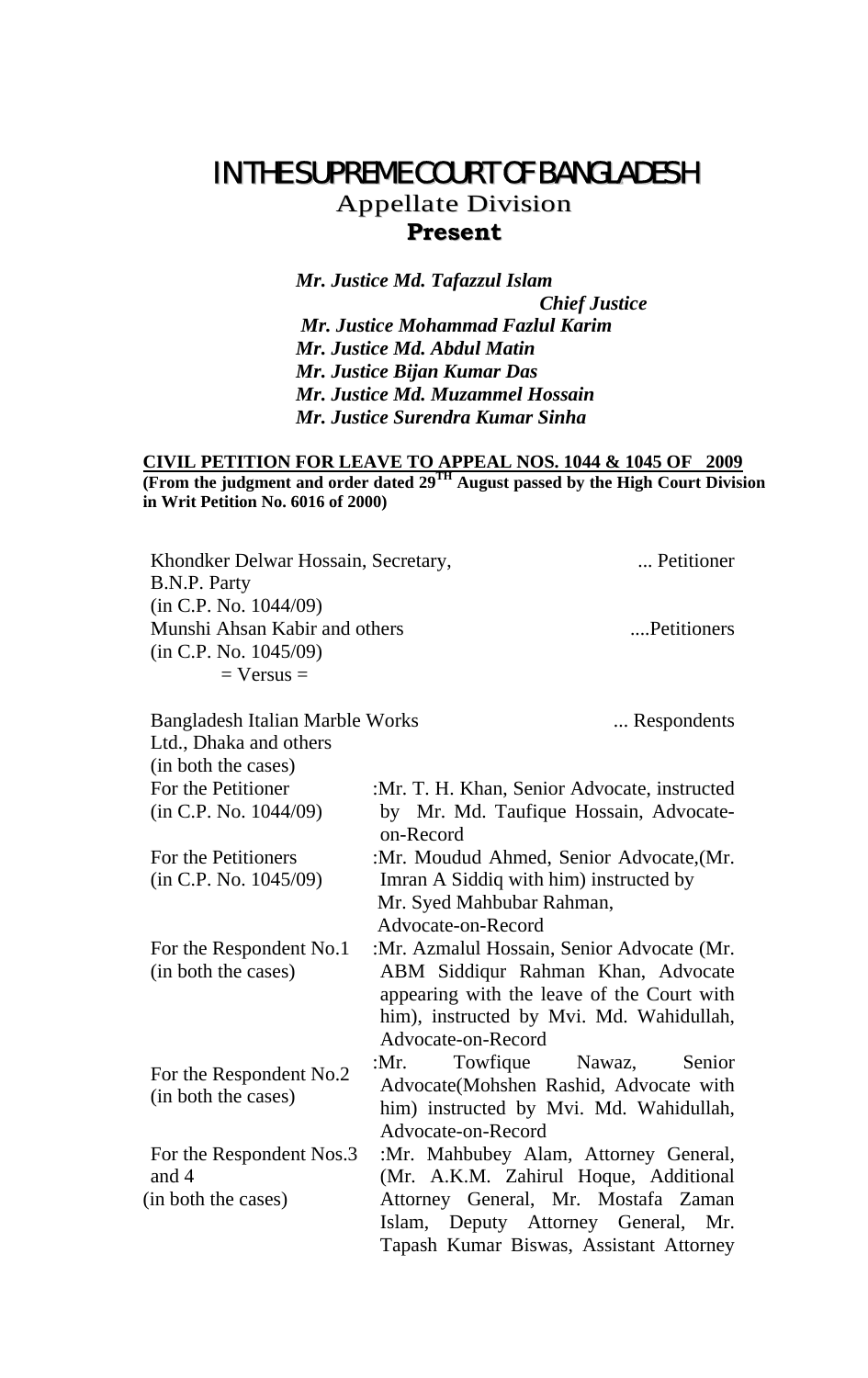# IN THE SUPREME COURT OF BANGLADESH

## Appellate Division

### Present

*Mr. Justice Md. Tafazzul Islam*
*Chief Justice*
*Mr. Justice Mohammad Fazlul Karim*
*Mr. Justice Md. Abdul Matin*
*Mr. Justice Bijan Kumar Das*
*Mr. Justice Md. Muzammel Hossain*
*Mr. Justice Surendra Kumar Sinha*

**CIVIL PETITION FOR LEAVE TO APPEAL NOS. 1044 & 1045 OF 2009**
**(From the judgment and order dated 29TH August passed by the High Court Division in Writ Petition No. 6016 of 2000)**

Khondker Delwar Hossain, Secretary, B.N.P. Party (in C.P. No. 1044/09) ... Petitioner

Munshi Ahsan Kabir and others (in C.P. No. 1045/09) ....Petitioners

= Versus =

Bangladesh Italian Marble Works Ltd., Dhaka and others (in both the cases) ... Respondents

| | |
|---|---|
| For the Petitioner (in C.P. No. 1044/09) | :Mr. T. H. Khan, Senior Advocate, instructed by Mr. Md. Taufique Hossain, Advocate-on-Record |
| For the Petitioners (in C.P. No. 1045/09) | :Mr. Moudud Ahmed, Senior Advocate,(Mr. Imran A Siddiq with him) instructed by Mr. Syed Mahbubar Rahman, Advocate-on-Record |
| For the Respondent No.1 (in both the cases) | :Mr. Azmalul Hossain, Senior Advocate (Mr. ABM Siddiqur Rahman Khan, Advocate appearing with the leave of the Court with him), instructed by Mvi. Md. Wahidullah, Advocate-on-Record |
| For the Respondent No.2 (in both the cases) | :Mr. Towfique Nawaz, Senior Advocate(Mohshen Rashid, Advocate with him) instructed by Mvi. Md. Wahidullah, Advocate-on-Record |
| For the Respondent Nos.3 and 4 (in both the cases) | :Mr. Mahbubey Alam, Attorney General, (Mr. A.K.M. Zahirul Hoque, Additional Attorney General, Mr. Mostafa Zaman Islam, Deputy Attorney General, Mr. Tapash Kumar Biswas, Assistant Attorney |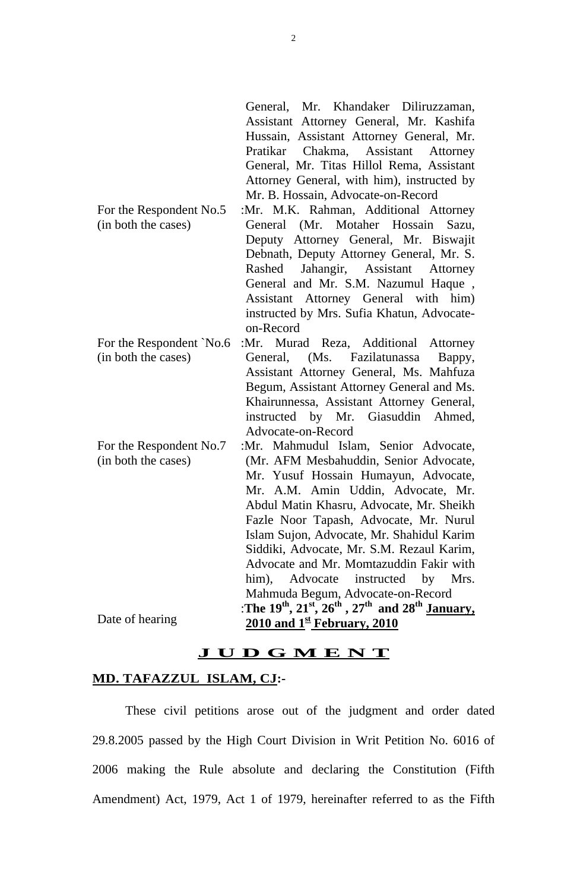| | |
|---|---|
| | General, Mr. Khandaker Diliruzzaman, Assistant Attorney General, Mr. Kashifa Hussain, Assistant Attorney General, Mr. Pratikar Chakma, Assistant Attorney General, Mr. Titas Hillol Rema, Assistant Attorney General, with him), instructed by Mr. B. Hossain, Advocate-on-Record |
| For the Respondent No.5 (in both the cases) | :Mr. M.K. Rahman, Additional Attorney General (Mr. Motaher Hossain Sazu, Deputy Attorney General, Mr. Biswajit Debnath, Deputy Attorney General, Mr. S. Rashed Jahangir, Assistant Attorney General and Mr. S.M. Nazumul Haque , Assistant Attorney General with him) instructed by Mrs. Sufia Khatun, Advocate-on-Record |
| For the Respondent `No.6 (in both the cases) | :Mr. Murad Reza, Additional Attorney General, (Ms. Fazilatunassa Bappy, Assistant Attorney General, Ms. Mahfuza Begum, Assistant Attorney General and Ms. Khairunnessa, Assistant Attorney General, instructed by Mr. Giasuddin Ahmed, Advocate-on-Record |
| For the Respondent No.7 (in both the cases) | :Mr. Mahmudul Islam, Senior Advocate, (Mr. AFM Mesbahuddin, Senior Advocate, Mr. Yusuf Hossain Humayun, Advocate, Mr. A.M. Amin Uddin, Advocate, Mr. Abdul Matin Khasru, Advocate, Mr. Sheikh Fazle Noor Tapash, Advocate, Mr. Nurul Islam Sujon, Advocate, Mr. Shahidul Karim Siddiki, Advocate, Mr. S.M. Rezaul Karim, Advocate and Mr. Momtazuddin Fakir with him), Advocate instructed by Mrs. Mahmuda Begum, Advocate-on-Record |
| Date of hearing | :**The 19th, 21st, 26th , 27th and 28th <u>January, 2010 and 1st February, 2010</u>** |

## <u>J U D G M E N T</u>

**<u>MD. TAFAZZUL ISLAM, CJ</u>:-**

These civil petitions arose out of the judgment and order dated 29.8.2005 passed by the High Court Division in Writ Petition No. 6016 of 2006 making the Rule absolute and declaring the Constitution (Fifth Amendment) Act, 1979, Act 1 of 1979, hereinafter referred to as the Fifth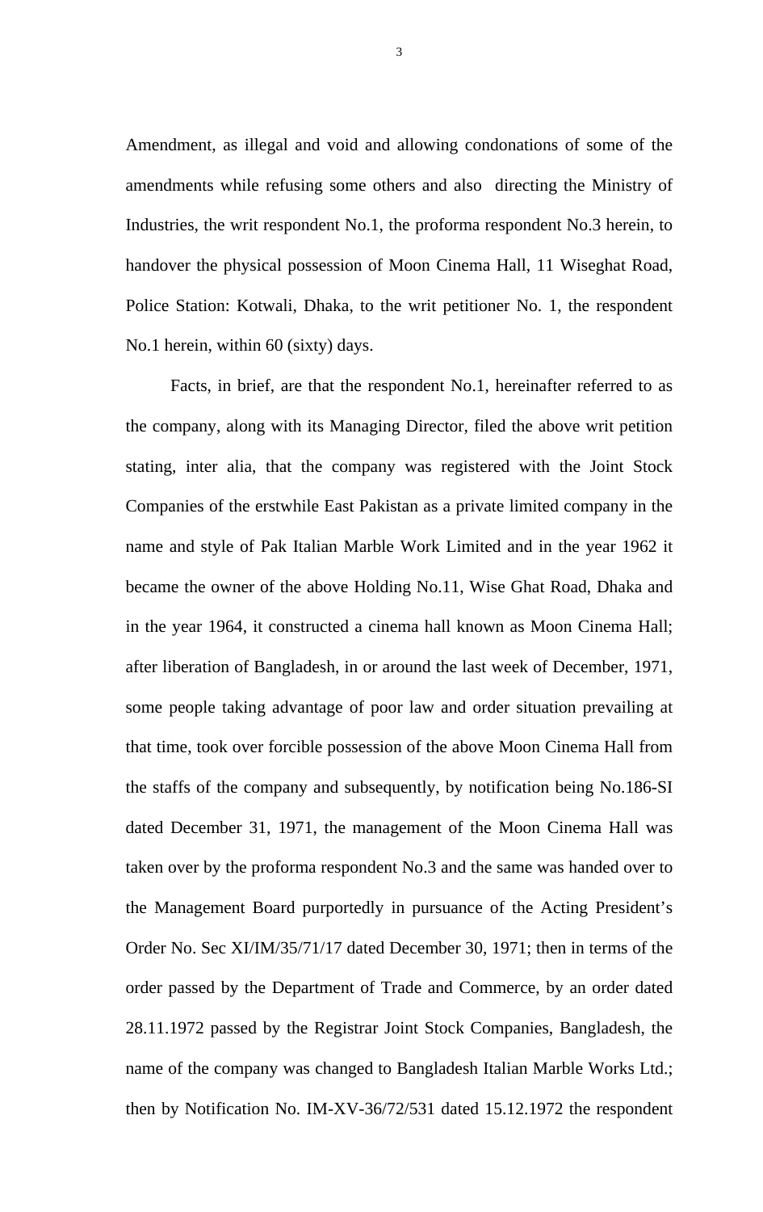Amendment, as illegal and void and allowing condonations of some of the amendments while refusing some others and also directing the Ministry of Industries, the writ respondent No.1, the proforma respondent No.3 herein, to handover the physical possession of Moon Cinema Hall, 11 Wiseghat Road, Police Station: Kotwali, Dhaka, to the writ petitioner No. 1, the respondent No.1 herein, within 60 (sixty) days.

Facts, in brief, are that the respondent No.1, hereinafter referred to as the company, along with its Managing Director, filed the above writ petition stating, inter alia, that the company was registered with the Joint Stock Companies of the erstwhile East Pakistan as a private limited company in the name and style of Pak Italian Marble Work Limited and in the year 1962 it became the owner of the above Holding No.11, Wise Ghat Road, Dhaka and in the year 1964, it constructed a cinema hall known as Moon Cinema Hall; after liberation of Bangladesh, in or around the last week of December, 1971, some people taking advantage of poor law and order situation prevailing at that time, took over forcible possession of the above Moon Cinema Hall from the staffs of the company and subsequently, by notification being No.186-SI dated December 31, 1971, the management of the Moon Cinema Hall was taken over by the proforma respondent No.3 and the same was handed over to the Management Board purportedly in pursuance of the Acting President's Order No. Sec XI/IM/35/71/17 dated December 30, 1971; then in terms of the order passed by the Department of Trade and Commerce, by an order dated 28.11.1972 passed by the Registrar Joint Stock Companies, Bangladesh, the name of the company was changed to Bangladesh Italian Marble Works Ltd.; then by Notification No. IM-XV-36/72/531 dated 15.12.1972 the respondent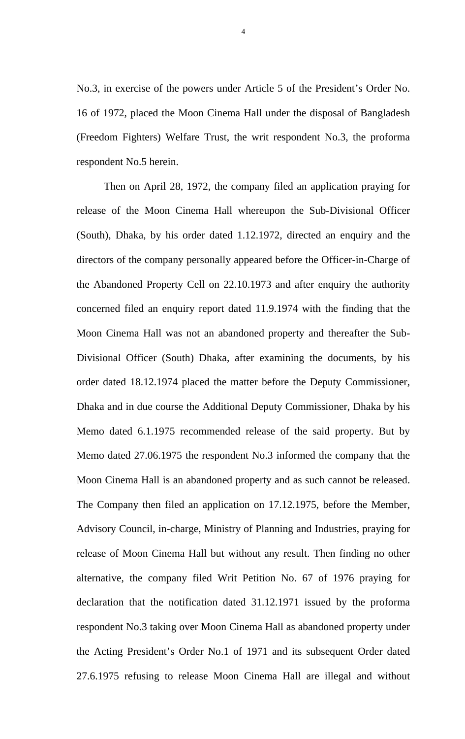No.3, in exercise of the powers under Article 5 of the President's Order No. 16 of 1972, placed the Moon Cinema Hall under the disposal of Bangladesh (Freedom Fighters) Welfare Trust, the writ respondent No.3, the proforma respondent No.5 herein.

Then on April 28, 1972, the company filed an application praying for release of the Moon Cinema Hall whereupon the Sub-Divisional Officer (South), Dhaka, by his order dated 1.12.1972, directed an enquiry and the directors of the company personally appeared before the Officer-in-Charge of the Abandoned Property Cell on 22.10.1973 and after enquiry the authority concerned filed an enquiry report dated 11.9.1974 with the finding that the Moon Cinema Hall was not an abandoned property and thereafter the Sub-Divisional Officer (South) Dhaka, after examining the documents, by his order dated 18.12.1974 placed the matter before the Deputy Commissioner, Dhaka and in due course the Additional Deputy Commissioner, Dhaka by his Memo dated 6.1.1975 recommended release of the said property. But by Memo dated 27.06.1975 the respondent No.3 informed the company that the Moon Cinema Hall is an abandoned property and as such cannot be released. The Company then filed an application on 17.12.1975, before the Member, Advisory Council, in-charge, Ministry of Planning and Industries, praying for release of Moon Cinema Hall but without any result. Then finding no other alternative, the company filed Writ Petition No. 67 of 1976 praying for declaration that the notification dated 31.12.1971 issued by the proforma respondent No.3 taking over Moon Cinema Hall as abandoned property under the Acting President's Order No.1 of 1971 and its subsequent Order dated 27.6.1975 refusing to release Moon Cinema Hall are illegal and without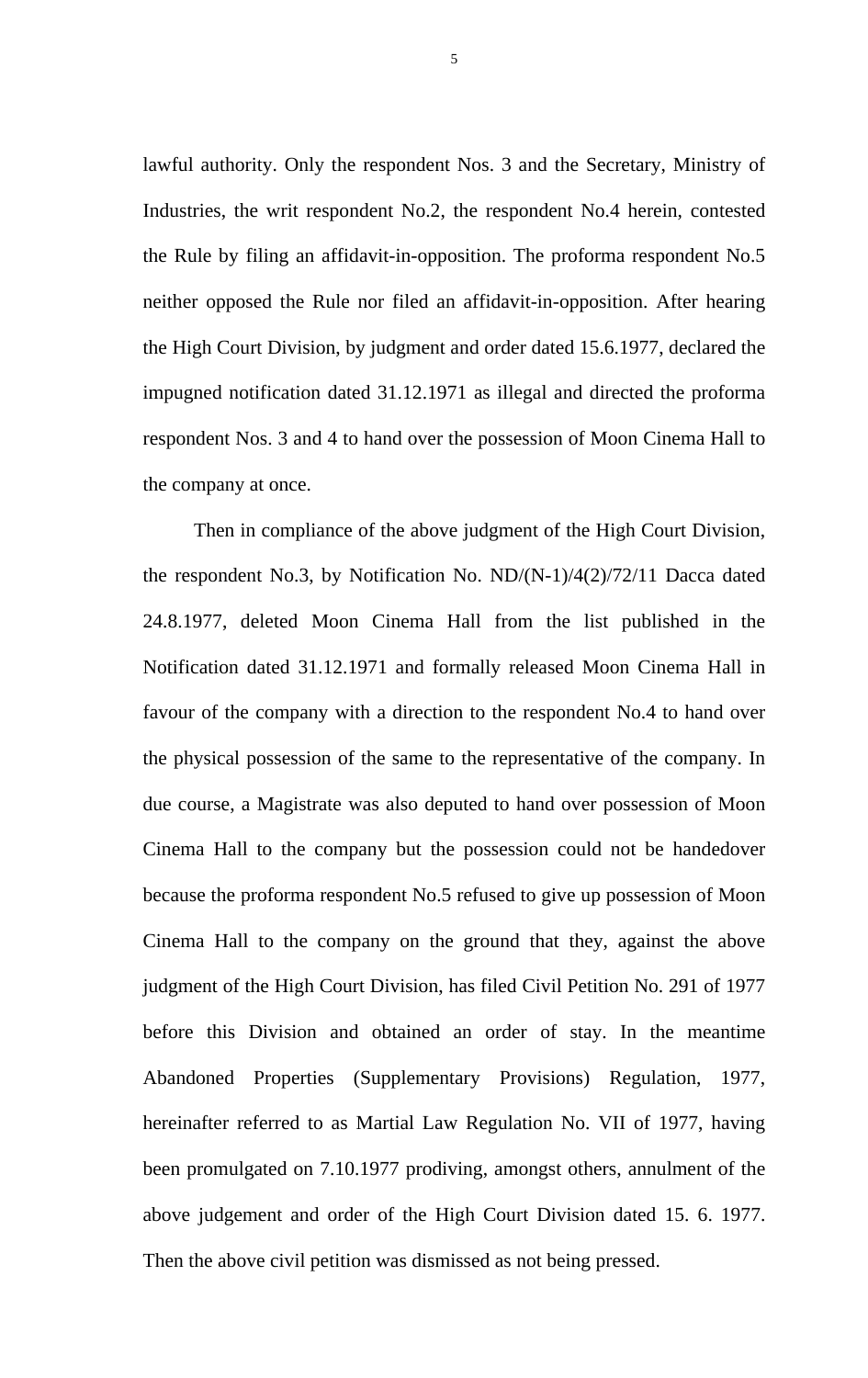lawful authority. Only the respondent Nos. 3 and the Secretary, Ministry of Industries, the writ respondent No.2, the respondent No.4 herein, contested the Rule by filing an affidavit-in-opposition. The proforma respondent No.5 neither opposed the Rule nor filed an affidavit-in-opposition. After hearing the High Court Division, by judgment and order dated 15.6.1977, declared the impugned notification dated 31.12.1971 as illegal and directed the proforma respondent Nos. 3 and 4 to hand over the possession of Moon Cinema Hall to the company at once.

Then in compliance of the above judgment of the High Court Division, the respondent No.3, by Notification No. ND/(N-1)/4(2)/72/11 Dacca dated 24.8.1977, deleted Moon Cinema Hall from the list published in the Notification dated 31.12.1971 and formally released Moon Cinema Hall in favour of the company with a direction to the respondent No.4 to hand over the physical possession of the same to the representative of the company. In due course, a Magistrate was also deputed to hand over possession of Moon Cinema Hall to the company but the possession could not be handedover because the proforma respondent No.5 refused to give up possession of Moon Cinema Hall to the company on the ground that they, against the above judgment of the High Court Division, has filed Civil Petition No. 291 of 1977 before this Division and obtained an order of stay. In the meantime Abandoned Properties (Supplementary Provisions) Regulation, 1977, hereinafter referred to as Martial Law Regulation No. VII of 1977, having been promulgated on 7.10.1977 prodiving, amongst others, annulment of the above judgement and order of the High Court Division dated 15. 6. 1977. Then the above civil petition was dismissed as not being pressed.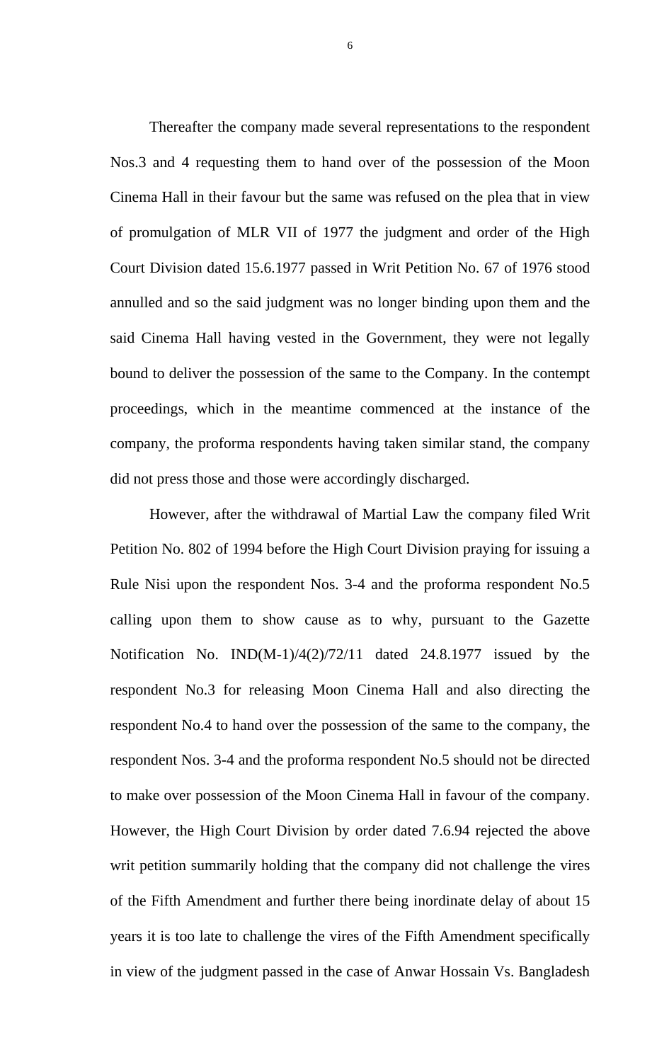Thereafter the company made several representations to the respondent Nos.3 and 4 requesting them to hand over of the possession of the Moon Cinema Hall in their favour but the same was refused on the plea that in view of promulgation of MLR VII of 1977 the judgment and order of the High Court Division dated 15.6.1977 passed in Writ Petition No. 67 of 1976 stood annulled and so the said judgment was no longer binding upon them and the said Cinema Hall having vested in the Government, they were not legally bound to deliver the possession of the same to the Company. In the contempt proceedings, which in the meantime commenced at the instance of the company, the proforma respondents having taken similar stand, the company did not press those and those were accordingly discharged.

However, after the withdrawal of Martial Law the company filed Writ Petition No. 802 of 1994 before the High Court Division praying for issuing a Rule Nisi upon the respondent Nos. 3-4 and the proforma respondent No.5 calling upon them to show cause as to why, pursuant to the Gazette Notification No. IND(M-1)/4(2)/72/11 dated 24.8.1977 issued by the respondent No.3 for releasing Moon Cinema Hall and also directing the respondent No.4 to hand over the possession of the same to the company, the respondent Nos. 3-4 and the proforma respondent No.5 should not be directed to make over possession of the Moon Cinema Hall in favour of the company. However, the High Court Division by order dated 7.6.94 rejected the above writ petition summarily holding that the company did not challenge the vires of the Fifth Amendment and further there being inordinate delay of about 15 years it is too late to challenge the vires of the Fifth Amendment specifically in view of the judgment passed in the case of Anwar Hossain Vs. Bangladesh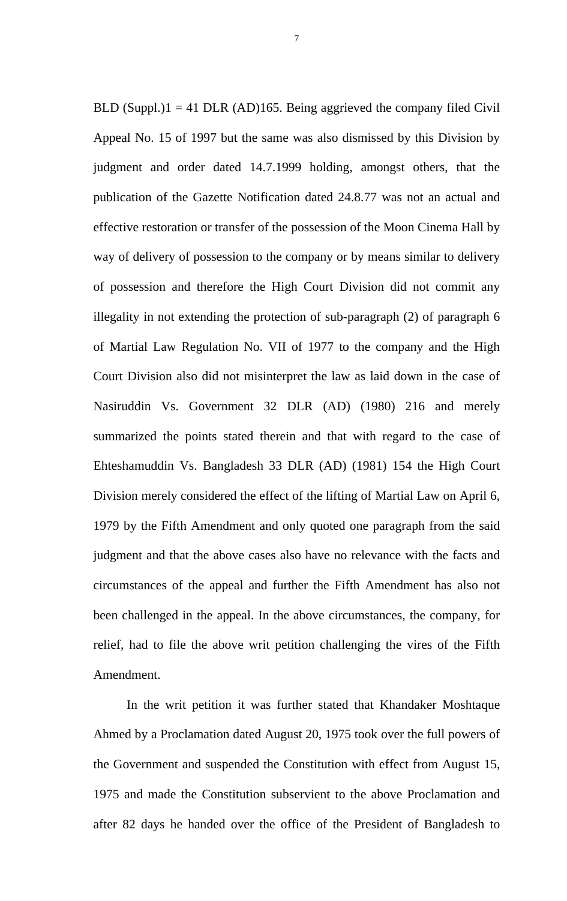BLD (Suppl.)1 = 41 DLR (AD)165. Being aggrieved the company filed Civil Appeal No. 15 of 1997 but the same was also dismissed by this Division by judgment and order dated 14.7.1999 holding, amongst others, that the publication of the Gazette Notification dated 24.8.77 was not an actual and effective restoration or transfer of the possession of the Moon Cinema Hall by way of delivery of possession to the company or by means similar to delivery of possession and therefore the High Court Division did not commit any illegality in not extending the protection of sub-paragraph (2) of paragraph 6 of Martial Law Regulation No. VII of 1977 to the company and the High Court Division also did not misinterpret the law as laid down in the case of Nasiruddin Vs. Government 32 DLR (AD) (1980) 216 and merely summarized the points stated therein and that with regard to the case of Ehteshamuddin Vs. Bangladesh 33 DLR (AD) (1981) 154 the High Court Division merely considered the effect of the lifting of Martial Law on April 6, 1979 by the Fifth Amendment and only quoted one paragraph from the said judgment and that the above cases also have no relevance with the facts and circumstances of the appeal and further the Fifth Amendment has also not been challenged in the appeal. In the above circumstances, the company, for relief, had to file the above writ petition challenging the vires of the Fifth Amendment.

In the writ petition it was further stated that Khandaker Moshtaque Ahmed by a Proclamation dated August 20, 1975 took over the full powers of the Government and suspended the Constitution with effect from August 15, 1975 and made the Constitution subservient to the above Proclamation and after 82 days he handed over the office of the President of Bangladesh to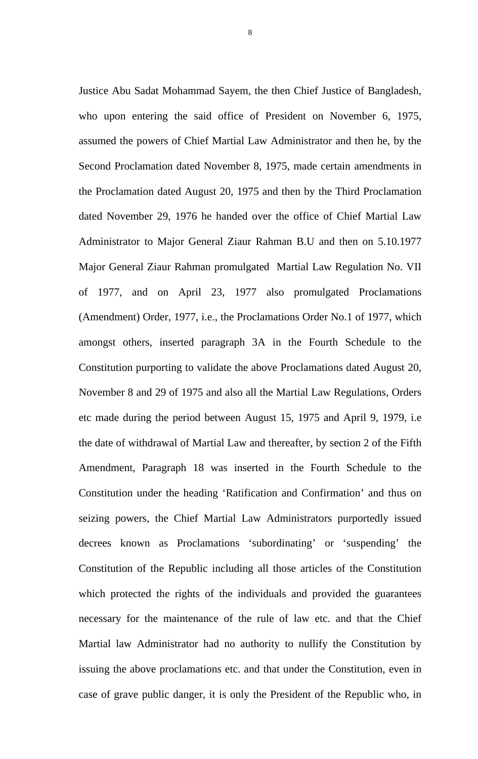Justice Abu Sadat Mohammad Sayem, the then Chief Justice of Bangladesh, who upon entering the said office of President on November 6, 1975, assumed the powers of Chief Martial Law Administrator and then he, by the Second Proclamation dated November 8, 1975, made certain amendments in the Proclamation dated August 20, 1975 and then by the Third Proclamation dated November 29, 1976 he handed over the office of Chief Martial Law Administrator to Major General Ziaur Rahman B.U and then on 5.10.1977 Major General Ziaur Rahman promulgated Martial Law Regulation No. VII of 1977, and on April 23, 1977 also promulgated Proclamations (Amendment) Order, 1977, i.e., the Proclamations Order No.1 of 1977, which amongst others, inserted paragraph 3A in the Fourth Schedule to the Constitution purporting to validate the above Proclamations dated August 20, November 8 and 29 of 1975 and also all the Martial Law Regulations, Orders etc made during the period between August 15, 1975 and April 9, 1979, i.e the date of withdrawal of Martial Law and thereafter, by section 2 of the Fifth Amendment, Paragraph 18 was inserted in the Fourth Schedule to the Constitution under the heading 'Ratification and Confirmation' and thus on seizing powers, the Chief Martial Law Administrators purportedly issued decrees known as Proclamations 'subordinating' or 'suspending' the Constitution of the Republic including all those articles of the Constitution which protected the rights of the individuals and provided the guarantees necessary for the maintenance of the rule of law etc. and that the Chief Martial law Administrator had no authority to nullify the Constitution by issuing the above proclamations etc. and that under the Constitution, even in case of grave public danger, it is only the President of the Republic who, in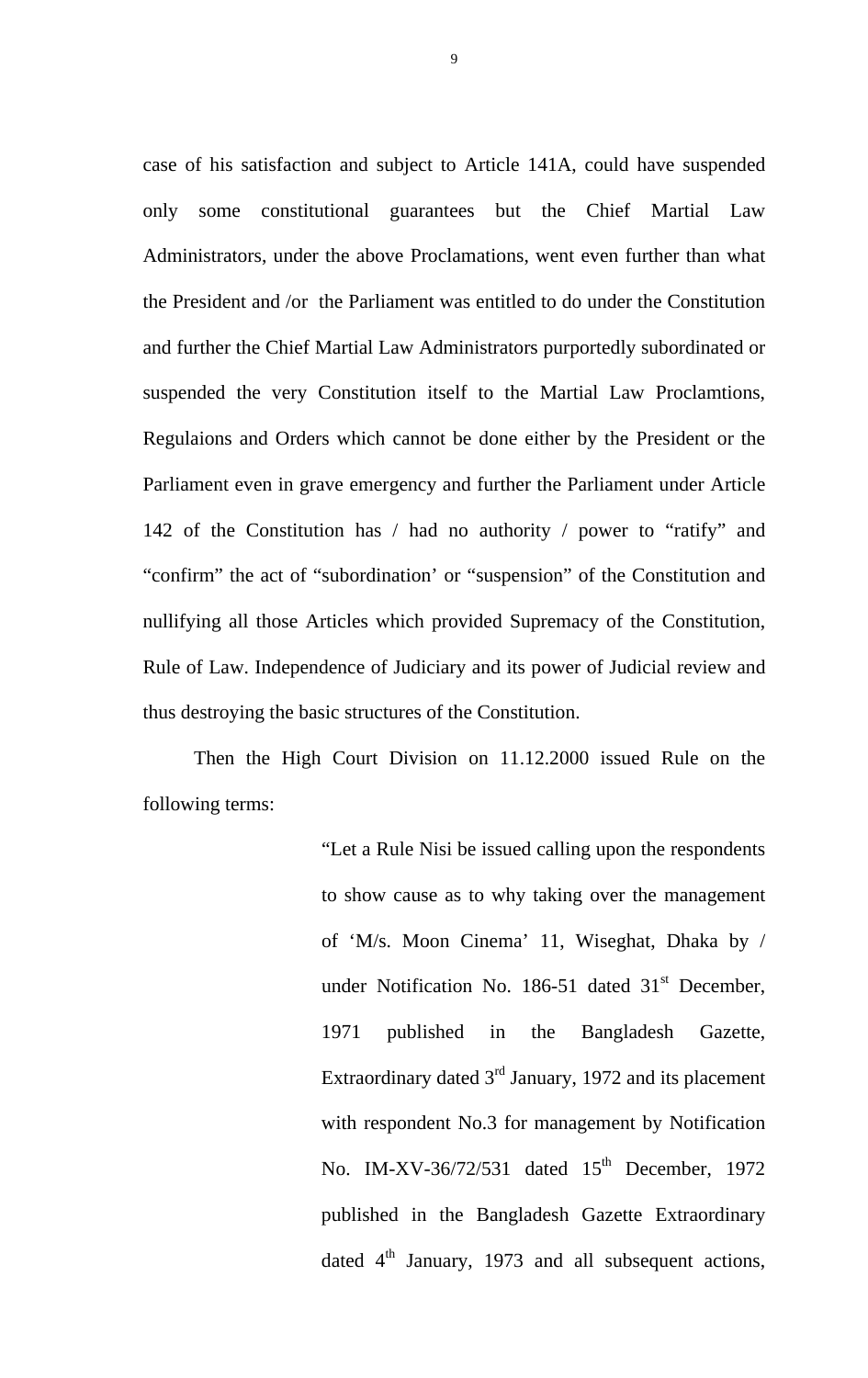case of his satisfaction and subject to Article 141A, could have suspended only some constitutional guarantees but the Chief Martial Law Administrators, under the above Proclamations, went even further than what the President and /or the Parliament was entitled to do under the Constitution and further the Chief Martial Law Administrators purportedly subordinated or suspended the very Constitution itself to the Martial Law Proclamtions, Regulaions and Orders which cannot be done either by the President or the Parliament even in grave emergency and further the Parliament under Article 142 of the Constitution has / had no authority / power to "ratify" and "confirm" the act of "subordination' or "suspension" of the Constitution and nullifying all those Articles which provided Supremacy of the Constitution, Rule of Law. Independence of Judiciary and its power of Judicial review and thus destroying the basic structures of the Constitution.

Then the High Court Division on 11.12.2000 issued Rule on the following terms:

> "Let a Rule Nisi be issued calling upon the respondents to show cause as to why taking over the management of 'M/s. Moon Cinema' 11, Wiseghat, Dhaka by / under Notification No. 186-51 dated 31st December, 1971 published in the Bangladesh Gazette, Extraordinary dated 3rd January, 1972 and its placement with respondent No.3 for management by Notification No. IM-XV-36/72/531 dated 15th December, 1972 published in the Bangladesh Gazette Extraordinary dated 4th January, 1973 and all subsequent actions,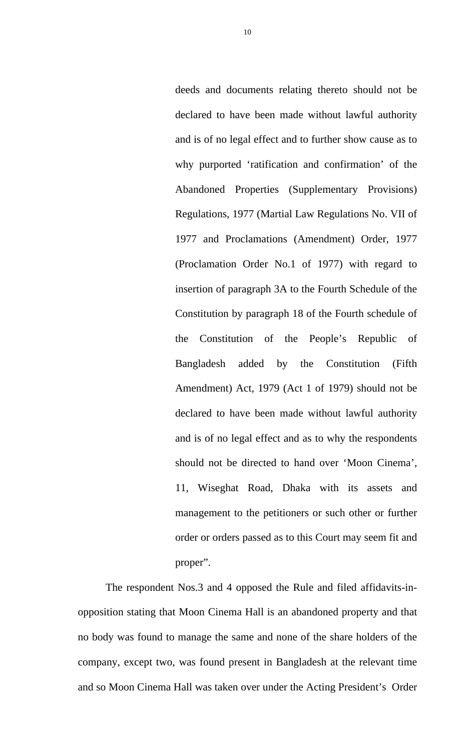> deeds and documents relating thereto should not be declared to have been made without lawful authority and is of no legal effect and to further show cause as to why purported 'ratification and confirmation' of the Abandoned Properties (Supplementary Provisions) Regulations, 1977 (Martial Law Regulations No. VII of 1977 and Proclamations (Amendment) Order, 1977 (Proclamation Order No.1 of 1977) with regard to insertion of paragraph 3A to the Fourth Schedule of the Constitution by paragraph 18 of the Fourth schedule of the Constitution of the People's Republic of Bangladesh added by the Constitution (Fifth Amendment) Act, 1979 (Act 1 of 1979) should not be declared to have been made without lawful authority and is of no legal effect and as to why the respondents should not be directed to hand over 'Moon Cinema', 11, Wiseghat Road, Dhaka with its assets and management to the petitioners or such other or further order or orders passed as to this Court may seem fit and proper".

The respondent Nos.3 and 4 opposed the Rule and filed affidavits-in-opposition stating that Moon Cinema Hall is an abandoned property and that no body was found to manage the same and none of the share holders of the company, except two, was found present in Bangladesh at the relevant time and so Moon Cinema Hall was taken over under the Acting President's Order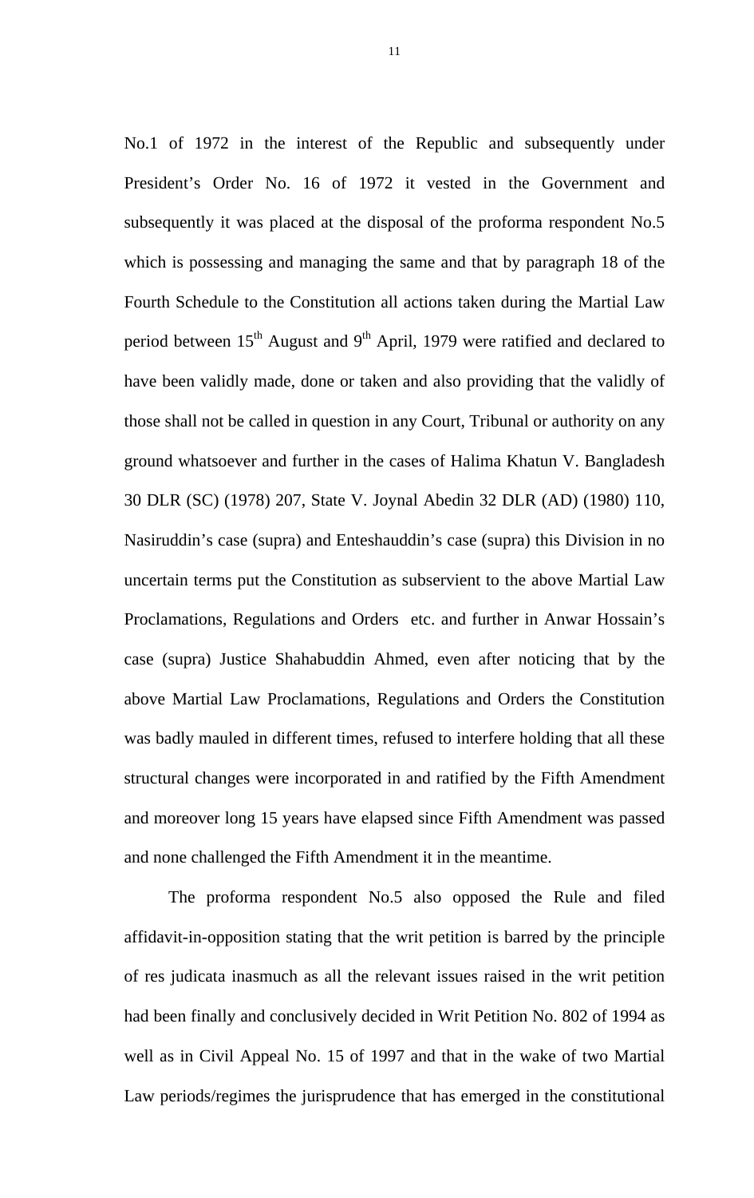No.1 of 1972 in the interest of the Republic and subsequently under President's Order No. 16 of 1972 it vested in the Government and subsequently it was placed at the disposal of the proforma respondent No.5 which is possessing and managing the same and that by paragraph 18 of the Fourth Schedule to the Constitution all actions taken during the Martial Law period between 15th August and 9th April, 1979 were ratified and declared to have been validly made, done or taken and also providing that the validly of those shall not be called in question in any Court, Tribunal or authority on any ground whatsoever and further in the cases of Halima Khatun V. Bangladesh 30 DLR (SC) (1978) 207, State V. Joynal Abedin 32 DLR (AD) (1980) 110, Nasiruddin's case (supra) and Enteshauddin's case (supra) this Division in no uncertain terms put the Constitution as subservient to the above Martial Law Proclamations, Regulations and Orders etc. and further in Anwar Hossain's case (supra) Justice Shahabuddin Ahmed, even after noticing that by the above Martial Law Proclamations, Regulations and Orders the Constitution was badly mauled in different times, refused to interfere holding that all these structural changes were incorporated in and ratified by the Fifth Amendment and moreover long 15 years have elapsed since Fifth Amendment was passed and none challenged the Fifth Amendment it in the meantime.

The proforma respondent No.5 also opposed the Rule and filed affidavit-in-opposition stating that the writ petition is barred by the principle of res judicata inasmuch as all the relevant issues raised in the writ petition had been finally and conclusively decided in Writ Petition No. 802 of 1994 as well as in Civil Appeal No. 15 of 1997 and that in the wake of two Martial Law periods/regimes the jurisprudence that has emerged in the constitutional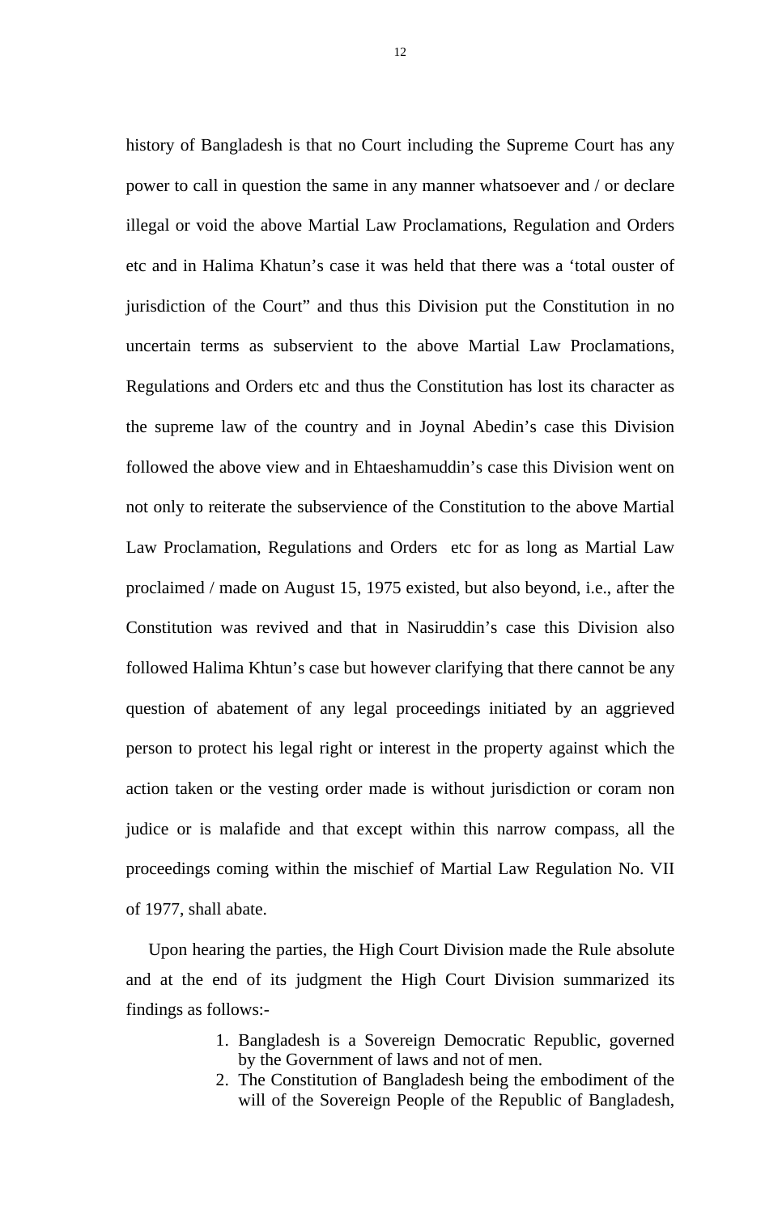history of Bangladesh is that no Court including the Supreme Court has any power to call in question the same in any manner whatsoever and / or declare illegal or void the above Martial Law Proclamations, Regulation and Orders etc and in Halima Khatun's case it was held that there was a 'total ouster of jurisdiction of the Court" and thus this Division put the Constitution in no uncertain terms as subservient to the above Martial Law Proclamations, Regulations and Orders etc and thus the Constitution has lost its character as the supreme law of the country and in Joynal Abedin's case this Division followed the above view and in Ehtaeshamuddin's case this Division went on not only to reiterate the subservience of the Constitution to the above Martial Law Proclamation, Regulations and Orders etc for as long as Martial Law proclaimed / made on August 15, 1975 existed, but also beyond, i.e., after the Constitution was revived and that in Nasiruddin's case this Division also followed Halima Khtun's case but however clarifying that there cannot be any question of abatement of any legal proceedings initiated by an aggrieved person to protect his legal right or interest in the property against which the action taken or the vesting order made is without jurisdiction or coram non judice or is malafide and that except within this narrow compass, all the proceedings coming within the mischief of Martial Law Regulation No. VII of 1977, shall abate.

Upon hearing the parties, the High Court Division made the Rule absolute and at the end of its judgment the High Court Division summarized its findings as follows:-

1. Bangladesh is a Sovereign Democratic Republic, governed by the Government of laws and not of men.
2. The Constitution of Bangladesh being the embodiment of the will of the Sovereign People of the Republic of Bangladesh,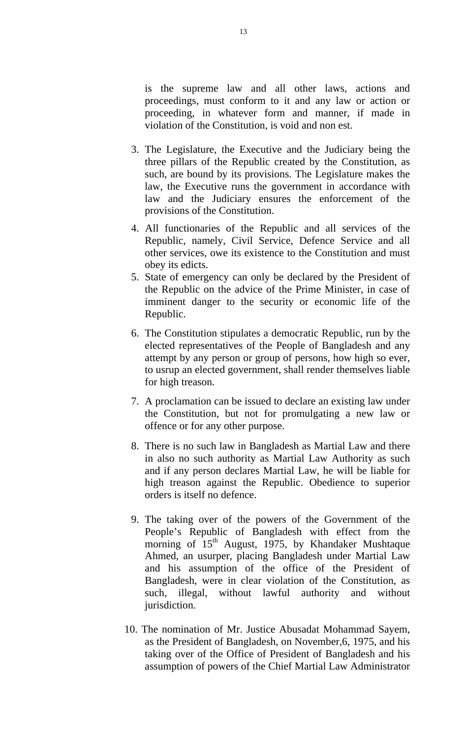is the supreme law and all other laws, actions and proceedings, must conform to it and any law or action or proceeding, in whatever form and manner, if made in violation of the Constitution, is void and non est.

3. The Legislature, the Executive and the Judiciary being the three pillars of the Republic created by the Constitution, as such, are bound by its provisions. The Legislature makes the law, the Executive runs the government in accordance with law and the Judiciary ensures the enforcement of the provisions of the Constitution.
4. All functionaries of the Republic and all services of the Republic, namely, Civil Service, Defence Service and all other services, owe its existence to the Constitution and must obey its edicts.
5. State of emergency can only be declared by the President of the Republic on the advice of the Prime Minister, in case of imminent danger to the security or economic life of the Republic.
6. The Constitution stipulates a democratic Republic, run by the elected representatives of the People of Bangladesh and any attempt by any person or group of persons, how high so ever, to usrup an elected government, shall render themselves liable for high treason.
7. A proclamation can be issued to declare an existing law under the Constitution, but not for promulgating a new law or offence or for any other purpose.
8. There is no such law in Bangladesh as Martial Law and there in also no such authority as Martial Law Authority as such and if any person declares Martial Law, he will be liable for high treason against the Republic. Obedience to superior orders is itself no defence.
9. The taking over of the powers of the Government of the People's Republic of Bangladesh with effect from the morning of 15th August, 1975, by Khandaker Mushtaque Ahmed, an usurper, placing Bangladesh under Martial Law and his assumption of the office of the President of Bangladesh, were in clear violation of the Constitution, as such, illegal, without lawful authority and without jurisdiction.
10. The nomination of Mr. Justice Abusadat Mohammad Sayem, as the President of Bangladesh, on November,6, 1975, and his taking over of the Office of President of Bangladesh and his assumption of powers of the Chief Martial Law Administrator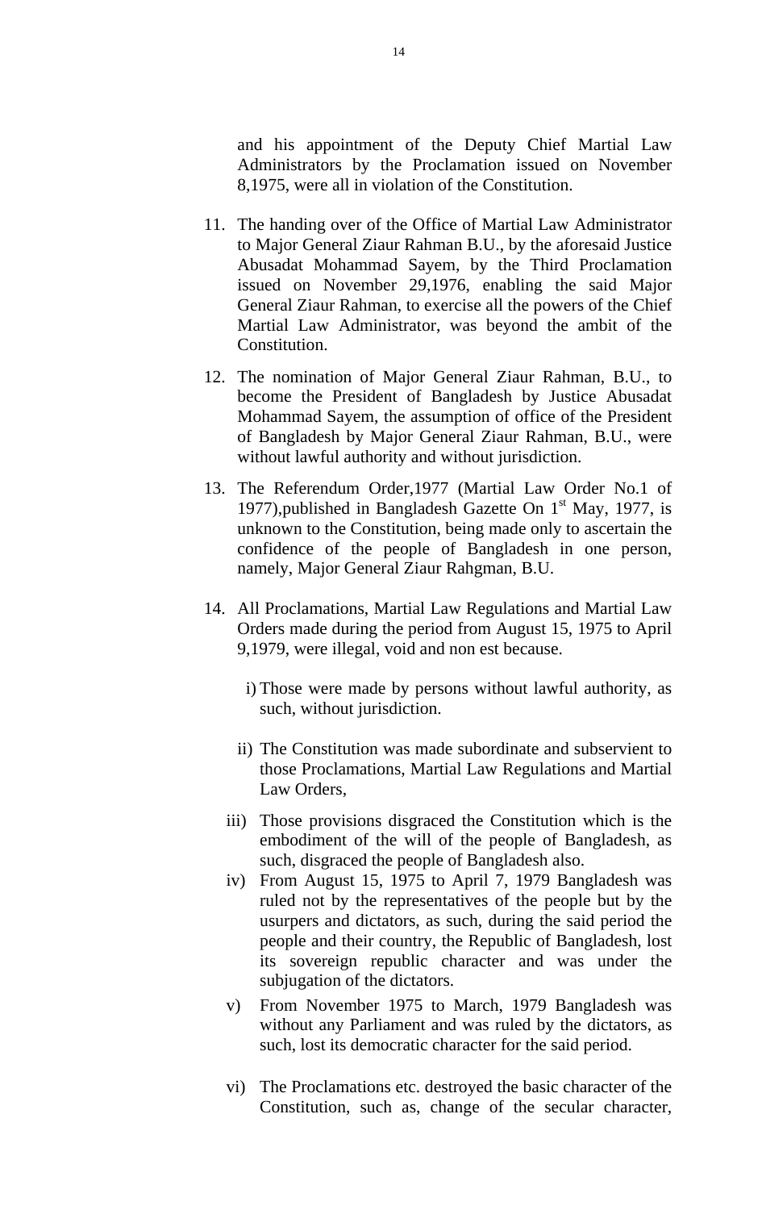and his appointment of the Deputy Chief Martial Law Administrators by the Proclamation issued on November 8,1975, were all in violation of the Constitution.

11. The handing over of the Office of Martial Law Administrator to Major General Ziaur Rahman B.U., by the aforesaid Justice Abusadat Mohammad Sayem, by the Third Proclamation issued on November 29,1976, enabling the said Major General Ziaur Rahman, to exercise all the powers of the Chief Martial Law Administrator, was beyond the ambit of the Constitution.

12. The nomination of Major General Ziaur Rahman, B.U., to become the President of Bangladesh by Justice Abusadat Mohammad Sayem, the assumption of office of the President of Bangladesh by Major General Ziaur Rahman, B.U., were without lawful authority and without jurisdiction.

13. The Referendum Order,1977 (Martial Law Order No.1 of 1977),published in Bangladesh Gazette On 1st May, 1977, is unknown to the Constitution, being made only to ascertain the confidence of the people of Bangladesh in one person, namely, Major General Ziaur Rahgman, B.U.

14. All Proclamations, Martial Law Regulations and Martial Law Orders made during the period from August 15, 1975 to April 9,1979, were illegal, void and non est because.

    i) Those were made by persons without lawful authority, as such, without jurisdiction.

    ii) The Constitution was made subordinate and subservient to those Proclamations, Martial Law Regulations and Martial Law Orders,

    iii) Those provisions disgraced the Constitution which is the embodiment of the will of the people of Bangladesh, as such, disgraced the people of Bangladesh also.

    iv) From August 15, 1975 to April 7, 1979 Bangladesh was ruled not by the representatives of the people but by the usurpers and dictators, as such, during the said period the people and their country, the Republic of Bangladesh, lost its sovereign republic character and was under the subjugation of the dictators.

    v) From November 1975 to March, 1979 Bangladesh was without any Parliament and was ruled by the dictators, as such, lost its democratic character for the said period.

    vi) The Proclamations etc. destroyed the basic character of the Constitution, such as, change of the secular character,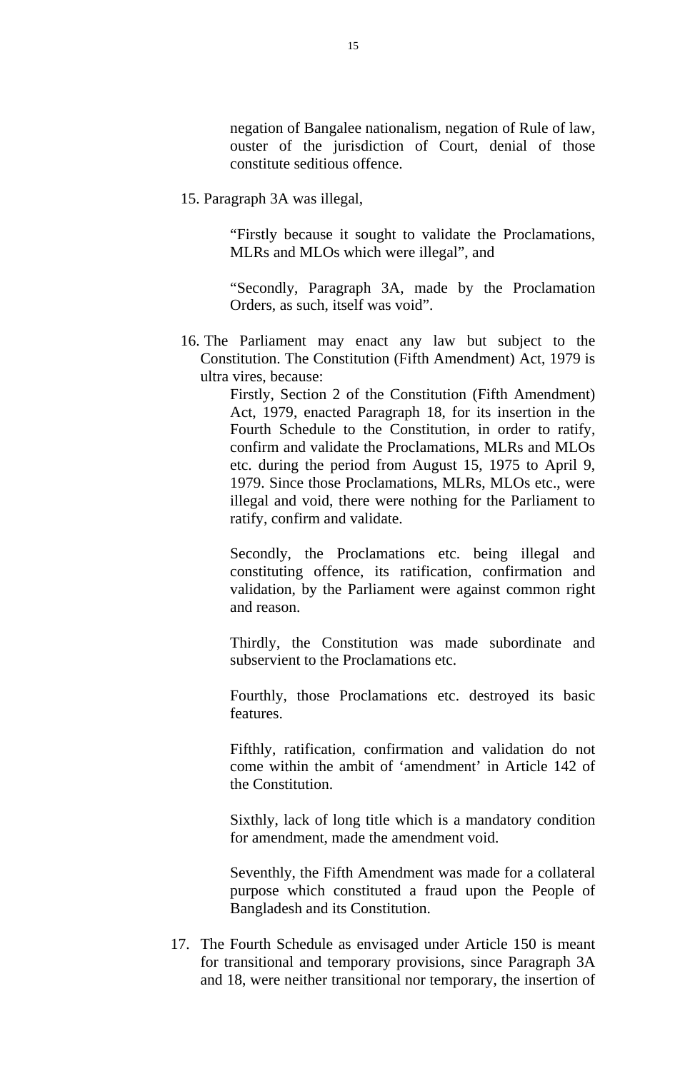negation of Bangalee nationalism, negation of Rule of law, ouster of the jurisdiction of Court, denial of those constitute seditious offence.

15. Paragraph 3A was illegal,

    "Firstly because it sought to validate the Proclamations, MLRs and MLOs which were illegal", and

    "Secondly, Paragraph 3A, made by the Proclamation Orders, as such, itself was void".

16. The Parliament may enact any law but subject to the Constitution. The Constitution (Fifth Amendment) Act, 1979 is ultra vires, because:

    Firstly, Section 2 of the Constitution (Fifth Amendment) Act, 1979, enacted Paragraph 18, for its insertion in the Fourth Schedule to the Constitution, in order to ratify, confirm and validate the Proclamations, MLRs and MLOs etc. during the period from August 15, 1975 to April 9, 1979. Since those Proclamations, MLRs, MLOs etc., were illegal and void, there were nothing for the Parliament to ratify, confirm and validate.

    Secondly, the Proclamations etc. being illegal and constituting offence, its ratification, confirmation and validation, by the Parliament were against common right and reason.

    Thirdly, the Constitution was made subordinate and subservient to the Proclamations etc.

    Fourthly, those Proclamations etc. destroyed its basic features.

    Fifthly, ratification, confirmation and validation do not come within the ambit of 'amendment' in Article 142 of the Constitution.

    Sixthly, lack of long title which is a mandatory condition for amendment, made the amendment void.

    Seventhly, the Fifth Amendment was made for a collateral purpose which constituted a fraud upon the People of Bangladesh and its Constitution.

17. The Fourth Schedule as envisaged under Article 150 is meant for transitional and temporary provisions, since Paragraph 3A and 18, were neither transitional nor temporary, the insertion of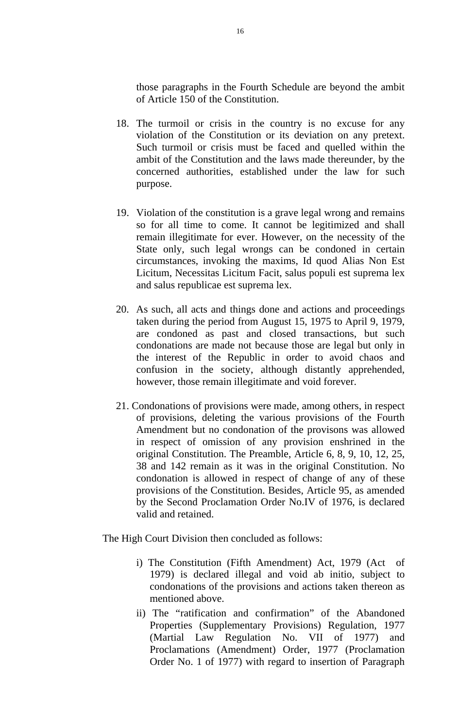those paragraphs in the Fourth Schedule are beyond the ambit of Article 150 of the Constitution.

18. The turmoil or crisis in the country is no excuse for any violation of the Constitution or its deviation on any pretext. Such turmoil or crisis must be faced and quelled within the ambit of the Constitution and the laws made thereunder, by the concerned authorities, established under the law for such purpose.

19. Violation of the constitution is a grave legal wrong and remains so for all time to come. It cannot be legitimized and shall remain illegitimate for ever. However, on the necessity of the State only, such legal wrongs can be condoned in certain circumstances, invoking the maxims, Id quod Alias Non Est Licitum, Necessitas Licitum Facit, salus populi est suprema lex and salus republicae est suprema lex.

20. As such, all acts and things done and actions and proceedings taken during the period from August 15, 1975 to April 9, 1979, are condoned as past and closed transactions, but such condonations are made not because those are legal but only in the interest of the Republic in order to avoid chaos and confusion in the society, although distantly apprehended, however, those remain illegitimate and void forever.

21. Condonations of provisions were made, among others, in respect of provisions, deleting the various provisions of the Fourth Amendment but no condonation of the provisons was allowed in respect of omission of any provision enshrined in the original Constitution. The Preamble, Article 6, 8, 9, 10, 12, 25, 38 and 142 remain as it was in the original Constitution. No condonation is allowed in respect of change of any of these provisions of the Constitution. Besides, Article 95, as amended by the Second Proclamation Order No.IV of 1976, is declared valid and retained.

The High Court Division then concluded as follows:

i) The Constitution (Fifth Amendment) Act, 1979 (Act of 1979) is declared illegal and void ab initio, subject to condonations of the provisions and actions taken thereon as mentioned above.

ii) The "ratification and confirmation" of the Abandoned Properties (Supplementary Provisions) Regulation, 1977 (Martial Law Regulation No. VII of 1977) and Proclamations (Amendment) Order, 1977 (Proclamation Order No. 1 of 1977) with regard to insertion of Paragraph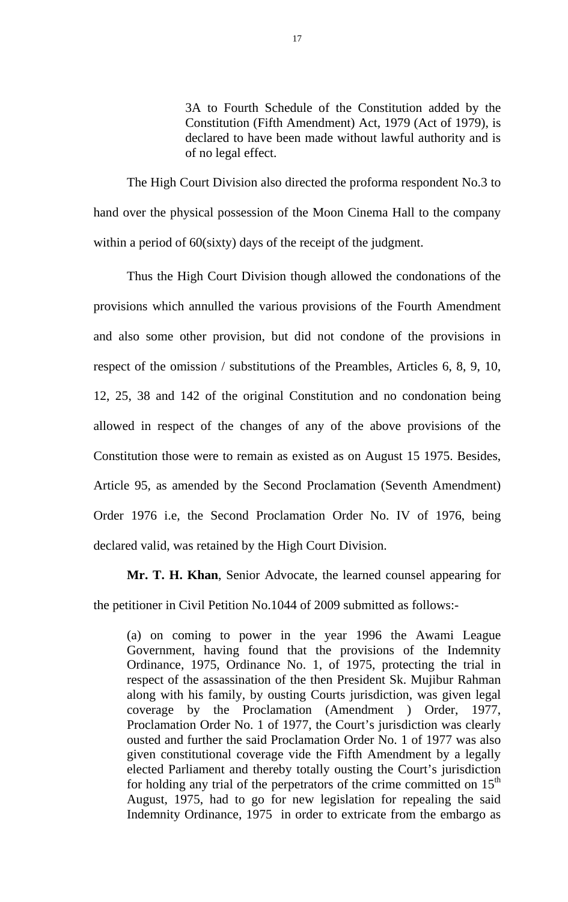> 3A to Fourth Schedule of the Constitution added by the Constitution (Fifth Amendment) Act, 1979 (Act of 1979), is declared to have been made without lawful authority and is of no legal effect.

The High Court Division also directed the proforma respondent No.3 to hand over the physical possession of the Moon Cinema Hall to the company within a period of 60(sixty) days of the receipt of the judgment.

Thus the High Court Division though allowed the condonations of the provisions which annulled the various provisions of the Fourth Amendment and also some other provision, but did not condone of the provisions in respect of the omission / substitutions of the Preambles, Articles 6, 8, 9, 10, 12, 25, 38 and 142 of the original Constitution and no condonation being allowed in respect of the changes of any of the above provisions of the Constitution those were to remain as existed as on August 15 1975. Besides, Article 95, as amended by the Second Proclamation (Seventh Amendment) Order 1976 i.e, the Second Proclamation Order No. IV of 1976, being declared valid, was retained by the High Court Division.

**Mr. T. H. Khan**, Senior Advocate, the learned counsel appearing for the petitioner in Civil Petition No.1044 of 2009 submitted as follows:-

> (a) on coming to power in the year 1996 the Awami League Government, having found that the provisions of the Indemnity Ordinance, 1975, Ordinance No. 1, of 1975, protecting the trial in respect of the assassination of the then President Sk. Mujibur Rahman along with his family, by ousting Courts jurisdiction, was given legal coverage by the Proclamation (Amendment ) Order, 1977, Proclamation Order No. 1 of 1977, the Court's jurisdiction was clearly ousted and further the said Proclamation Order No. 1 of 1977 was also given constitutional coverage vide the Fifth Amendment by a legally elected Parliament and thereby totally ousting the Court's jurisdiction for holding any trial of the perpetrators of the crime committed on 15th August, 1975, had to go for new legislation for repealing the said Indemnity Ordinance, 1975 in order to extricate from the embargo as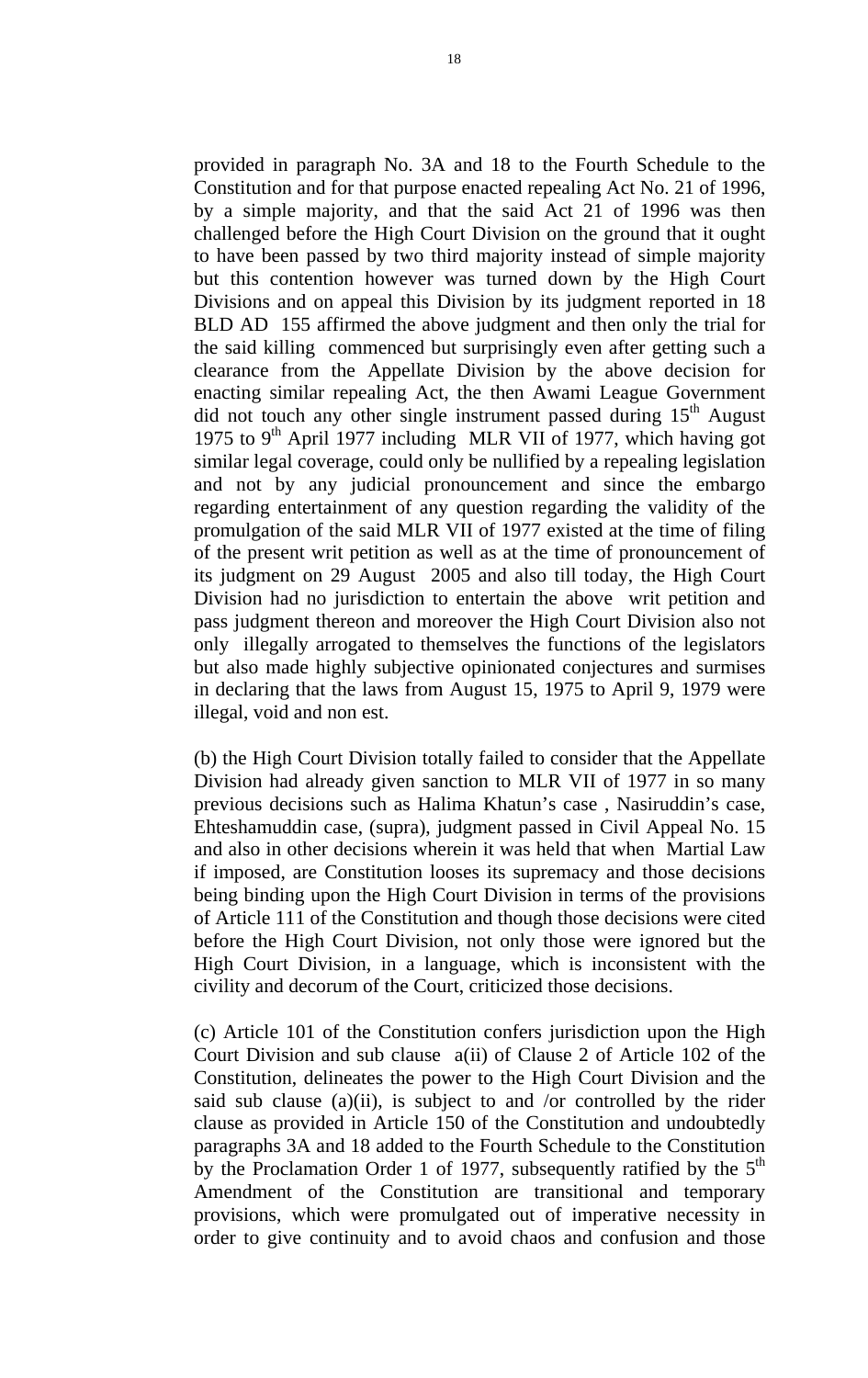provided in paragraph No. 3A and 18 to the Fourth Schedule to the Constitution and for that purpose enacted repealing Act No. 21 of 1996, by a simple majority, and that the said Act 21 of 1996 was then challenged before the High Court Division on the ground that it ought to have been passed by two third majority instead of simple majority but this contention however was turned down by the High Court Divisions and on appeal this Division by its judgment reported in 18 BLD AD 155 affirmed the above judgment and then only the trial for the said killing commenced but surprisingly even after getting such a clearance from the Appellate Division by the above decision for enacting similar repealing Act, the then Awami League Government did not touch any other single instrument passed during 15th August 1975 to 9th April 1977 including MLR VII of 1977, which having got similar legal coverage, could only be nullified by a repealing legislation and not by any judicial pronouncement and since the embargo regarding entertainment of any question regarding the validity of the promulgation of the said MLR VII of 1977 existed at the time of filing of the present writ petition as well as at the time of pronouncement of its judgment on 29 August 2005 and also till today, the High Court Division had no jurisdiction to entertain the above writ petition and pass judgment thereon and moreover the High Court Division also not only illegally arrogated to themselves the functions of the legislators but also made highly subjective opinionated conjectures and surmises in declaring that the laws from August 15, 1975 to April 9, 1979 were illegal, void and non est.

(b) the High Court Division totally failed to consider that the Appellate Division had already given sanction to MLR VII of 1977 in so many previous decisions such as Halima Khatun's case , Nasiruddin's case, Ehteshamuddin case, (supra), judgment passed in Civil Appeal No. 15 and also in other decisions wherein it was held that when Martial Law if imposed, are Constitution looses its supremacy and those decisions being binding upon the High Court Division in terms of the provisions of Article 111 of the Constitution and though those decisions were cited before the High Court Division, not only those were ignored but the High Court Division, in a language, which is inconsistent with the civility and decorum of the Court, criticized those decisions.

(c) Article 101 of the Constitution confers jurisdiction upon the High Court Division and sub clause a(ii) of Clause 2 of Article 102 of the Constitution, delineates the power to the High Court Division and the said sub clause (a)(ii), is subject to and /or controlled by the rider clause as provided in Article 150 of the Constitution and undoubtedly paragraphs 3A and 18 added to the Fourth Schedule to the Constitution by the Proclamation Order 1 of 1977, subsequently ratified by the 5th Amendment of the Constitution are transitional and temporary provisions, which were promulgated out of imperative necessity in order to give continuity and to avoid chaos and confusion and those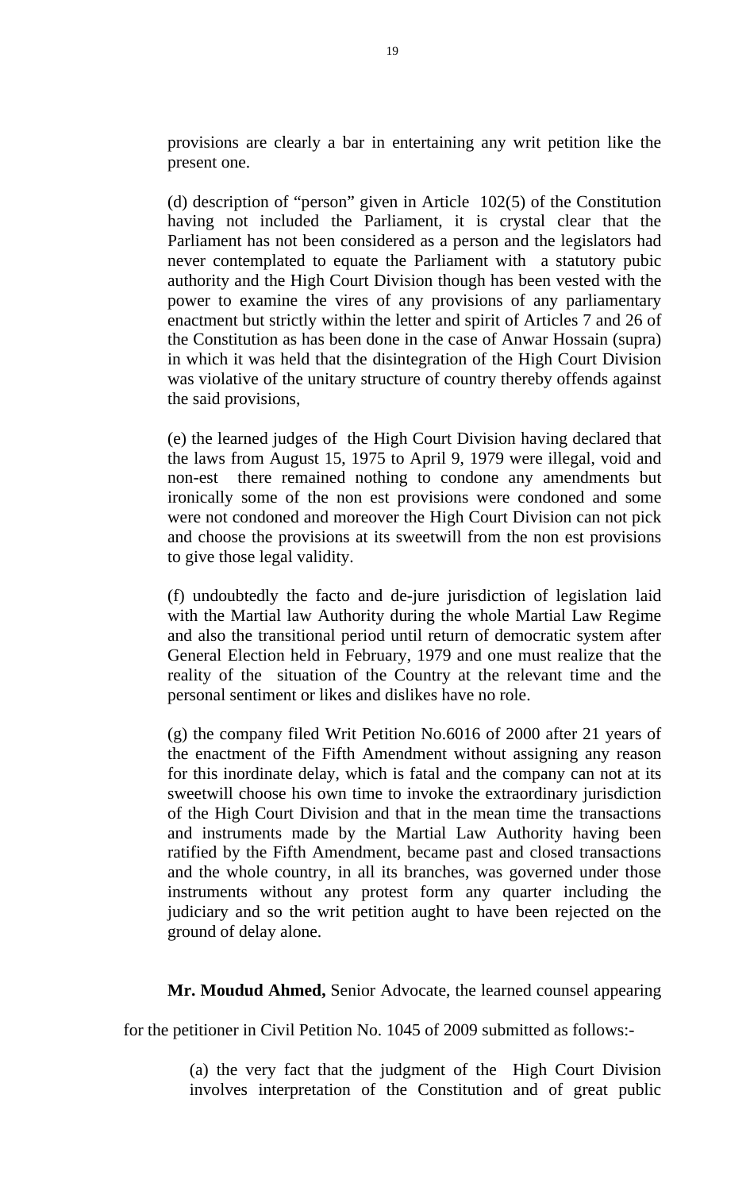provisions are clearly a bar in entertaining any writ petition like the present one.

(d) description of "person" given in Article 102(5) of the Constitution having not included the Parliament, it is crystal clear that the Parliament has not been considered as a person and the legislators had never contemplated to equate the Parliament with a statutory pubic authority and the High Court Division though has been vested with the power to examine the vires of any provisions of any parliamentary enactment but strictly within the letter and spirit of Articles 7 and 26 of the Constitution as has been done in the case of Anwar Hossain (supra) in which it was held that the disintegration of the High Court Division was violative of the unitary structure of country thereby offends against the said provisions,

(e) the learned judges of the High Court Division having declared that the laws from August 15, 1975 to April 9, 1979 were illegal, void and non-est there remained nothing to condone any amendments but ironically some of the non est provisions were condoned and some were not condoned and moreover the High Court Division can not pick and choose the provisions at its sweetwill from the non est provisions to give those legal validity.

(f) undoubtedly the facto and de-jure jurisdiction of legislation laid with the Martial law Authority during the whole Martial Law Regime and also the transitional period until return of democratic system after General Election held in February, 1979 and one must realize that the reality of the situation of the Country at the relevant time and the personal sentiment or likes and dislikes have no role.

(g) the company filed Writ Petition No.6016 of 2000 after 21 years of the enactment of the Fifth Amendment without assigning any reason for this inordinate delay, which is fatal and the company can not at its sweetwill choose his own time to invoke the extraordinary jurisdiction of the High Court Division and that in the mean time the transactions and instruments made by the Martial Law Authority having been ratified by the Fifth Amendment, became past and closed transactions and the whole country, in all its branches, was governed under those instruments without any protest form any quarter including the judiciary and so the writ petition aught to have been rejected on the ground of delay alone.

**Mr. Moudud Ahmed,** Senior Advocate, the learned counsel appearing for the petitioner in Civil Petition No. 1045 of 2009 submitted as follows:-

(a) the very fact that the judgment of the High Court Division involves interpretation of the Constitution and of great public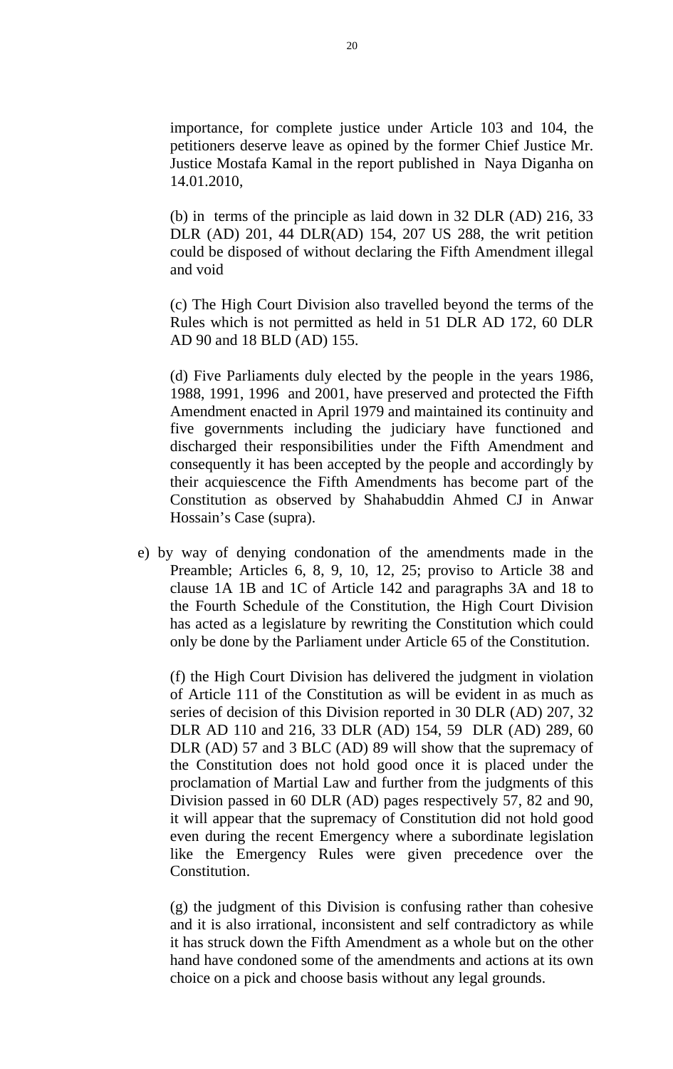importance, for complete justice under Article 103 and 104, the petitioners deserve leave as opined by the former Chief Justice Mr. Justice Mostafa Kamal in the report published in Naya Diganha on 14.01.2010,

(b) in terms of the principle as laid down in 32 DLR (AD) 216, 33 DLR (AD) 201, 44 DLR(AD) 154, 207 US 288, the writ petition could be disposed of without declaring the Fifth Amendment illegal and void

(c) The High Court Division also travelled beyond the terms of the Rules which is not permitted as held in 51 DLR AD 172, 60 DLR AD 90 and 18 BLD (AD) 155.

(d) Five Parliaments duly elected by the people in the years 1986, 1988, 1991, 1996 and 2001, have preserved and protected the Fifth Amendment enacted in April 1979 and maintained its continuity and five governments including the judiciary have functioned and discharged their responsibilities under the Fifth Amendment and consequently it has been accepted by the people and accordingly by their acquiescence the Fifth Amendments has become part of the Constitution as observed by Shahabuddin Ahmed CJ in Anwar Hossain's Case (supra).

e) by way of denying condonation of the amendments made in the Preamble; Articles 6, 8, 9, 10, 12, 25; proviso to Article 38 and clause 1A 1B and 1C of Article 142 and paragraphs 3A and 18 to the Fourth Schedule of the Constitution, the High Court Division has acted as a legislature by rewriting the Constitution which could only be done by the Parliament under Article 65 of the Constitution.

(f) the High Court Division has delivered the judgment in violation of Article 111 of the Constitution as will be evident in as much as series of decision of this Division reported in 30 DLR (AD) 207, 32 DLR AD 110 and 216, 33 DLR (AD) 154, 59 DLR (AD) 289, 60 DLR (AD) 57 and 3 BLC (AD) 89 will show that the supremacy of the Constitution does not hold good once it is placed under the proclamation of Martial Law and further from the judgments of this Division passed in 60 DLR (AD) pages respectively 57, 82 and 90, it will appear that the supremacy of Constitution did not hold good even during the recent Emergency where a subordinate legislation like the Emergency Rules were given precedence over the Constitution.

(g) the judgment of this Division is confusing rather than cohesive and it is also irrational, inconsistent and self contradictory as while it has struck down the Fifth Amendment as a whole but on the other hand have condoned some of the amendments and actions at its own choice on a pick and choose basis without any legal grounds.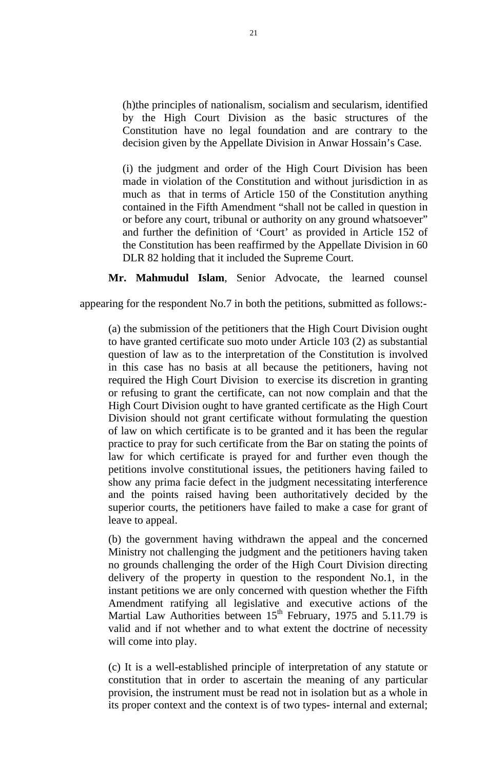(h)the principles of nationalism, socialism and secularism, identified by the High Court Division as the basic structures of the Constitution have no legal foundation and are contrary to the decision given by the Appellate Division in Anwar Hossain's Case.

(i) the judgment and order of the High Court Division has been made in violation of the Constitution and without jurisdiction in as much as that in terms of Article 150 of the Constitution anything contained in the Fifth Amendment "shall not be called in question in or before any court, tribunal or authority on any ground whatsoever" and further the definition of 'Court' as provided in Article 152 of the Constitution has been reaffirmed by the Appellate Division in 60 DLR 82 holding that it included the Supreme Court.

**Mr. Mahmudul Islam**, Senior Advocate, the learned counsel appearing for the respondent No.7 in both the petitions, submitted as follows:-

(a) the submission of the petitioners that the High Court Division ought to have granted certificate suo moto under Article 103 (2) as substantial question of law as to the interpretation of the Constitution is involved in this case has no basis at all because the petitioners, having not required the High Court Division to exercise its discretion in granting or refusing to grant the certificate, can not now complain and that the High Court Division ought to have granted certificate as the High Court Division should not grant certificate without formulating the question of law on which certificate is to be granted and it has been the regular practice to pray for such certificate from the Bar on stating the points of law for which certificate is prayed for and further even though the petitions involve constitutional issues, the petitioners having failed to show any prima facie defect in the judgment necessitating interference and the points raised having been authoritatively decided by the superior courts, the petitioners have failed to make a case for grant of leave to appeal.

(b) the government having withdrawn the appeal and the concerned Ministry not challenging the judgment and the petitioners having taken no grounds challenging the order of the High Court Division directing delivery of the property in question to the respondent No.1, in the instant petitions we are only concerned with question whether the Fifth Amendment ratifying all legislative and executive actions of the Martial Law Authorities between 15th February, 1975 and 5.11.79 is valid and if not whether and to what extent the doctrine of necessity will come into play.

(c) It is a well-established principle of interpretation of any statute or constitution that in order to ascertain the meaning of any particular provision, the instrument must be read not in isolation but as a whole in its proper context and the context is of two types- internal and external;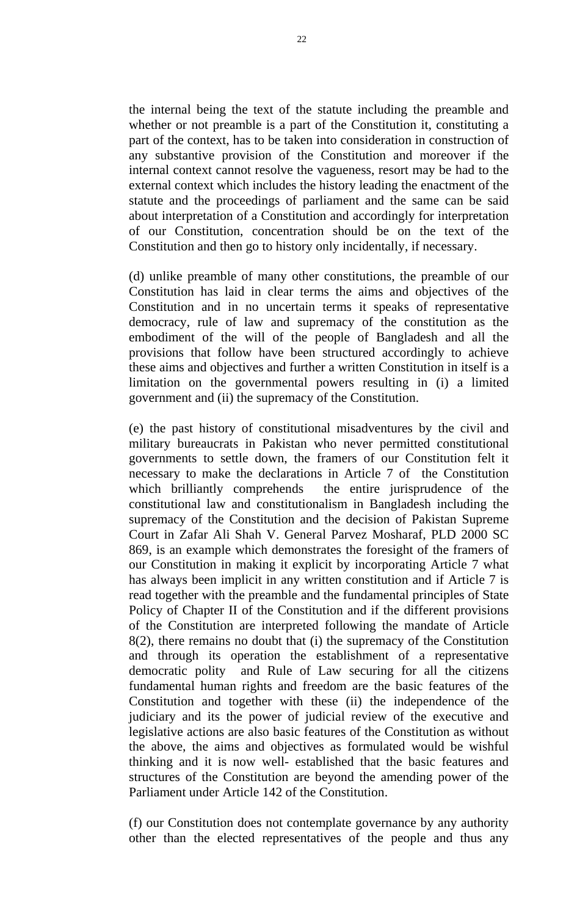the internal being the text of the statute including the preamble and whether or not preamble is a part of the Constitution it, constituting a part of the context, has to be taken into consideration in construction of any substantive provision of the Constitution and moreover if the internal context cannot resolve the vagueness, resort may be had to the external context which includes the history leading the enactment of the statute and the proceedings of parliament and the same can be said about interpretation of a Constitution and accordingly for interpretation of our Constitution, concentration should be on the text of the Constitution and then go to history only incidentally, if necessary.

(d) unlike preamble of many other constitutions, the preamble of our Constitution has laid in clear terms the aims and objectives of the Constitution and in no uncertain terms it speaks of representative democracy, rule of law and supremacy of the constitution as the embodiment of the will of the people of Bangladesh and all the provisions that follow have been structured accordingly to achieve these aims and objectives and further a written Constitution in itself is a limitation on the governmental powers resulting in (i) a limited government and (ii) the supremacy of the Constitution.

(e) the past history of constitutional misadventures by the civil and military bureaucrats in Pakistan who never permitted constitutional governments to settle down, the framers of our Constitution felt it necessary to make the declarations in Article 7 of the Constitution which brilliantly comprehends the entire jurisprudence of the constitutional law and constitutionalism in Bangladesh including the supremacy of the Constitution and the decision of Pakistan Supreme Court in Zafar Ali Shah V. General Parvez Mosharaf, PLD 2000 SC 869, is an example which demonstrates the foresight of the framers of our Constitution in making it explicit by incorporating Article 7 what has always been implicit in any written constitution and if Article 7 is read together with the preamble and the fundamental principles of State Policy of Chapter II of the Constitution and if the different provisions of the Constitution are interpreted following the mandate of Article 8(2), there remains no doubt that (i) the supremacy of the Constitution and through its operation the establishment of a representative democratic polity and Rule of Law securing for all the citizens fundamental human rights and freedom are the basic features of the Constitution and together with these (ii) the independence of the judiciary and its the power of judicial review of the executive and legislative actions are also basic features of the Constitution as without the above, the aims and objectives as formulated would be wishful thinking and it is now well- established that the basic features and structures of the Constitution are beyond the amending power of the Parliament under Article 142 of the Constitution.

(f) our Constitution does not contemplate governance by any authority other than the elected representatives of the people and thus any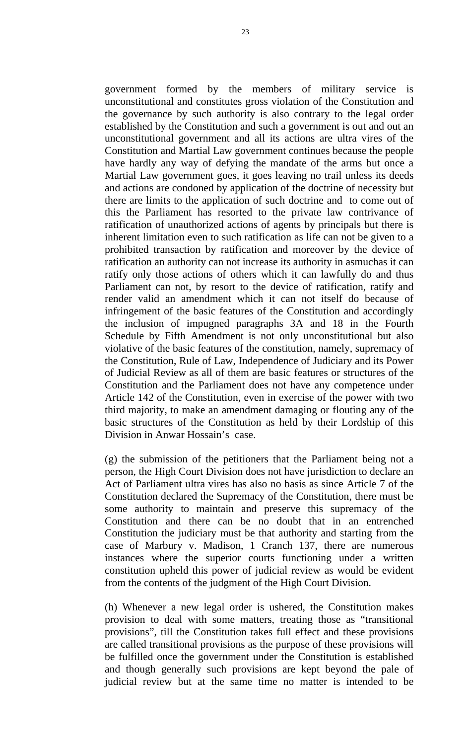government formed by the members of military service is unconstitutional and constitutes gross violation of the Constitution and the governance by such authority is also contrary to the legal order established by the Constitution and such a government is out and out an unconstitutional government and all its actions are ultra vires of the Constitution and Martial Law government continues because the people have hardly any way of defying the mandate of the arms but once a Martial Law government goes, it goes leaving no trail unless its deeds and actions are condoned by application of the doctrine of necessity but there are limits to the application of such doctrine and to come out of this the Parliament has resorted to the private law contrivance of ratification of unauthorized actions of agents by principals but there is inherent limitation even to such ratification as life can not be given to a prohibited transaction by ratification and moreover by the device of ratification an authority can not increase its authority in asmuchas it can ratify only those actions of others which it can lawfully do and thus Parliament can not, by resort to the device of ratification, ratify and render valid an amendment which it can not itself do because of infringement of the basic features of the Constitution and accordingly the inclusion of impugned paragraphs 3A and 18 in the Fourth Schedule by Fifth Amendment is not only unconstitutional but also violative of the basic features of the constitution, namely, supremacy of the Constitution, Rule of Law, Independence of Judiciary and its Power of Judicial Review as all of them are basic features or structures of the Constitution and the Parliament does not have any competence under Article 142 of the Constitution, even in exercise of the power with two third majority, to make an amendment damaging or flouting any of the basic structures of the Constitution as held by their Lordship of this Division in Anwar Hossain's case.

(g) the submission of the petitioners that the Parliament being not a person, the High Court Division does not have jurisdiction to declare an Act of Parliament ultra vires has also no basis as since Article 7 of the Constitution declared the Supremacy of the Constitution, there must be some authority to maintain and preserve this supremacy of the Constitution and there can be no doubt that in an entrenched Constitution the judiciary must be that authority and starting from the case of Marbury v. Madison, 1 Cranch 137, there are numerous instances where the superior courts functioning under a written constitution upheld this power of judicial review as would be evident from the contents of the judgment of the High Court Division.

(h) Whenever a new legal order is ushered, the Constitution makes provision to deal with some matters, treating those as "transitional provisions", till the Constitution takes full effect and these provisions are called transitional provisions as the purpose of these provisions will be fulfilled once the government under the Constitution is established and though generally such provisions are kept beyond the pale of judicial review but at the same time no matter is intended to be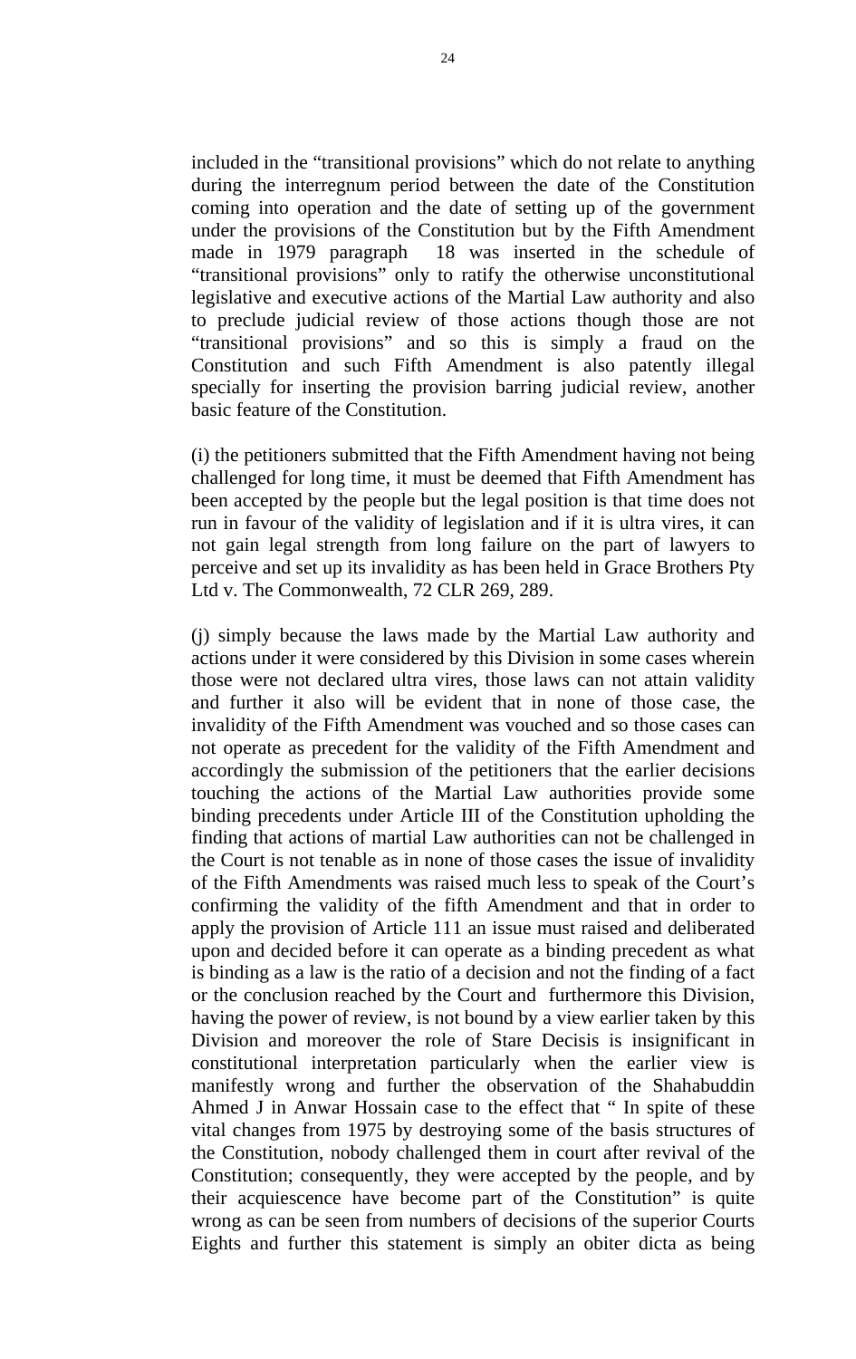included in the "transitional provisions" which do not relate to anything during the interregnum period between the date of the Constitution coming into operation and the date of setting up of the government under the provisions of the Constitution but by the Fifth Amendment made in 1979 paragraph 18 was inserted in the schedule of "transitional provisions" only to ratify the otherwise unconstitutional legislative and executive actions of the Martial Law authority and also to preclude judicial review of those actions though those are not "transitional provisions" and so this is simply a fraud on the Constitution and such Fifth Amendment is also patently illegal specially for inserting the provision barring judicial review, another basic feature of the Constitution.

(i) the petitioners submitted that the Fifth Amendment having not being challenged for long time, it must be deemed that Fifth Amendment has been accepted by the people but the legal position is that time does not run in favour of the validity of legislation and if it is ultra vires, it can not gain legal strength from long failure on the part of lawyers to perceive and set up its invalidity as has been held in Grace Brothers Pty Ltd v. The Commonwealth, 72 CLR 269, 289.

(j) simply because the laws made by the Martial Law authority and actions under it were considered by this Division in some cases wherein those were not declared ultra vires, those laws can not attain validity and further it also will be evident that in none of those case, the invalidity of the Fifth Amendment was vouched and so those cases can not operate as precedent for the validity of the Fifth Amendment and accordingly the submission of the petitioners that the earlier decisions touching the actions of the Martial Law authorities provide some binding precedents under Article III of the Constitution upholding the finding that actions of martial Law authorities can not be challenged in the Court is not tenable as in none of those cases the issue of invalidity of the Fifth Amendments was raised much less to speak of the Court's confirming the validity of the fifth Amendment and that in order to apply the provision of Article 111 an issue must raised and deliberated upon and decided before it can operate as a binding precedent as what is binding as a law is the ratio of a decision and not the finding of a fact or the conclusion reached by the Court and furthermore this Division, having the power of review, is not bound by a view earlier taken by this Division and moreover the role of Stare Decisis is insignificant in constitutional interpretation particularly when the earlier view is manifestly wrong and further the observation of the Shahabuddin Ahmed J in Anwar Hossain case to the effect that " In spite of these vital changes from 1975 by destroying some of the basis structures of the Constitution, nobody challenged them in court after revival of the Constitution; consequently, they were accepted by the people, and by their acquiescence have become part of the Constitution" is quite wrong as can be seen from numbers of decisions of the superior Courts Eights and further this statement is simply an obiter dicta as being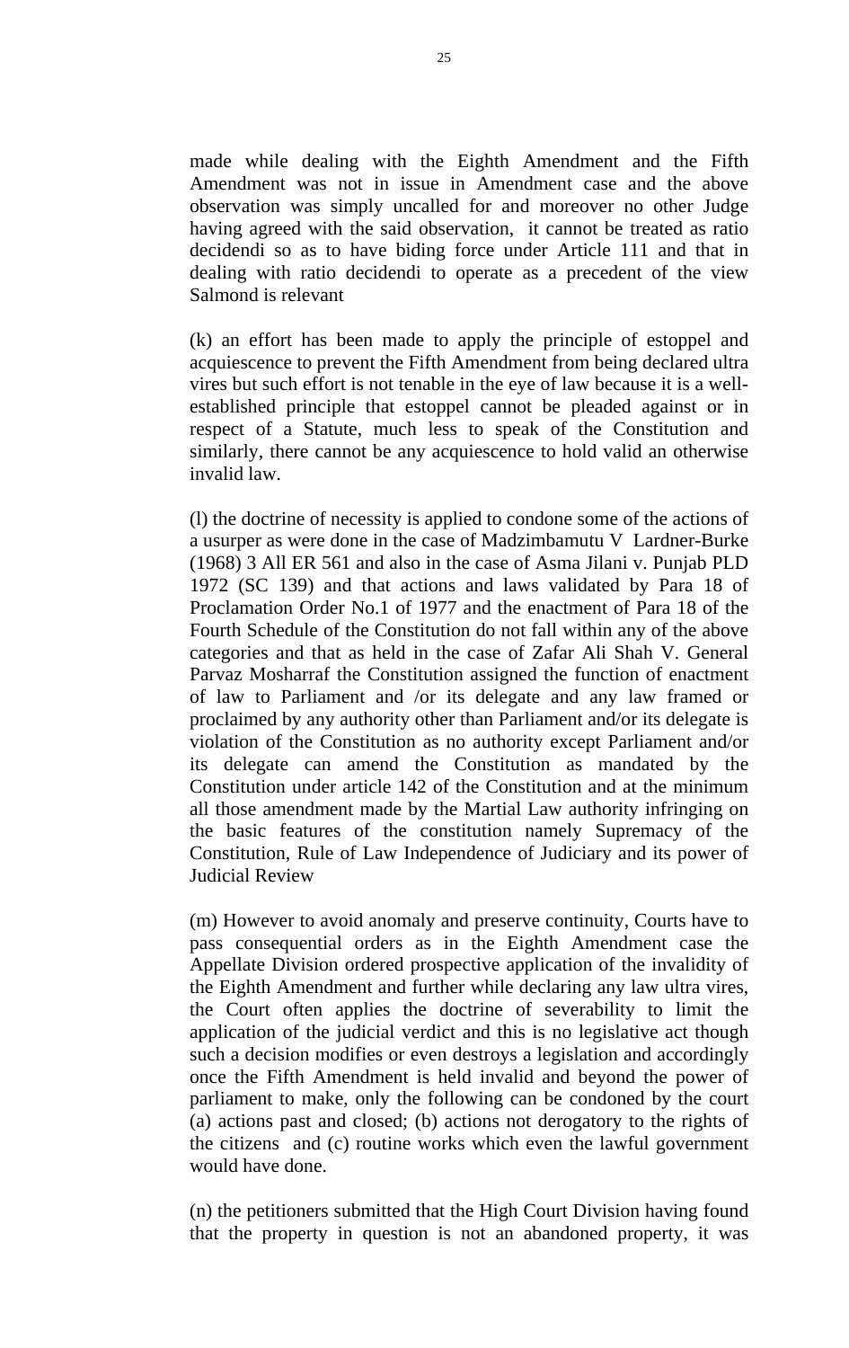made while dealing with the Eighth Amendment and the Fifth Amendment was not in issue in Amendment case and the above observation was simply uncalled for and moreover no other Judge having agreed with the said observation, it cannot be treated as ratio decidendi so as to have biding force under Article 111 and that in dealing with ratio decidendi to operate as a precedent of the view Salmond is relevant

(k) an effort has been made to apply the principle of estoppel and acquiescence to prevent the Fifth Amendment from being declared ultra vires but such effort is not tenable in the eye of law because it is a well-established principle that estoppel cannot be pleaded against or in respect of a Statute, much less to speak of the Constitution and similarly, there cannot be any acquiescence to hold valid an otherwise invalid law.

(l) the doctrine of necessity is applied to condone some of the actions of a usurper as were done in the case of Madzimbamutu V Lardner-Burke (1968) 3 All ER 561 and also in the case of Asma Jilani v. Punjab PLD 1972 (SC 139) and that actions and laws validated by Para 18 of Proclamation Order No.1 of 1977 and the enactment of Para 18 of the Fourth Schedule of the Constitution do not fall within any of the above categories and that as held in the case of Zafar Ali Shah V. General Parvaz Mosharraf the Constitution assigned the function of enactment of law to Parliament and /or its delegate and any law framed or proclaimed by any authority other than Parliament and/or its delegate is violation of the Constitution as no authority except Parliament and/or its delegate can amend the Constitution as mandated by the Constitution under article 142 of the Constitution and at the minimum all those amendment made by the Martial Law authority infringing on the basic features of the constitution namely Supremacy of the Constitution, Rule of Law Independence of Judiciary and its power of Judicial Review

(m) However to avoid anomaly and preserve continuity, Courts have to pass consequential orders as in the Eighth Amendment case the Appellate Division ordered prospective application of the invalidity of the Eighth Amendment and further while declaring any law ultra vires, the Court often applies the doctrine of severability to limit the application of the judicial verdict and this is no legislative act though such a decision modifies or even destroys a legislation and accordingly once the Fifth Amendment is held invalid and beyond the power of parliament to make, only the following can be condoned by the court (a) actions past and closed; (b) actions not derogatory to the rights of the citizens and (c) routine works which even the lawful government would have done.

(n) the petitioners submitted that the High Court Division having found that the property in question is not an abandoned property, it was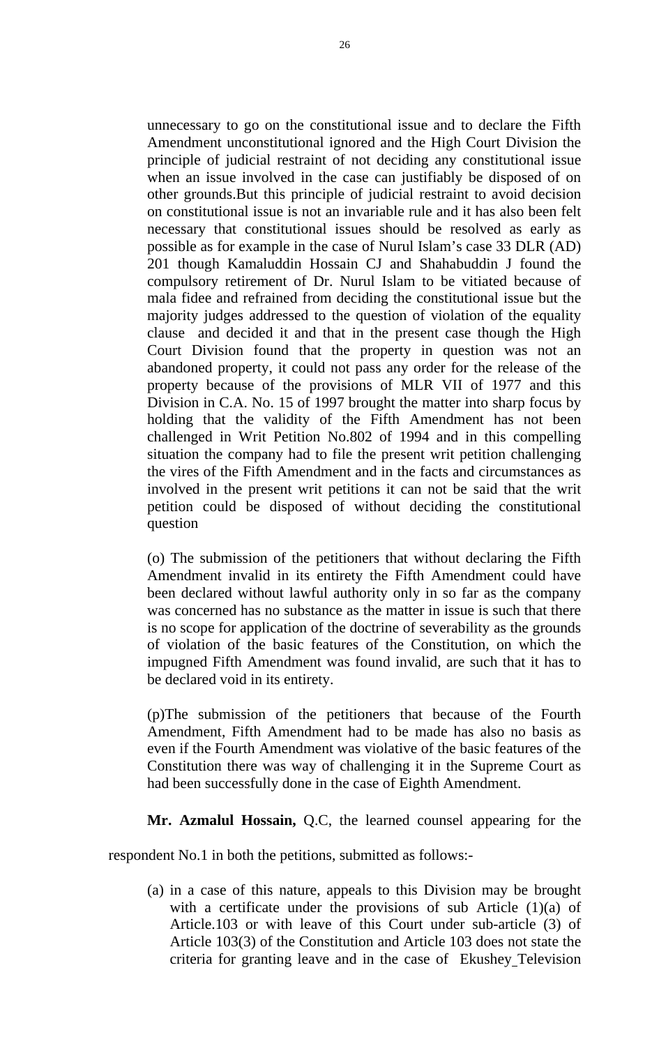unnecessary to go on the constitutional issue and to declare the Fifth Amendment unconstitutional ignored and the High Court Division the principle of judicial restraint of not deciding any constitutional issue when an issue involved in the case can justifiably be disposed of on other grounds.But this principle of judicial restraint to avoid decision on constitutional issue is not an invariable rule and it has also been felt necessary that constitutional issues should be resolved as early as possible as for example in the case of Nurul Islam's case 33 DLR (AD) 201 though Kamaluddin Hossain CJ and Shahabuddin J found the compulsory retirement of Dr. Nurul Islam to be vitiated because of mala fidee and refrained from deciding the constitutional issue but the majority judges addressed to the question of violation of the equality clause and decided it and that in the present case though the High Court Division found that the property in question was not an abandoned property, it could not pass any order for the release of the property because of the provisions of MLR VII of 1977 and this Division in C.A. No. 15 of 1997 brought the matter into sharp focus by holding that the validity of the Fifth Amendment has not been challenged in Writ Petition No.802 of 1994 and in this compelling situation the company had to file the present writ petition challenging the vires of the Fifth Amendment and in the facts and circumstances as involved in the present writ petitions it can not be said that the writ petition could be disposed of without deciding the constitutional question

(o) The submission of the petitioners that without declaring the Fifth Amendment invalid in its entirety the Fifth Amendment could have been declared without lawful authority only in so far as the company was concerned has no substance as the matter in issue is such that there is no scope for application of the doctrine of severability as the grounds of violation of the basic features of the Constitution, on which the impugned Fifth Amendment was found invalid, are such that it has to be declared void in its entirety.

(p)The submission of the petitioners that because of the Fourth Amendment, Fifth Amendment had to be made has also no basis as even if the Fourth Amendment was violative of the basic features of the Constitution there was way of challenging it in the Supreme Court as had been successfully done in the case of Eighth Amendment.

**Mr. Azmalul Hossain,** Q.C, the learned counsel appearing for the respondent No.1 in both the petitions, submitted as follows:-

(a) in a case of this nature, appeals to this Division may be brought with a certificate under the provisions of sub Article (1)(a) of Article.103 or with leave of this Court under sub-article (3) of Article 103(3) of the Constitution and Article 103 does not state the criteria for granting leave and in the case of Ekushey Television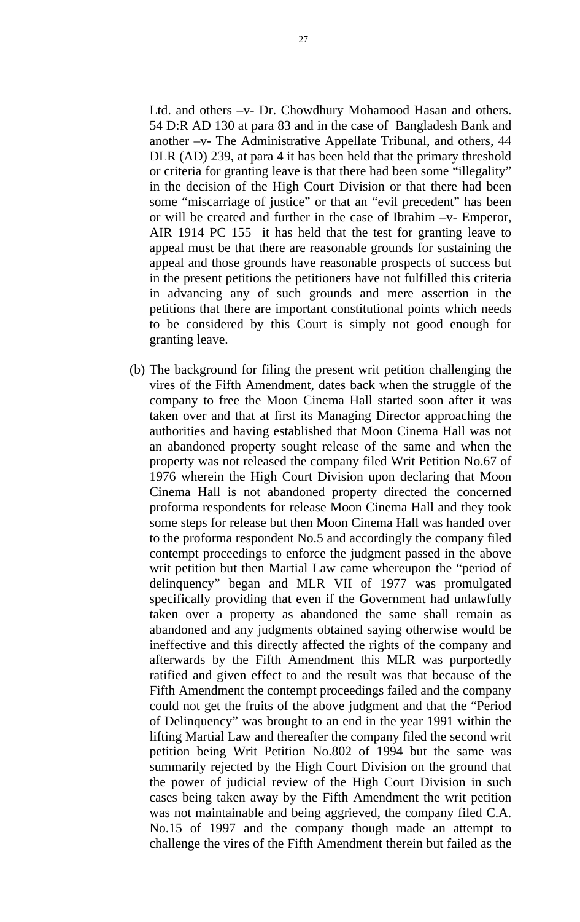Ltd. and others –v- Dr. Chowdhury Mohamood Hasan and others. 54 D:R AD 130 at para 83 and in the case of Bangladesh Bank and another –v- The Administrative Appellate Tribunal, and others, 44 DLR (AD) 239, at para 4 it has been held that the primary threshold or criteria for granting leave is that there had been some "illegality" in the decision of the High Court Division or that there had been some "miscarriage of justice" or that an "evil precedent" has been or will be created and further in the case of Ibrahim –v- Emperor, AIR 1914 PC 155 it has held that the test for granting leave to appeal must be that there are reasonable grounds for sustaining the appeal and those grounds have reasonable prospects of success but in the present petitions the petitioners have not fulfilled this criteria in advancing any of such grounds and mere assertion in the petitions that there are important constitutional points which needs to be considered by this Court is simply not good enough for granting leave.

(b) The background for filing the present writ petition challenging the vires of the Fifth Amendment, dates back when the struggle of the company to free the Moon Cinema Hall started soon after it was taken over and that at first its Managing Director approaching the authorities and having established that Moon Cinema Hall was not an abandoned property sought release of the same and when the property was not released the company filed Writ Petition No.67 of 1976 wherein the High Court Division upon declaring that Moon Cinema Hall is not abandoned property directed the concerned proforma respondents for release Moon Cinema Hall and they took some steps for release but then Moon Cinema Hall was handed over to the proforma respondent No.5 and accordingly the company filed contempt proceedings to enforce the judgment passed in the above writ petition but then Martial Law came whereupon the "period of delinquency" began and MLR VII of 1977 was promulgated specifically providing that even if the Government had unlawfully taken over a property as abandoned the same shall remain as abandoned and any judgments obtained saying otherwise would be ineffective and this directly affected the rights of the company and afterwards by the Fifth Amendment this MLR was purportedly ratified and given effect to and the result was that because of the Fifth Amendment the contempt proceedings failed and the company could not get the fruits of the above judgment and that the "Period of Delinquency" was brought to an end in the year 1991 within the lifting Martial Law and thereafter the company filed the second writ petition being Writ Petition No.802 of 1994 but the same was summarily rejected by the High Court Division on the ground that the power of judicial review of the High Court Division in such cases being taken away by the Fifth Amendment the writ petition was not maintainable and being aggrieved, the company filed C.A. No.15 of 1997 and the company though made an attempt to challenge the vires of the Fifth Amendment therein but failed as the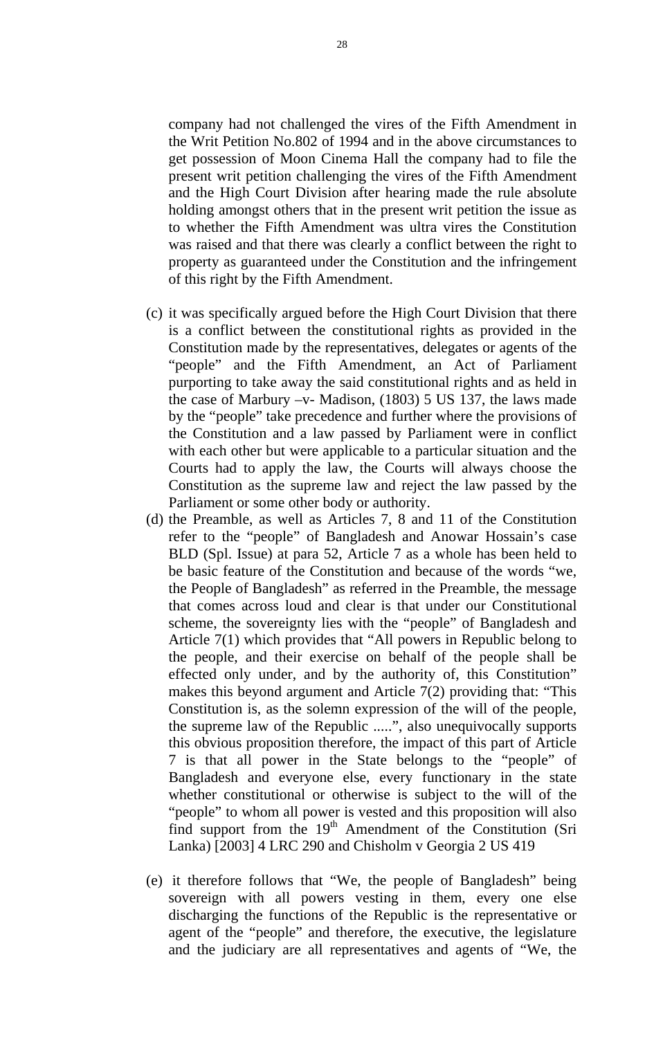company had not challenged the vires of the Fifth Amendment in the Writ Petition No.802 of 1994 and in the above circumstances to get possession of Moon Cinema Hall the company had to file the present writ petition challenging the vires of the Fifth Amendment and the High Court Division after hearing made the rule absolute holding amongst others that in the present writ petition the issue as to whether the Fifth Amendment was ultra vires the Constitution was raised and that there was clearly a conflict between the right to property as guaranteed under the Constitution and the infringement of this right by the Fifth Amendment.

(c) it was specifically argued before the High Court Division that there is a conflict between the constitutional rights as provided in the Constitution made by the representatives, delegates or agents of the "people" and the Fifth Amendment, an Act of Parliament purporting to take away the said constitutional rights and as held in the case of Marbury –v- Madison, (1803) 5 US 137, the laws made by the "people" take precedence and further where the provisions of the Constitution and a law passed by Parliament were in conflict with each other but were applicable to a particular situation and the Courts had to apply the law, the Courts will always choose the Constitution as the supreme law and reject the law passed by the Parliament or some other body or authority.

(d) the Preamble, as well as Articles 7, 8 and 11 of the Constitution refer to the "people" of Bangladesh and Anowar Hossain's case BLD (Spl. Issue) at para 52, Article 7 as a whole has been held to be basic feature of the Constitution and because of the words "we, the People of Bangladesh" as referred in the Preamble, the message that comes across loud and clear is that under our Constitutional scheme, the sovereignty lies with the "people" of Bangladesh and Article 7(1) which provides that "All powers in Republic belong to the people, and their exercise on behalf of the people shall be effected only under, and by the authority of, this Constitution" makes this beyond argument and Article 7(2) providing that: "This Constitution is, as the solemn expression of the will of the people, the supreme law of the Republic .....", also unequivocally supports this obvious proposition therefore, the impact of this part of Article 7 is that all power in the State belongs to the "people" of Bangladesh and everyone else, every functionary in the state whether constitutional or otherwise is subject to the will of the "people" to whom all power is vested and this proposition will also find support from the 19th Amendment of the Constitution (Sri Lanka) [2003] 4 LRC 290 and Chisholm v Georgia 2 US 419

(e) it therefore follows that "We, the people of Bangladesh" being sovereign with all powers vesting in them, every one else discharging the functions of the Republic is the representative or agent of the "people" and therefore, the executive, the legislature and the judiciary are all representatives and agents of "We, the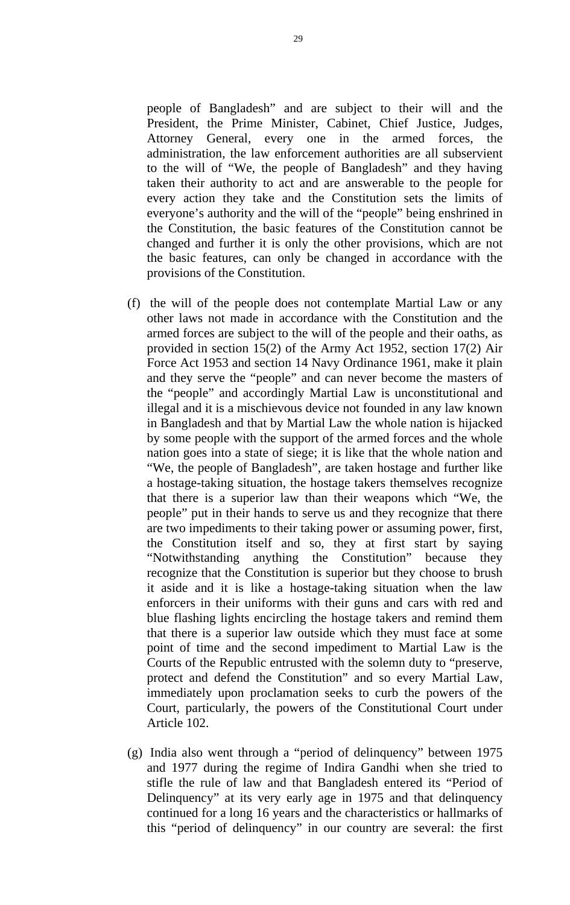people of Bangladesh" and are subject to their will and the President, the Prime Minister, Cabinet, Chief Justice, Judges, Attorney General, every one in the armed forces, the administration, the law enforcement authorities are all subservient to the will of "We, the people of Bangladesh" and they having taken their authority to act and are answerable to the people for every action they take and the Constitution sets the limits of everyone's authority and the will of the "people" being enshrined in the Constitution, the basic features of the Constitution cannot be changed and further it is only the other provisions, which are not the basic features, can only be changed in accordance with the provisions of the Constitution.

(f) the will of the people does not contemplate Martial Law or any other laws not made in accordance with the Constitution and the armed forces are subject to the will of the people and their oaths, as provided in section 15(2) of the Army Act 1952, section 17(2) Air Force Act 1953 and section 14 Navy Ordinance 1961, make it plain and they serve the "people" and can never become the masters of the "people" and accordingly Martial Law is unconstitutional and illegal and it is a mischievous device not founded in any law known in Bangladesh and that by Martial Law the whole nation is hijacked by some people with the support of the armed forces and the whole nation goes into a state of siege; it is like that the whole nation and "We, the people of Bangladesh", are taken hostage and further like a hostage-taking situation, the hostage takers themselves recognize that there is a superior law than their weapons which "We, the people" put in their hands to serve us and they recognize that there are two impediments to their taking power or assuming power, first, the Constitution itself and so, they at first start by saying "Notwithstanding anything the Constitution" because they recognize that the Constitution is superior but they choose to brush it aside and it is like a hostage-taking situation when the law enforcers in their uniforms with their guns and cars with red and blue flashing lights encircling the hostage takers and remind them that there is a superior law outside which they must face at some point of time and the second impediment to Martial Law is the Courts of the Republic entrusted with the solemn duty to "preserve, protect and defend the Constitution" and so every Martial Law, immediately upon proclamation seeks to curb the powers of the Court, particularly, the powers of the Constitutional Court under Article 102.

(g) India also went through a "period of delinquency" between 1975 and 1977 during the regime of Indira Gandhi when she tried to stifle the rule of law and that Bangladesh entered its "Period of Delinquency" at its very early age in 1975 and that delinquency continued for a long 16 years and the characteristics or hallmarks of this "period of delinquency" in our country are several: the first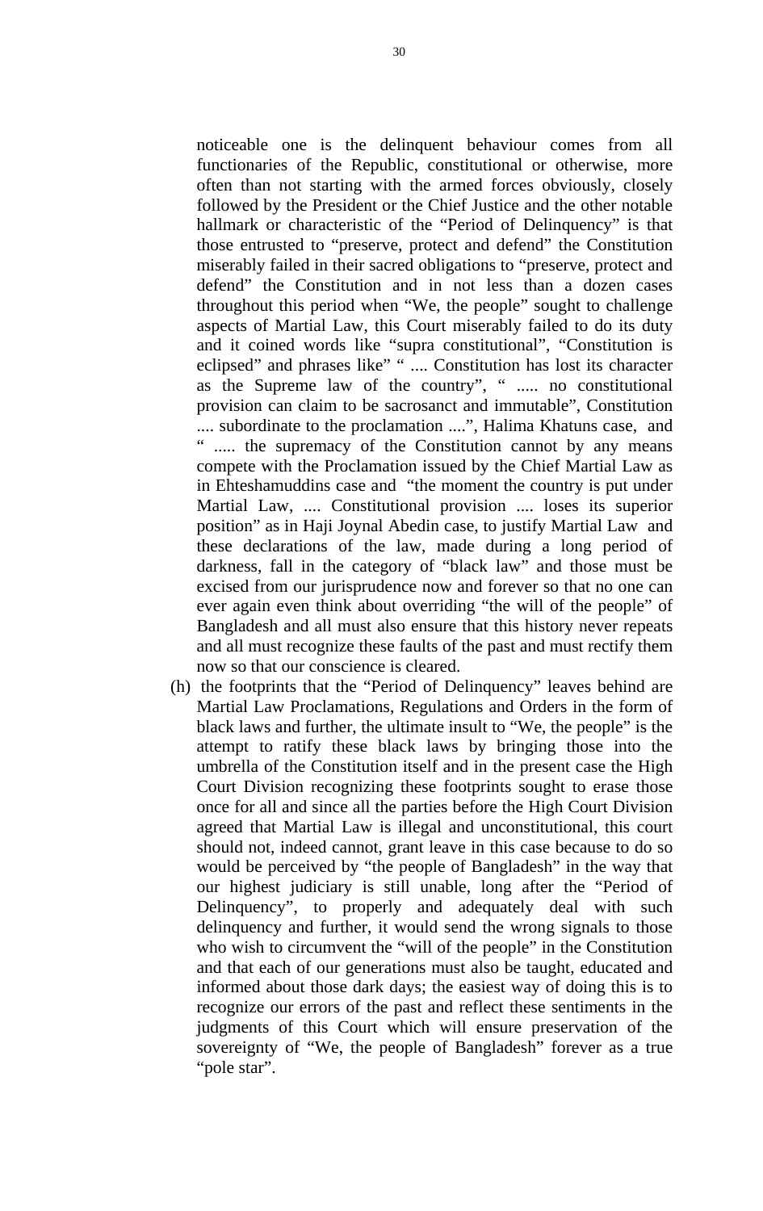noticeable one is the delinquent behaviour comes from all functionaries of the Republic, constitutional or otherwise, more often than not starting with the armed forces obviously, closely followed by the President or the Chief Justice and the other notable hallmark or characteristic of the "Period of Delinquency" is that those entrusted to "preserve, protect and defend" the Constitution miserably failed in their sacred obligations to "preserve, protect and defend" the Constitution and in not less than a dozen cases throughout this period when "We, the people" sought to challenge aspects of Martial Law, this Court miserably failed to do its duty and it coined words like "supra constitutional", "Constitution is eclipsed" and phrases like" " .... Constitution has lost its character as the Supreme law of the country", " ..... no constitutional provision can claim to be sacrosanct and immutable", Constitution .... subordinate to the proclamation ....", Halima Khatuns case, and " ..... the supremacy of the Constitution cannot by any means compete with the Proclamation issued by the Chief Martial Law as in Ehteshamuddins case and "the moment the country is put under Martial Law, .... Constitutional provision .... loses its superior position" as in Haji Joynal Abedin case, to justify Martial Law and these declarations of the law, made during a long period of darkness, fall in the category of "black law" and those must be excised from our jurisprudence now and forever so that no one can ever again even think about overriding "the will of the people" of Bangladesh and all must also ensure that this history never repeats and all must recognize these faults of the past and must rectify them now so that our conscience is cleared.

(h) the footprints that the "Period of Delinquency" leaves behind are Martial Law Proclamations, Regulations and Orders in the form of black laws and further, the ultimate insult to "We, the people" is the attempt to ratify these black laws by bringing those into the umbrella of the Constitution itself and in the present case the High Court Division recognizing these footprints sought to erase those once for all and since all the parties before the High Court Division agreed that Martial Law is illegal and unconstitutional, this court should not, indeed cannot, grant leave in this case because to do so would be perceived by "the people of Bangladesh" in the way that our highest judiciary is still unable, long after the "Period of Delinquency", to properly and adequately deal with such delinquency and further, it would send the wrong signals to those who wish to circumvent the "will of the people" in the Constitution and that each of our generations must also be taught, educated and informed about those dark days; the easiest way of doing this is to recognize our errors of the past and reflect these sentiments in the judgments of this Court which will ensure preservation of the sovereignty of "We, the people of Bangladesh" forever as a true "pole star".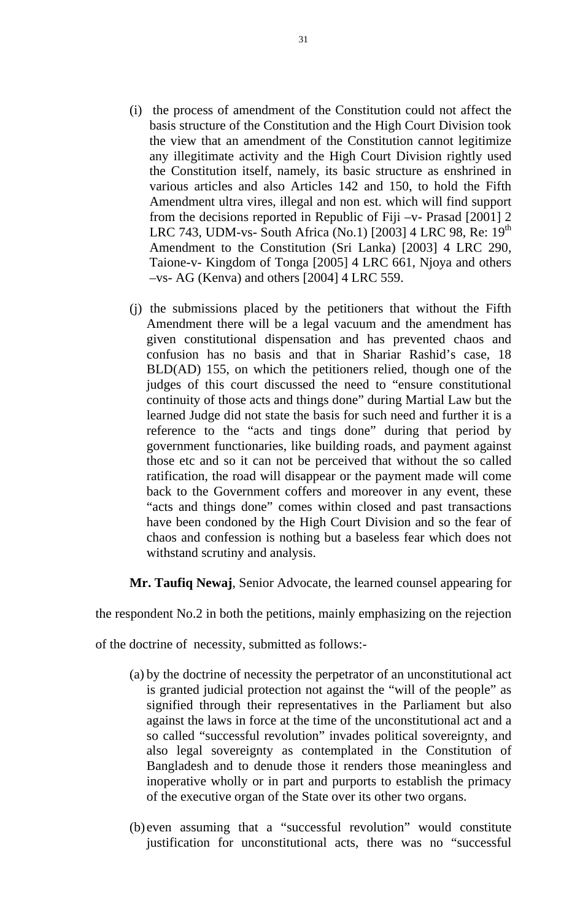(i) the process of amendment of the Constitution could not affect the basis structure of the Constitution and the High Court Division took the view that an amendment of the Constitution cannot legitimize any illegitimate activity and the High Court Division rightly used the Constitution itself, namely, its basic structure as enshrined in various articles and also Articles 142 and 150, to hold the Fifth Amendment ultra vires, illegal and non est. which will find support from the decisions reported in Republic of Fiji –v- Prasad [2001] 2 LRC 743, UDM-vs- South Africa (No.1) [2003] 4 LRC 98, Re: 19th Amendment to the Constitution (Sri Lanka) [2003] 4 LRC 290, Taione-v- Kingdom of Tonga [2005] 4 LRC 661, Njoya and others –vs- AG (Kenva) and others [2004] 4 LRC 559.

(j) the submissions placed by the petitioners that without the Fifth Amendment there will be a legal vacuum and the amendment has given constitutional dispensation and has prevented chaos and confusion has no basis and that in Shariar Rashid's case, 18 BLD(AD) 155, on which the petitioners relied, though one of the judges of this court discussed the need to "ensure constitutional continuity of those acts and things done" during Martial Law but the learned Judge did not state the basis for such need and further it is a reference to the "acts and tings done" during that period by government functionaries, like building roads, and payment against those etc and so it can not be perceived that without the so called ratification, the road will disappear or the payment made will come back to the Government coffers and moreover in any event, these "acts and things done" comes within closed and past transactions have been condoned by the High Court Division and so the fear of chaos and confession is nothing but a baseless fear which does not withstand scrutiny and analysis.

**Mr. Taufiq Newaj**, Senior Advocate, the learned counsel appearing for the respondent No.2 in both the petitions, mainly emphasizing on the rejection of the doctrine of necessity, submitted as follows:-

(a) by the doctrine of necessity the perpetrator of an unconstitutional act is granted judicial protection not against the "will of the people" as signified through their representatives in the Parliament but also against the laws in force at the time of the unconstitutional act and a so called "successful revolution" invades political sovereignty, and also legal sovereignty as contemplated in the Constitution of Bangladesh and to denude those it renders those meaningless and inoperative wholly or in part and purports to establish the primacy of the executive organ of the State over its other two organs.

(b) even assuming that a "successful revolution" would constitute justification for unconstitutional acts, there was no "successful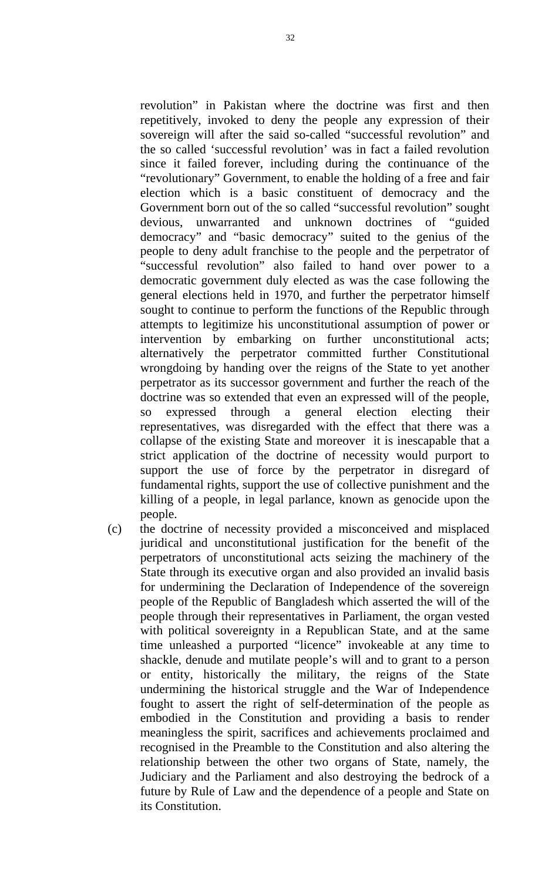revolution" in Pakistan where the doctrine was first and then repetitively, invoked to deny the people any expression of their sovereign will after the said so-called "successful revolution" and the so called 'successful revolution' was in fact a failed revolution since it failed forever, including during the continuance of the "revolutionary" Government, to enable the holding of a free and fair election which is a basic constituent of democracy and the Government born out of the so called "successful revolution" sought devious, unwarranted and unknown doctrines of "guided democracy" and "basic democracy" suited to the genius of the people to deny adult franchise to the people and the perpetrator of "successful revolution" also failed to hand over power to a democratic government duly elected as was the case following the general elections held in 1970, and further the perpetrator himself sought to continue to perform the functions of the Republic through attempts to legitimize his unconstitutional assumption of power or intervention by embarking on further unconstitutional acts; alternatively the perpetrator committed further Constitutional wrongdoing by handing over the reigns of the State to yet another perpetrator as its successor government and further the reach of the doctrine was so extended that even an expressed will of the people, so expressed through a general election electing their representatives, was disregarded with the effect that there was a collapse of the existing State and moreover it is inescapable that a strict application of the doctrine of necessity would purport to support the use of force by the perpetrator in disregard of fundamental rights, support the use of collective punishment and the killing of a people, in legal parlance, known as genocide upon the people.

(c) the doctrine of necessity provided a misconceived and misplaced juridical and unconstitutional justification for the benefit of the perpetrators of unconstitutional acts seizing the machinery of the State through its executive organ and also provided an invalid basis for undermining the Declaration of Independence of the sovereign people of the Republic of Bangladesh which asserted the will of the people through their representatives in Parliament, the organ vested with political sovereignty in a Republican State, and at the same time unleashed a purported "licence" invokeable at any time to shackle, denude and mutilate people's will and to grant to a person or entity, historically the military, the reigns of the State undermining the historical struggle and the War of Independence fought to assert the right of self-determination of the people as embodied in the Constitution and providing a basis to render meaningless the spirit, sacrifices and achievements proclaimed and recognised in the Preamble to the Constitution and also altering the relationship between the other two organs of State, namely, the Judiciary and the Parliament and also destroying the bedrock of a future by Rule of Law and the dependence of a people and State on its Constitution.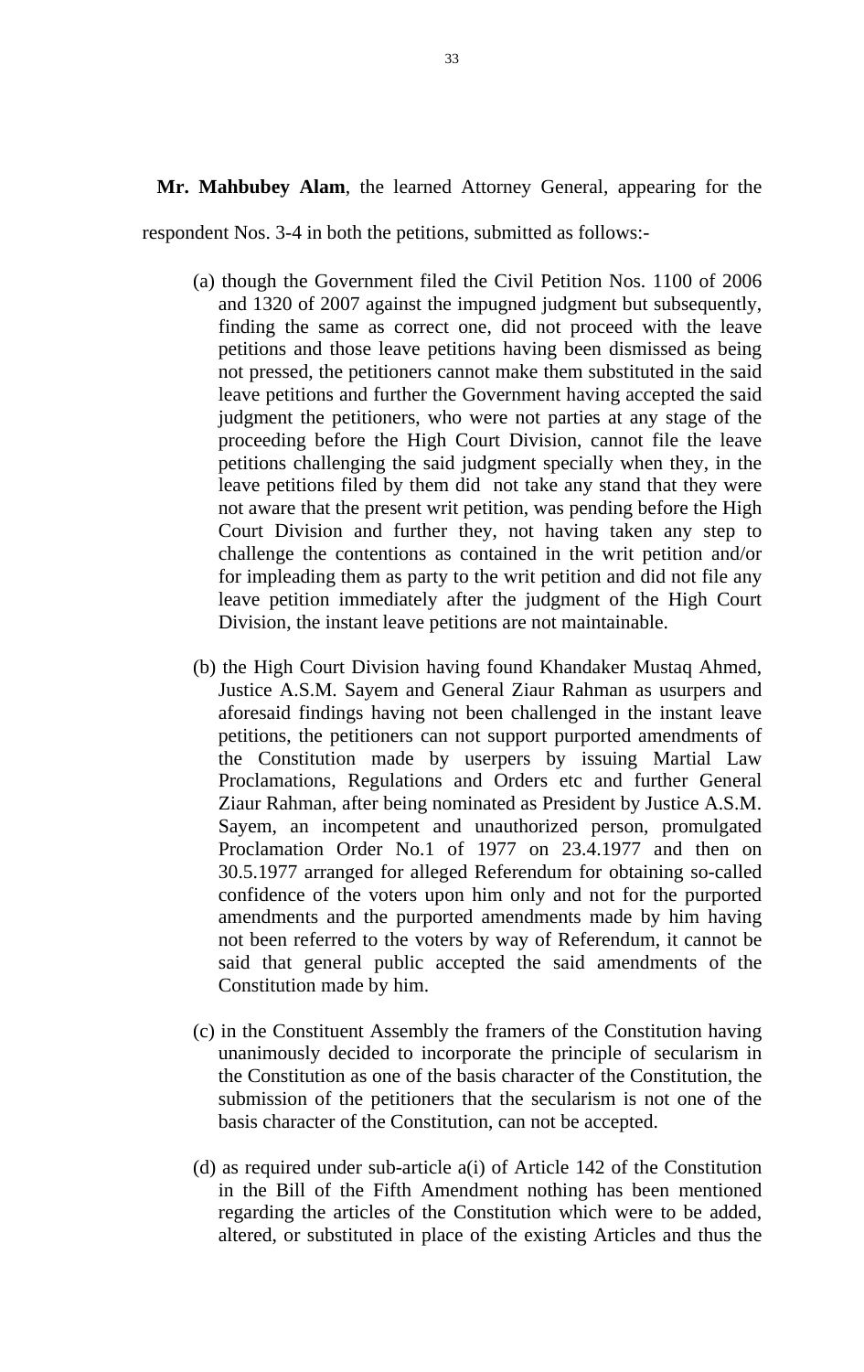**Mr. Mahbubey Alam**, the learned Attorney General, appearing for the respondent Nos. 3-4 in both the petitions, submitted as follows:-

(a) though the Government filed the Civil Petition Nos. 1100 of 2006 and 1320 of 2007 against the impugned judgment but subsequently, finding the same as correct one, did not proceed with the leave petitions and those leave petitions having been dismissed as being not pressed, the petitioners cannot make them substituted in the said leave petitions and further the Government having accepted the said judgment the petitioners, who were not parties at any stage of the proceeding before the High Court Division, cannot file the leave petitions challenging the said judgment specially when they, in the leave petitions filed by them did not take any stand that they were not aware that the present writ petition, was pending before the High Court Division and further they, not having taken any step to challenge the contentions as contained in the writ petition and/or for impleading them as party to the writ petition and did not file any leave petition immediately after the judgment of the High Court Division, the instant leave petitions are not maintainable.

(b) the High Court Division having found Khandaker Mustaq Ahmed, Justice A.S.M. Sayem and General Ziaur Rahman as usurpers and aforesaid findings having not been challenged in the instant leave petitions, the petitioners can not support purported amendments of the Constitution made by userpers by issuing Martial Law Proclamations, Regulations and Orders etc and further General Ziaur Rahman, after being nominated as President by Justice A.S.M. Sayem, an incompetent and unauthorized person, promulgated Proclamation Order No.1 of 1977 on 23.4.1977 and then on 30.5.1977 arranged for alleged Referendum for obtaining so-called confidence of the voters upon him only and not for the purported amendments and the purported amendments made by him having not been referred to the voters by way of Referendum, it cannot be said that general public accepted the said amendments of the Constitution made by him.

(c) in the Constituent Assembly the framers of the Constitution having unanimously decided to incorporate the principle of secularism in the Constitution as one of the basis character of the Constitution, the submission of the petitioners that the secularism is not one of the basis character of the Constitution, can not be accepted.

(d) as required under sub-article a(i) of Article 142 of the Constitution in the Bill of the Fifth Amendment nothing has been mentioned regarding the articles of the Constitution which were to be added, altered, or substituted in place of the existing Articles and thus the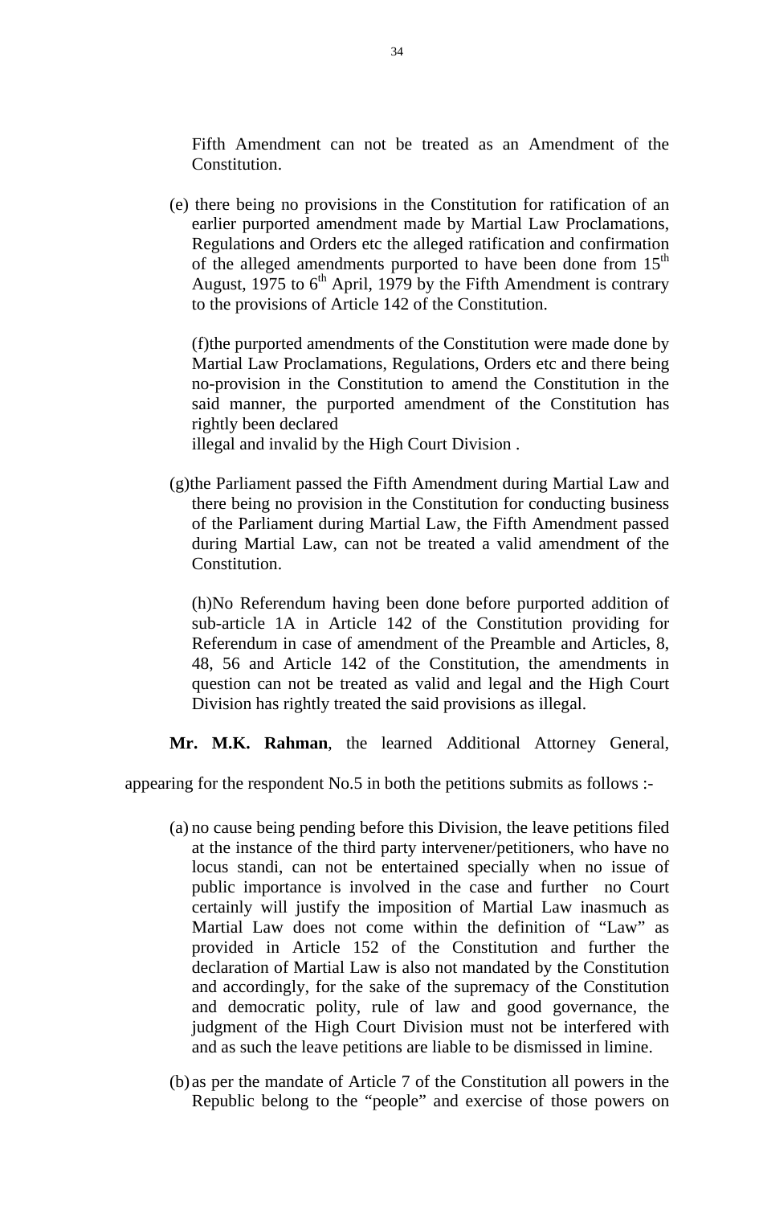Fifth Amendment can not be treated as an Amendment of the Constitution.

(e) there being no provisions in the Constitution for ratification of an earlier purported amendment made by Martial Law Proclamations, Regulations and Orders etc the alleged ratification and confirmation of the alleged amendments purported to have been done from 15th August, 1975 to 6th April, 1979 by the Fifth Amendment is contrary to the provisions of Article 142 of the Constitution.

(f)the purported amendments of the Constitution were made done by Martial Law Proclamations, Regulations, Orders etc and there being no-provision in the Constitution to amend the Constitution in the said manner, the purported amendment of the Constitution has rightly been declared illegal and invalid by the High Court Division .

(g)the Parliament passed the Fifth Amendment during Martial Law and there being no provision in the Constitution for conducting business of the Parliament during Martial Law, the Fifth Amendment passed during Martial Law, can not be treated a valid amendment of the Constitution.

(h)No Referendum having been done before purported addition of sub-article 1A in Article 142 of the Constitution providing for Referendum in case of amendment of the Preamble and Articles, 8, 48, 56 and Article 142 of the Constitution, the amendments in question can not be treated as valid and legal and the High Court Division has rightly treated the said provisions as illegal.

**Mr. M.K. Rahman**, the learned Additional Attorney General, appearing for the respondent No.5 in both the petitions submits as follows :-

(a) no cause being pending before this Division, the leave petitions filed at the instance of the third party intervener/petitioners, who have no locus standi, can not be entertained specially when no issue of public importance is involved in the case and further no Court certainly will justify the imposition of Martial Law inasmuch as Martial Law does not come within the definition of "Law" as provided in Article 152 of the Constitution and further the declaration of Martial Law is also not mandated by the Constitution and accordingly, for the sake of the supremacy of the Constitution and democratic polity, rule of law and good governance, the judgment of the High Court Division must not be interfered with and as such the leave petitions are liable to be dismissed in limine.

(b) as per the mandate of Article 7 of the Constitution all powers in the Republic belong to the "people" and exercise of those powers on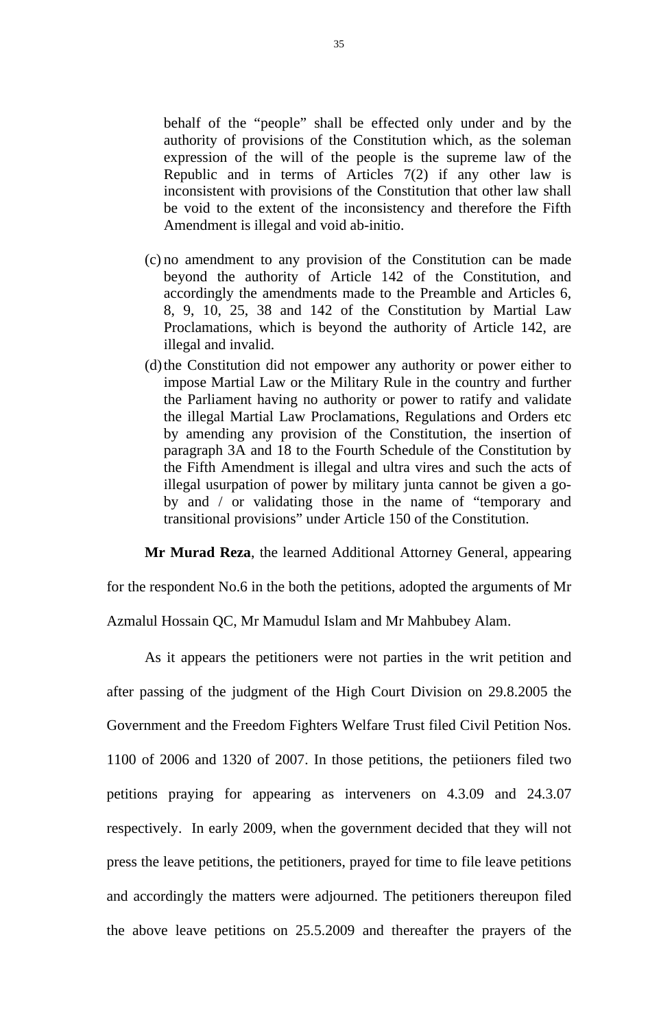behalf of the "people" shall be effected only under and by the authority of provisions of the Constitution which, as the soleman expression of the will of the people is the supreme law of the Republic and in terms of Articles 7(2) if any other law is inconsistent with provisions of the Constitution that other law shall be void to the extent of the inconsistency and therefore the Fifth Amendment is illegal and void ab-initio.

(c) no amendment to any provision of the Constitution can be made beyond the authority of Article 142 of the Constitution, and accordingly the amendments made to the Preamble and Articles 6, 8, 9, 10, 25, 38 and 142 of the Constitution by Martial Law Proclamations, which is beyond the authority of Article 142, are illegal and invalid.

(d) the Constitution did not empower any authority or power either to impose Martial Law or the Military Rule in the country and further the Parliament having no authority or power to ratify and validate the illegal Martial Law Proclamations, Regulations and Orders etc by amending any provision of the Constitution, the insertion of paragraph 3A and 18 to the Fourth Schedule of the Constitution by the Fifth Amendment is illegal and ultra vires and such the acts of illegal usurpation of power by military junta cannot be given a go-by and / or validating those in the name of "temporary and transitional provisions" under Article 150 of the Constitution.

**Mr Murad Reza**, the learned Additional Attorney General, appearing for the respondent No.6 in the both the petitions, adopted the arguments of Mr Azmalul Hossain QC, Mr Mamudul Islam and Mr Mahbubey Alam.

As it appears the petitioners were not parties in the writ petition and after passing of the judgment of the High Court Division on 29.8.2005 the Government and the Freedom Fighters Welfare Trust filed Civil Petition Nos. 1100 of 2006 and 1320 of 2007. In those petitions, the petiioners filed two petitions praying for appearing as interveners on 4.3.09 and 24.3.07 respectively. In early 2009, when the government decided that they will not press the leave petitions, the petitioners, prayed for time to file leave petitions and accordingly the matters were adjourned. The petitioners thereupon filed the above leave petitions on 25.5.2009 and thereafter the prayers of the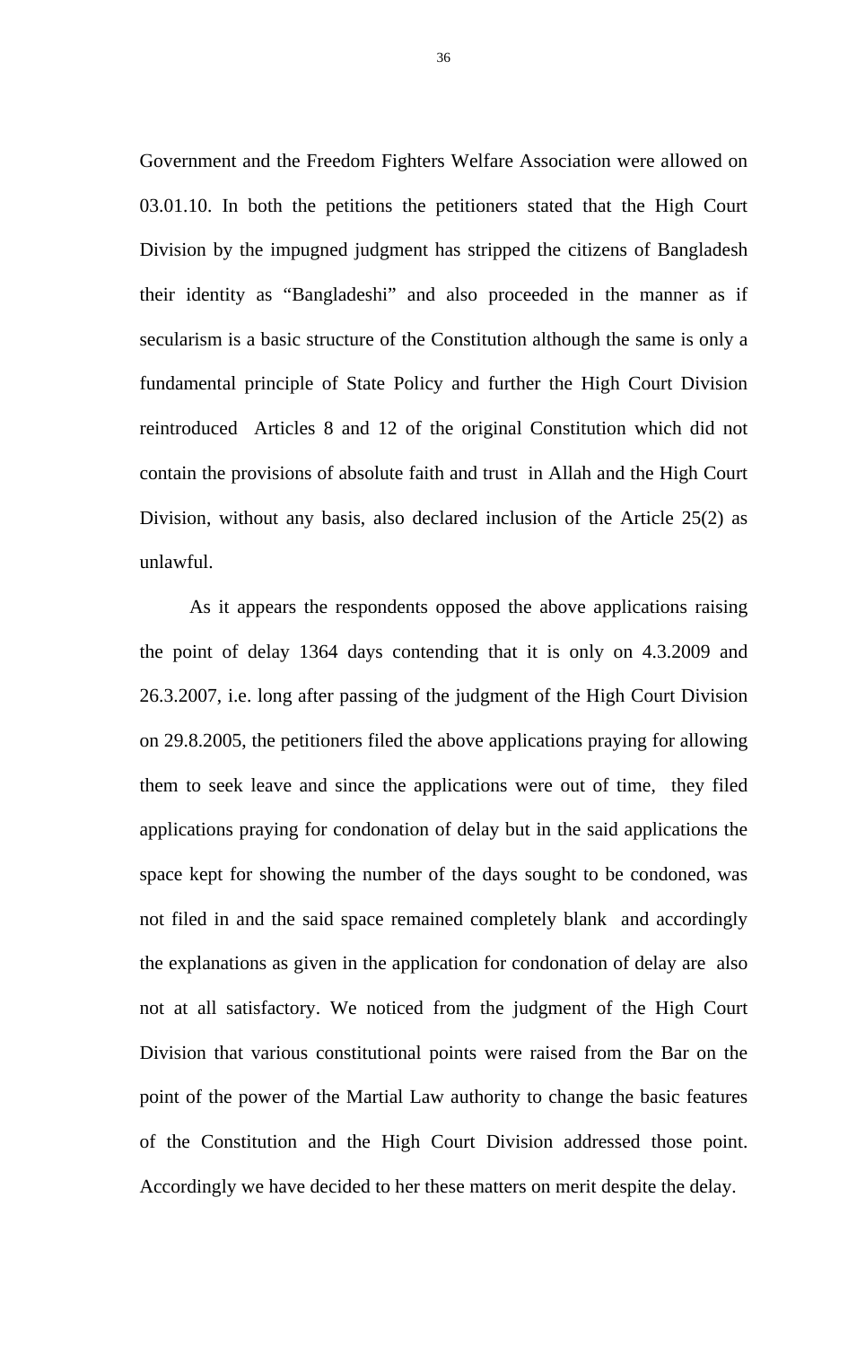Government and the Freedom Fighters Welfare Association were allowed on 03.01.10. In both the petitions the petitioners stated that the High Court Division by the impugned judgment has stripped the citizens of Bangladesh their identity as "Bangladeshi" and also proceeded in the manner as if secularism is a basic structure of the Constitution although the same is only a fundamental principle of State Policy and further the High Court Division reintroduced Articles 8 and 12 of the original Constitution which did not contain the provisions of absolute faith and trust in Allah and the High Court Division, without any basis, also declared inclusion of the Article 25(2) as unlawful.

As it appears the respondents opposed the above applications raising the point of delay 1364 days contending that it is only on 4.3.2009 and 26.3.2007, i.e. long after passing of the judgment of the High Court Division on 29.8.2005, the petitioners filed the above applications praying for allowing them to seek leave and since the applications were out of time, they filed applications praying for condonation of delay but in the said applications the space kept for showing the number of the days sought to be condoned, was not filed in and the said space remained completely blank and accordingly the explanations as given in the application for condonation of delay are also not at all satisfactory. We noticed from the judgment of the High Court Division that various constitutional points were raised from the Bar on the point of the power of the Martial Law authority to change the basic features of the Constitution and the High Court Division addressed those point. Accordingly we have decided to her these matters on merit despite the delay.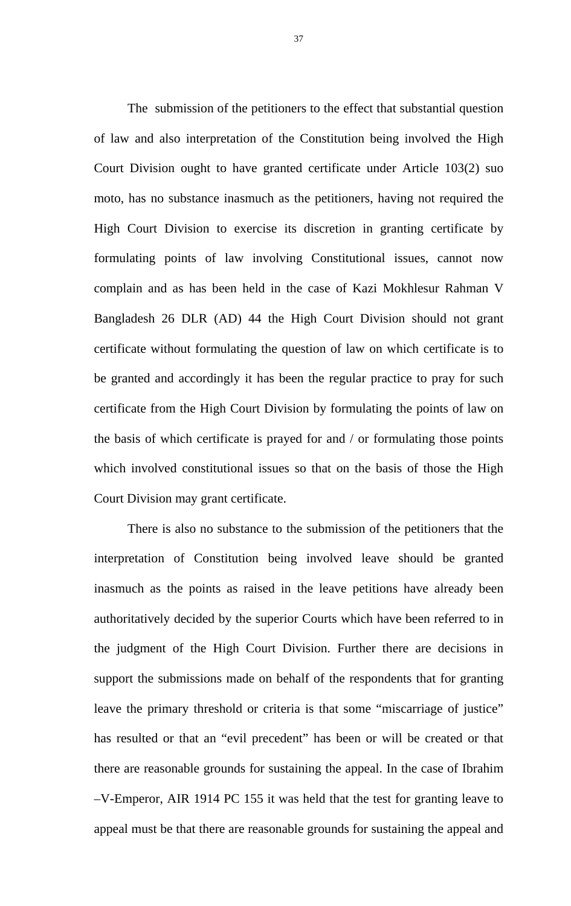The submission of the petitioners to the effect that substantial question of law and also interpretation of the Constitution being involved the High Court Division ought to have granted certificate under Article 103(2) suo moto, has no substance inasmuch as the petitioners, having not required the High Court Division to exercise its discretion in granting certificate by formulating points of law involving Constitutional issues, cannot now complain and as has been held in the case of Kazi Mokhlesur Rahman V Bangladesh 26 DLR (AD) 44 the High Court Division should not grant certificate without formulating the question of law on which certificate is to be granted and accordingly it has been the regular practice to pray for such certificate from the High Court Division by formulating the points of law on the basis of which certificate is prayed for and / or formulating those points which involved constitutional issues so that on the basis of those the High Court Division may grant certificate.

There is also no substance to the submission of the petitioners that the interpretation of Constitution being involved leave should be granted inasmuch as the points as raised in the leave petitions have already been authoritatively decided by the superior Courts which have been referred to in the judgment of the High Court Division. Further there are decisions in support the submissions made on behalf of the respondents that for granting leave the primary threshold or criteria is that some "miscarriage of justice" has resulted or that an "evil precedent" has been or will be created or that there are reasonable grounds for sustaining the appeal. In the case of Ibrahim –V-Emperor, AIR 1914 PC 155 it was held that the test for granting leave to appeal must be that there are reasonable grounds for sustaining the appeal and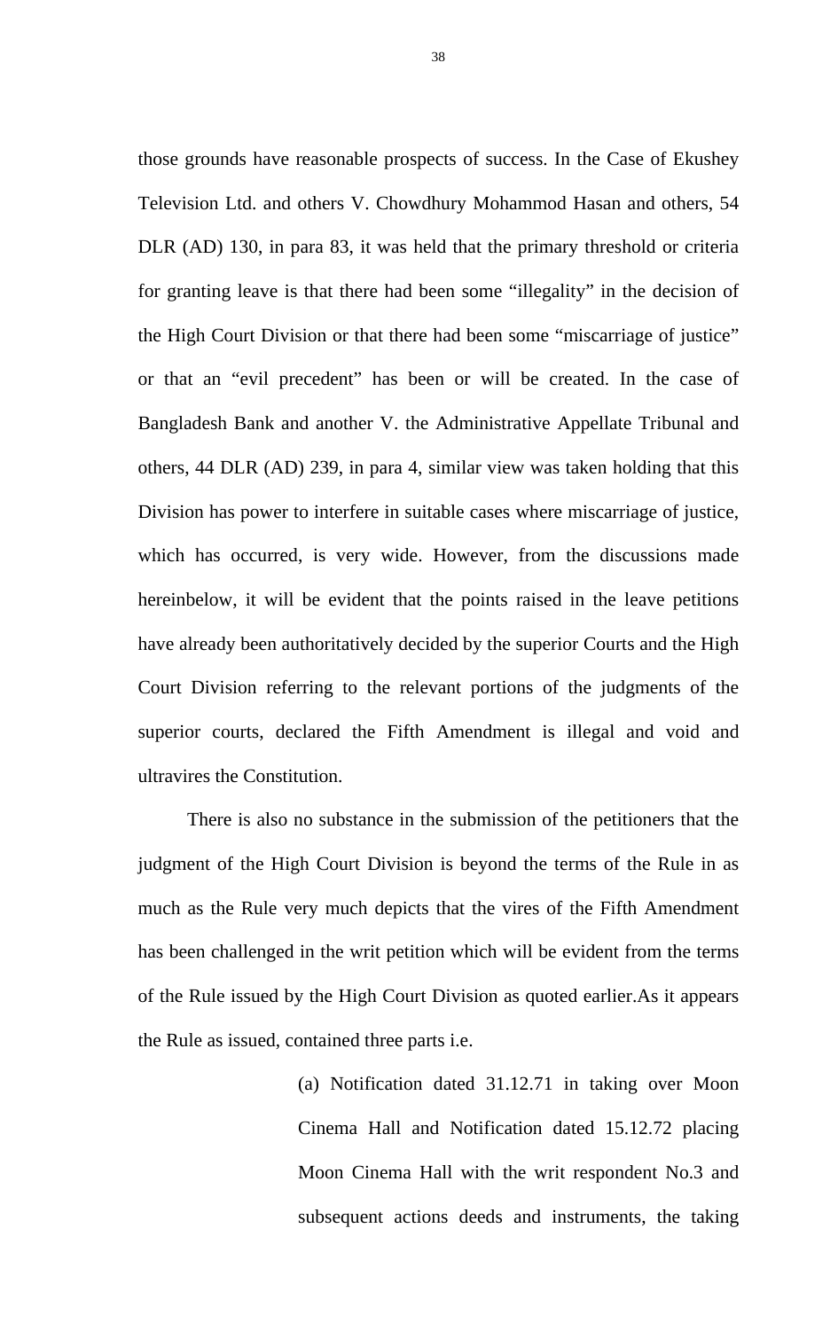those grounds have reasonable prospects of success. In the Case of Ekushey Television Ltd. and others V. Chowdhury Mohammod Hasan and others, 54 DLR (AD) 130, in para 83, it was held that the primary threshold or criteria for granting leave is that there had been some "illegality" in the decision of the High Court Division or that there had been some "miscarriage of justice" or that an "evil precedent" has been or will be created. In the case of Bangladesh Bank and another V. the Administrative Appellate Tribunal and others, 44 DLR (AD) 239, in para 4, similar view was taken holding that this Division has power to interfere in suitable cases where miscarriage of justice, which has occurred, is very wide. However, from the discussions made hereinbelow, it will be evident that the points raised in the leave petitions have already been authoritatively decided by the superior Courts and the High Court Division referring to the relevant portions of the judgments of the superior courts, declared the Fifth Amendment is illegal and void and ultravires the Constitution.

There is also no substance in the submission of the petitioners that the judgment of the High Court Division is beyond the terms of the Rule in as much as the Rule very much depicts that the vires of the Fifth Amendment has been challenged in the writ petition which will be evident from the terms of the Rule issued by the High Court Division as quoted earlier.As it appears the Rule as issued, contained three parts i.e.

> (a) Notification dated 31.12.71 in taking over Moon Cinema Hall and Notification dated 15.12.72 placing Moon Cinema Hall with the writ respondent No.3 and subsequent actions deeds and instruments, the taking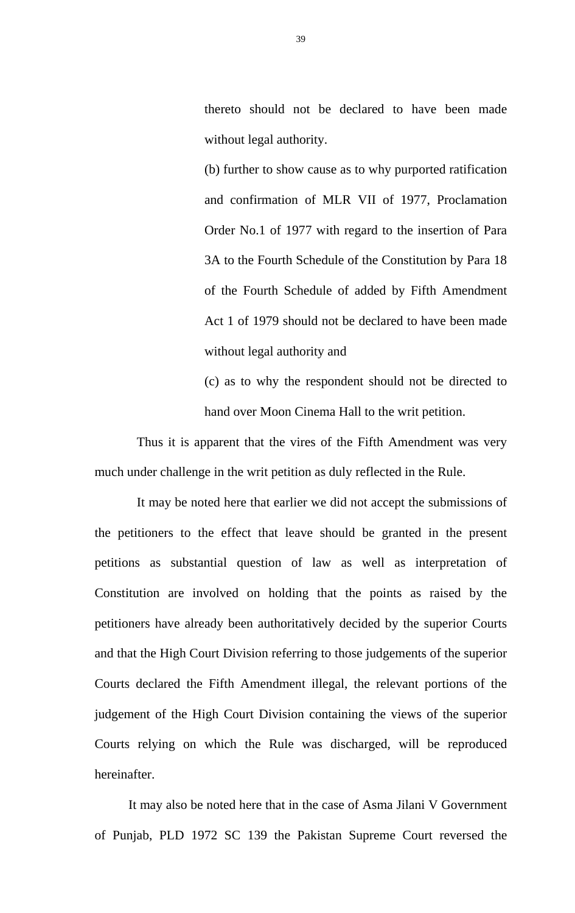thereto should not be declared to have been made without legal authority.

(b) further to show cause as to why purported ratification and confirmation of MLR VII of 1977, Proclamation Order No.1 of 1977 with regard to the insertion of Para 3A to the Fourth Schedule of the Constitution by Para 18 of the Fourth Schedule of added by Fifth Amendment Act 1 of 1979 should not be declared to have been made without legal authority and

(c) as to why the respondent should not be directed to hand over Moon Cinema Hall to the writ petition.

Thus it is apparent that the vires of the Fifth Amendment was very much under challenge in the writ petition as duly reflected in the Rule.

It may be noted here that earlier we did not accept the submissions of the petitioners to the effect that leave should be granted in the present petitions as substantial question of law as well as interpretation of Constitution are involved on holding that the points as raised by the petitioners have already been authoritatively decided by the superior Courts and that the High Court Division referring to those judgements of the superior Courts declared the Fifth Amendment illegal, the relevant portions of the judgement of the High Court Division containing the views of the superior Courts relying on which the Rule was discharged, will be reproduced hereinafter.

It may also be noted here that in the case of Asma Jilani V Government of Punjab, PLD 1972 SC 139 the Pakistan Supreme Court reversed the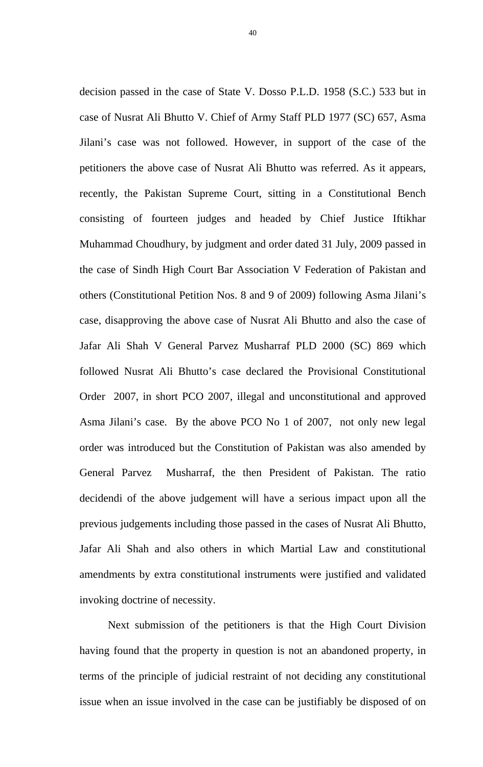decision passed in the case of State V. Dosso P.L.D. 1958 (S.C.) 533 but in case of Nusrat Ali Bhutto V. Chief of Army Staff PLD 1977 (SC) 657, Asma Jilani's case was not followed. However, in support of the case of the petitioners the above case of Nusrat Ali Bhutto was referred. As it appears, recently, the Pakistan Supreme Court, sitting in a Constitutional Bench consisting of fourteen judges and headed by Chief Justice Iftikhar Muhammad Choudhury, by judgment and order dated 31 July, 2009 passed in the case of Sindh High Court Bar Association V Federation of Pakistan and others (Constitutional Petition Nos. 8 and 9 of 2009) following Asma Jilani's case, disapproving the above case of Nusrat Ali Bhutto and also the case of Jafar Ali Shah V General Parvez Musharraf PLD 2000 (SC) 869 which followed Nusrat Ali Bhutto's case declared the Provisional Constitutional Order 2007, in short PCO 2007, illegal and unconstitutional and approved Asma Jilani's case. By the above PCO No 1 of 2007, not only new legal order was introduced but the Constitution of Pakistan was also amended by General Parvez Musharraf, the then President of Pakistan. The ratio decidendi of the above judgement will have a serious impact upon all the previous judgements including those passed in the cases of Nusrat Ali Bhutto, Jafar Ali Shah and also others in which Martial Law and constitutional amendments by extra constitutional instruments were justified and validated invoking doctrine of necessity.

Next submission of the petitioners is that the High Court Division having found that the property in question is not an abandoned property, in terms of the principle of judicial restraint of not deciding any constitutional issue when an issue involved in the case can be justifiably be disposed of on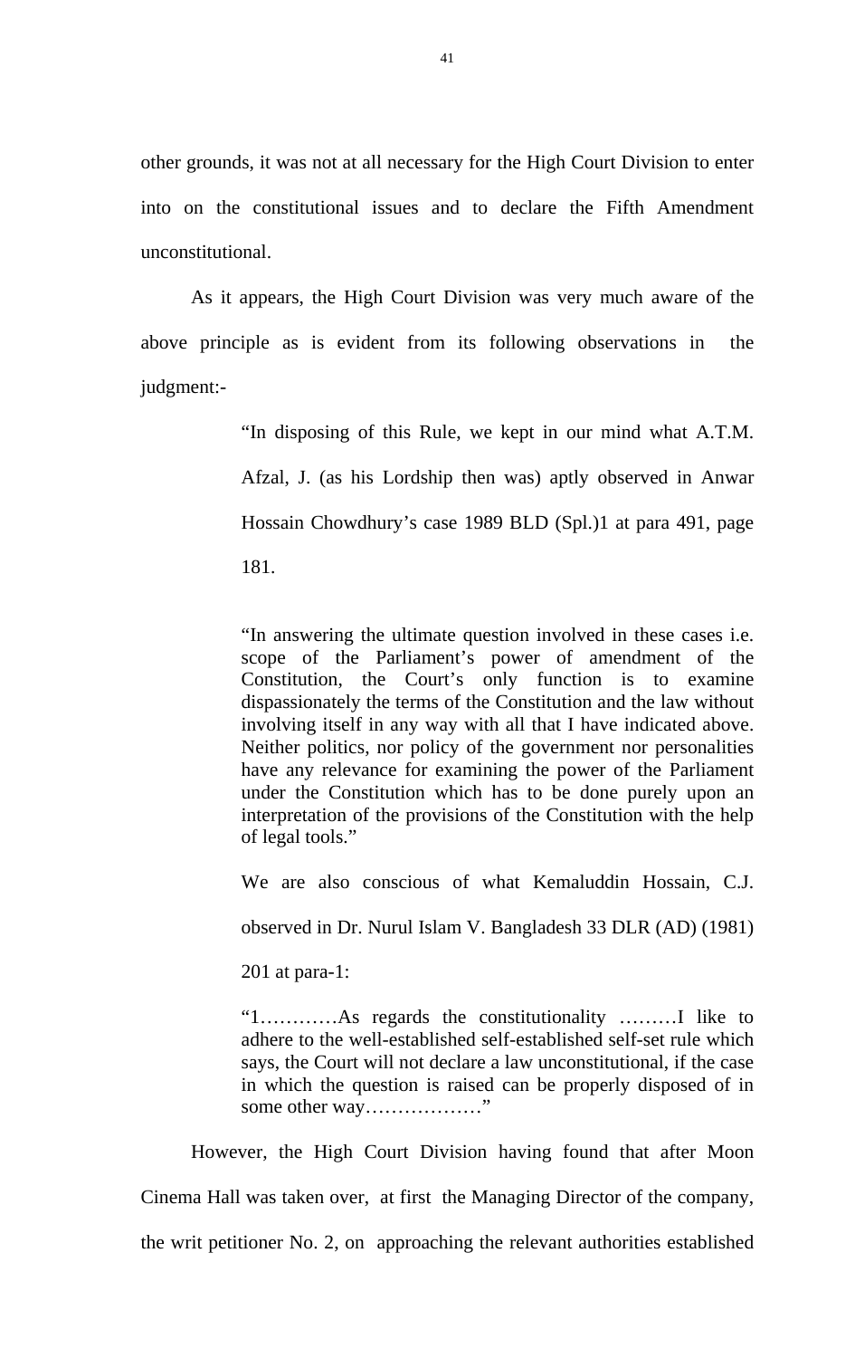other grounds, it was not at all necessary for the High Court Division to enter into on the constitutional issues and to declare the Fifth Amendment unconstitutional.

As it appears, the High Court Division was very much aware of the above principle as is evident from its following observations in the judgment:-

> "In disposing of this Rule, we kept in our mind what A.T.M. Afzal, J. (as his Lordship then was) aptly observed in Anwar Hossain Chowdhury's case 1989 BLD (Spl.)1 at para 491, page 181.
>
> "In answering the ultimate question involved in these cases i.e. scope of the Parliament's power of amendment of the Constitution, the Court's only function is to examine dispassionately the terms of the Constitution and the law without involving itself in any way with all that I have indicated above. Neither politics, nor policy of the government nor personalities have any relevance for examining the power of the Parliament under the Constitution which has to be done purely upon an interpretation of the provisions of the Constitution with the help of legal tools."
>
> We are also conscious of what Kemaluddin Hossain, C.J. observed in Dr. Nurul Islam V. Bangladesh 33 DLR (AD) (1981) 201 at para-1:
>
> "1…………As regards the constitutionality ………I like to adhere to the well-established self-established self-set rule which says, the Court will not declare a law unconstitutional, if the case in which the question is raised can be properly disposed of in some other way………………"

However, the High Court Division having found that after Moon Cinema Hall was taken over, at first the Managing Director of the company, the writ petitioner No. 2, on approaching the relevant authorities established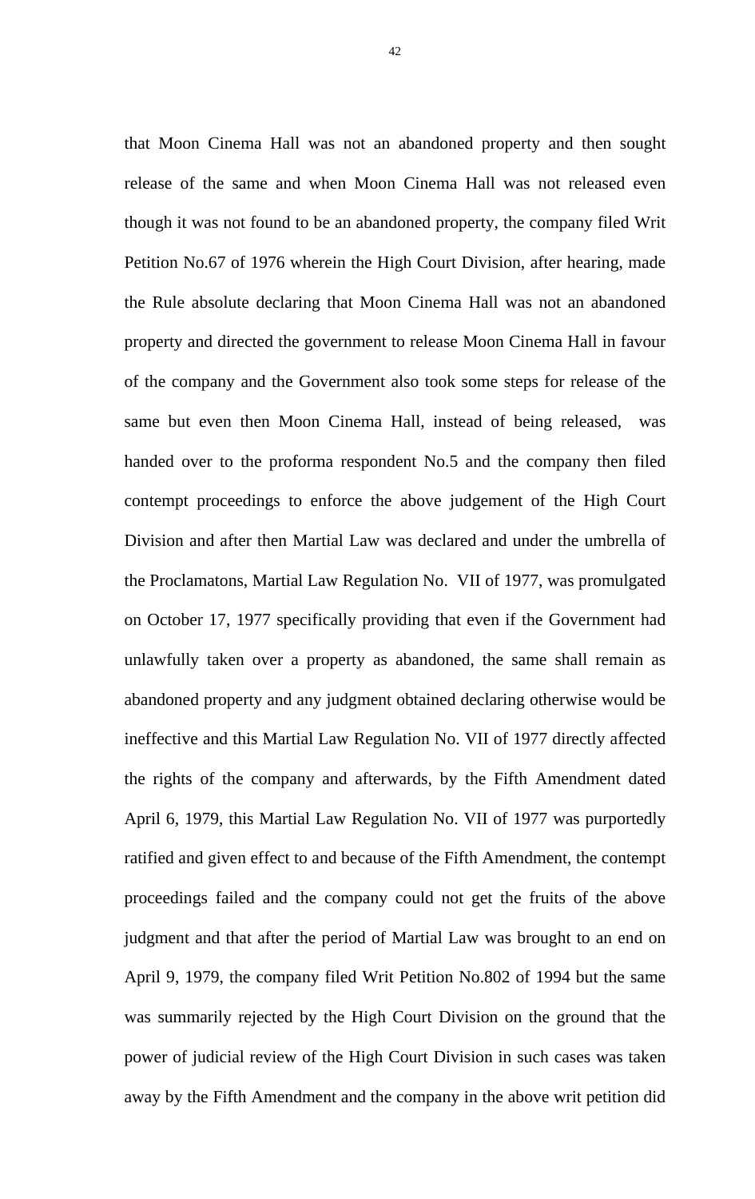that Moon Cinema Hall was not an abandoned property and then sought release of the same and when Moon Cinema Hall was not released even though it was not found to be an abandoned property, the company filed Writ Petition No.67 of 1976 wherein the High Court Division, after hearing, made the Rule absolute declaring that Moon Cinema Hall was not an abandoned property and directed the government to release Moon Cinema Hall in favour of the company and the Government also took some steps for release of the same but even then Moon Cinema Hall, instead of being released, was handed over to the proforma respondent No.5 and the company then filed contempt proceedings to enforce the above judgement of the High Court Division and after then Martial Law was declared and under the umbrella of the Proclamatons, Martial Law Regulation No. VII of 1977, was promulgated on October 17, 1977 specifically providing that even if the Government had unlawfully taken over a property as abandoned, the same shall remain as abandoned property and any judgment obtained declaring otherwise would be ineffective and this Martial Law Regulation No. VII of 1977 directly affected the rights of the company and afterwards, by the Fifth Amendment dated April 6, 1979, this Martial Law Regulation No. VII of 1977 was purportedly ratified and given effect to and because of the Fifth Amendment, the contempt proceedings failed and the company could not get the fruits of the above judgment and that after the period of Martial Law was brought to an end on April 9, 1979, the company filed Writ Petition No.802 of 1994 but the same was summarily rejected by the High Court Division on the ground that the power of judicial review of the High Court Division in such cases was taken away by the Fifth Amendment and the company in the above writ petition did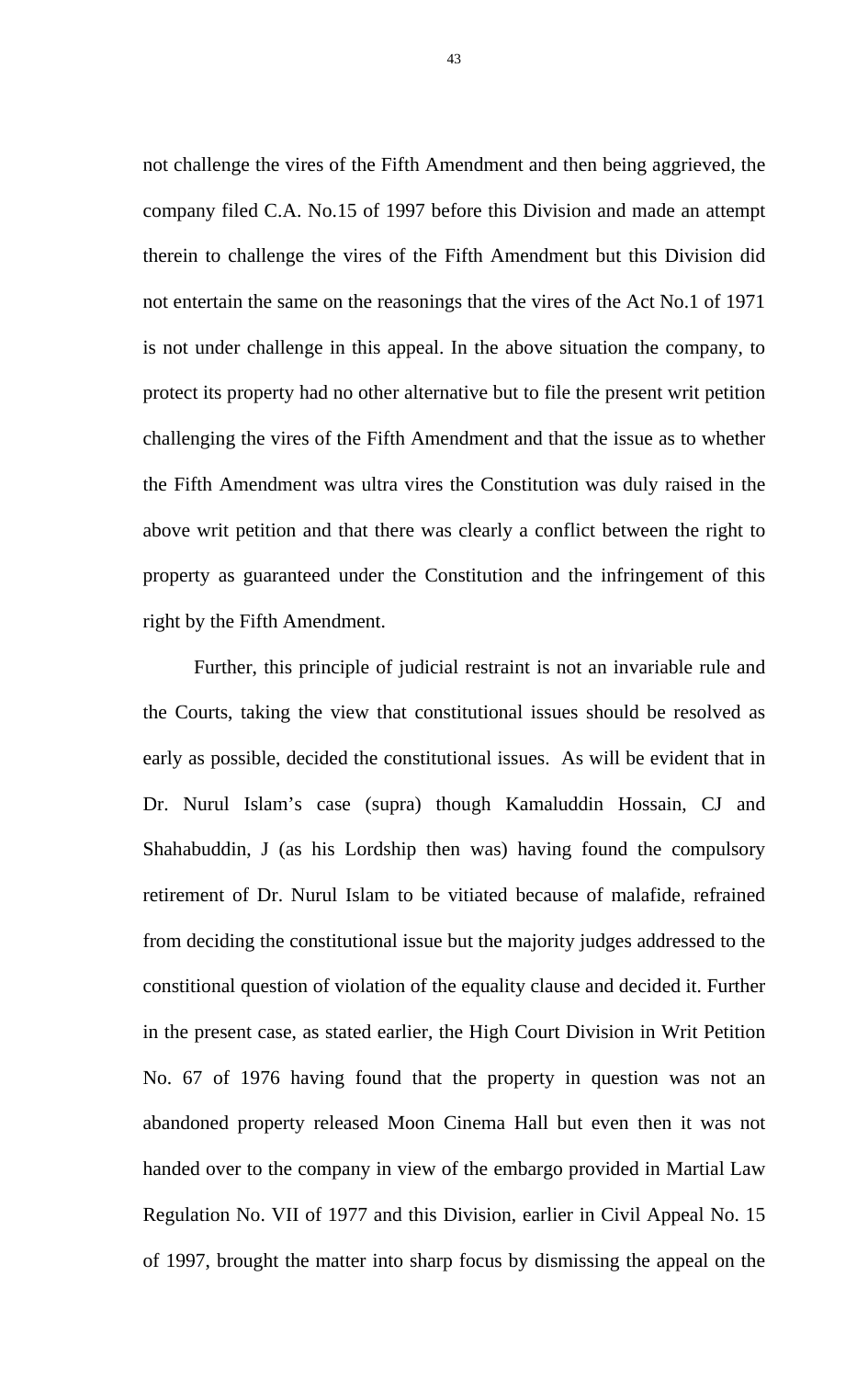not challenge the vires of the Fifth Amendment and then being aggrieved, the company filed C.A. No.15 of 1997 before this Division and made an attempt therein to challenge the vires of the Fifth Amendment but this Division did not entertain the same on the reasonings that the vires of the Act No.1 of 1971 is not under challenge in this appeal. In the above situation the company, to protect its property had no other alternative but to file the present writ petition challenging the vires of the Fifth Amendment and that the issue as to whether the Fifth Amendment was ultra vires the Constitution was duly raised in the above writ petition and that there was clearly a conflict between the right to property as guaranteed under the Constitution and the infringement of this right by the Fifth Amendment.

Further, this principle of judicial restraint is not an invariable rule and the Courts, taking the view that constitutional issues should be resolved as early as possible, decided the constitutional issues. As will be evident that in Dr. Nurul Islam's case (supra) though Kamaluddin Hossain, CJ and Shahabuddin, J (as his Lordship then was) having found the compulsory retirement of Dr. Nurul Islam to be vitiated because of malafide, refrained from deciding the constitutional issue but the majority judges addressed to the constitional question of violation of the equality clause and decided it. Further in the present case, as stated earlier, the High Court Division in Writ Petition No. 67 of 1976 having found that the property in question was not an abandoned property released Moon Cinema Hall but even then it was not handed over to the company in view of the embargo provided in Martial Law Regulation No. VII of 1977 and this Division, earlier in Civil Appeal No. 15 of 1997, brought the matter into sharp focus by dismissing the appeal on the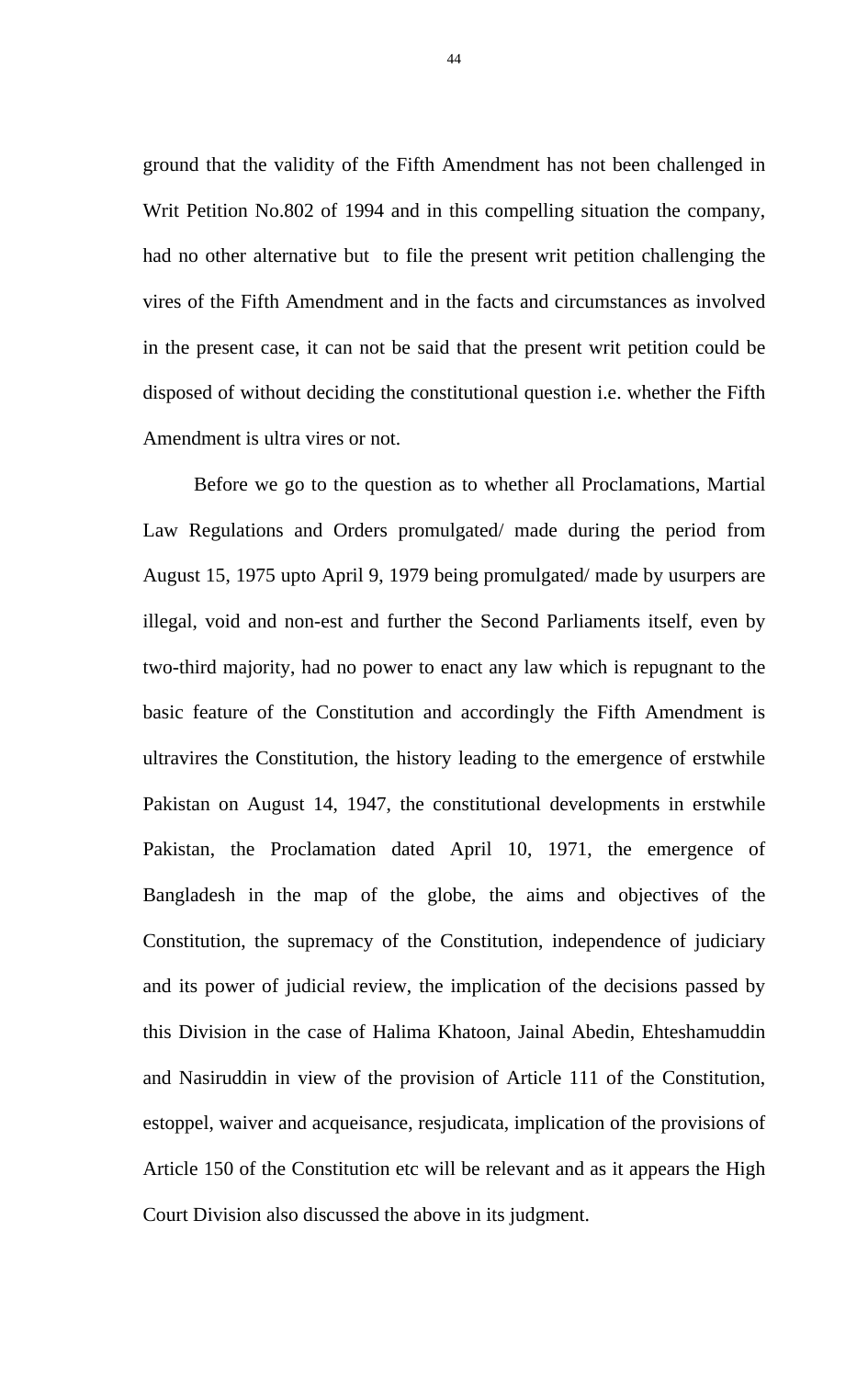ground that the validity of the Fifth Amendment has not been challenged in Writ Petition No.802 of 1994 and in this compelling situation the company, had no other alternative but to file the present writ petition challenging the vires of the Fifth Amendment and in the facts and circumstances as involved in the present case, it can not be said that the present writ petition could be disposed of without deciding the constitutional question i.e. whether the Fifth Amendment is ultra vires or not.

Before we go to the question as to whether all Proclamations, Martial Law Regulations and Orders promulgated/ made during the period from August 15, 1975 upto April 9, 1979 being promulgated/ made by usurpers are illegal, void and non-est and further the Second Parliaments itself, even by two-third majority, had no power to enact any law which is repugnant to the basic feature of the Constitution and accordingly the Fifth Amendment is ultravires the Constitution, the history leading to the emergence of erstwhile Pakistan on August 14, 1947, the constitutional developments in erstwhile Pakistan, the Proclamation dated April 10, 1971, the emergence of Bangladesh in the map of the globe, the aims and objectives of the Constitution, the supremacy of the Constitution, independence of judiciary and its power of judicial review, the implication of the decisions passed by this Division in the case of Halima Khatoon, Jainal Abedin, Ehteshamuddin and Nasiruddin in view of the provision of Article 111 of the Constitution, estoppel, waiver and acqueisance, resjudicata, implication of the provisions of Article 150 of the Constitution etc will be relevant and as it appears the High Court Division also discussed the above in its judgment.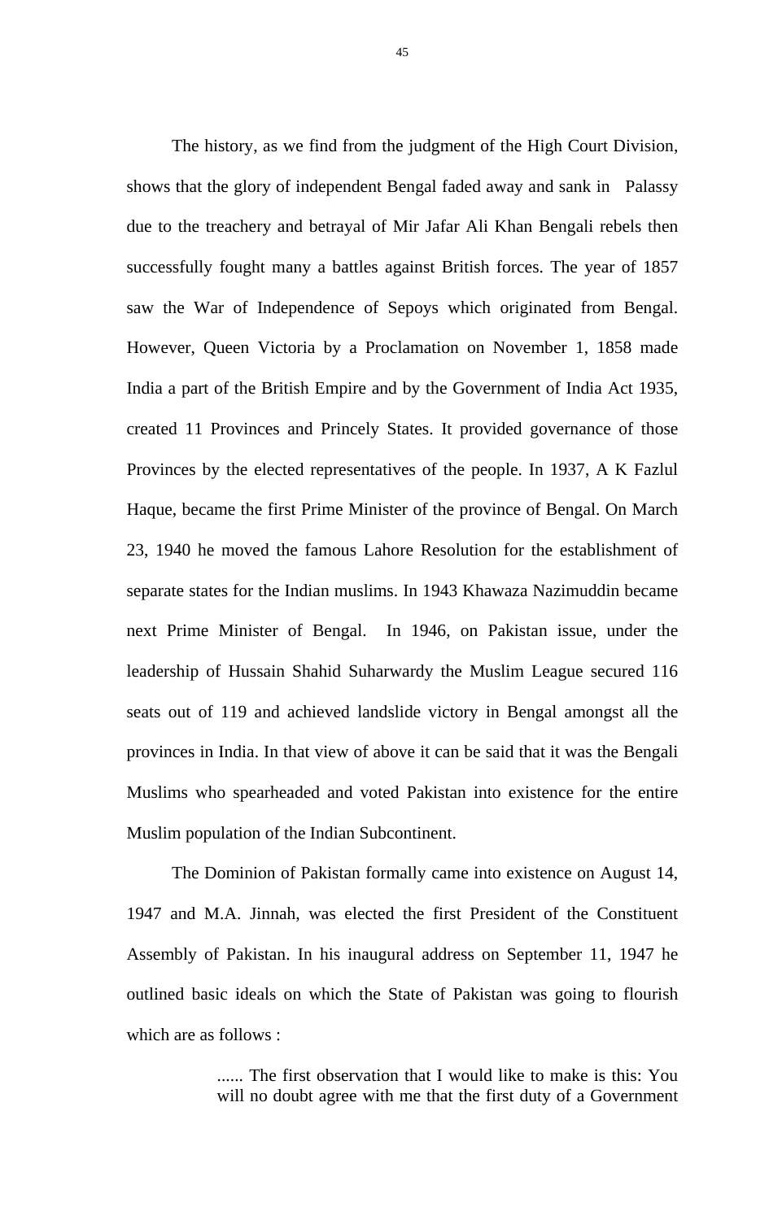The history, as we find from the judgment of the High Court Division, shows that the glory of independent Bengal faded away and sank in Palassy due to the treachery and betrayal of Mir Jafar Ali Khan Bengali rebels then successfully fought many a battles against British forces. The year of 1857 saw the War of Independence of Sepoys which originated from Bengal. However, Queen Victoria by a Proclamation on November 1, 1858 made India a part of the British Empire and by the Government of India Act 1935, created 11 Provinces and Princely States. It provided governance of those Provinces by the elected representatives of the people. In 1937, A K Fazlul Haque, became the first Prime Minister of the province of Bengal. On March 23, 1940 he moved the famous Lahore Resolution for the establishment of separate states for the Indian muslims. In 1943 Khawaza Nazimuddin became next Prime Minister of Bengal. In 1946, on Pakistan issue, under the leadership of Hussain Shahid Suharwardy the Muslim League secured 116 seats out of 119 and achieved landslide victory in Bengal amongst all the provinces in India. In that view of above it can be said that it was the Bengali Muslims who spearheaded and voted Pakistan into existence for the entire Muslim population of the Indian Subcontinent.

The Dominion of Pakistan formally came into existence on August 14, 1947 and M.A. Jinnah, was elected the first President of the Constituent Assembly of Pakistan. In his inaugural address on September 11, 1947 he outlined basic ideals on which the State of Pakistan was going to flourish which are as follows :

> ...... The first observation that I would like to make is this: You will no doubt agree with me that the first duty of a Government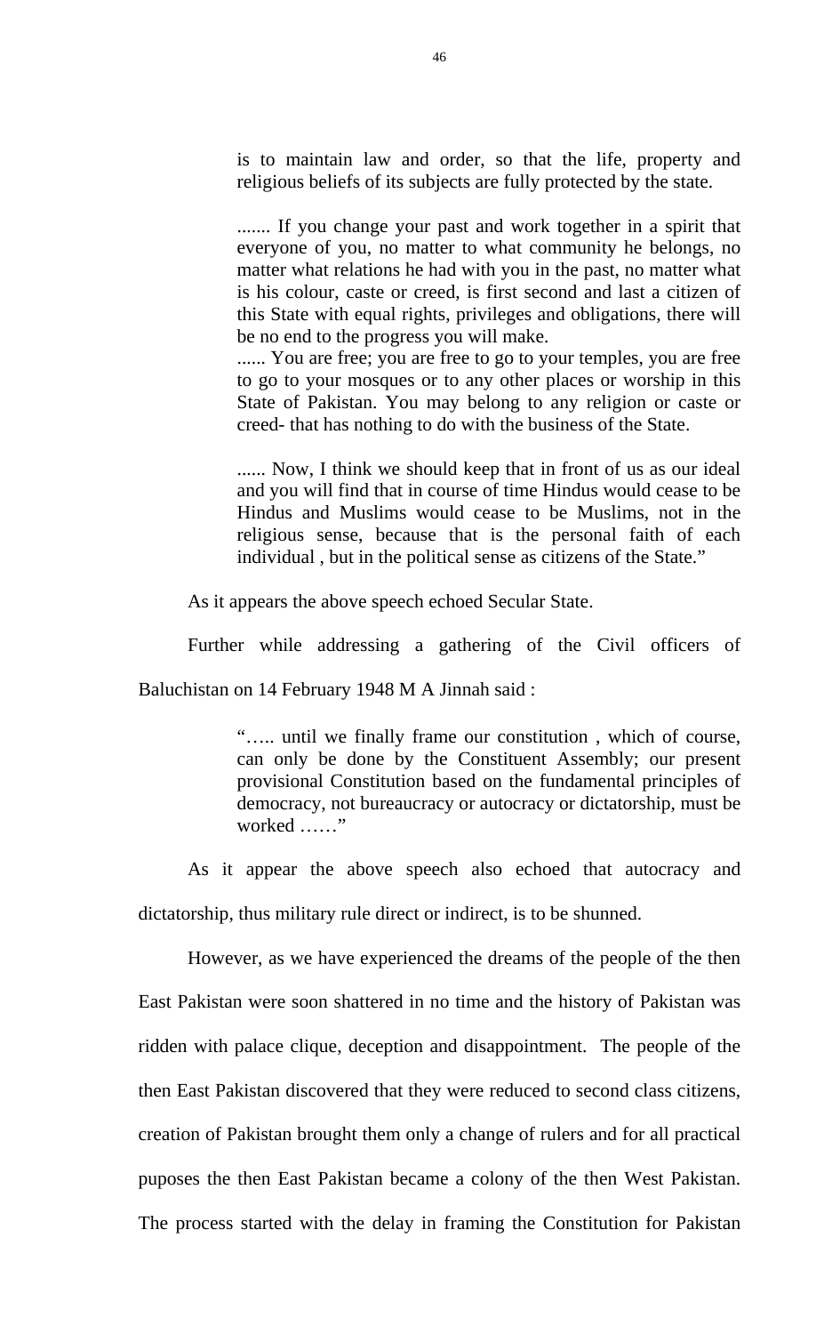> is to maintain law and order, so that the life, property and religious beliefs of its subjects are fully protected by the state.
>
> ....... If you change your past and work together in a spirit that everyone of you, no matter to what community he belongs, no matter what relations he had with you in the past, no matter what is his colour, caste or creed, is first second and last a citizen of this State with equal rights, privileges and obligations, there will be no end to the progress you will make.
> ...... You are free; you are free to go to your temples, you are free to go to your mosques or to any other places or worship in this State of Pakistan. You may belong to any religion or caste or creed- that has nothing to do with the business of the State.
>
> ...... Now, I think we should keep that in front of us as our ideal and you will find that in course of time Hindus would cease to be Hindus and Muslims would cease to be Muslims, not in the religious sense, because that is the personal faith of each individual , but in the political sense as citizens of the State."

As it appears the above speech echoed Secular State.

Further while addressing a gathering of the Civil officers of Baluchistan on 14 February 1948 M A Jinnah said :

> "….. until we finally frame our constitution , which of course, can only be done by the Constituent Assembly; our present provisional Constitution based on the fundamental principles of democracy, not bureaucracy or autocracy or dictatorship, must be worked ……"

As it appear the above speech also echoed that autocracy and dictatorship, thus military rule direct or indirect, is to be shunned.

However, as we have experienced the dreams of the people of the then East Pakistan were soon shattered in no time and the history of Pakistan was ridden with palace clique, deception and disappointment. The people of the then East Pakistan discovered that they were reduced to second class citizens, creation of Pakistan brought them only a change of rulers and for all practical puposes the then East Pakistan became a colony of the then West Pakistan. The process started with the delay in framing the Constitution for Pakistan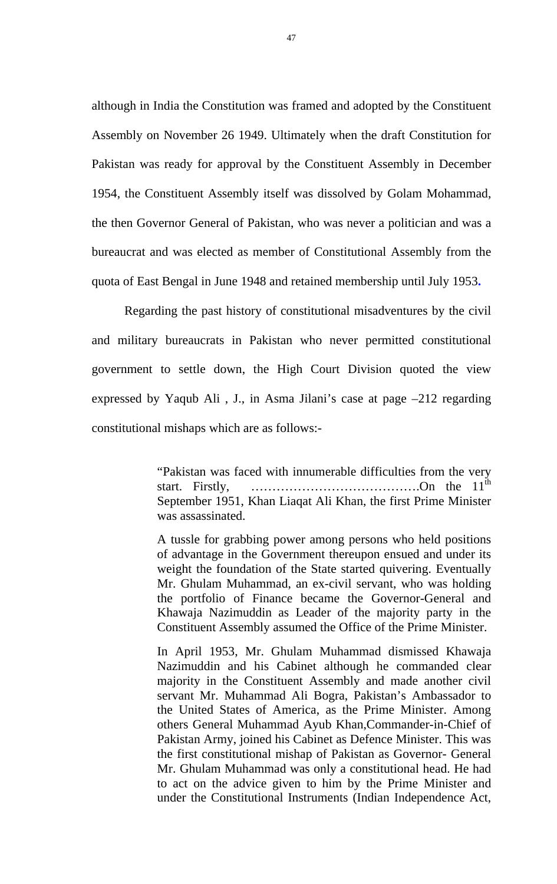although in India the Constitution was framed and adopted by the Constituent Assembly on November 26 1949. Ultimately when the draft Constitution for Pakistan was ready for approval by the Constituent Assembly in December 1954, the Constituent Assembly itself was dissolved by Golam Mohammad, the then Governor General of Pakistan, who was never a politician and was a bureaucrat and was elected as member of Constitutional Assembly from the quota of East Bengal in June 1948 and retained membership until July 1953**.**

Regarding the past history of constitutional misadventures by the civil and military bureaucrats in Pakistan who never permitted constitutional government to settle down, the High Court Division quoted the view expressed by Yaqub Ali , J., in Asma Jilani's case at page –212 regarding constitutional mishaps which are as follows:-

> "Pakistan was faced with innumerable difficulties from the very start. Firstly, …………………………………On the 11th September 1951, Khan Liaqat Ali Khan, the first Prime Minister was assassinated.
>
> A tussle for grabbing power among persons who held positions of advantage in the Government thereupon ensued and under its weight the foundation of the State started quivering. Eventually Mr. Ghulam Muhammad, an ex-civil servant, who was holding the portfolio of Finance became the Governor-General and Khawaja Nazimuddin as Leader of the majority party in the Constituent Assembly assumed the Office of the Prime Minister.
>
> In April 1953, Mr. Ghulam Muhammad dismissed Khawaja Nazimuddin and his Cabinet although he commanded clear majority in the Constituent Assembly and made another civil servant Mr. Muhammad Ali Bogra, Pakistan's Ambassador to the United States of America, as the Prime Minister. Among others General Muhammad Ayub Khan,Commander-in-Chief of Pakistan Army, joined his Cabinet as Defence Minister. This was the first constitutional mishap of Pakistan as Governor- General Mr. Ghulam Muhammad was only a constitutional head. He had to act on the advice given to him by the Prime Minister and under the Constitutional Instruments (Indian Independence Act,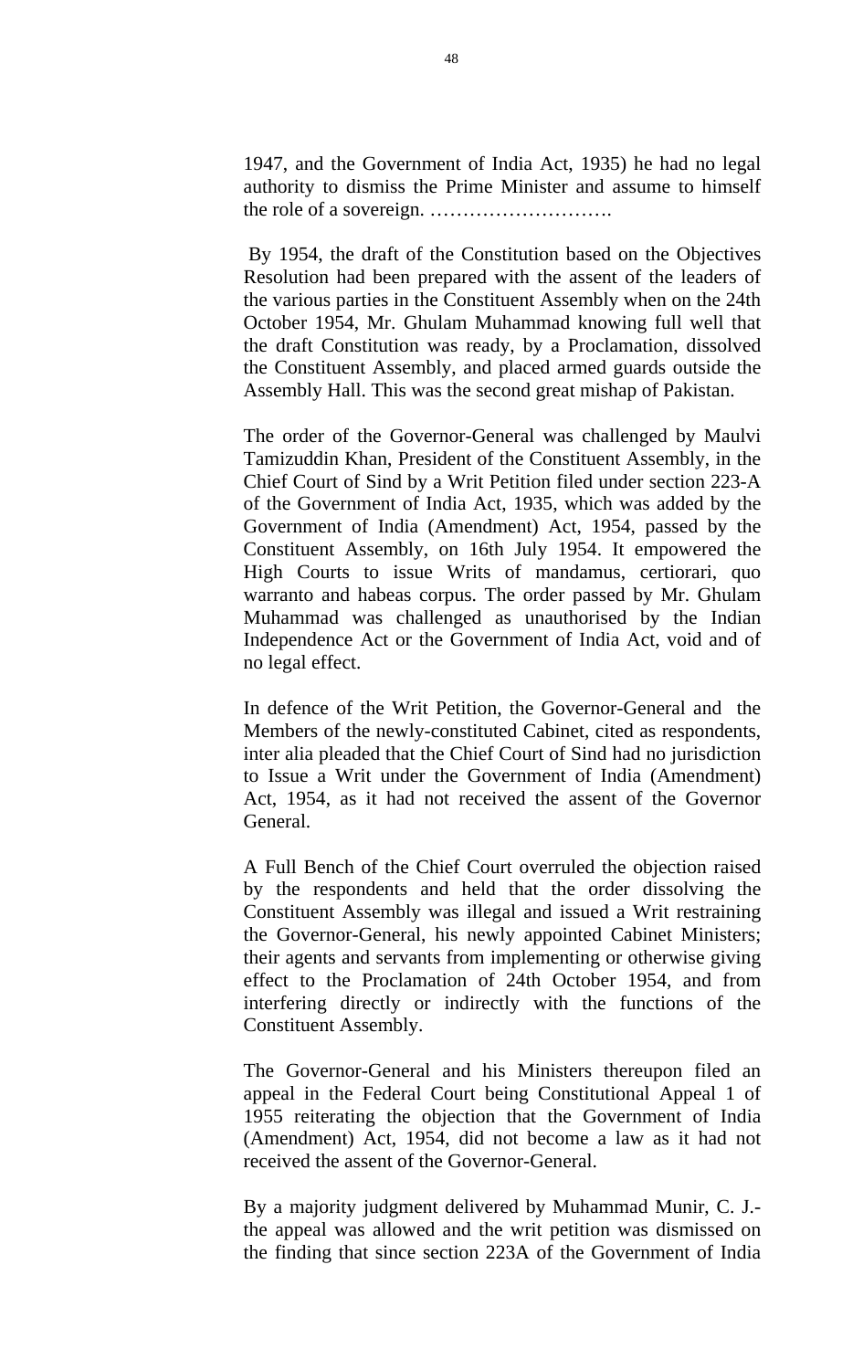1947, and the Government of India Act, 1935) he had no legal authority to dismiss the Prime Minister and assume to himself the role of a sovereign. ……………………….

By 1954, the draft of the Constitution based on the Objectives Resolution had been prepared with the assent of the leaders of the various parties in the Constituent Assembly when on the 24th October 1954, Mr. Ghulam Muhammad knowing full well that the draft Constitution was ready, by a Proclamation, dissolved the Constituent Assembly, and placed armed guards outside the Assembly Hall. This was the second great mishap of Pakistan.

The order of the Governor-General was challenged by Maulvi Tamizuddin Khan, President of the Constituent Assembly, in the Chief Court of Sind by a Writ Petition filed under section 223-A of the Government of India Act, 1935, which was added by the Government of India (Amendment) Act, 1954, passed by the Constituent Assembly, on 16th July 1954. It empowered the High Courts to issue Writs of mandamus, certiorari, quo warranto and habeas corpus. The order passed by Mr. Ghulam Muhammad was challenged as unauthorised by the Indian Independence Act or the Government of India Act, void and of no legal effect.

In defence of the Writ Petition, the Governor-General and the Members of the newly-constituted Cabinet, cited as respondents, inter alia pleaded that the Chief Court of Sind had no jurisdiction to Issue a Writ under the Government of India (Amendment) Act, 1954, as it had not received the assent of the Governor General.

A Full Bench of the Chief Court overruled the objection raised by the respondents and held that the order dissolving the Constituent Assembly was illegal and issued a Writ restraining the Governor-General, his newly appointed Cabinet Ministers; their agents and servants from implementing or otherwise giving effect to the Proclamation of 24th October 1954, and from interfering directly or indirectly with the functions of the Constituent Assembly.

The Governor-General and his Ministers thereupon filed an appeal in the Federal Court being Constitutional Appeal 1 of 1955 reiterating the objection that the Government of India (Amendment) Act, 1954, did not become a law as it had not received the assent of the Governor-General.

By a majority judgment delivered by Muhammad Munir, C. J.- the appeal was allowed and the writ petition was dismissed on the finding that since section 223A of the Government of India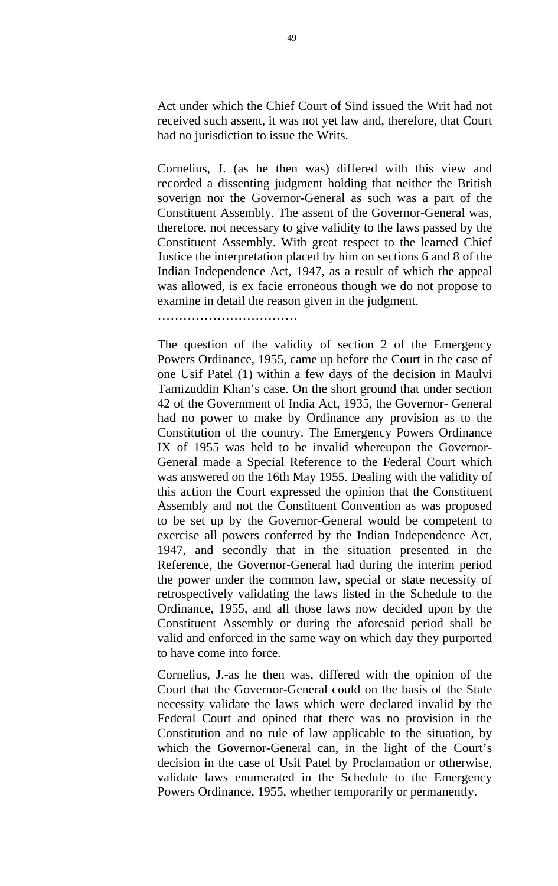Act under which the Chief Court of Sind issued the Writ had not received such assent, it was not yet law and, therefore, that Court had no jurisdiction to issue the Writs.

Cornelius, J. (as he then was) differed with this view and recorded a dissenting judgment holding that neither the British soverign nor the Governor-General as such was a part of the Constituent Assembly. The assent of the Governor-General was, therefore, not necessary to give validity to the laws passed by the Constituent Assembly. With great respect to the learned Chief Justice the interpretation placed by him on sections 6 and 8 of the Indian Independence Act, 1947, as a result of which the appeal was allowed, is ex facie erroneous though we do not propose to examine in detail the reason given in the judgment.

……………………………

The question of the validity of section 2 of the Emergency Powers Ordinance, 1955, came up before the Court in the case of one Usif Patel (1) within a few days of the decision in Maulvi Tamizuddin Khan's case. On the short ground that under section 42 of the Government of India Act, 1935, the Governor- General had no power to make by Ordinance any provision as to the Constitution of the country. The Emergency Powers Ordinance IX of 1955 was held to be invalid whereupon the Governor-General made a Special Reference to the Federal Court which was answered on the 16th May 1955. Dealing with the validity of this action the Court expressed the opinion that the Constituent Assembly and not the Constituent Convention as was proposed to be set up by the Governor-General would be competent to exercise all powers conferred by the Indian Independence Act, 1947, and secondly that in the situation presented in the Reference, the Governor-General had during the interim period the power under the common law, special or state necessity of retrospectively validating the laws listed in the Schedule to the Ordinance, 1955, and all those laws now decided upon by the Constituent Assembly or during the aforesaid period shall be valid and enforced in the same way on which day they purported to have come into force.

Cornelius, J.-as he then was, differed with the opinion of the Court that the Governor-General could on the basis of the State necessity validate the laws which were declared invalid by the Federal Court and opined that there was no provision in the Constitution and no rule of law applicable to the situation, by which the Governor-General can, in the light of the Court's decision in the case of Usif Patel by Proclamation or otherwise, validate laws enumerated in the Schedule to the Emergency Powers Ordinance, 1955, whether temporarily or permanently.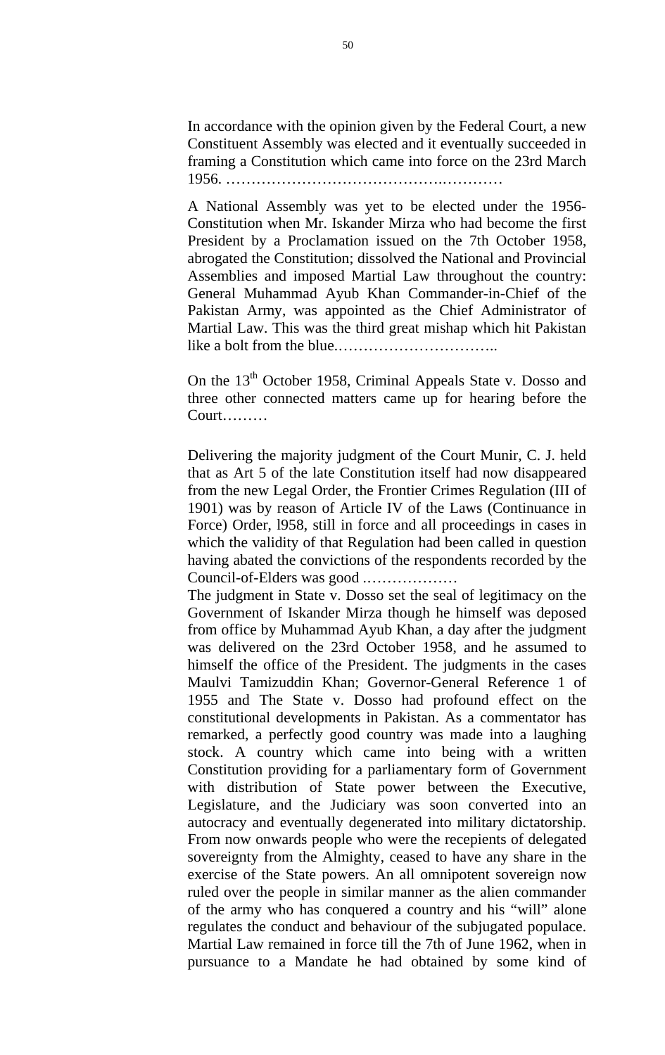In accordance with the opinion given by the Federal Court, a new Constituent Assembly was elected and it eventually succeeded in framing a Constitution which came into force on the 23rd March 1956. …………………………………….…………

A National Assembly was yet to be elected under the 1956-Constitution when Mr. Iskander Mirza who had become the first President by a Proclamation issued on the 7th October 1958, abrogated the Constitution; dissolved the National and Provincial Assemblies and imposed Martial Law throughout the country: General Muhammad Ayub Khan Commander-in-Chief of the Pakistan Army, was appointed as the Chief Administrator of Martial Law. This was the third great mishap which hit Pakistan like a bolt from the blue.…………………………..

On the 13th October 1958, Criminal Appeals State v. Dosso and three other connected matters came up for hearing before the Court………

Delivering the majority judgment of the Court Munir, C. J. held that as Art 5 of the late Constitution itself had now disappeared from the new Legal Order, the Frontier Crimes Regulation (III of 1901) was by reason of Article IV of the Laws (Continuance in Force) Order, l958, still in force and all proceedings in cases in which the validity of that Regulation had been called in question having abated the convictions of the respondents recorded by the Council-of-Elders was good .………………
The judgment in State v. Dosso set the seal of legitimacy on the Government of Iskander Mirza though he himself was deposed from office by Muhammad Ayub Khan, a day after the judgment was delivered on the 23rd October 1958, and he assumed to himself the office of the President. The judgments in the cases Maulvi Tamizuddin Khan; Governor-General Reference 1 of 1955 and The State v. Dosso had profound effect on the constitutional developments in Pakistan. As a commentator has remarked, a perfectly good country was made into a laughing stock. A country which came into being with a written Constitution providing for a parliamentary form of Government with distribution of State power between the Executive, Legislature, and the Judiciary was soon converted into an autocracy and eventually degenerated into military dictatorship. From now onwards people who were the recepients of delegated sovereignty from the Almighty, ceased to have any share in the exercise of the State powers. An all omnipotent sovereign now ruled over the people in similar manner as the alien commander of the army who has conquered a country and his "will" alone regulates the conduct and behaviour of the subjugated populace. Martial Law remained in force till the 7th of June 1962, when in pursuance to a Mandate he had obtained by some kind of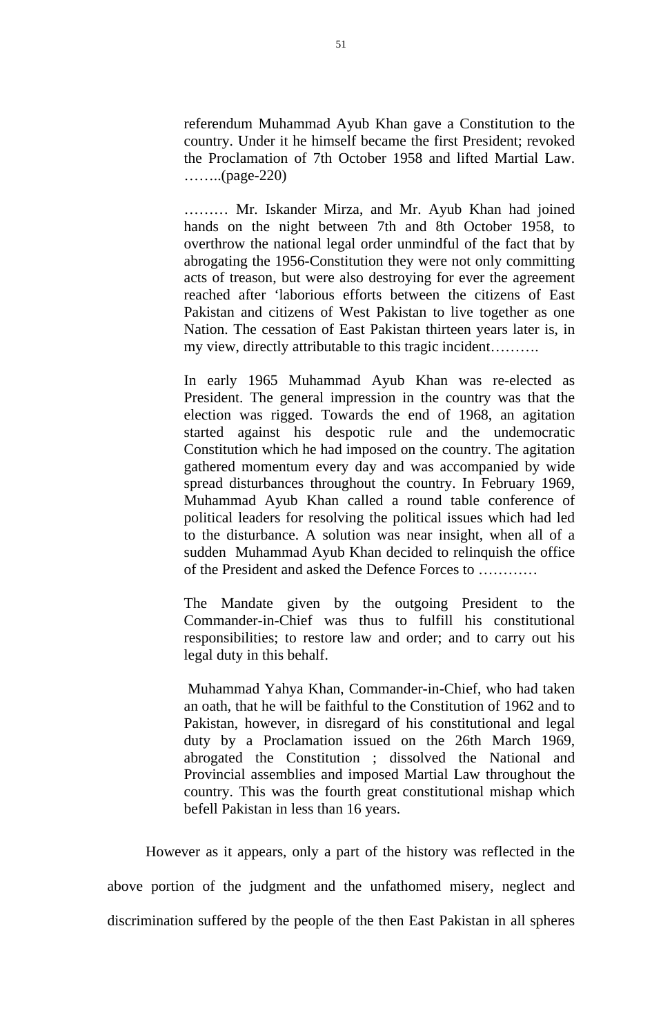> referendum Muhammad Ayub Khan gave a Constitution to the country. Under it he himself became the first President; revoked the Proclamation of 7th October 1958 and lifted Martial Law. ……..(page-220)
>
> ……… Mr. Iskander Mirza, and Mr. Ayub Khan had joined hands on the night between 7th and 8th October 1958, to overthrow the national legal order unmindful of the fact that by abrogating the 1956-Constitution they were not only committing acts of treason, but were also destroying for ever the agreement reached after 'laborious efforts between the citizens of East Pakistan and citizens of West Pakistan to live together as one Nation. The cessation of East Pakistan thirteen years later is, in my view, directly attributable to this tragic incident……….
>
> In early 1965 Muhammad Ayub Khan was re-elected as President. The general impression in the country was that the election was rigged. Towards the end of 1968, an agitation started against his despotic rule and the undemocratic Constitution which he had imposed on the country. The agitation gathered momentum every day and was accompanied by wide spread disturbances throughout the country. In February 1969, Muhammad Ayub Khan called a round table conference of political leaders for resolving the political issues which had led to the disturbance. A solution was near insight, when all of a sudden Muhammad Ayub Khan decided to relinquish the office of the President and asked the Defence Forces to …………
>
> The Mandate given by the outgoing President to the Commander-in-Chief was thus to fulfill his constitutional responsibilities; to restore law and order; and to carry out his legal duty in this behalf.
>
> Muhammad Yahya Khan, Commander-in-Chief, who had taken an oath, that he will be faithful to the Constitution of 1962 and to Pakistan, however, in disregard of his constitutional and legal duty by a Proclamation issued on the 26th March 1969, abrogated the Constitution ; dissolved the National and Provincial assemblies and imposed Martial Law throughout the country. This was the fourth great constitutional mishap which befell Pakistan in less than 16 years.

However as it appears, only a part of the history was reflected in the above portion of the judgment and the unfathomed misery, neglect and discrimination suffered by the people of the then East Pakistan in all spheres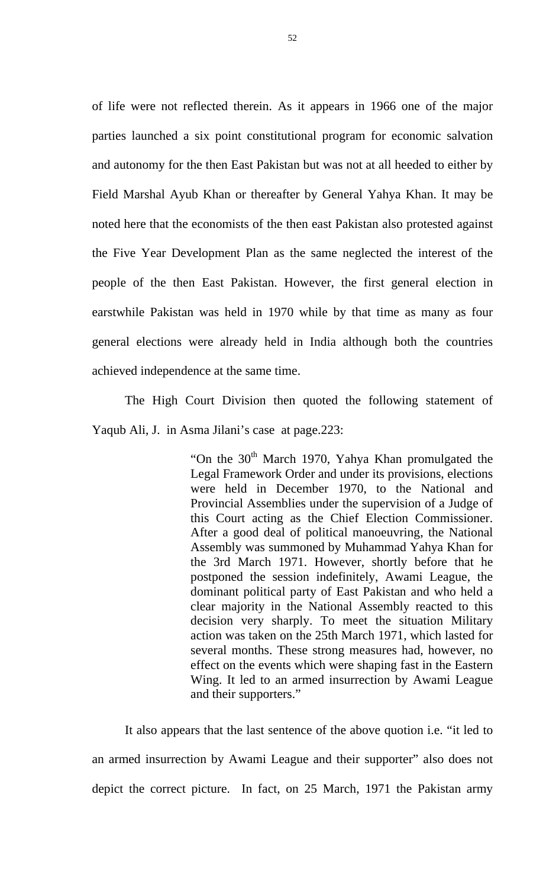of life were not reflected therein. As it appears in 1966 one of the major parties launched a six point constitutional program for economic salvation and autonomy for the then East Pakistan but was not at all heeded to either by Field Marshal Ayub Khan or thereafter by General Yahya Khan. It may be noted here that the economists of the then east Pakistan also protested against the Five Year Development Plan as the same neglected the interest of the people of the then East Pakistan. However, the first general election in earstwhile Pakistan was held in 1970 while by that time as many as four general elections were already held in India although both the countries achieved independence at the same time.

The High Court Division then quoted the following statement of Yaqub Ali, J. in Asma Jilani's case at page.223:

> "On the 30th March 1970, Yahya Khan promulgated the Legal Framework Order and under its provisions, elections were held in December 1970, to the National and Provincial Assemblies under the supervision of a Judge of this Court acting as the Chief Election Commissioner. After a good deal of political manoeuvring, the National Assembly was summoned by Muhammad Yahya Khan for the 3rd March 1971. However, shortly before that he postponed the session indefinitely, Awami League, the dominant political party of East Pakistan and who held a clear majority in the National Assembly reacted to this decision very sharply. To meet the situation Military action was taken on the 25th March 1971, which lasted for several months. These strong measures had, however, no effect on the events which were shaping fast in the Eastern Wing. It led to an armed insurrection by Awami League and their supporters."

It also appears that the last sentence of the above quotion i.e. "it led to an armed insurrection by Awami League and their supporter" also does not depict the correct picture. In fact, on 25 March, 1971 the Pakistan army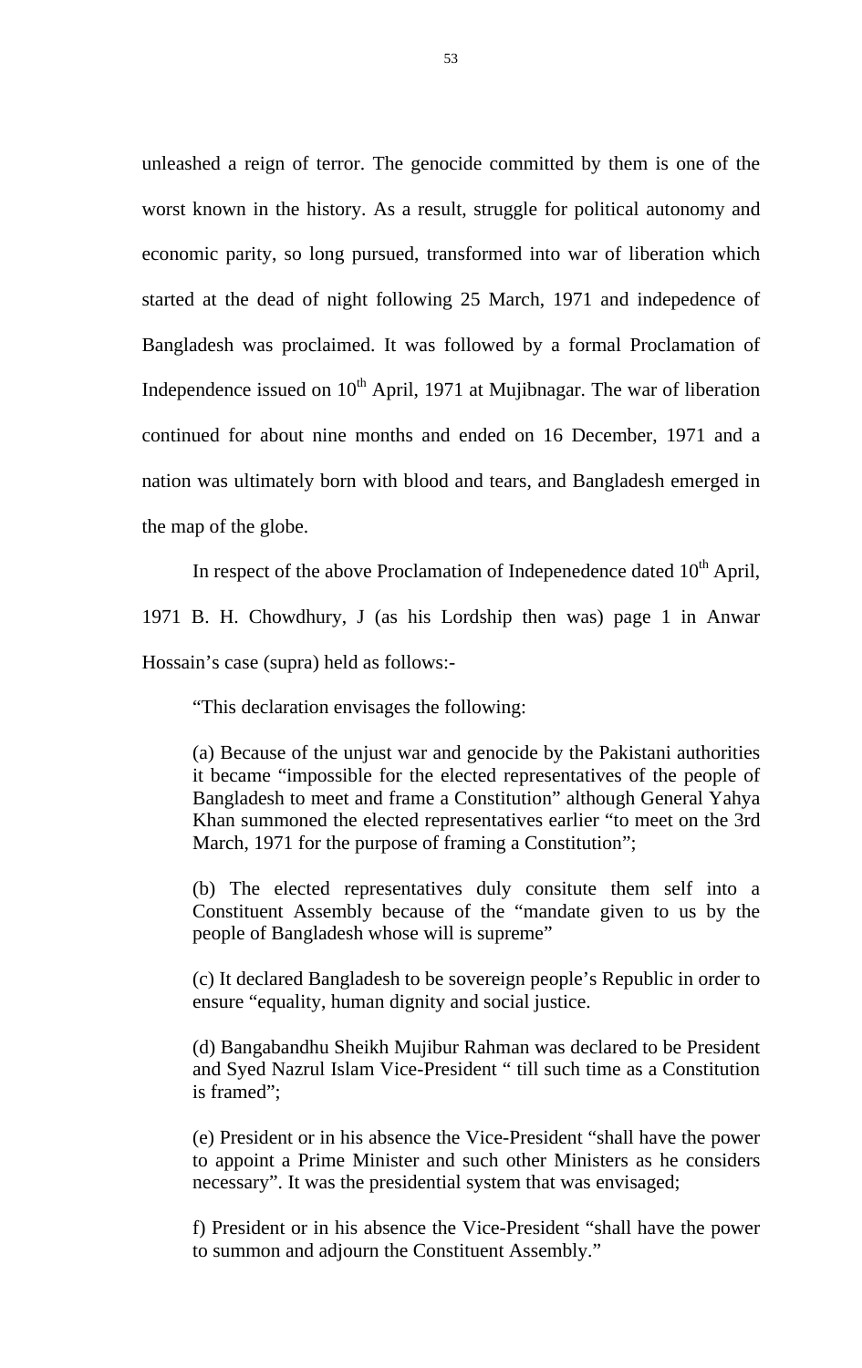unleashed a reign of terror. The genocide committed by them is one of the worst known in the history. As a result, struggle for political autonomy and economic parity, so long pursued, transformed into war of liberation which started at the dead of night following 25 March, 1971 and indepedence of Bangladesh was proclaimed. It was followed by a formal Proclamation of Independence issued on 10th April, 1971 at Mujibnagar. The war of liberation continued for about nine months and ended on 16 December, 1971 and a nation was ultimately born with blood and tears, and Bangladesh emerged in the map of the globe.

In respect of the above Proclamation of Indepenedence dated 10th April, 1971 B. H. Chowdhury, J (as his Lordship then was) page 1 in Anwar Hossain's case (supra) held as follows:-

> "This declaration envisages the following:
>
> (a) Because of the unjust war and genocide by the Pakistani authorities it became "impossible for the elected representatives of the people of Bangladesh to meet and frame a Constitution" although General Yahya Khan summoned the elected representatives earlier "to meet on the 3rd March, 1971 for the purpose of framing a Constitution";
>
> (b) The elected representatives duly consitute them self into a Constituent Assembly because of the "mandate given to us by the people of Bangladesh whose will is supreme"
>
> (c) It declared Bangladesh to be sovereign people's Republic in order to ensure "equality, human dignity and social justice.
>
> (d) Bangabandhu Sheikh Mujibur Rahman was declared to be President and Syed Nazrul Islam Vice-President " till such time as a Constitution is framed";
>
> (e) President or in his absence the Vice-President "shall have the power to appoint a Prime Minister and such other Ministers as he considers necessary". It was the presidential system that was envisaged;
>
> f) President or in his absence the Vice-President "shall have the power to summon and adjourn the Constituent Assembly."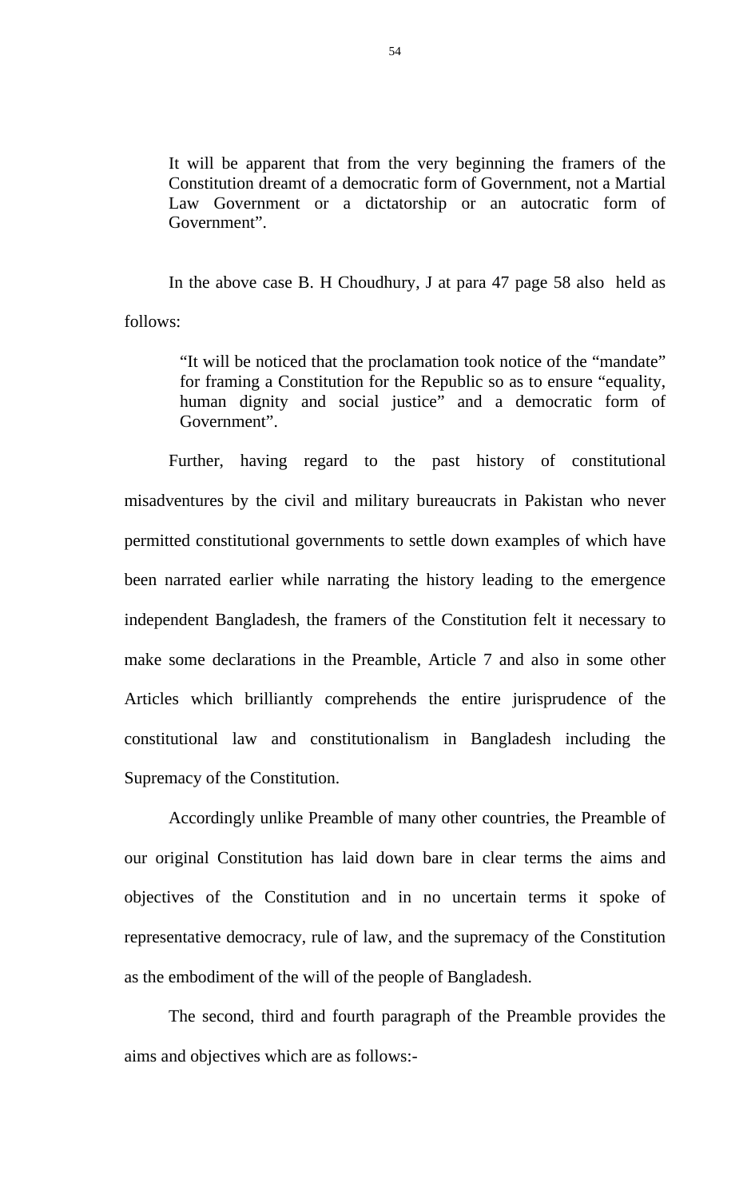> It will be apparent that from the very beginning the framers of the Constitution dreamt of a democratic form of Government, not a Martial Law Government or a dictatorship or an autocratic form of Government".

In the above case B. H Choudhury, J at para 47 page 58 also held as follows:

> "It will be noticed that the proclamation took notice of the "mandate" for framing a Constitution for the Republic so as to ensure "equality, human dignity and social justice" and a democratic form of Government".

Further, having regard to the past history of constitutional misadventures by the civil and military bureaucrats in Pakistan who never permitted constitutional governments to settle down examples of which have been narrated earlier while narrating the history leading to the emergence independent Bangladesh, the framers of the Constitution felt it necessary to make some declarations in the Preamble, Article 7 and also in some other Articles which brilliantly comprehends the entire jurisprudence of the constitutional law and constitutionalism in Bangladesh including the Supremacy of the Constitution.

Accordingly unlike Preamble of many other countries, the Preamble of our original Constitution has laid down bare in clear terms the aims and objectives of the Constitution and in no uncertain terms it spoke of representative democracy, rule of law, and the supremacy of the Constitution as the embodiment of the will of the people of Bangladesh.

The second, third and fourth paragraph of the Preamble provides the aims and objectives which are as follows:-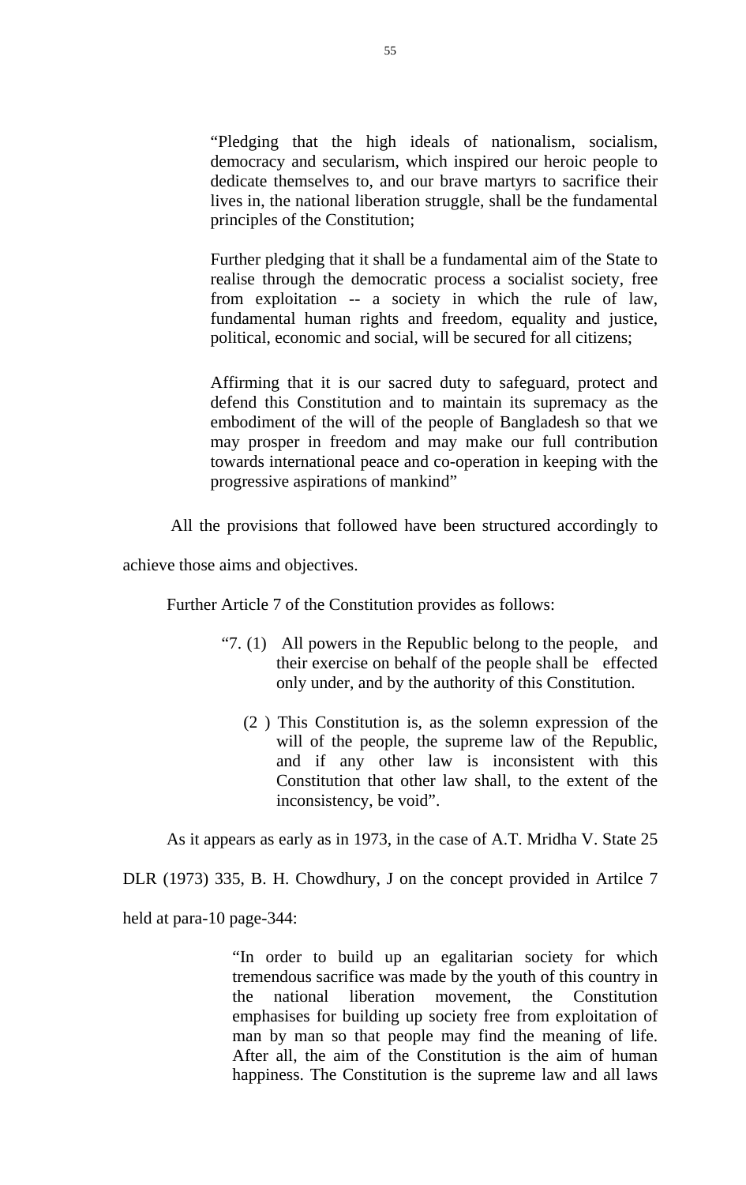> "Pledging that the high ideals of nationalism, socialism, democracy and secularism, which inspired our heroic people to dedicate themselves to, and our brave martyrs to sacrifice their lives in, the national liberation struggle, shall be the fundamental principles of the Constitution;
>
> Further pledging that it shall be a fundamental aim of the State to realise through the democratic process a socialist society, free from exploitation -- a society in which the rule of law, fundamental human rights and freedom, equality and justice, political, economic and social, will be secured for all citizens;
>
> Affirming that it is our sacred duty to safeguard, protect and defend this Constitution and to maintain its supremacy as the embodiment of the will of the people of Bangladesh so that we may prosper in freedom and may make our full contribution towards international peace and co-operation in keeping with the progressive aspirations of mankind"

All the provisions that followed have been structured accordingly to achieve those aims and objectives.

Further Article 7 of the Constitution provides as follows:

> "7. (1) All powers in the Republic belong to the people, and their exercise on behalf of the people shall be effected only under, and by the authority of this Constitution.
>
> (2 ) This Constitution is, as the solemn expression of the will of the people, the supreme law of the Republic, and if any other law is inconsistent with this Constitution that other law shall, to the extent of the inconsistency, be void".

As it appears as early as in 1973, in the case of A.T. Mridha V. State 25 DLR (1973) 335, B. H. Chowdhury, J on the concept provided in Artilce 7 held at para-10 page-344:

> "In order to build up an egalitarian society for which tremendous sacrifice was made by the youth of this country in the national liberation movement, the Constitution emphasises for building up society free from exploitation of man by man so that people may find the meaning of life. After all, the aim of the Constitution is the aim of human happiness. The Constitution is the supreme law and all laws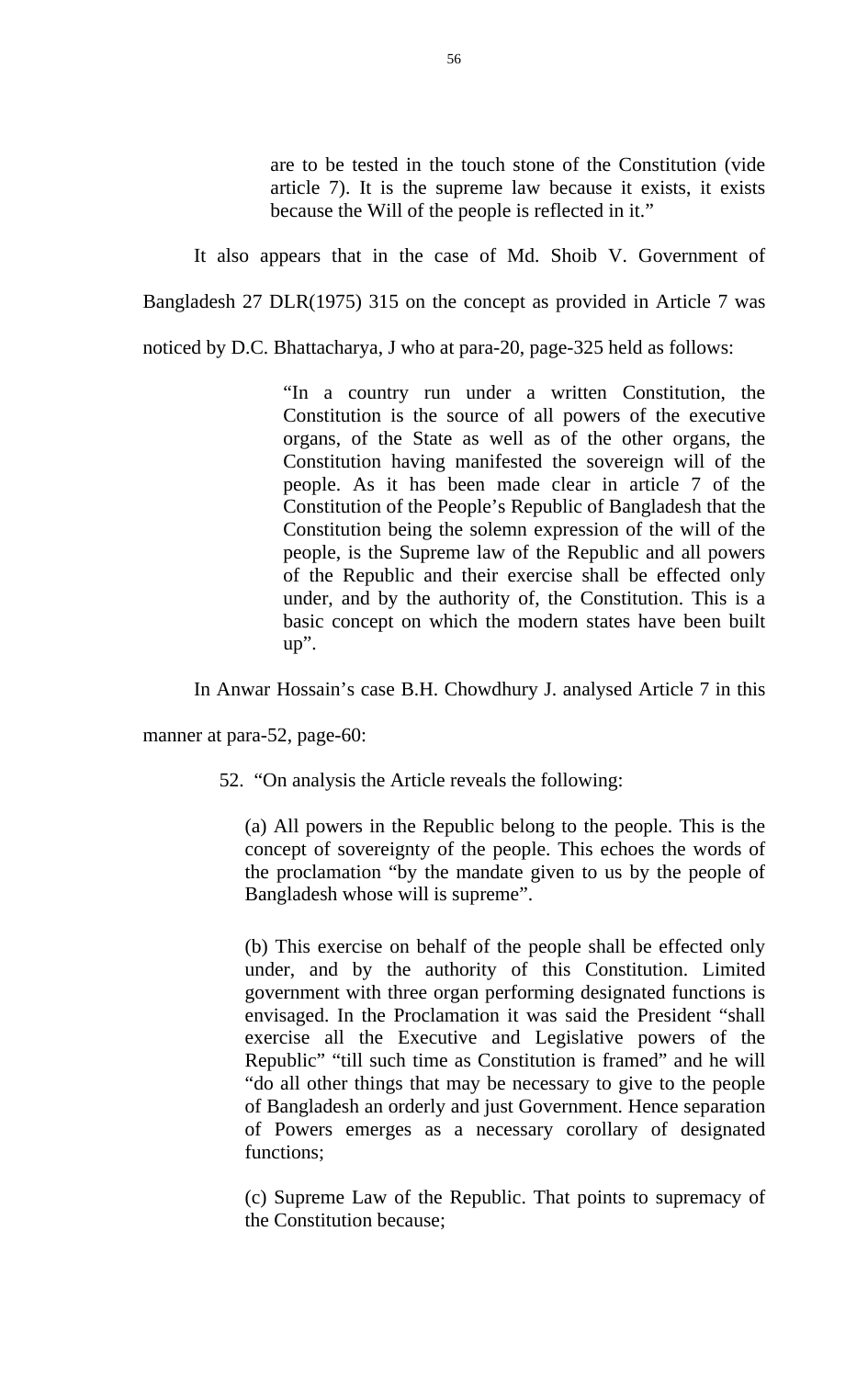> are to be tested in the touch stone of the Constitution (vide article 7). It is the supreme law because it exists, it exists because the Will of the people is reflected in it."

It also appears that in the case of Md. Shoib V. Government of Bangladesh 27 DLR(1975) 315 on the concept as provided in Article 7 was noticed by D.C. Bhattacharya, J who at para-20, page-325 held as follows:

> "In a country run under a written Constitution, the Constitution is the source of all powers of the executive organs, of the State as well as of the other organs, the Constitution having manifested the sovereign will of the people. As it has been made clear in article 7 of the Constitution of the People's Republic of Bangladesh that the Constitution being the solemn expression of the will of the people, is the Supreme law of the Republic and all powers of the Republic and their exercise shall be effected only under, and by the authority of, the Constitution. This is a basic concept on which the modern states have been built up".

In Anwar Hossain's case B.H. Chowdhury J. analysed Article 7 in this manner at para-52, page-60:

> 52. "On analysis the Article reveals the following:
>
> (a) All powers in the Republic belong to the people. This is the concept of sovereignty of the people. This echoes the words of the proclamation "by the mandate given to us by the people of Bangladesh whose will is supreme".
>
> (b) This exercise on behalf of the people shall be effected only under, and by the authority of this Constitution. Limited government with three organ performing designated functions is envisaged. In the Proclamation it was said the President "shall exercise all the Executive and Legislative powers of the Republic" "till such time as Constitution is framed" and he will "do all other things that may be necessary to give to the people of Bangladesh an orderly and just Government. Hence separation of Powers emerges as a necessary corollary of designated functions;
>
> (c) Supreme Law of the Republic. That points to supremacy of the Constitution because;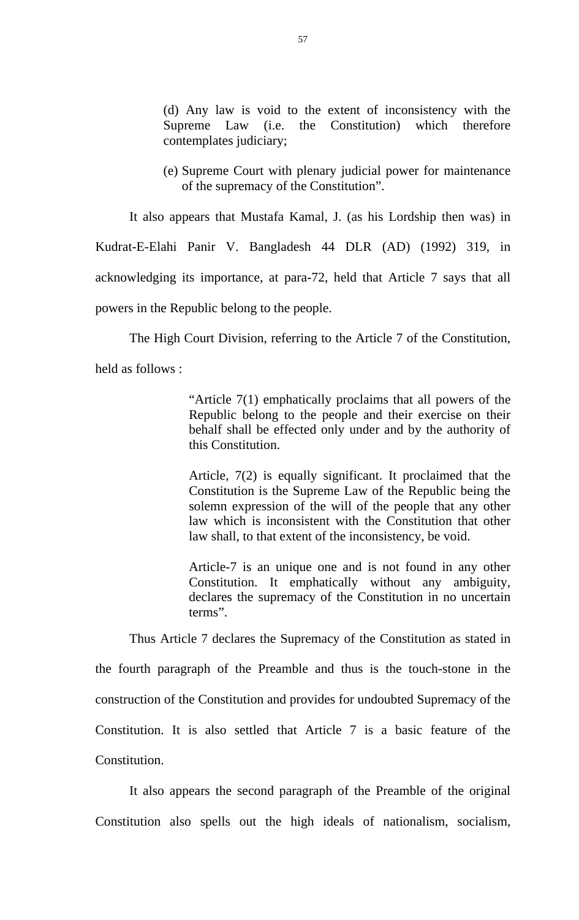> (d) Any law is void to the extent of inconsistency with the Supreme Law (i.e. the Constitution) which therefore contemplates judiciary;
>
> (e) Supreme Court with plenary judicial power for maintenance of the supremacy of the Constitution".

It also appears that Mustafa Kamal, J. (as his Lordship then was) in Kudrat-E-Elahi Panir V. Bangladesh 44 DLR (AD) (1992) 319, in acknowledging its importance, at para-72, held that Article 7 says that all powers in the Republic belong to the people.

The High Court Division, referring to the Article 7 of the Constitution, held as follows :

> "Article 7(1) emphatically proclaims that all powers of the Republic belong to the people and their exercise on their behalf shall be effected only under and by the authority of this Constitution.
>
> Article, 7(2) is equally significant. It proclaimed that the Constitution is the Supreme Law of the Republic being the solemn expression of the will of the people that any other law which is inconsistent with the Constitution that other law shall, to that extent of the inconsistency, be void.
>
> Article-7 is an unique one and is not found in any other Constitution. It emphatically without any ambiguity, declares the supremacy of the Constitution in no uncertain terms".

Thus Article 7 declares the Supremacy of the Constitution as stated in the fourth paragraph of the Preamble and thus is the touch-stone in the construction of the Constitution and provides for undoubted Supremacy of the Constitution. It is also settled that Article 7 is a basic feature of the Constitution.

It also appears the second paragraph of the Preamble of the original Constitution also spells out the high ideals of nationalism, socialism,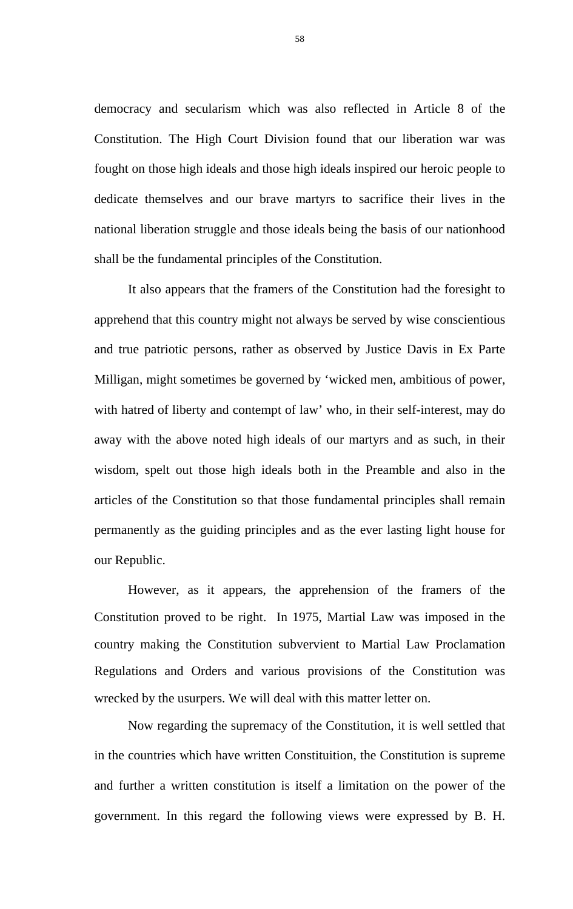democracy and secularism which was also reflected in Article 8 of the Constitution. The High Court Division found that our liberation war was fought on those high ideals and those high ideals inspired our heroic people to dedicate themselves and our brave martyrs to sacrifice their lives in the national liberation struggle and those ideals being the basis of our nationhood shall be the fundamental principles of the Constitution.

It also appears that the framers of the Constitution had the foresight to apprehend that this country might not always be served by wise conscientious and true patriotic persons, rather as observed by Justice Davis in Ex Parte Milligan, might sometimes be governed by 'wicked men, ambitious of power, with hatred of liberty and contempt of law' who, in their self-interest, may do away with the above noted high ideals of our martyrs and as such, in their wisdom, spelt out those high ideals both in the Preamble and also in the articles of the Constitution so that those fundamental principles shall remain permanently as the guiding principles and as the ever lasting light house for our Republic.

However, as it appears, the apprehension of the framers of the Constitution proved to be right. In 1975, Martial Law was imposed in the country making the Constitution subvervient to Martial Law Proclamation Regulations and Orders and various provisions of the Constitution was wrecked by the usurpers. We will deal with this matter letter on.

Now regarding the supremacy of the Constitution, it is well settled that in the countries which have written Constituition, the Constitution is supreme and further a written constitution is itself a limitation on the power of the government. In this regard the following views were expressed by B. H.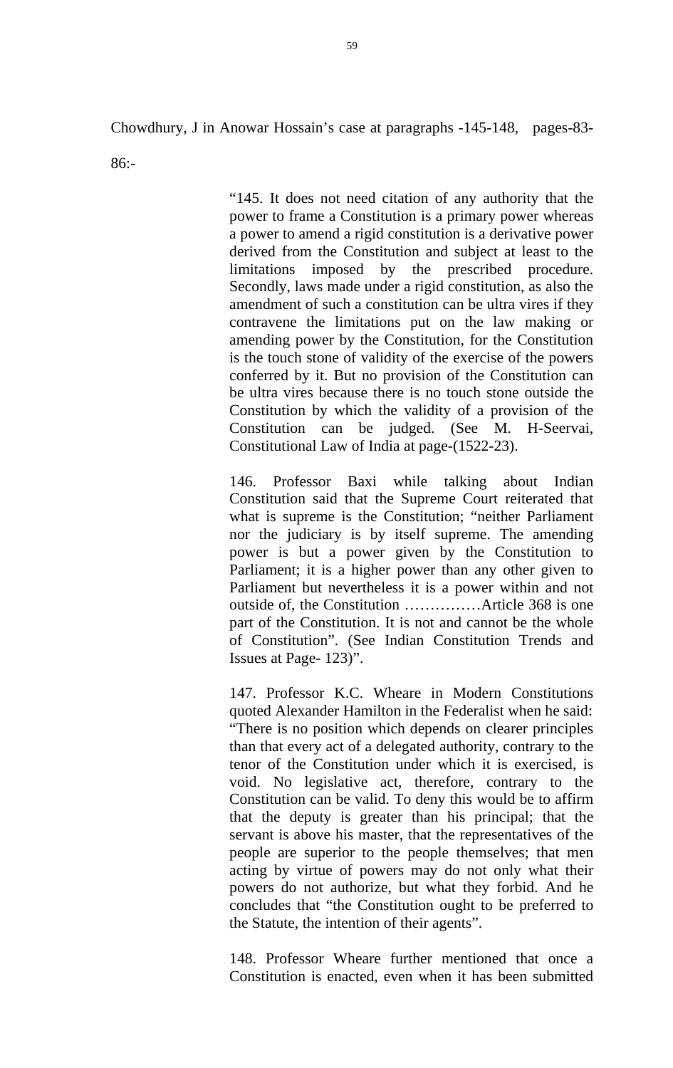Chowdhury, J in Anowar Hossain's case at paragraphs -145-148, pages-83-86:-

> "145. It does not need citation of any authority that the power to frame a Constitution is a primary power whereas a power to amend a rigid constitution is a derivative power derived from the Constitution and subject at least to the limitations imposed by the prescribed procedure. Secondly, laws made under a rigid constitution, as also the amendment of such a constitution can be ultra vires if they contravene the limitations put on the law making or amending power by the Constitution, for the Constitution is the touch stone of validity of the exercise of the powers conferred by it. But no provision of the Constitution can be ultra vires because there is no touch stone outside the Constitution by which the validity of a provision of the Constitution can be judged. (See M. H-Seervai, Constitutional Law of India at page-(1522-23).
>
> 146. Professor Baxi while talking about Indian Constitution said that the Supreme Court reiterated that what is supreme is the Constitution; "neither Parliament nor the judiciary is by itself supreme. The amending power is but a power given by the Constitution to Parliament; it is a higher power than any other given to Parliament but nevertheless it is a power within and not outside of, the Constitution ……………Article 368 is one part of the Constitution. It is not and cannot be the whole of Constitution". (See Indian Constitution Trends and Issues at Page- 123)".
>
> 147. Professor K.C. Wheare in Modern Constitutions quoted Alexander Hamilton in the Federalist when he said: "There is no position which depends on clearer principles than that every act of a delegated authority, contrary to the tenor of the Constitution under which it is exercised, is void. No legislative act, therefore, contrary to the Constitution can be valid. To deny this would be to affirm that the deputy is greater than his principal; that the servant is above his master, that the representatives of the people are superior to the people themselves; that men acting by virtue of powers may do not only what their powers do not authorize, but what they forbid. And he concludes that "the Constitution ought to be preferred to the Statute, the intention of their agents".
>
> 148. Professor Wheare further mentioned that once a Constitution is enacted, even when it has been submitted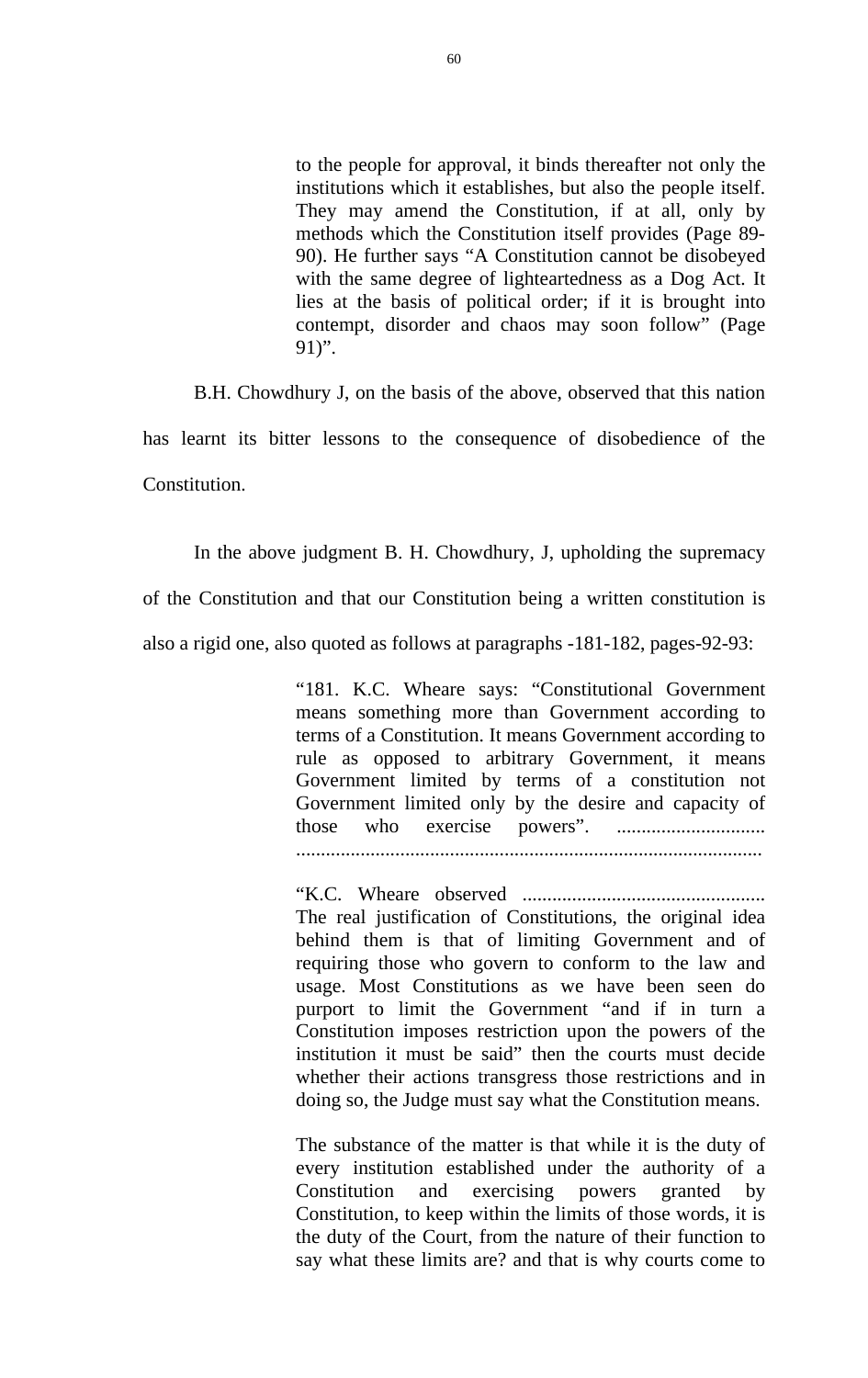> to the people for approval, it binds thereafter not only the institutions which it establishes, but also the people itself. They may amend the Constitution, if at all, only by methods which the Constitution itself provides (Page 89-90). He further says "A Constitution cannot be disobeyed with the same degree of lighteartedness as a Dog Act. It lies at the basis of political order; if it is brought into contempt, disorder and chaos may soon follow" (Page 91)".

B.H. Chowdhury J, on the basis of the above, observed that this nation has learnt its bitter lessons to the consequence of disobedience of the Constitution.

In the above judgment B. H. Chowdhury, J, upholding the supremacy of the Constitution and that our Constitution being a written constitution is also a rigid one, also quoted as follows at paragraphs -181-182, pages-92-93:

> "181. K.C. Wheare says: "Constitutional Government means something more than Government according to terms of a Constitution. It means Government according to rule as opposed to arbitrary Government, it means Government limited by terms of a constitution not Government limited only by the desire and capacity of those who exercise powers". ..............................
> .............................................................................................
>
> "K.C. Wheare observed ................................................. The real justification of Constitutions, the original idea behind them is that of limiting Government and of requiring those who govern to conform to the law and usage. Most Constitutions as we have been seen do purport to limit the Government "and if in turn a Constitution imposes restriction upon the powers of the institution it must be said" then the courts must decide whether their actions transgress those restrictions and in doing so, the Judge must say what the Constitution means.
>
> The substance of the matter is that while it is the duty of every institution established under the authority of a Constitution and exercising powers granted by Constitution, to keep within the limits of those words, it is the duty of the Court, from the nature of their function to say what these limits are? and that is why courts come to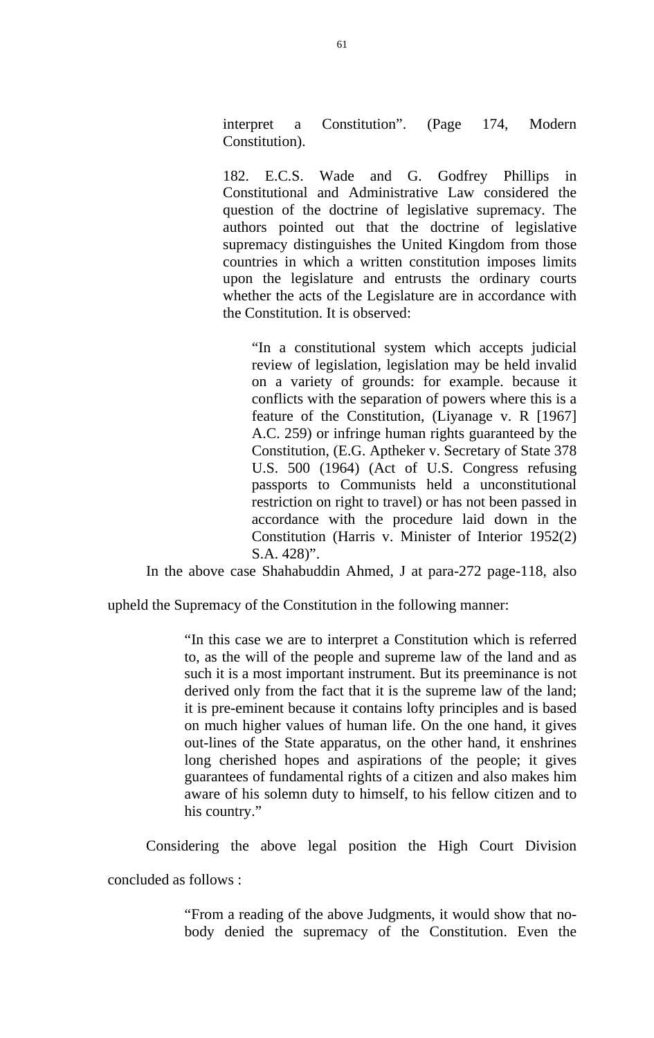> interpret a Constitution". (Page 174, Modern Constitution).
>
> 182. E.C.S. Wade and G. Godfrey Phillips in Constitutional and Administrative Law considered the question of the doctrine of legislative supremacy. The authors pointed out that the doctrine of legislative supremacy distinguishes the United Kingdom from those countries in which a written constitution imposes limits upon the legislature and entrusts the ordinary courts whether the acts of the Legislature are in accordance with the Constitution. It is observed:
>
> > "In a constitutional system which accepts judicial review of legislation, legislation may be held invalid on a variety of grounds: for example. because it conflicts with the separation of powers where this is a feature of the Constitution, (Liyanage v. R [1967] A.C. 259) or infringe human rights guaranteed by the Constitution, (E.G. Aptheker v. Secretary of State 378 U.S. 500 (1964) (Act of U.S. Congress refusing passports to Communists held a unconstitutional restriction on right to travel) or has not been passed in accordance with the procedure laid down in the Constitution (Harris v. Minister of Interior 1952(2) S.A. 428)".

In the above case Shahabuddin Ahmed, J at para-272 page-118, also upheld the Supremacy of the Constitution in the following manner:

> "In this case we are to interpret a Constitution which is referred to, as the will of the people and supreme law of the land and as such it is a most important instrument. But its preeminance is not derived only from the fact that it is the supreme law of the land; it is pre-eminent because it contains lofty principles and is based on much higher values of human life. On the one hand, it gives out-lines of the State apparatus, on the other hand, it enshrines long cherished hopes and aspirations of the people; it gives guarantees of fundamental rights of a citizen and also makes him aware of his solemn duty to himself, to his fellow citizen and to his country."

Considering the above legal position the High Court Division concluded as follows :

> "From a reading of the above Judgments, it would show that no-body denied the supremacy of the Constitution. Even the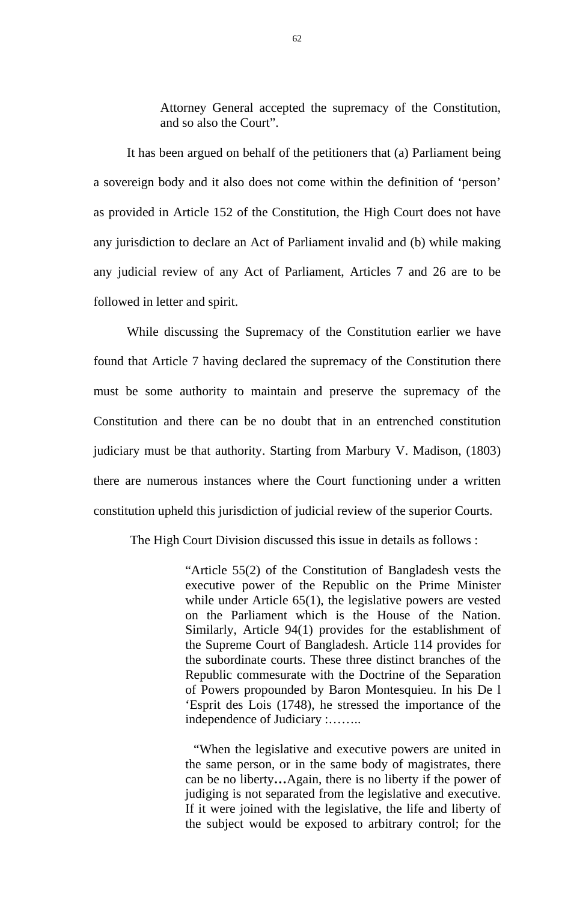> Attorney General accepted the supremacy of the Constitution, and so also the Court".

It has been argued on behalf of the petitioners that (a) Parliament being a sovereign body and it also does not come within the definition of 'person' as provided in Article 152 of the Constitution, the High Court does not have any jurisdiction to declare an Act of Parliament invalid and (b) while making any judicial review of any Act of Parliament, Articles 7 and 26 are to be followed in letter and spirit.

While discussing the Supremacy of the Constitution earlier we have found that Article 7 having declared the supremacy of the Constitution there must be some authority to maintain and preserve the supremacy of the Constitution and there can be no doubt that in an entrenched constitution judiciary must be that authority. Starting from Marbury V. Madison, (1803) there are numerous instances where the Court functioning under a written constitution upheld this jurisdiction of judicial review of the superior Courts.

The High Court Division discussed this issue in details as follows :

> "Article 55(2) of the Constitution of Bangladesh vests the executive power of the Republic on the Prime Minister while under Article 65(1), the legislative powers are vested on the Parliament which is the House of the Nation. Similarly, Article 94(1) provides for the establishment of the Supreme Court of Bangladesh. Article 114 provides for the subordinate courts. These three distinct branches of the Republic commesurate with the Doctrine of the Separation of Powers propounded by Baron Montesquieu. In his De l 'Esprit des Lois (1748), he stressed the importance of the independence of Judiciary :……..
>
> "When the legislative and executive powers are united in the same person, or in the same body of magistrates, there can be no liberty**…**Again, there is no liberty if the power of judging is not separated from the legislative and executive. If it were joined with the legislative, the life and liberty of the subject would be exposed to arbitrary control; for the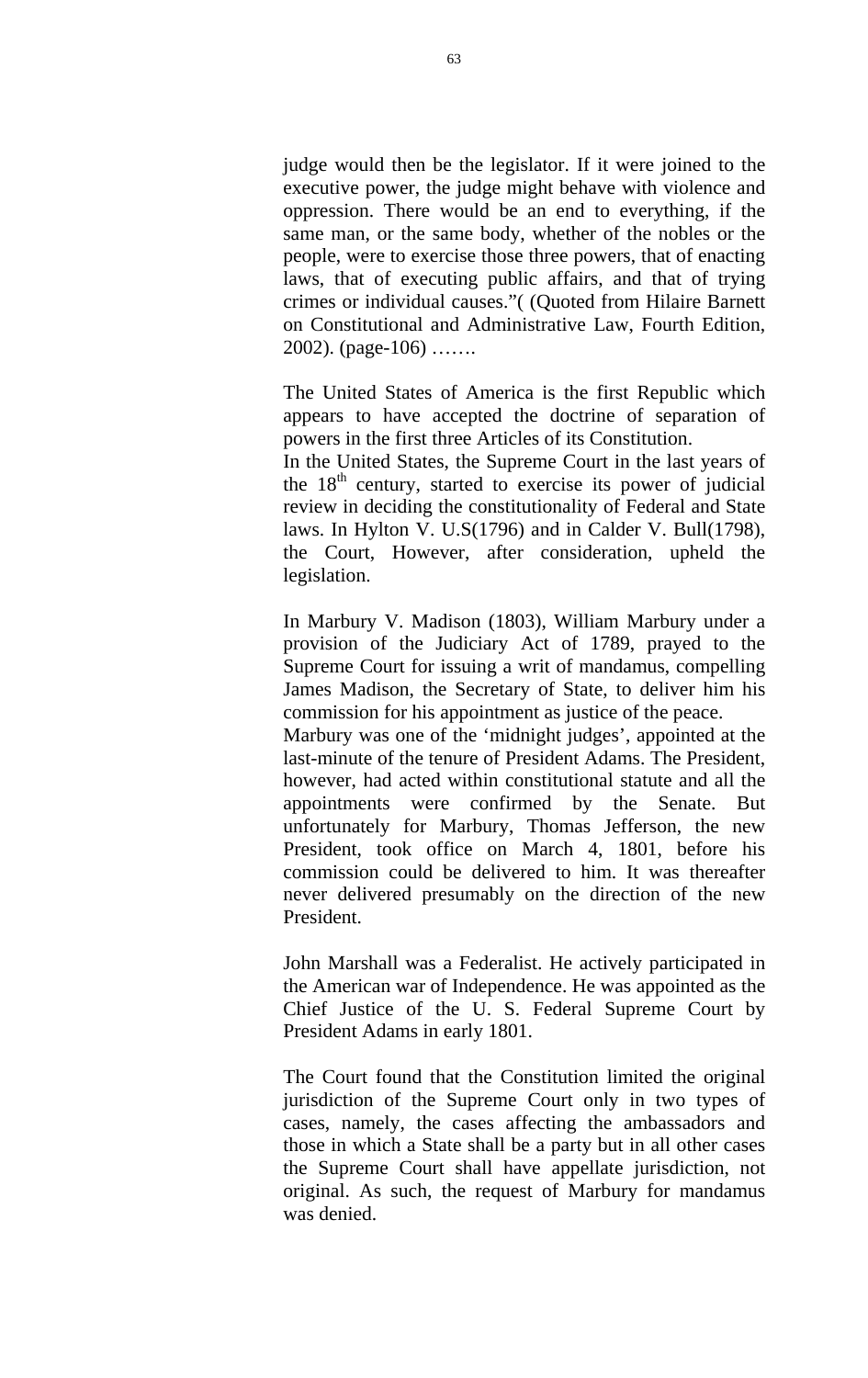judge would then be the legislator. If it were joined to the executive power, the judge might behave with violence and oppression. There would be an end to everything, if the same man, or the same body, whether of the nobles or the people, were to exercise those three powers, that of enacting laws, that of executing public affairs, and that of trying crimes or individual causes.”( (Quoted from Hilaire Barnett on Constitutional and Administrative Law, Fourth Edition, 2002). (page-106) …….

The United States of America is the first Republic which appears to have accepted the doctrine of separation of powers in the first three Articles of its Constitution.
In the United States, the Supreme Court in the last years of the 18th century, started to exercise its power of judicial review in deciding the constitutionality of Federal and State laws. In Hylton V. U.S(1796) and in Calder V. Bull(1798), the Court, However, after consideration, upheld the legislation.

In Marbury V. Madison (1803), William Marbury under a provision of the Judiciary Act of 1789, prayed to the Supreme Court for issuing a writ of mandamus, compelling James Madison, the Secretary of State, to deliver him his commission for his appointment as justice of the peace.
Marbury was one of the ‘midnight judges’, appointed at the last-minute of the tenure of President Adams. The President, however, had acted within constitutional statute and all the appointments were confirmed by the Senate. But unfortunately for Marbury, Thomas Jefferson, the new President, took office on March 4, 1801, before his commission could be delivered to him. It was thereafter never delivered presumably on the direction of the new President.

John Marshall was a Federalist. He actively participated in the American war of Independence. He was appointed as the Chief Justice of the U. S. Federal Supreme Court by President Adams in early 1801.

The Court found that the Constitution limited the original jurisdiction of the Supreme Court only in two types of cases, namely, the cases affecting the ambassadors and those in which a State shall be a party but in all other cases the Supreme Court shall have appellate jurisdiction, not original. As such, the request of Marbury for mandamus was denied.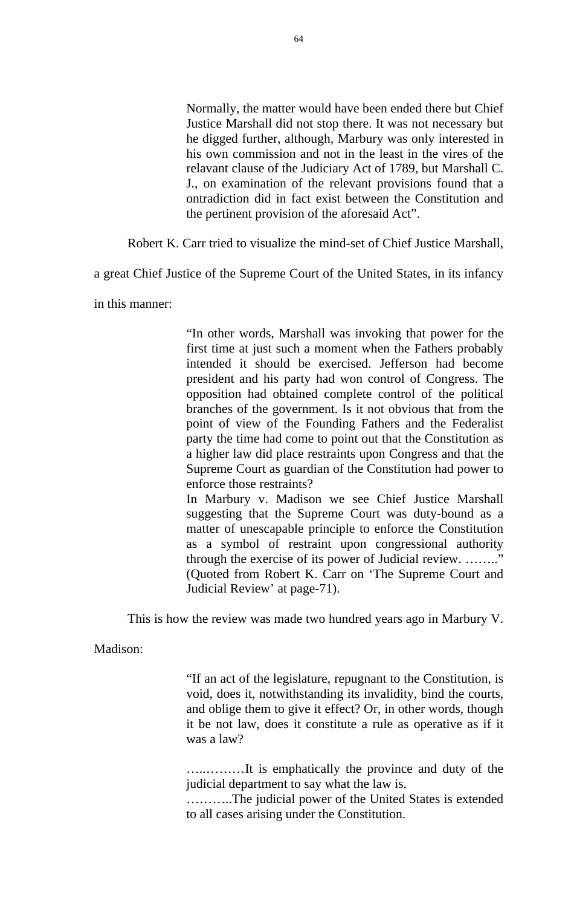> Normally, the matter would have been ended there but Chief Justice Marshall did not stop there. It was not necessary but he digged further, although, Marbury was only interested in his own commission and not in the least in the vires of the relavant clause of the Judiciary Act of 1789, but Marshall C. J., on examination of the relevant provisions found that a ontradiction did in fact exist between the Constitution and the pertinent provision of the aforesaid Act".

Robert K. Carr tried to visualize the mind-set of Chief Justice Marshall, a great Chief Justice of the Supreme Court of the United States, in its infancy in this manner:

> "In other words, Marshall was invoking that power for the first time at just such a moment when the Fathers probably intended it should be exercised. Jefferson had become president and his party had won control of Congress. The opposition had obtained complete control of the political branches of the government. Is it not obvious that from the point of view of the Founding Fathers and the Federalist party the time had come to point out that the Constitution as a higher law did place restraints upon Congress and that the Supreme Court as guardian of the Constitution had power to enforce those restraints?
>
> In Marbury v. Madison we see Chief Justice Marshall suggesting that the Supreme Court was duty-bound as a matter of unescapable principle to enforce the Constitution as a symbol of restraint upon congressional authority through the exercise of its power of Judicial review. …….." (Quoted from Robert K. Carr on 'The Supreme Court and Judicial Review' at page-71).

This is how the review was made two hundred years ago in Marbury V. Madison:

> "If an act of the legislature, repugnant to the Constitution, is void, does it, notwithstanding its invalidity, bind the courts, and oblige them to give it effect? Or, in other words, though it be not law, does it constitute a rule as operative as if it was a law?
>
> …..………It is emphatically the province and duty of the judicial department to say what the law is.
>
> ………..The judicial power of the United States is extended to all cases arising under the Constitution.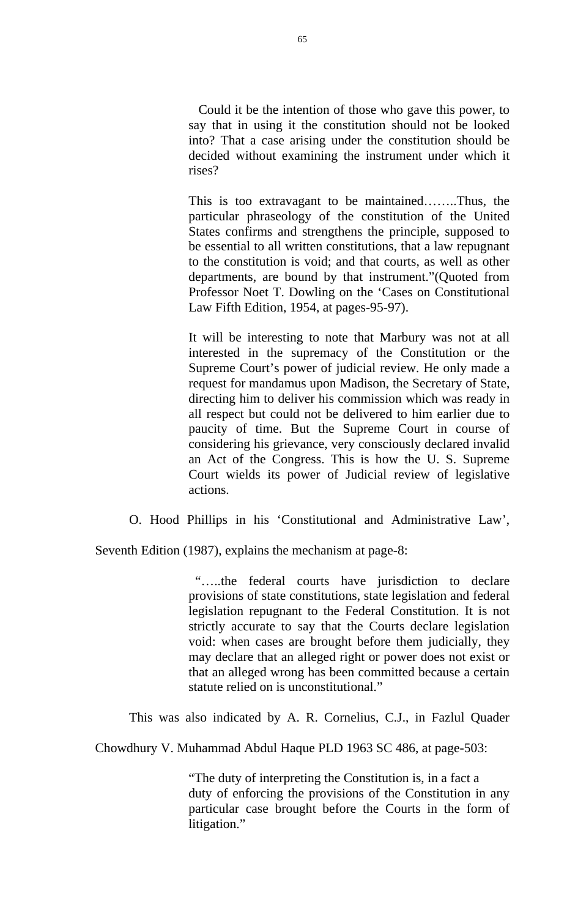> Could it be the intention of those who gave this power, to say that in using it the constitution should not be looked into? That a case arising under the constitution should be decided without examining the instrument under which it rises?
>
> This is too extravagant to be maintained……..Thus, the particular phraseology of the constitution of the United States confirms and strengthens the principle, supposed to be essential to all written constitutions, that a law repugnant to the constitution is void; and that courts, as well as other departments, are bound by that instrument."(Quoted from Professor Noet T. Dowling on the 'Cases on Constitutional Law Fifth Edition, 1954, at pages-95-97).
>
> It will be interesting to note that Marbury was not at all interested in the supremacy of the Constitution or the Supreme Court's power of judicial review. He only made a request for mandamus upon Madison, the Secretary of State, directing him to deliver his commission which was ready in all respect but could not be delivered to him earlier due to paucity of time. But the Supreme Court in course of considering his grievance, very consciously declared invalid an Act of the Congress. This is how the U. S. Supreme Court wields its power of Judicial review of legislative actions.

O. Hood Phillips in his 'Constitutional and Administrative Law', Seventh Edition (1987), explains the mechanism at page-8:

> "…..the federal courts have jurisdiction to declare provisions of state constitutions, state legislation and federal legislation repugnant to the Federal Constitution. It is not strictly accurate to say that the Courts declare legislation void: when cases are brought before them judicially, they may declare that an alleged right or power does not exist or that an alleged wrong has been committed because a certain statute relied on is unconstitutional."

This was also indicated by A. R. Cornelius, C.J., in Fazlul Quader Chowdhury V. Muhammad Abdul Haque PLD 1963 SC 486, at page-503:

> "The duty of interpreting the Constitution is, in a fact a duty of enforcing the provisions of the Constitution in any particular case brought before the Courts in the form of litigation."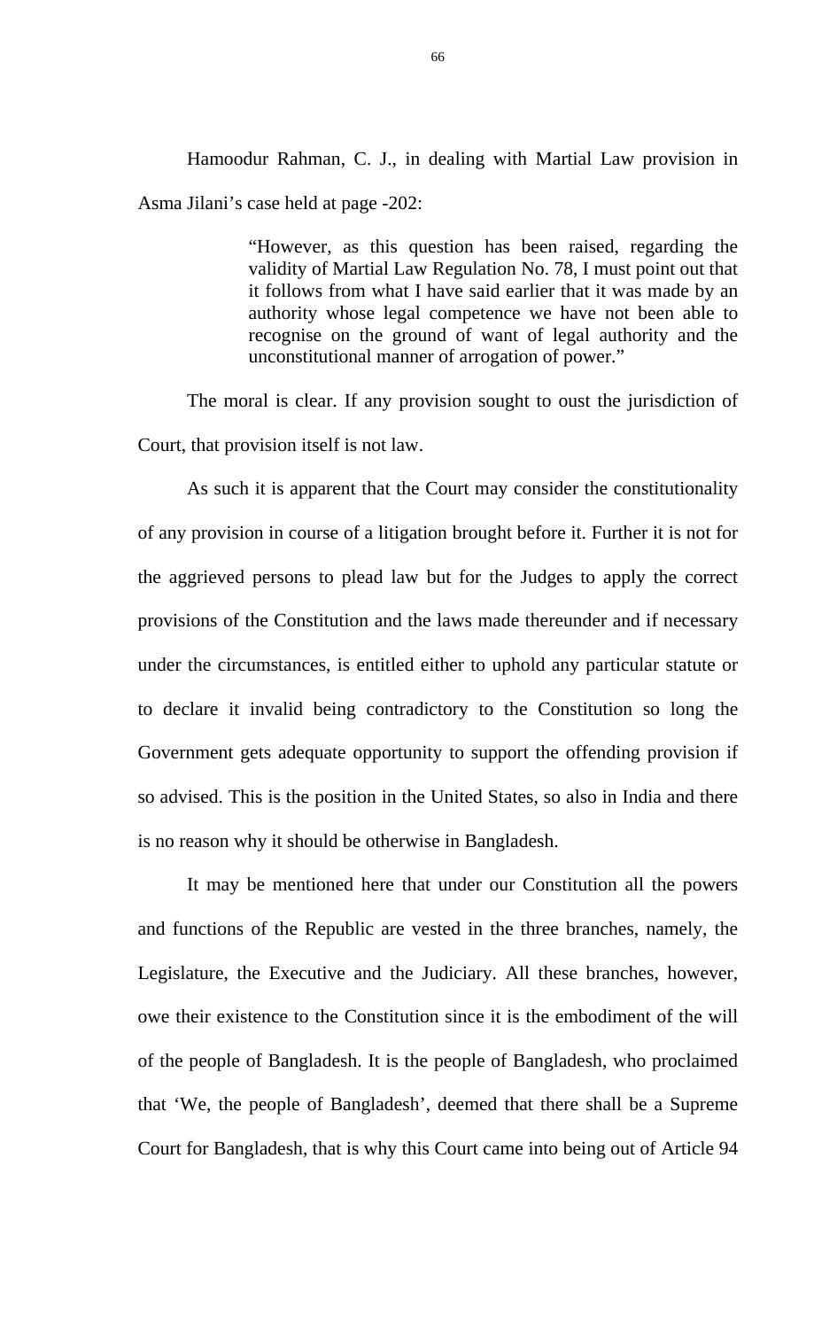Hamoodur Rahman, C. J., in dealing with Martial Law provision in Asma Jilani's case held at page -202:

> "However, as this question has been raised, regarding the validity of Martial Law Regulation No. 78, I must point out that it follows from what I have said earlier that it was made by an authority whose legal competence we have not been able to recognise on the ground of want of legal authority and the unconstitutional manner of arrogation of power."

The moral is clear. If any provision sought to oust the jurisdiction of Court, that provision itself is not law.

As such it is apparent that the Court may consider the constitutionality of any provision in course of a litigation brought before it. Further it is not for the aggrieved persons to plead law but for the Judges to apply the correct provisions of the Constitution and the laws made thereunder and if necessary under the circumstances, is entitled either to uphold any particular statute or to declare it invalid being contradictory to the Constitution so long the Government gets adequate opportunity to support the offending provision if so advised. This is the position in the United States, so also in India and there is no reason why it should be otherwise in Bangladesh.

It may be mentioned here that under our Constitution all the powers and functions of the Republic are vested in the three branches, namely, the Legislature, the Executive and the Judiciary. All these branches, however, owe their existence to the Constitution since it is the embodiment of the will of the people of Bangladesh. It is the people of Bangladesh, who proclaimed that 'We, the people of Bangladesh', deemed that there shall be a Supreme Court for Bangladesh, that is why this Court came into being out of Article 94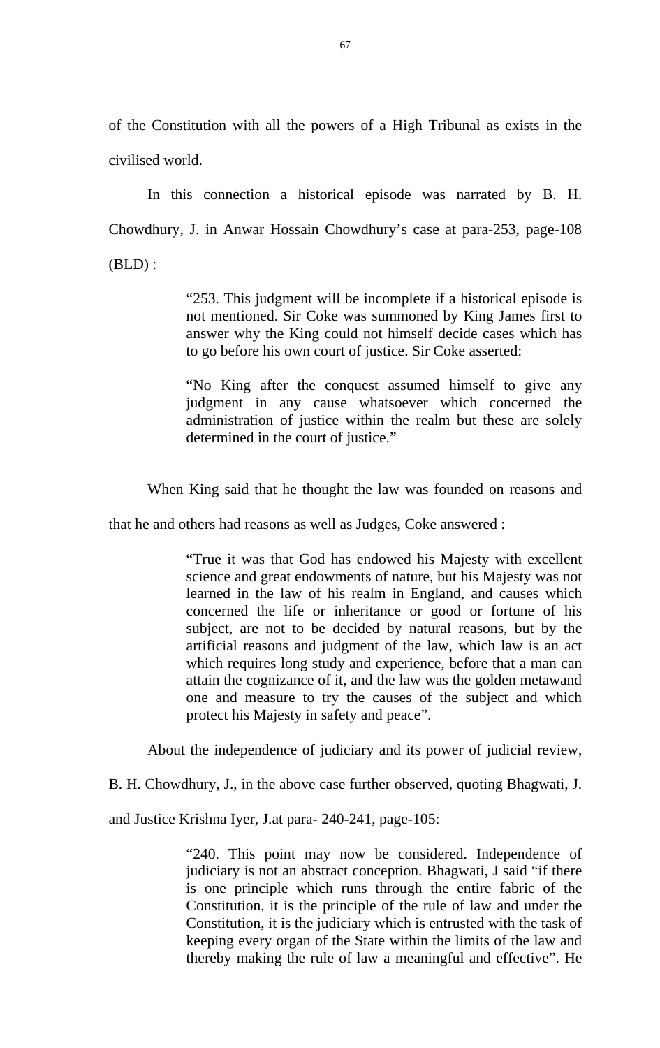of the Constitution with all the powers of a High Tribunal as exists in the civilised world.

In this connection a historical episode was narrated by B. H. Chowdhury, J. in Anwar Hossain Chowdhury's case at para-253, page-108 (BLD) :

> "253. This judgment will be incomplete if a historical episode is not mentioned. Sir Coke was summoned by King James first to answer why the King could not himself decide cases which has to go before his own court of justice. Sir Coke asserted:
>
> "No King after the conquest assumed himself to give any judgment in any cause whatsoever which concerned the administration of justice within the realm but these are solely determined in the court of justice."

When King said that he thought the law was founded on reasons and that he and others had reasons as well as Judges, Coke answered :

> "True it was that God has endowed his Majesty with excellent science and great endowments of nature, but his Majesty was not learned in the law of his realm in England, and causes which concerned the life or inheritance or good or fortune of his subject, are not to be decided by natural reasons, but by the artificial reasons and judgment of the law, which law is an act which requires long study and experience, before that a man can attain the cognizance of it, and the law was the golden metawand one and measure to try the causes of the subject and which protect his Majesty in safety and peace".

About the independence of judiciary and its power of judicial review, B. H. Chowdhury, J., in the above case further observed, quoting Bhagwati, J. and Justice Krishna Iyer, J.at para- 240-241, page-105:

> "240. This point may now be considered. Independence of judiciary is not an abstract conception. Bhagwati, J said "if there is one principle which runs through the entire fabric of the Constitution, it is the principle of the rule of law and under the Constitution, it is the judiciary which is entrusted with the task of keeping every organ of the State within the limits of the law and thereby making the rule of law a meaningful and effective". He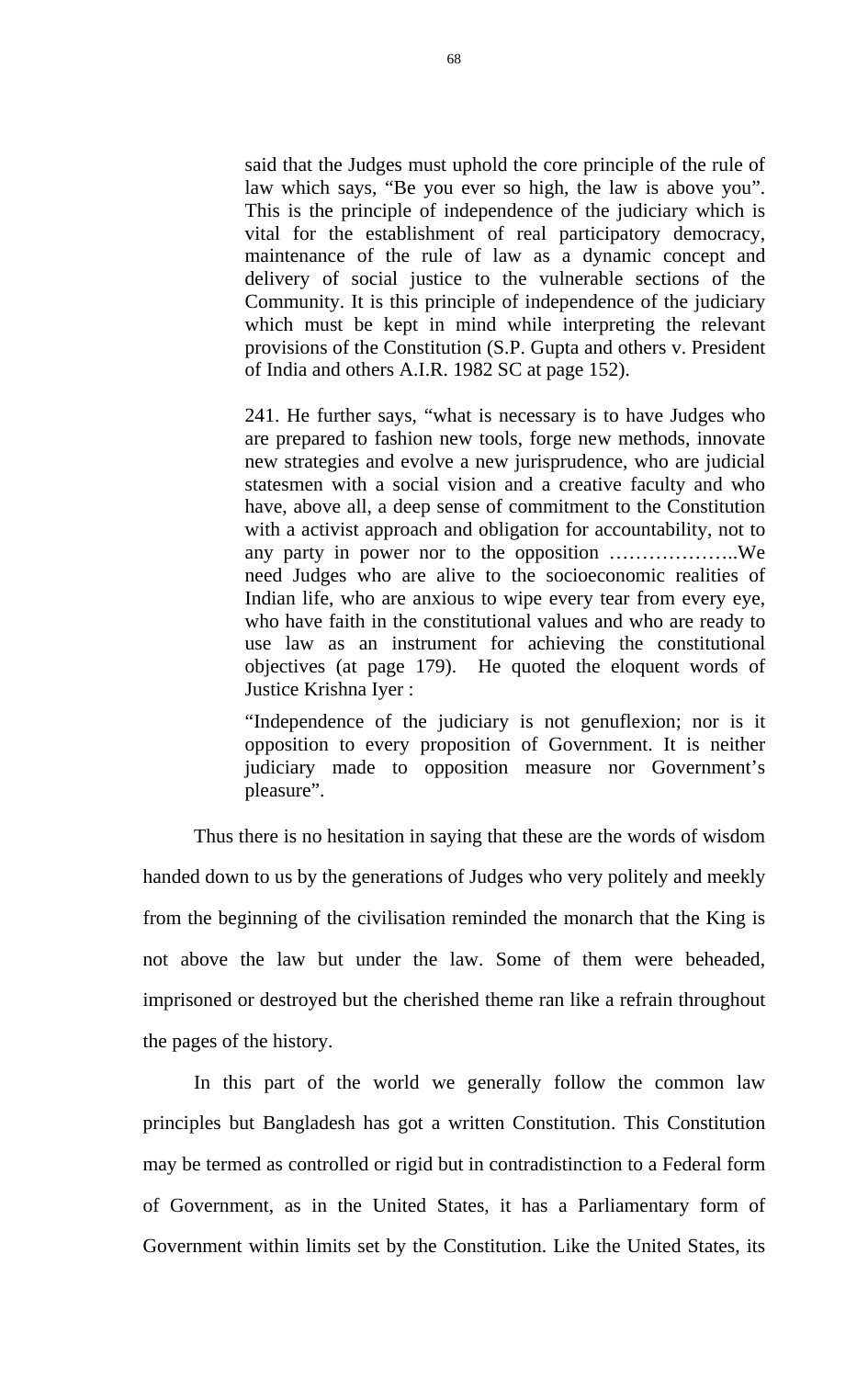> said that the Judges must uphold the core principle of the rule of law which says, “Be you ever so high, the law is above you”. This is the principle of independence of the judiciary which is vital for the establishment of real participatory democracy, maintenance of the rule of law as a dynamic concept and delivery of social justice to the vulnerable sections of the Community. It is this principle of independence of the judiciary which must be kept in mind while interpreting the relevant provisions of the Constitution (S.P. Gupta and others v. President of India and others A.I.R. 1982 SC at page 152).
>
> 241. He further says, “what is necessary is to have Judges who are prepared to fashion new tools, forge new methods, innovate new strategies and evolve a new jurisprudence, who are judicial statesmen with a social vision and a creative faculty and who have, above all, a deep sense of commitment to the Constitution with a activist approach and obligation for accountability, not to any party in power nor to the opposition ………………..We need Judges who are alive to the socioeconomic realities of Indian life, who are anxious to wipe every tear from every eye, who have faith in the constitutional values and who are ready to use law as an instrument for achieving the constitutional objectives (at page 179). He quoted the eloquent words of Justice Krishna Iyer :
>
> “Independence of the judiciary is not genuflexion; nor is it opposition to every proposition of Government. It is neither judiciary made to opposition measure nor Government’s pleasure”.

Thus there is no hesitation in saying that these are the words of wisdom handed down to us by the generations of Judges who very politely and meekly from the beginning of the civilisation reminded the monarch that the King is not above the law but under the law. Some of them were beheaded, imprisoned or destroyed but the cherished theme ran like a refrain throughout the pages of the history.

In this part of the world we generally follow the common law principles but Bangladesh has got a written Constitution. This Constitution may be termed as controlled or rigid but in contradistinction to a Federal form of Government, as in the United States, it has a Parliamentary form of Government within limits set by the Constitution. Like the United States, its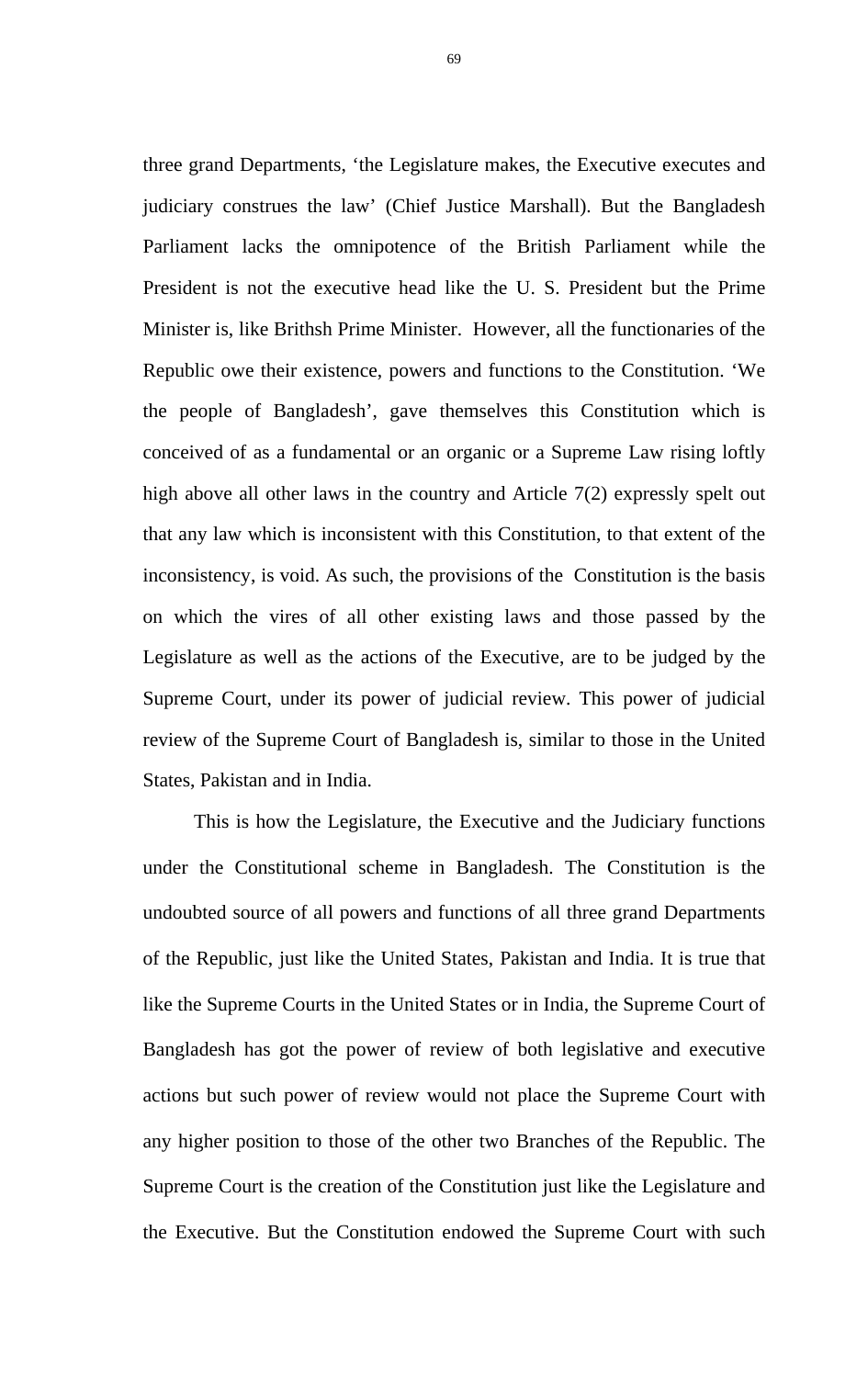three grand Departments, 'the Legislature makes, the Executive executes and judiciary construes the law' (Chief Justice Marshall). But the Bangladesh Parliament lacks the omnipotence of the British Parliament while the President is not the executive head like the U. S. President but the Prime Minister is, like Brithsh Prime Minister. However, all the functionaries of the Republic owe their existence, powers and functions to the Constitution. 'We the people of Bangladesh', gave themselves this Constitution which is conceived of as a fundamental or an organic or a Supreme Law rising loftly high above all other laws in the country and Article 7(2) expressly spelt out that any law which is inconsistent with this Constitution, to that extent of the inconsistency, is void. As such, the provisions of the Constitution is the basis on which the vires of all other existing laws and those passed by the Legislature as well as the actions of the Executive, are to be judged by the Supreme Court, under its power of judicial review. This power of judicial review of the Supreme Court of Bangladesh is, similar to those in the United States, Pakistan and in India.

This is how the Legislature, the Executive and the Judiciary functions under the Constitutional scheme in Bangladesh. The Constitution is the undoubted source of all powers and functions of all three grand Departments of the Republic, just like the United States, Pakistan and India. It is true that like the Supreme Courts in the United States or in India, the Supreme Court of Bangladesh has got the power of review of both legislative and executive actions but such power of review would not place the Supreme Court with any higher position to those of the other two Branches of the Republic. The Supreme Court is the creation of the Constitution just like the Legislature and the Executive. But the Constitution endowed the Supreme Court with such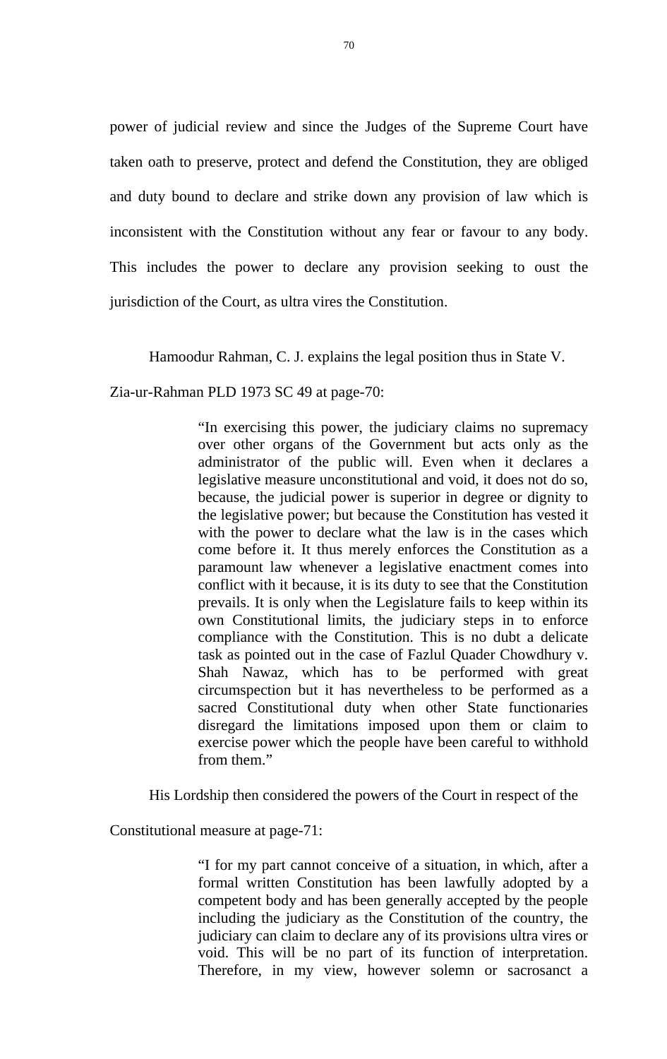power of judicial review and since the Judges of the Supreme Court have taken oath to preserve, protect and defend the Constitution, they are obliged and duty bound to declare and strike down any provision of law which is inconsistent with the Constitution without any fear or favour to any body. This includes the power to declare any provision seeking to oust the jurisdiction of the Court, as ultra vires the Constitution.

Hamoodur Rahman, C. J. explains the legal position thus in State V. Zia-ur-Rahman PLD 1973 SC 49 at page-70:

> "In exercising this power, the judiciary claims no supremacy over other organs of the Government but acts only as the administrator of the public will. Even when it declares a legislative measure unconstitutional and void, it does not do so, because, the judicial power is superior in degree or dignity to the legislative power; but because the Constitution has vested it with the power to declare what the law is in the cases which come before it. It thus merely enforces the Constitution as a paramount law whenever a legislative enactment comes into conflict with it because, it is its duty to see that the Constitution prevails. It is only when the Legislature fails to keep within its own Constitutional limits, the judiciary steps in to enforce compliance with the Constitution. This is no doubt a delicate task as pointed out in the case of Fazlul Quader Chowdhury v. Shah Nawaz, which has to be performed with great circumspection but it has nevertheless to be performed as a sacred Constitutional duty when other State functionaries disregard the limitations imposed upon them or claim to exercise power which the people have been careful to withhold from them."

His Lordship then considered the powers of the Court in respect of the Constitutional measure at page-71:

> "I for my part cannot conceive of a situation, in which, after a formal written Constitution has been lawfully adopted by a competent body and has been generally accepted by the people including the judiciary as the Constitution of the country, the judiciary can claim to declare any of its provisions ultra vires or void. This will be no part of its function of interpretation. Therefore, in my view, however solemn or sacrosanct a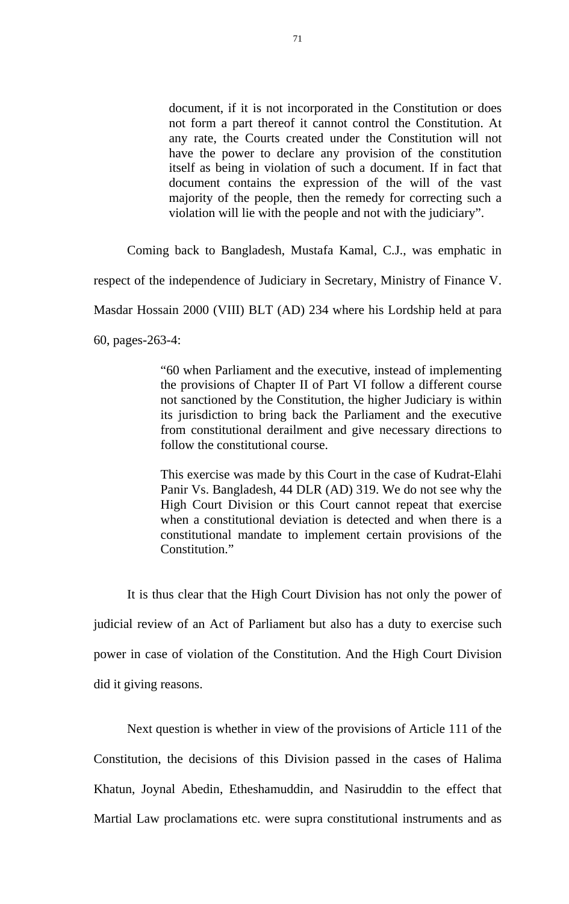> document, if it is not incorporated in the Constitution or does not form a part thereof it cannot control the Constitution. At any rate, the Courts created under the Constitution will not have the power to declare any provision of the constitution itself as being in violation of such a document. If in fact that document contains the expression of the will of the vast majority of the people, then the remedy for correcting such a violation will lie with the people and not with the judiciary".

Coming back to Bangladesh, Mustafa Kamal, C.J., was emphatic in respect of the independence of Judiciary in Secretary, Ministry of Finance V. Masdar Hossain 2000 (VIII) BLT (AD) 234 where his Lordship held at para 60, pages-263-4:

> "60 when Parliament and the executive, instead of implementing the provisions of Chapter II of Part VI follow a different course not sanctioned by the Constitution, the higher Judiciary is within its jurisdiction to bring back the Parliament and the executive from constitutional derailment and give necessary directions to follow the constitutional course.
>
> This exercise was made by this Court in the case of Kudrat-Elahi Panir Vs. Bangladesh, 44 DLR (AD) 319. We do not see why the High Court Division or this Court cannot repeat that exercise when a constitutional deviation is detected and when there is a constitutional mandate to implement certain provisions of the Constitution."

It is thus clear that the High Court Division has not only the power of judicial review of an Act of Parliament but also has a duty to exercise such power in case of violation of the Constitution. And the High Court Division did it giving reasons.

Next question is whether in view of the provisions of Article 111 of the Constitution, the decisions of this Division passed in the cases of Halima Khatun, Joynal Abedin, Etheshamuddin, and Nasiruddin to the effect that Martial Law proclamations etc. were supra constitutional instruments and as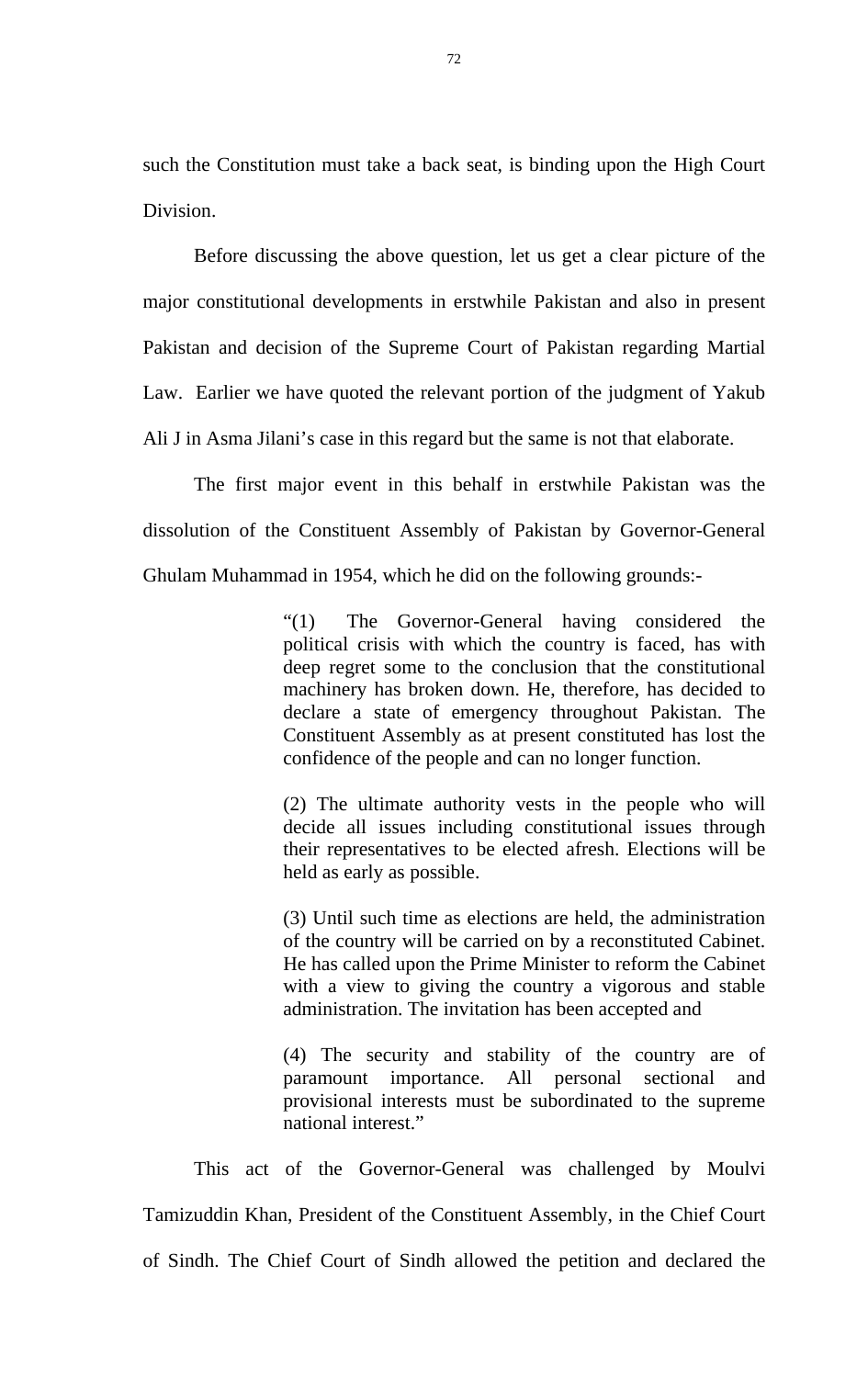such the Constitution must take a back seat, is binding upon the High Court Division.

Before discussing the above question, let us get a clear picture of the major constitutional developments in erstwhile Pakistan and also in present Pakistan and decision of the Supreme Court of Pakistan regarding Martial Law. Earlier we have quoted the relevant portion of the judgment of Yakub Ali J in Asma Jilani's case in this regard but the same is not that elaborate.

The first major event in this behalf in erstwhile Pakistan was the dissolution of the Constituent Assembly of Pakistan by Governor-General Ghulam Muhammad in 1954, which he did on the following grounds:-

> "(1) The Governor-General having considered the political crisis with which the country is faced, has with deep regret some to the conclusion that the constitutional machinery has broken down. He, therefore, has decided to declare a state of emergency throughout Pakistan. The Constituent Assembly as at present constituted has lost the confidence of the people and can no longer function.
>
> (2) The ultimate authority vests in the people who will decide all issues including constitutional issues through their representatives to be elected afresh. Elections will be held as early as possible.
>
> (3) Until such time as elections are held, the administration of the country will be carried on by a reconstituted Cabinet. He has called upon the Prime Minister to reform the Cabinet with a view to giving the country a vigorous and stable administration. The invitation has been accepted and
>
> (4) The security and stability of the country are of paramount importance. All personal sectional and provisional interests must be subordinated to the supreme national interest."

This act of the Governor-General was challenged by Moulvi Tamizuddin Khan, President of the Constituent Assembly, in the Chief Court of Sindh. The Chief Court of Sindh allowed the petition and declared the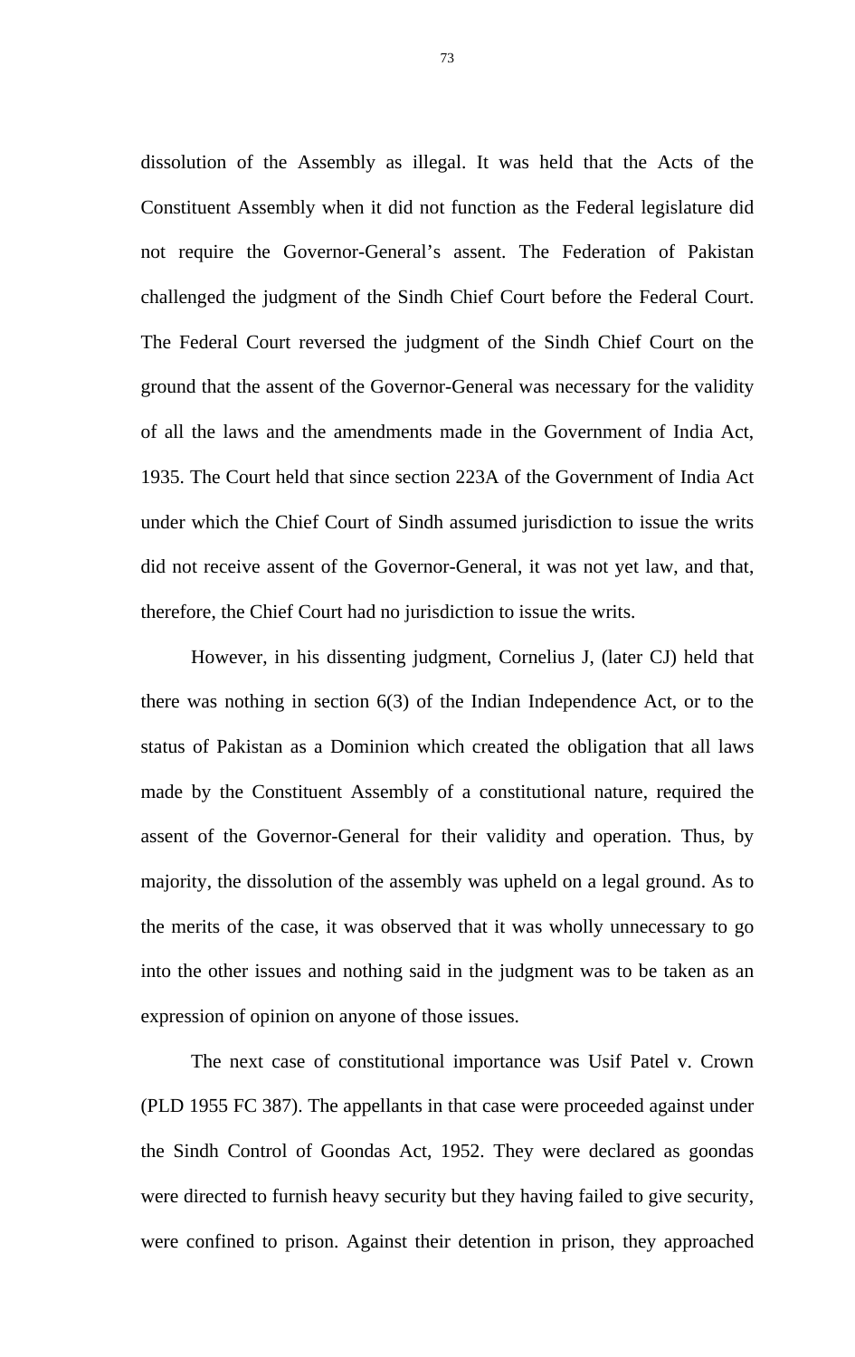dissolution of the Assembly as illegal. It was held that the Acts of the Constituent Assembly when it did not function as the Federal legislature did not require the Governor-General's assent. The Federation of Pakistan challenged the judgment of the Sindh Chief Court before the Federal Court. The Federal Court reversed the judgment of the Sindh Chief Court on the ground that the assent of the Governor-General was necessary for the validity of all the laws and the amendments made in the Government of India Act, 1935. The Court held that since section 223A of the Government of India Act under which the Chief Court of Sindh assumed jurisdiction to issue the writs did not receive assent of the Governor-General, it was not yet law, and that, therefore, the Chief Court had no jurisdiction to issue the writs.

However, in his dissenting judgment, Cornelius J, (later CJ) held that there was nothing in section 6(3) of the Indian Independence Act, or to the status of Pakistan as a Dominion which created the obligation that all laws made by the Constituent Assembly of a constitutional nature, required the assent of the Governor-General for their validity and operation. Thus, by majority, the dissolution of the assembly was upheld on a legal ground. As to the merits of the case, it was observed that it was wholly unnecessary to go into the other issues and nothing said in the judgment was to be taken as an expression of opinion on anyone of those issues.

The next case of constitutional importance was Usif Patel v. Crown (PLD 1955 FC 387). The appellants in that case were proceeded against under the Sindh Control of Goondas Act, 1952. They were declared as goondas were directed to furnish heavy security but they having failed to give security, were confined to prison. Against their detention in prison, they approached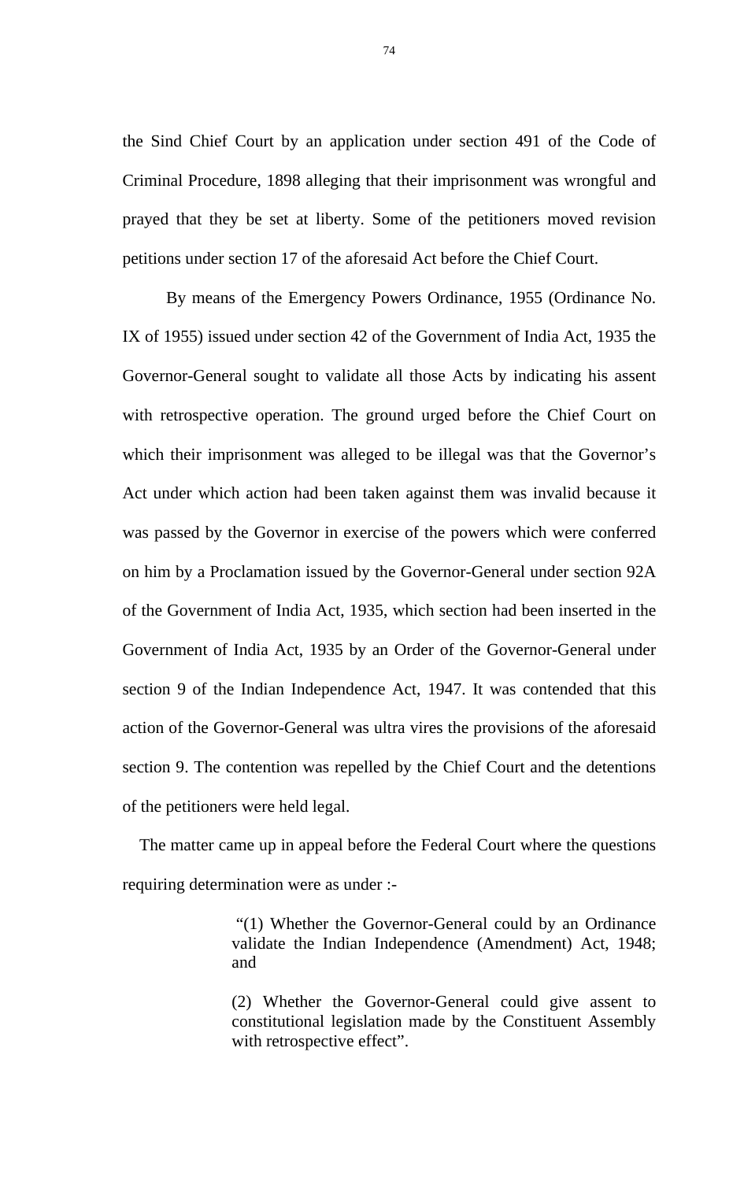the Sind Chief Court by an application under section 491 of the Code of Criminal Procedure, 1898 alleging that their imprisonment was wrongful and prayed that they be set at liberty. Some of the petitioners moved revision petitions under section 17 of the aforesaid Act before the Chief Court.

By means of the Emergency Powers Ordinance, 1955 (Ordinance No. IX of 1955) issued under section 42 of the Government of India Act, 1935 the Governor-General sought to validate all those Acts by indicating his assent with retrospective operation. The ground urged before the Chief Court on which their imprisonment was alleged to be illegal was that the Governor's Act under which action had been taken against them was invalid because it was passed by the Governor in exercise of the powers which were conferred on him by a Proclamation issued by the Governor-General under section 92A of the Government of India Act, 1935, which section had been inserted in the Government of India Act, 1935 by an Order of the Governor-General under section 9 of the Indian Independence Act, 1947. It was contended that this action of the Governor-General was ultra vires the provisions of the aforesaid section 9. The contention was repelled by the Chief Court and the detentions of the petitioners were held legal.

The matter came up in appeal before the Federal Court where the questions requiring determination were as under :-

> "(1) Whether the Governor-General could by an Ordinance validate the Indian Independence (Amendment) Act, 1948; and
>
> (2) Whether the Governor-General could give assent to constitutional legislation made by the Constituent Assembly with retrospective effect".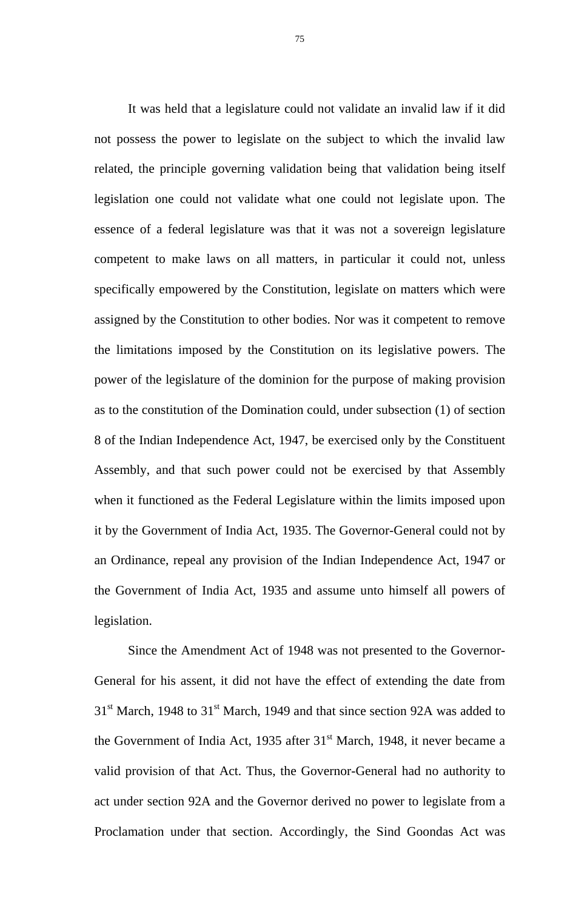It was held that a legislature could not validate an invalid law if it did not possess the power to legislate on the subject to which the invalid law related, the principle governing validation being that validation being itself legislation one could not validate what one could not legislate upon. The essence of a federal legislature was that it was not a sovereign legislature competent to make laws on all matters, in particular it could not, unless specifically empowered by the Constitution, legislate on matters which were assigned by the Constitution to other bodies. Nor was it competent to remove the limitations imposed by the Constitution on its legislative powers. The power of the legislature of the dominion for the purpose of making provision as to the constitution of the Domination could, under subsection (1) of section 8 of the Indian Independence Act, 1947, be exercised only by the Constituent Assembly, and that such power could not be exercised by that Assembly when it functioned as the Federal Legislature within the limits imposed upon it by the Government of India Act, 1935. The Governor-General could not by an Ordinance, repeal any provision of the Indian Independence Act, 1947 or the Government of India Act, 1935 and assume unto himself all powers of legislation.

Since the Amendment Act of 1948 was not presented to the Governor-General for his assent, it did not have the effect of extending the date from 31st March, 1948 to 31st March, 1949 and that since section 92A was added to the Government of India Act, 1935 after 31st March, 1948, it never became a valid provision of that Act. Thus, the Governor-General had no authority to act under section 92A and the Governor derived no power to legislate from a Proclamation under that section. Accordingly, the Sind Goondas Act was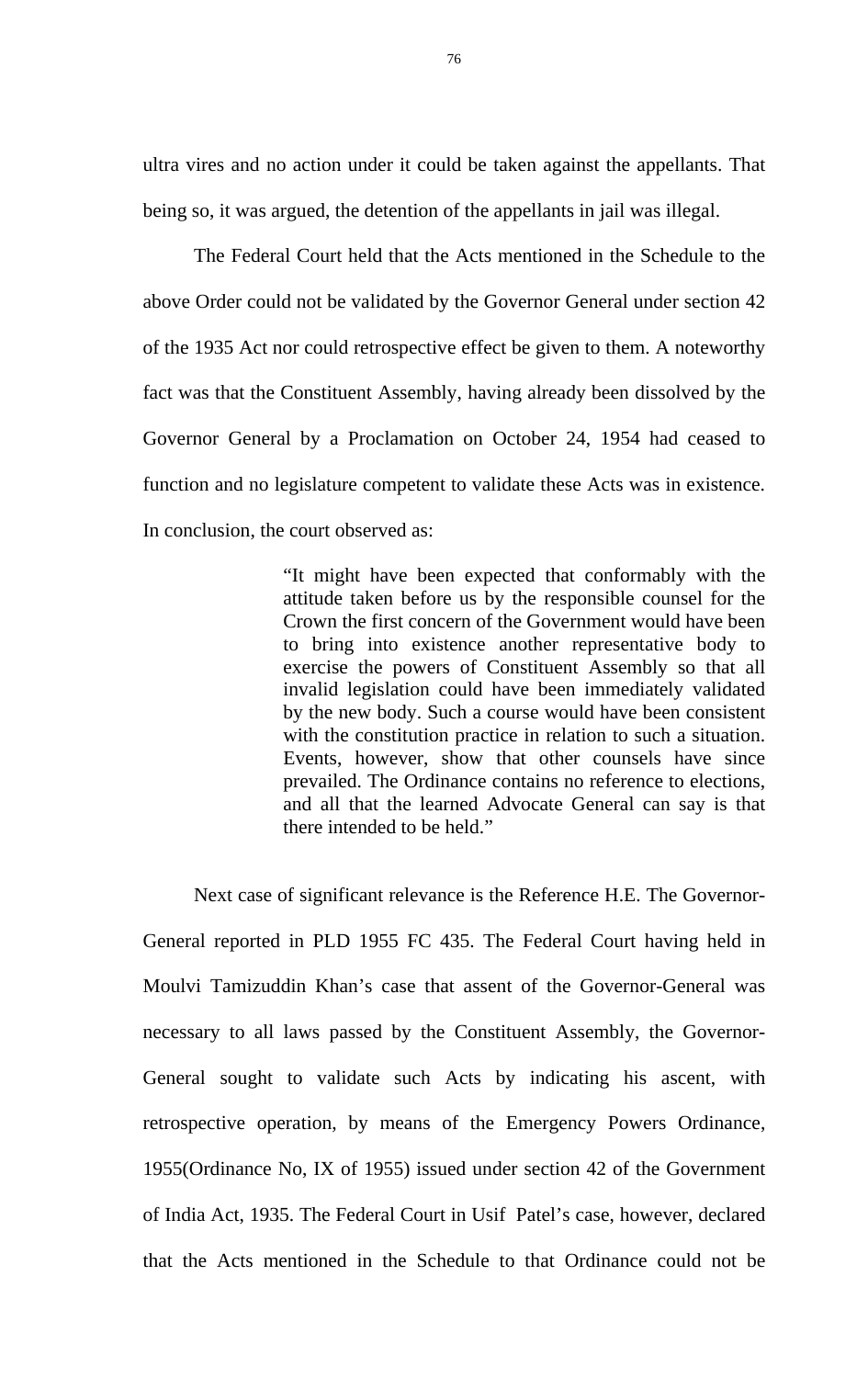ultra vires and no action under it could be taken against the appellants. That being so, it was argued, the detention of the appellants in jail was illegal.

The Federal Court held that the Acts mentioned in the Schedule to the above Order could not be validated by the Governor General under section 42 of the 1935 Act nor could retrospective effect be given to them. A noteworthy fact was that the Constituent Assembly, having already been dissolved by the Governor General by a Proclamation on October 24, 1954 had ceased to function and no legislature competent to validate these Acts was in existence. In conclusion, the court observed as:

> "It might have been expected that conformably with the attitude taken before us by the responsible counsel for the Crown the first concern of the Government would have been to bring into existence another representative body to exercise the powers of Constituent Assembly so that all invalid legislation could have been immediately validated by the new body. Such a course would have been consistent with the constitution practice in relation to such a situation. Events, however, show that other counsels have since prevailed. The Ordinance contains no reference to elections, and all that the learned Advocate General can say is that there intended to be held."

Next case of significant relevance is the Reference H.E. The Governor-General reported in PLD 1955 FC 435. The Federal Court having held in Moulvi Tamizuddin Khan's case that assent of the Governor-General was necessary to all laws passed by the Constituent Assembly, the Governor-General sought to validate such Acts by indicating his ascent, with retrospective operation, by means of the Emergency Powers Ordinance, 1955(Ordinance No, IX of 1955) issued under section 42 of the Government of India Act, 1935. The Federal Court in Usif Patel's case, however, declared that the Acts mentioned in the Schedule to that Ordinance could not be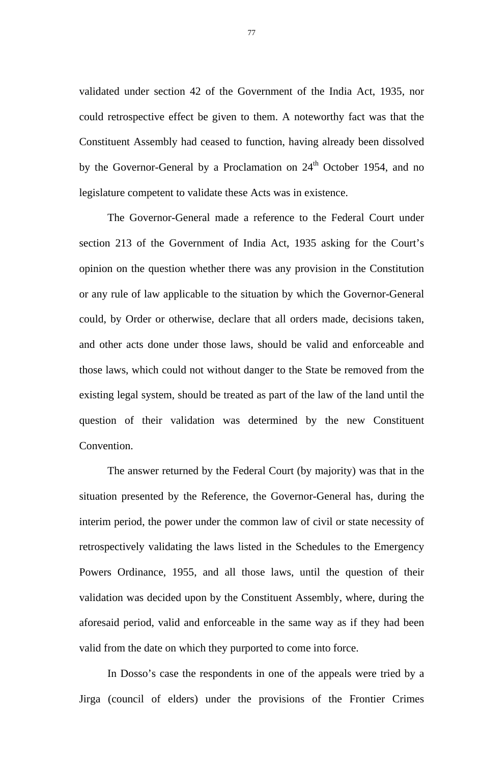validated under section 42 of the Government of the India Act, 1935, nor could retrospective effect be given to them. A noteworthy fact was that the Constituent Assembly had ceased to function, having already been dissolved by the Governor-General by a Proclamation on 24th October 1954, and no legislature competent to validate these Acts was in existence.

The Governor-General made a reference to the Federal Court under section 213 of the Government of India Act, 1935 asking for the Court's opinion on the question whether there was any provision in the Constitution or any rule of law applicable to the situation by which the Governor-General could, by Order or otherwise, declare that all orders made, decisions taken, and other acts done under those laws, should be valid and enforceable and those laws, which could not without danger to the State be removed from the existing legal system, should be treated as part of the law of the land until the question of their validation was determined by the new Constituent Convention.

The answer returned by the Federal Court (by majority) was that in the situation presented by the Reference, the Governor-General has, during the interim period, the power under the common law of civil or state necessity of retrospectively validating the laws listed in the Schedules to the Emergency Powers Ordinance, 1955, and all those laws, until the question of their validation was decided upon by the Constituent Assembly, where, during the aforesaid period, valid and enforceable in the same way as if they had been valid from the date on which they purported to come into force.

In Dosso's case the respondents in one of the appeals were tried by a Jirga (council of elders) under the provisions of the Frontier Crimes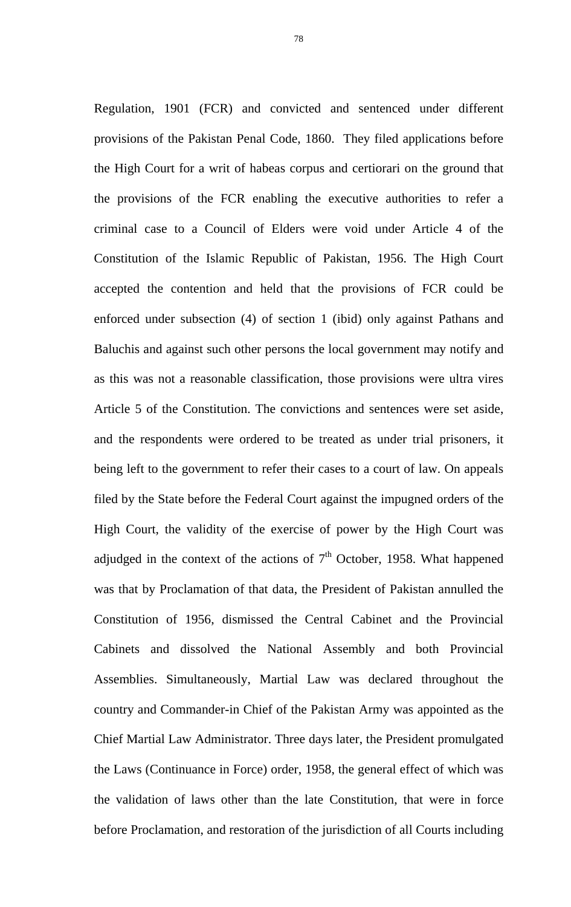Regulation, 1901 (FCR) and convicted and sentenced under different provisions of the Pakistan Penal Code, 1860. They filed applications before the High Court for a writ of habeas corpus and certiorari on the ground that the provisions of the FCR enabling the executive authorities to refer a criminal case to a Council of Elders were void under Article 4 of the Constitution of the Islamic Republic of Pakistan, 1956. The High Court accepted the contention and held that the provisions of FCR could be enforced under subsection (4) of section 1 (ibid) only against Pathans and Baluchis and against such other persons the local government may notify and as this was not a reasonable classification, those provisions were ultra vires Article 5 of the Constitution. The convictions and sentences were set aside, and the respondents were ordered to be treated as under trial prisoners, it being left to the government to refer their cases to a court of law. On appeals filed by the State before the Federal Court against the impugned orders of the High Court, the validity of the exercise of power by the High Court was adjudged in the context of the actions of 7th October, 1958. What happened was that by Proclamation of that data, the President of Pakistan annulled the Constitution of 1956, dismissed the Central Cabinet and the Provincial Cabinets and dissolved the National Assembly and both Provincial Assemblies. Simultaneously, Martial Law was declared throughout the country and Commander-in Chief of the Pakistan Army was appointed as the Chief Martial Law Administrator. Three days later, the President promulgated the Laws (Continuance in Force) order, 1958, the general effect of which was the validation of laws other than the late Constitution, that were in force before Proclamation, and restoration of the jurisdiction of all Courts including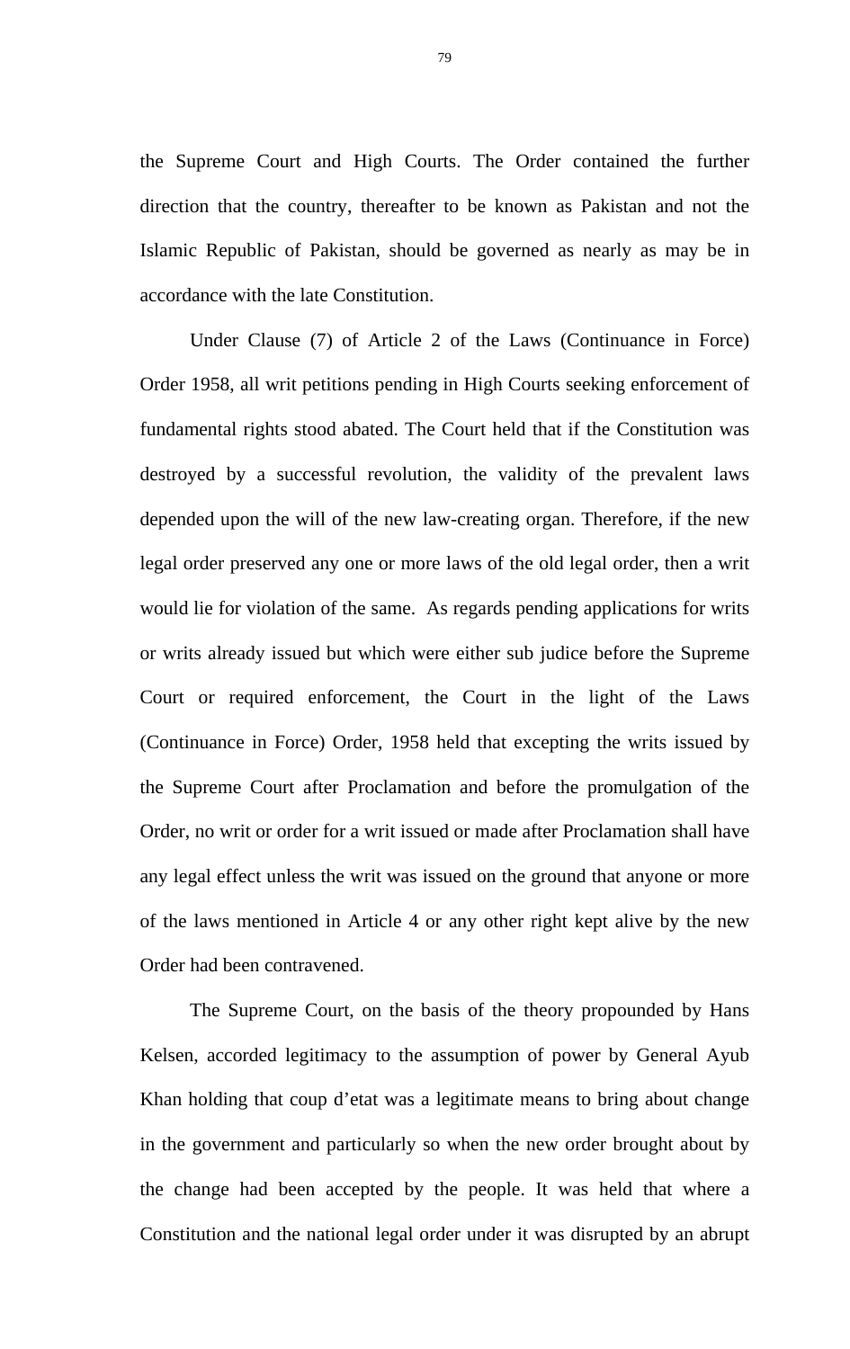the Supreme Court and High Courts. The Order contained the further direction that the country, thereafter to be known as Pakistan and not the Islamic Republic of Pakistan, should be governed as nearly as may be in accordance with the late Constitution.

Under Clause (7) of Article 2 of the Laws (Continuance in Force) Order 1958, all writ petitions pending in High Courts seeking enforcement of fundamental rights stood abated. The Court held that if the Constitution was destroyed by a successful revolution, the validity of the prevalent laws depended upon the will of the new law-creating organ. Therefore, if the new legal order preserved any one or more laws of the old legal order, then a writ would lie for violation of the same. As regards pending applications for writs or writs already issued but which were either sub judice before the Supreme Court or required enforcement, the Court in the light of the Laws (Continuance in Force) Order, 1958 held that excepting the writs issued by the Supreme Court after Proclamation and before the promulgation of the Order, no writ or order for a writ issued or made after Proclamation shall have any legal effect unless the writ was issued on the ground that anyone or more of the laws mentioned in Article 4 or any other right kept alive by the new Order had been contravened.

The Supreme Court, on the basis of the theory propounded by Hans Kelsen, accorded legitimacy to the assumption of power by General Ayub Khan holding that coup d'etat was a legitimate means to bring about change in the government and particularly so when the new order brought about by the change had been accepted by the people. It was held that where a Constitution and the national legal order under it was disrupted by an abrupt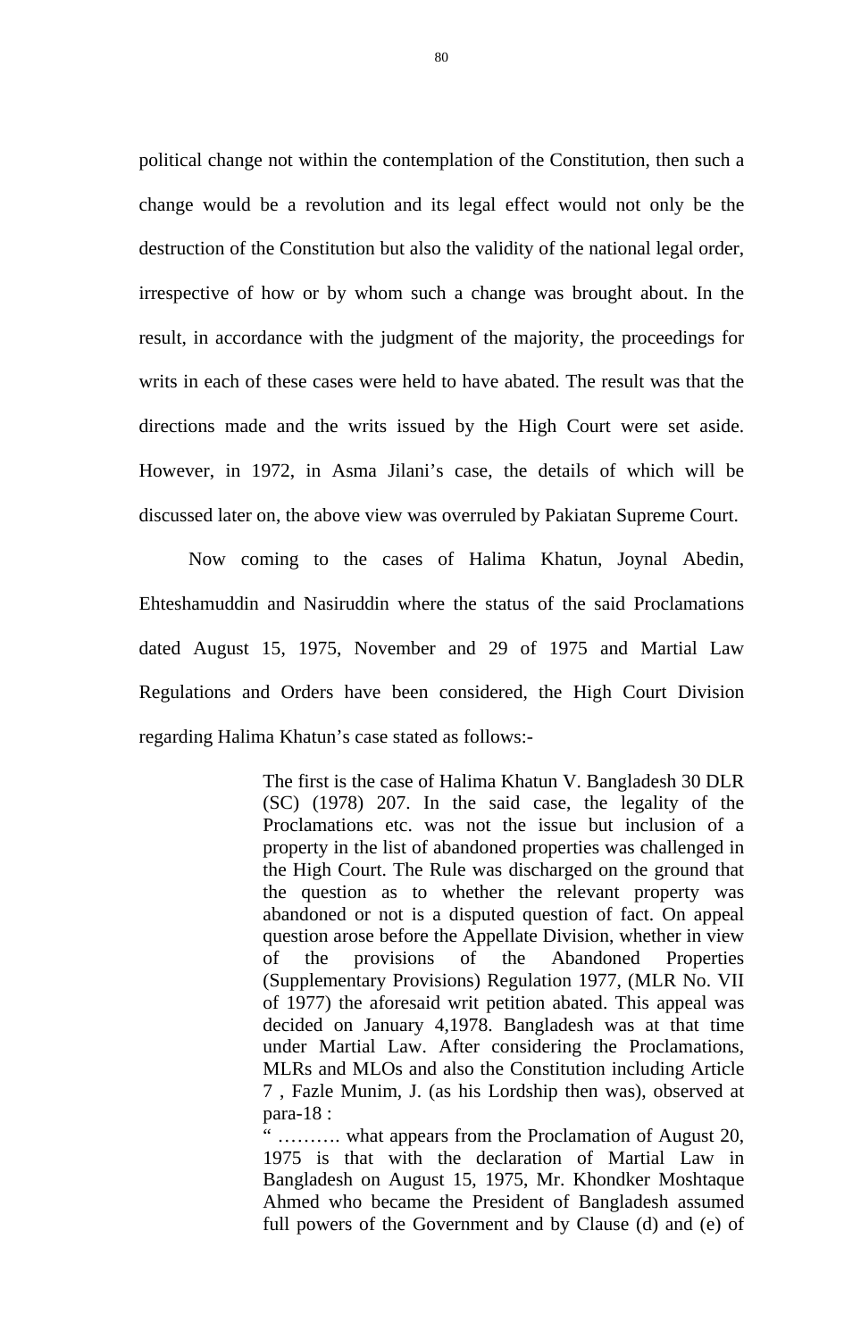political change not within the contemplation of the Constitution, then such a change would be a revolution and its legal effect would not only be the destruction of the Constitution but also the validity of the national legal order, irrespective of how or by whom such a change was brought about. In the result, in accordance with the judgment of the majority, the proceedings for writs in each of these cases were held to have abated. The result was that the directions made and the writs issued by the High Court were set aside. However, in 1972, in Asma Jilani's case, the details of which will be discussed later on, the above view was overruled by Pakiatan Supreme Court.

Now coming to the cases of Halima Khatun, Joynal Abedin, Ehteshamuddin and Nasiruddin where the status of the said Proclamations dated August 15, 1975, November and 29 of 1975 and Martial Law Regulations and Orders have been considered, the High Court Division regarding Halima Khatun's case stated as follows:-

> The first is the case of Halima Khatun V. Bangladesh 30 DLR (SC) (1978) 207. In the said case, the legality of the Proclamations etc. was not the issue but inclusion of a property in the list of abandoned properties was challenged in the High Court. The Rule was discharged on the ground that the question as to whether the relevant property was abandoned or not is a disputed question of fact. On appeal question arose before the Appellate Division, whether in view of the provisions of the Abandoned Properties (Supplementary Provisions) Regulation 1977, (MLR No. VII of 1977) the aforesaid writ petition abated. This appeal was decided on January 4,1978. Bangladesh was at that time under Martial Law. After considering the Proclamations, MLRs and MLOs and also the Constitution including Article 7 , Fazle Munim, J. (as his Lordship then was), observed at para-18 :
>
> " ………. what appears from the Proclamation of August 20, 1975 is that with the declaration of Martial Law in Bangladesh on August 15, 1975, Mr. Khondker Moshtaque Ahmed who became the President of Bangladesh assumed full powers of the Government and by Clause (d) and (e) of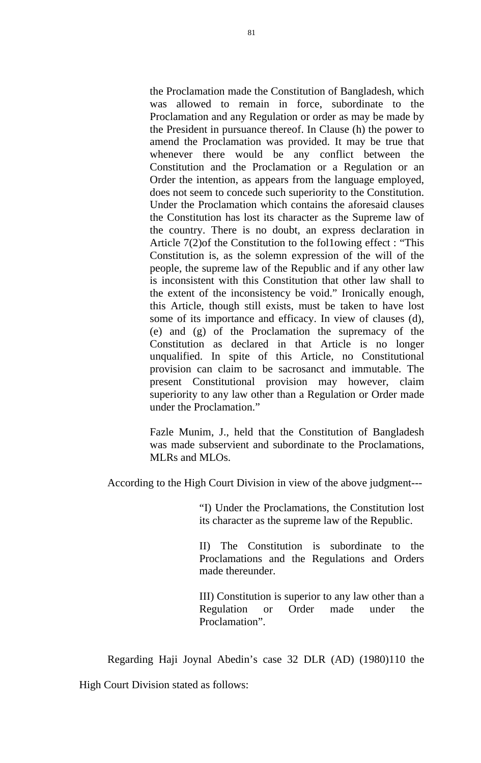> the Proclamation made the Constitution of Bangladesh, which was allowed to remain in force, subordinate to the Proclamation and any Regulation or order as may be made by the President in pursuance thereof. In Clause (h) the power to amend the Proclamation was provided. It may be true that whenever there would be any conflict between the Constitution and the Proclamation or a Regulation or an Order the intention, as appears from the language employed, does not seem to concede such superiority to the Constitution. Under the Proclamation which contains the aforesaid clauses the Constitution has lost its character as the Supreme law of the country. There is no doubt, an express declaration in Article 7(2)of the Constitution to the fol1owing effect : "This Constitution is, as the solemn expression of the will of the people, the supreme law of the Republic and if any other law is inconsistent with this Constitution that other law shall to the extent of the inconsistency be void." Ironically enough, this Article, though still exists, must be taken to have lost some of its importance and efficacy. In view of clauses (d), (e) and (g) of the Proclamation the supremacy of the Constitution as declared in that Article is no longer unqualified. In spite of this Article, no Constitutional provision can claim to be sacrosanct and immutable. The present Constitutional provision may however, claim superiority to any law other than a Regulation or Order made under the Proclamation."
>
> Fazle Munim, J., held that the Constitution of Bangladesh was made subservient and subordinate to the Proclamations, MLRs and MLOs.

According to the High Court Division in view of the above judgment---

> "I) Under the Proclamations, the Constitution lost its character as the supreme law of the Republic.
>
> II) The Constitution is subordinate to the Proclamations and the Regulations and Orders made thereunder.
>
> III) Constitution is superior to any law other than a Regulation or Order made under the Proclamation".

Regarding Haji Joynal Abedin's case 32 DLR (AD) (1980)110 the High Court Division stated as follows: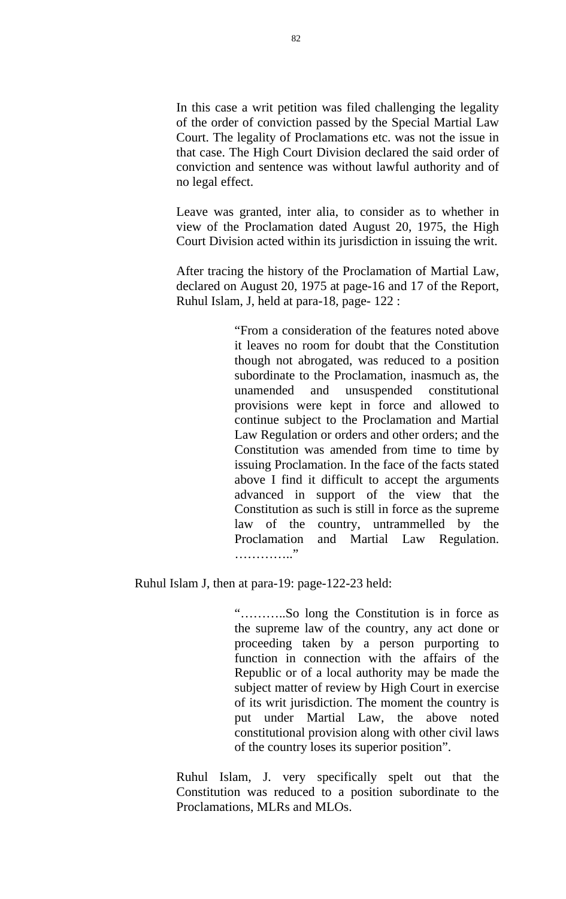In this case a writ petition was filed challenging the legality of the order of conviction passed by the Special Martial Law Court. The legality of Proclamations etc. was not the issue in that case. The High Court Division declared the said order of conviction and sentence was without lawful authority and of no legal effect.

Leave was granted, inter alia, to consider as to whether in view of the Proclamation dated August 20, 1975, the High Court Division acted within its jurisdiction in issuing the writ.

After tracing the history of the Proclamation of Martial Law, declared on August 20, 1975 at page-16 and 17 of the Report, Ruhul Islam, J, held at para-18, page- 122 :

> "From a consideration of the features noted above it leaves no room for doubt that the Constitution though not abrogated, was reduced to a position subordinate to the Proclamation, inasmuch as, the unamended and unsuspended constitutional provisions were kept in force and allowed to continue subject to the Proclamation and Martial Law Regulation or orders and other orders; and the Constitution was amended from time to time by issuing Proclamation. In the face of the facts stated above I find it difficult to accept the arguments advanced in support of the view that the Constitution as such is still in force as the supreme law of the country, untrammelled by the Proclamation and Martial Law Regulation. …………."

Ruhul Islam J, then at para-19: page-122-23 held:

> "………..So long the Constitution is in force as the supreme law of the country, any act done or proceeding taken by a person purporting to function in connection with the affairs of the Republic or of a local authority may be made the subject matter of review by High Court in exercise of its writ jurisdiction. The moment the country is put under Martial Law, the above noted constitutional provision along with other civil laws of the country loses its superior position".

Ruhul Islam, J. very specifically spelt out that the Constitution was reduced to a position subordinate to the Proclamations, MLRs and MLOs.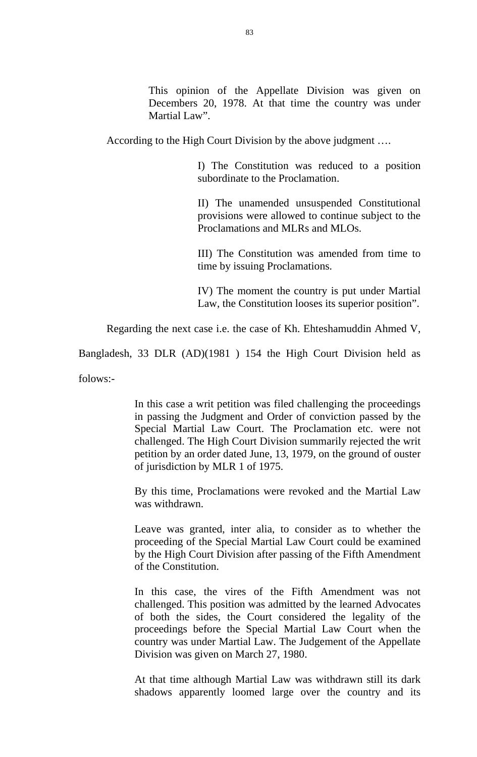> This opinion of the Appellate Division was given on Decembers 20, 1978. At that time the country was under Martial Law".

According to the High Court Division by the above judgment ….

> I) The Constitution was reduced to a position subordinate to the Proclamation.
>
> II) The unamended unsuspended Constitutional provisions were allowed to continue subject to the Proclamations and MLRs and MLOs.
>
> III) The Constitution was amended from time to time by issuing Proclamations.
>
> IV) The moment the country is put under Martial Law, the Constitution looses its superior position".

Regarding the next case i.e. the case of Kh. Ehteshamuddin Ahmed V, Bangladesh, 33 DLR (AD)(1981 ) 154 the High Court Division held as folows:-

> In this case a writ petition was filed challenging the proceedings in passing the Judgment and Order of conviction passed by the Special Martial Law Court. The Proclamation etc. were not challenged. The High Court Division summarily rejected the writ petition by an order dated June, 13, 1979, on the ground of ouster of jurisdiction by MLR 1 of 1975.
>
> By this time, Proclamations were revoked and the Martial Law was withdrawn.
>
> Leave was granted, inter alia, to consider as to whether the proceeding of the Special Martial Law Court could be examined by the High Court Division after passing of the Fifth Amendment of the Constitution.
>
> In this case, the vires of the Fifth Amendment was not challenged. This position was admitted by the learned Advocates of both the sides, the Court considered the legality of the proceedings before the Special Martial Law Court when the country was under Martial Law. The Judgement of the Appellate Division was given on March 27, 1980.
>
> At that time although Martial Law was withdrawn still its dark shadows apparently loomed large over the country and its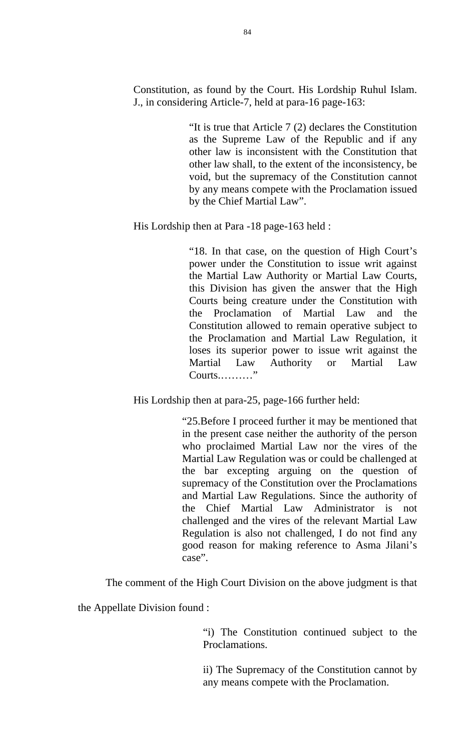Constitution, as found by the Court. His Lordship Ruhul Islam. J., in considering Article-7, held at para-16 page-163:

> "It is true that Article 7 (2) declares the Constitution as the Supreme Law of the Republic and if any other law is inconsistent with the Constitution that other law shall, to the extent of the inconsistency, be void, but the supremacy of the Constitution cannot by any means compete with the Proclamation issued by the Chief Martial Law".

His Lordship then at Para -18 page-163 held :

> "18. In that case, on the question of High Court's power under the Constitution to issue writ against the Martial Law Authority or Martial Law Courts, this Division has given the answer that the High Courts being creature under the Constitution with the Proclamation of Martial Law and the Constitution allowed to remain operative subject to the Proclamation and Martial Law Regulation, it loses its superior power to issue writ against the Martial Law Authority or Martial Law Courts.………"

His Lordship then at para-25, page-166 further held:

> "25.Before I proceed further it may be mentioned that in the present case neither the authority of the person who proclaimed Martial Law nor the vires of the Martial Law Regulation was or could be challenged at the bar excepting arguing on the question of supremacy of the Constitution over the Proclamations and Martial Law Regulations. Since the authority of the Chief Martial Law Administrator is not challenged and the vires of the relevant Martial Law Regulation is also not challenged, I do not find any good reason for making reference to Asma Jilani's case".

The comment of the High Court Division on the above judgment is that the Appellate Division found :

> "i) The Constitution continued subject to the Proclamations.
>
> ii) The Supremacy of the Constitution cannot by any means compete with the Proclamation.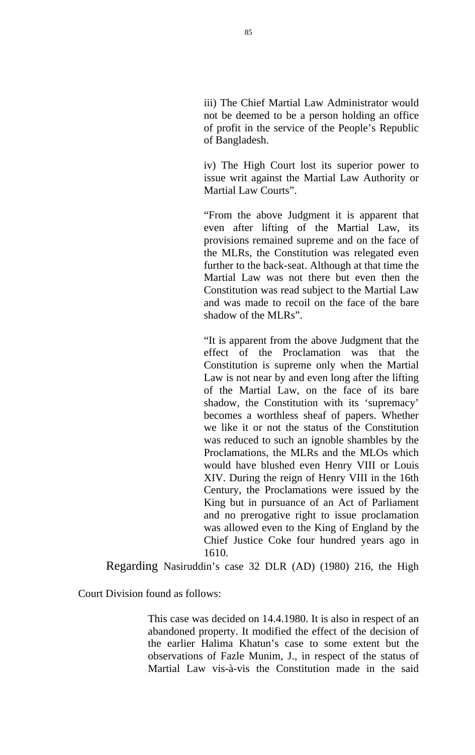> iii) The Chief Martial Law Administrator would not be deemed to be a person holding an office of profit in the service of the People's Republic of Bangladesh.
>
> iv) The High Court lost its superior power to issue writ against the Martial Law Authority or Martial Law Courts".
>
> "From the above Judgment it is apparent that even after lifting of the Martial Law, its provisions remained supreme and on the face of the MLRs, the Constitution was relegated even further to the back-seat. Although at that time the Martial Law was not there but even then the Constitution was read subject to the Martial Law and was made to recoil on the face of the bare shadow of the MLRs".
>
> "It is apparent from the above Judgment that the effect of the Proclamation was that the Constitution is supreme only when the Martial Law is not near by and even long after the lifting of the Martial Law, on the face of its bare shadow, the Constitution with its 'supremacy' becomes a worthless sheaf of papers. Whether we like it or not the status of the Constitution was reduced to such an ignoble shambles by the Proclamations, the MLRs and the MLOs which would have blushed even Henry VIII or Louis XIV. During the reign of Henry VIII in the 16th Century, the Proclamations were issued by the King but in pursuance of an Act of Parliament and no prerogative right to issue proclamation was allowed even to the King of England by the Chief Justice Coke four hundred years ago in 1610.

Regarding Nasiruddin's case 32 DLR (AD) (1980) 216, the High Court Division found as follows:

> This case was decided on 14.4.1980. It is also in respect of an abandoned property. It modified the effect of the decision of the earlier Halima Khatun's case to some extent but the observations of Fazle Munim, J., in respect of the status of Martial Law vis-à-vis the Constitution made in the said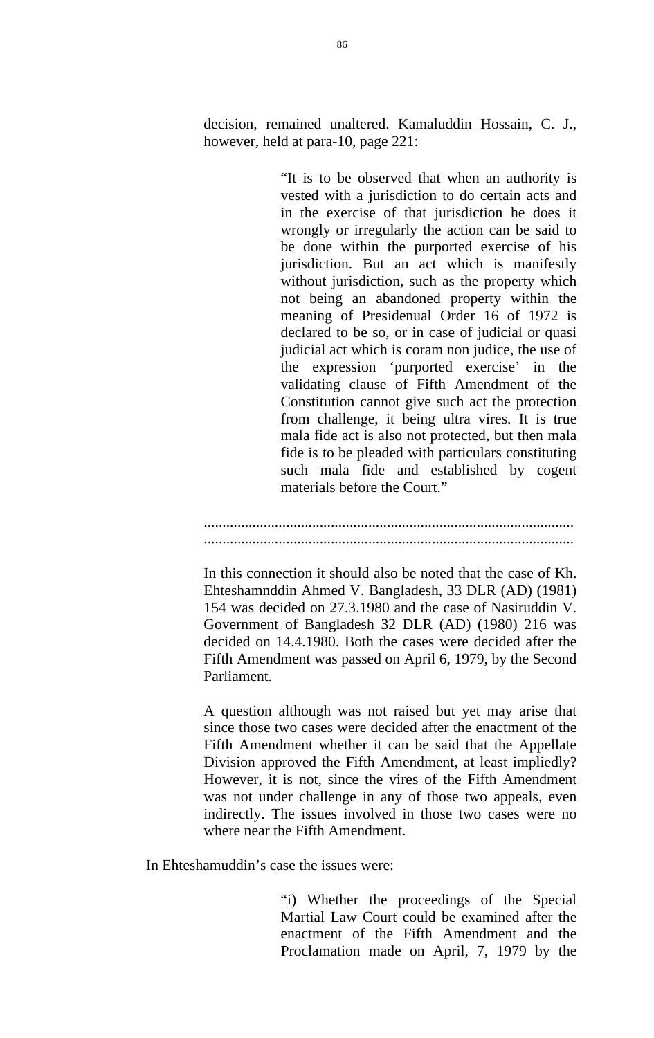decision, remained unaltered. Kamaluddin Hossain, C. J., however, held at para-10, page 221:

> "It is to be observed that when an authority is vested with a jurisdiction to do certain acts and in the exercise of that jurisdiction he does it wrongly or irregularly the action can be said to be done within the purported exercise of his jurisdiction. But an act which is manifestly without jurisdiction, such as the property which not being an abandoned property within the meaning of Presidenual Order 16 of 1972 is declared to be so, or in case of judicial or quasi judicial act which is coram non judice, the use of the expression 'purported exercise' in the validating clause of Fifth Amendment of the Constitution cannot give such act the protection from challenge, it being ultra vires. It is true mala fide act is also not protected, but then mala fide is to be pleaded with particulars constituting such mala fide and established by cogent materials before the Court."

.................................................................................................
.................................................................................................

In this connection it should also be noted that the case of Kh. Ehteshamnddin Ahmed V. Bangladesh, 33 DLR (AD) (1981) 154 was decided on 27.3.1980 and the case of Nasiruddin V. Government of Bangladesh 32 DLR (AD) (1980) 216 was decided on 14.4.1980. Both the cases were decided after the Fifth Amendment was passed on April 6, 1979, by the Second Parliament.

A question although was not raised but yet may arise that since those two cases were decided after the enactment of the Fifth Amendment whether it can be said that the Appellate Division approved the Fifth Amendment, at least impliedly? However, it is not, since the vires of the Fifth Amendment was not under challenge in any of those two appeals, even indirectly. The issues involved in those two cases were no where near the Fifth Amendment.

In Ehteshamuddin's case the issues were:

> "i) Whether the proceedings of the Special Martial Law Court could be examined after the enactment of the Fifth Amendment and the Proclamation made on April, 7, 1979 by the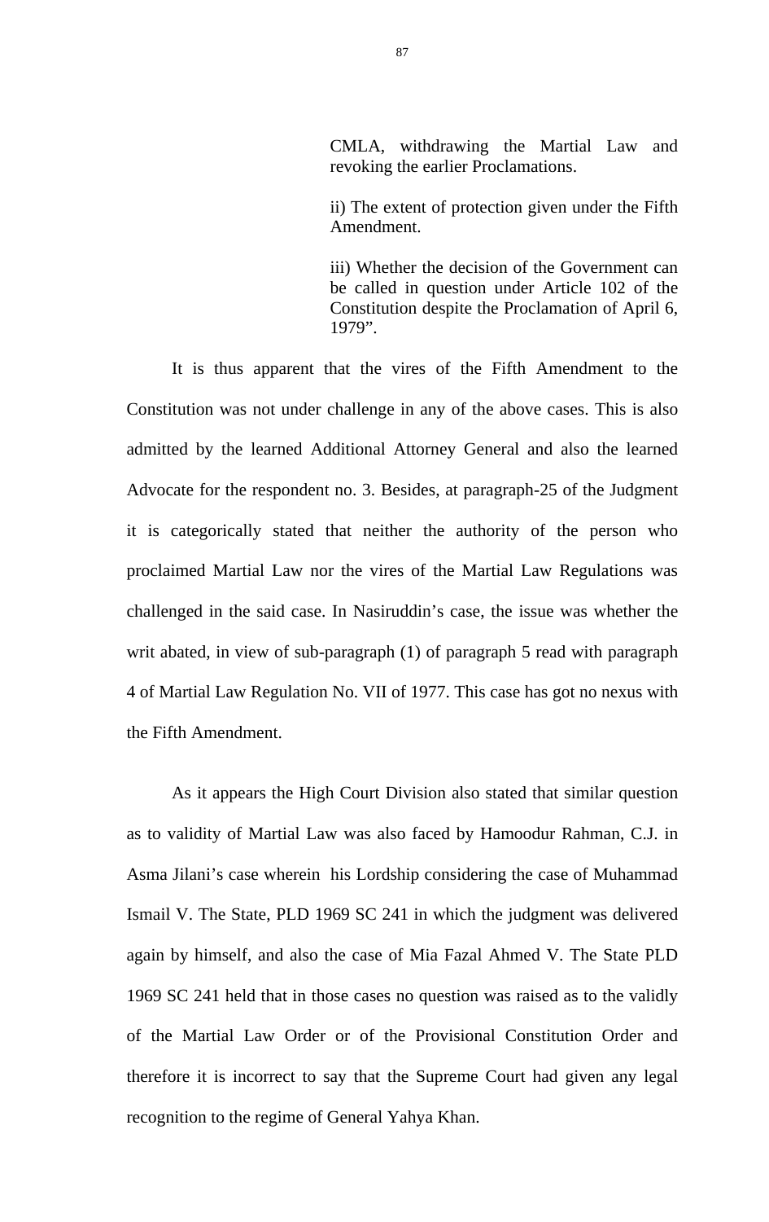> CMLA, withdrawing the Martial Law and revoking the earlier Proclamations.
>
> ii) The extent of protection given under the Fifth Amendment.
>
> iii) Whether the decision of the Government can be called in question under Article 102 of the Constitution despite the Proclamation of April 6, 1979".

It is thus apparent that the vires of the Fifth Amendment to the Constitution was not under challenge in any of the above cases. This is also admitted by the learned Additional Attorney General and also the learned Advocate for the respondent no. 3. Besides, at paragraph-25 of the Judgment it is categorically stated that neither the authority of the person who proclaimed Martial Law nor the vires of the Martial Law Regulations was challenged in the said case. In Nasiruddin's case, the issue was whether the writ abated, in view of sub-paragraph (1) of paragraph 5 read with paragraph 4 of Martial Law Regulation No. VII of 1977. This case has got no nexus with the Fifth Amendment.

As it appears the High Court Division also stated that similar question as to validity of Martial Law was also faced by Hamoodur Rahman, C.J. in Asma Jilani's case wherein his Lordship considering the case of Muhammad Ismail V. The State, PLD 1969 SC 241 in which the judgment was delivered again by himself, and also the case of Mia Fazal Ahmed V. The State PLD 1969 SC 241 held that in those cases no question was raised as to the validly of the Martial Law Order or of the Provisional Constitution Order and therefore it is incorrect to say that the Supreme Court had given any legal recognition to the regime of General Yahya Khan.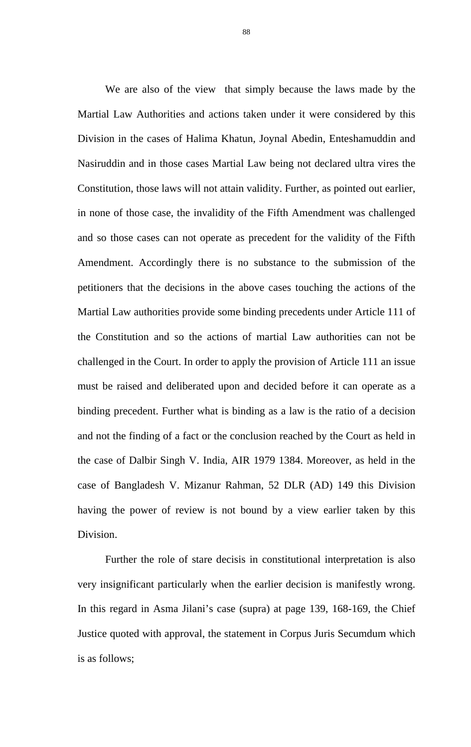We are also of the view that simply because the laws made by the Martial Law Authorities and actions taken under it were considered by this Division in the cases of Halima Khatun, Joynal Abedin, Enteshamuddin and Nasiruddin and in those cases Martial Law being not declared ultra vires the Constitution, those laws will not attain validity. Further, as pointed out earlier, in none of those case, the invalidity of the Fifth Amendment was challenged and so those cases can not operate as precedent for the validity of the Fifth Amendment. Accordingly there is no substance to the submission of the petitioners that the decisions in the above cases touching the actions of the Martial Law authorities provide some binding precedents under Article 111 of the Constitution and so the actions of martial Law authorities can not be challenged in the Court. In order to apply the provision of Article 111 an issue must be raised and deliberated upon and decided before it can operate as a binding precedent. Further what is binding as a law is the ratio of a decision and not the finding of a fact or the conclusion reached by the Court as held in the case of Dalbir Singh V. India, AIR 1979 1384. Moreover, as held in the case of Bangladesh V. Mizanur Rahman, 52 DLR (AD) 149 this Division having the power of review is not bound by a view earlier taken by this Division.

Further the role of stare decisis in constitutional interpretation is also very insignificant particularly when the earlier decision is manifestly wrong. In this regard in Asma Jilani's case (supra) at page 139, 168-169, the Chief Justice quoted with approval, the statement in Corpus Juris Secumdum which is as follows;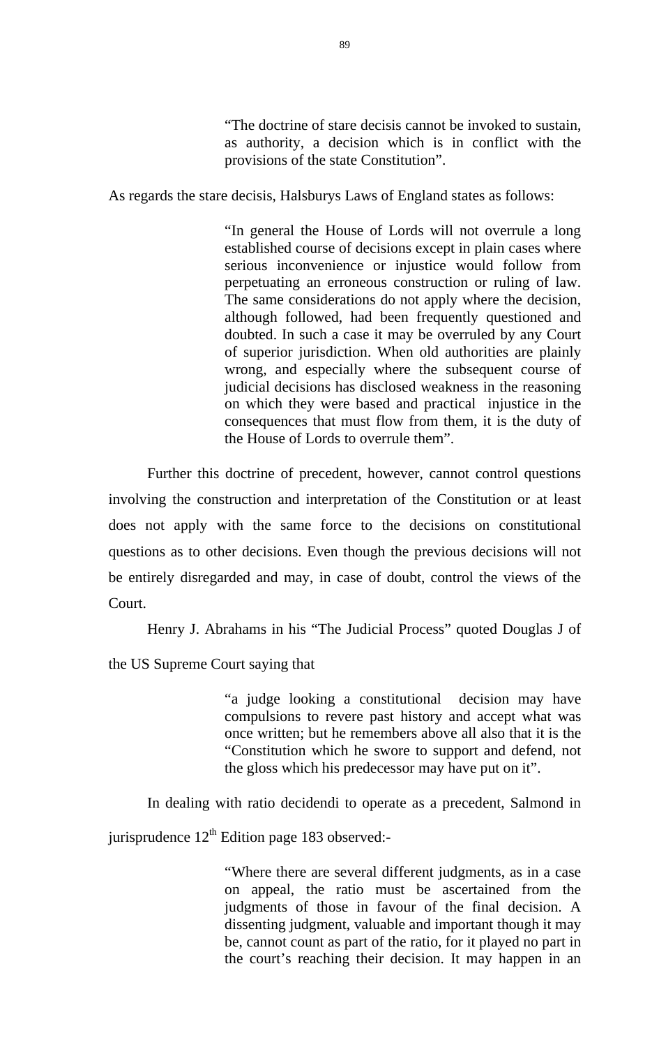> "The doctrine of stare decisis cannot be invoked to sustain, as authority, a decision which is in conflict with the provisions of the state Constitution".

As regards the stare decisis, Halsburys Laws of England states as follows:

> "In general the House of Lords will not overrule a long established course of decisions except in plain cases where serious inconvenience or injustice would follow from perpetuating an erroneous construction or ruling of law. The same considerations do not apply where the decision, although followed, had been frequently questioned and doubted. In such a case it may be overruled by any Court of superior jurisdiction. When old authorities are plainly wrong, and especially where the subsequent course of judicial decisions has disclosed weakness in the reasoning on which they were based and practical injustice in the consequences that must flow from them, it is the duty of the House of Lords to overrule them".

Further this doctrine of precedent, however, cannot control questions involving the construction and interpretation of the Constitution or at least does not apply with the same force to the decisions on constitutional questions as to other decisions. Even though the previous decisions will not be entirely disregarded and may, in case of doubt, control the views of the Court.

Henry J. Abrahams in his "The Judicial Process" quoted Douglas J of the US Supreme Court saying that

> "a judge looking a constitutional decision may have compulsions to revere past history and accept what was once written; but he remembers above all also that it is the "Constitution which he swore to support and defend, not the gloss which his predecessor may have put on it".

In dealing with ratio decidendi to operate as a precedent, Salmond in jurisprudence 12th Edition page 183 observed:-

> "Where there are several different judgments, as in a case on appeal, the ratio must be ascertained from the judgments of those in favour of the final decision. A dissenting judgment, valuable and important though it may be, cannot count as part of the ratio, for it played no part in the court's reaching their decision. It may happen in an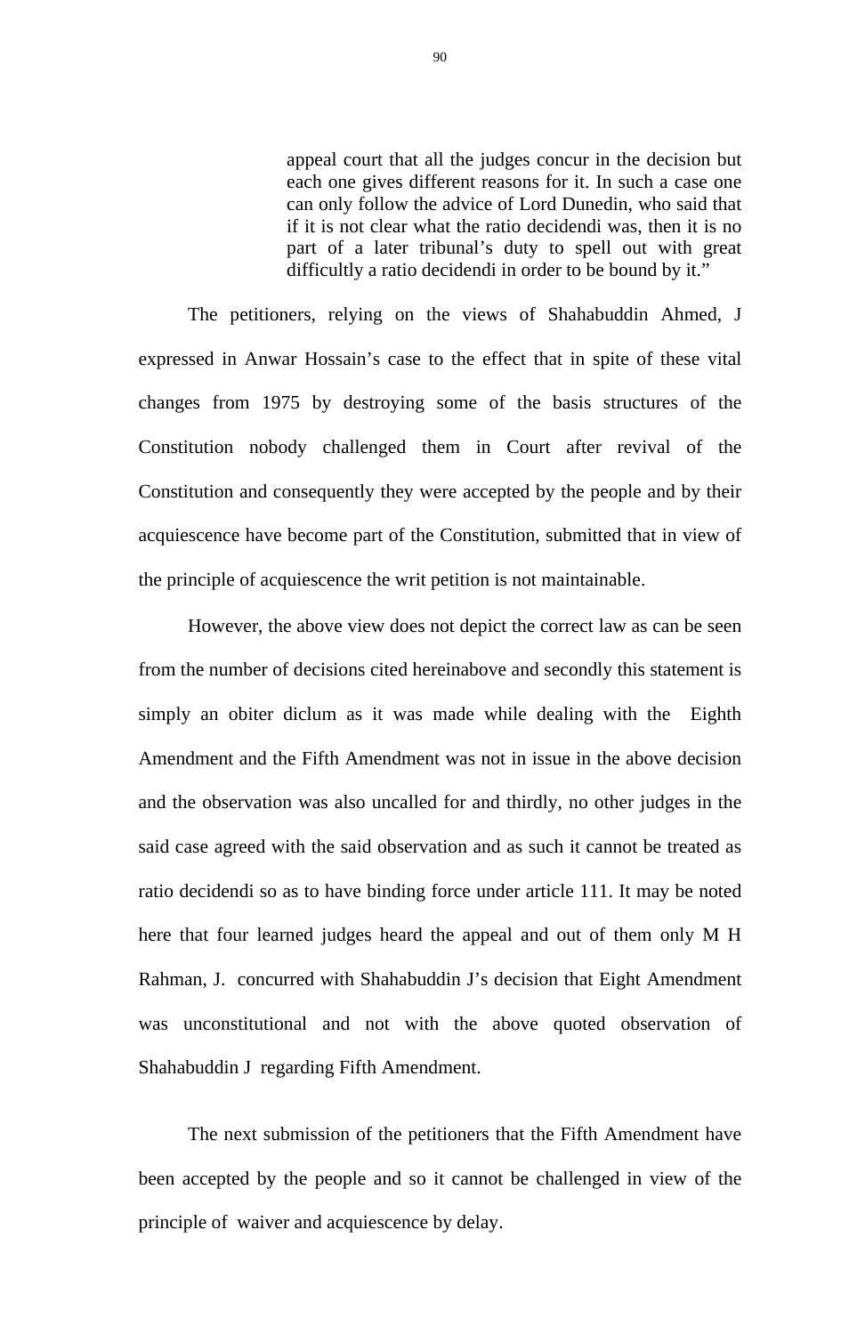> appeal court that all the judges concur in the decision but each one gives different reasons for it. In such a case one can only follow the advice of Lord Dunedin, who said that if it is not clear what the ratio decidendi was, then it is no part of a later tribunal's duty to spell out with great difficultly a ratio decidendi in order to be bound by it."

The petitioners, relying on the views of Shahabuddin Ahmed, J expressed in Anwar Hossain's case to the effect that in spite of these vital changes from 1975 by destroying some of the basis structures of the Constitution nobody challenged them in Court after revival of the Constitution and consequently they were accepted by the people and by their acquiescence have become part of the Constitution, submitted that in view of the principle of acquiescence the writ petition is not maintainable.

However, the above view does not depict the correct law as can be seen from the number of decisions cited hereinabove and secondly this statement is simply an obiter diclum as it was made while dealing with the Eighth Amendment and the Fifth Amendment was not in issue in the above decision and the observation was also uncalled for and thirdly, no other judges in the said case agreed with the said observation and as such it cannot be treated as ratio decidendi so as to have binding force under article 111. It may be noted here that four learned judges heard the appeal and out of them only M H Rahman, J. concurred with Shahabuddin J's decision that Eight Amendment was unconstitutional and not with the above quoted observation of Shahabuddin J regarding Fifth Amendment.

The next submission of the petitioners that the Fifth Amendment have been accepted by the people and so it cannot be challenged in view of the principle of waiver and acquiescence by delay.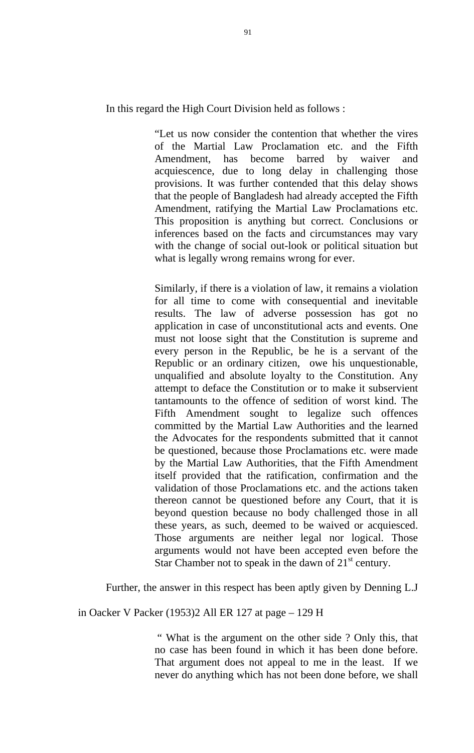In this regard the High Court Division held as follows :

> "Let us now consider the contention that whether the vires of the Martial Law Proclamation etc. and the Fifth Amendment, has become barred by waiver and acquiescence, due to long delay in challenging those provisions. It was further contended that this delay shows that the people of Bangladesh had already accepted the Fifth Amendment, ratifying the Martial Law Proclamations etc. This proposition is anything but correct. Conclusions or inferences based on the facts and circumstances may vary with the change of social out-look or political situation but what is legally wrong remains wrong for ever.
>
> Similarly, if there is a violation of law, it remains a violation for all time to come with consequential and inevitable results. The law of adverse possession has got no application in case of unconstitutional acts and events. One must not loose sight that the Constitution is supreme and every person in the Republic, be he is a servant of the Republic or an ordinary citizen, owe his unquestionable, unqualified and absolute loyalty to the Constitution. Any attempt to deface the Constitution or to make it subservient tantamounts to the offence of sedition of worst kind. The Fifth Amendment sought to legalize such offences committed by the Martial Law Authorities and the learned the Advocates for the respondents submitted that it cannot be questioned, because those Proclamations etc. were made by the Martial Law Authorities, that the Fifth Amendment itself provided that the ratification, confirmation and the validation of those Proclamations etc. and the actions taken thereon cannot be questioned before any Court, that it is beyond question because no body challenged those in all these years, as such, deemed to be waived or acquiesced. Those arguments are neither legal nor logical. Those arguments would not have been accepted even before the Star Chamber not to speak in the dawn of 21st century.

Further, the answer in this respect has been aptly given by Denning L.J in Oacker V Packer (1953)2 All ER 127 at page – 129 H

> " What is the argument on the other side ? Only this, that no case has been found in which it has been done before. That argument does not appeal to me in the least. If we never do anything which has not been done before, we shall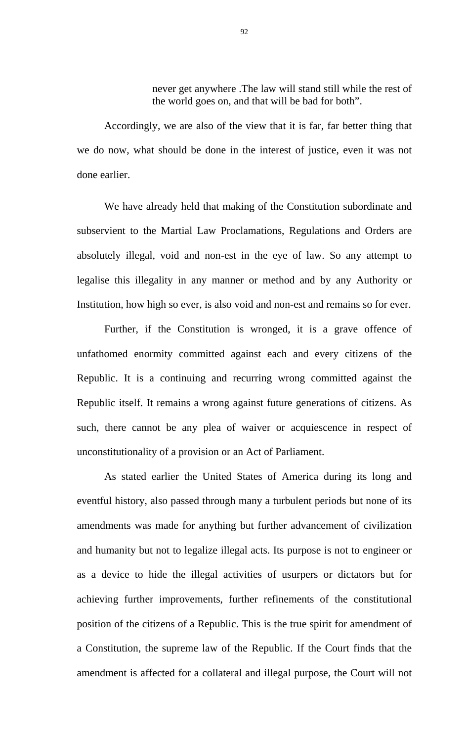> never get anywhere .The law will stand still while the rest of the world goes on, and that will be bad for both".

Accordingly, we are also of the view that it is far, far better thing that we do now, what should be done in the interest of justice, even it was not done earlier.

We have already held that making of the Constitution subordinate and subservient to the Martial Law Proclamations, Regulations and Orders are absolutely illegal, void and non-est in the eye of law. So any attempt to legalise this illegality in any manner or method and by any Authority or Institution, how high so ever, is also void and non-est and remains so for ever.

Further, if the Constitution is wronged, it is a grave offence of unfathomed enormity committed against each and every citizens of the Republic. It is a continuing and recurring wrong committed against the Republic itself. It remains a wrong against future generations of citizens. As such, there cannot be any plea of waiver or acquiescence in respect of unconstitutionality of a provision or an Act of Parliament.

As stated earlier the United States of America during its long and eventful history, also passed through many a turbulent periods but none of its amendments was made for anything but further advancement of civilization and humanity but not to legalize illegal acts. Its purpose is not to engineer or as a device to hide the illegal activities of usurpers or dictators but for achieving further improvements, further refinements of the constitutional position of the citizens of a Republic. This is the true spirit for amendment of a Constitution, the supreme law of the Republic. If the Court finds that the amendment is affected for a collateral and illegal purpose, the Court will not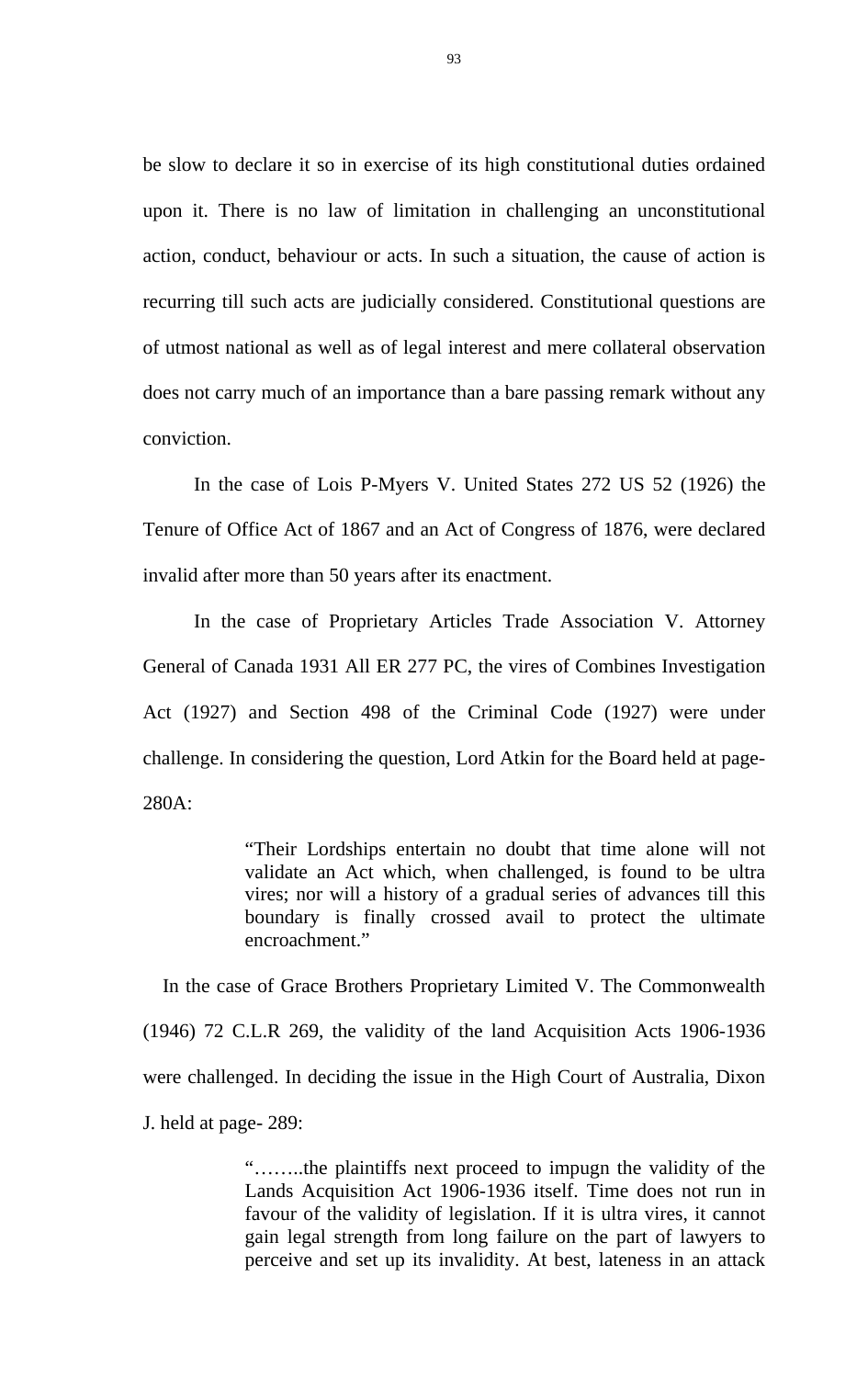be slow to declare it so in exercise of its high constitutional duties ordained upon it. There is no law of limitation in challenging an unconstitutional action, conduct, behaviour or acts. In such a situation, the cause of action is recurring till such acts are judicially considered. Constitutional questions are of utmost national as well as of legal interest and mere collateral observation does not carry much of an importance than a bare passing remark without any conviction.

In the case of Lois P-Myers V. United States 272 US 52 (1926) the Tenure of Office Act of 1867 and an Act of Congress of 1876, were declared invalid after more than 50 years after its enactment.

In the case of Proprietary Articles Trade Association V. Attorney General of Canada 1931 All ER 277 PC, the vires of Combines Investigation Act (1927) and Section 498 of the Criminal Code (1927) were under challenge. In considering the question, Lord Atkin for the Board held at page-280A:

> "Their Lordships entertain no doubt that time alone will not validate an Act which, when challenged, is found to be ultra vires; nor will a history of a gradual series of advances till this boundary is finally crossed avail to protect the ultimate encroachment."

In the case of Grace Brothers Proprietary Limited V. The Commonwealth (1946) 72 C.L.R 269, the validity of the land Acquisition Acts 1906-1936 were challenged. In deciding the issue in the High Court of Australia, Dixon J. held at page- 289:

> "……..the plaintiffs next proceed to impugn the validity of the Lands Acquisition Act 1906-1936 itself. Time does not run in favour of the validity of legislation. If it is ultra vires, it cannot gain legal strength from long failure on the part of lawyers to perceive and set up its invalidity. At best, lateness in an attack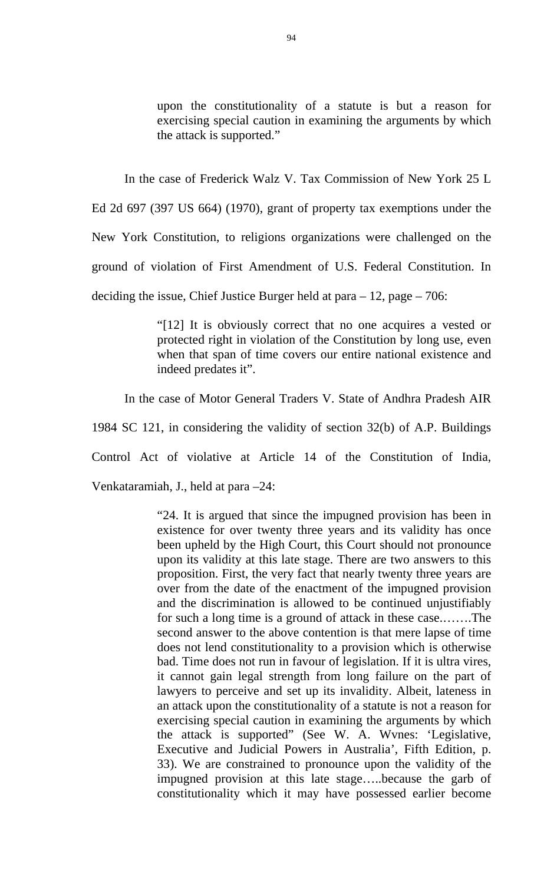> upon the constitutionality of a statute is but a reason for exercising special caution in examining the arguments by which the attack is supported."

In the case of Frederick Walz V. Tax Commission of New York 25 L Ed 2d 697 (397 US 664) (1970), grant of property tax exemptions under the New York Constitution, to religions organizations were challenged on the ground of violation of First Amendment of U.S. Federal Constitution. In deciding the issue, Chief Justice Burger held at para – 12, page – 706:

> "[12] It is obviously correct that no one acquires a vested or protected right in violation of the Constitution by long use, even when that span of time covers our entire national existence and indeed predates it".

In the case of Motor General Traders V. State of Andhra Pradesh AIR 1984 SC 121, in considering the validity of section 32(b) of A.P. Buildings Control Act of violative at Article 14 of the Constitution of India, Venkataramiah, J., held at para –24:

> "24. It is argued that since the impugned provision has been in existence for over twenty three years and its validity has once been upheld by the High Court, this Court should not pronounce upon its validity at this late stage. There are two answers to this proposition. First, the very fact that nearly twenty three years are over from the date of the enactment of the impugned provision and the discrimination is allowed to be continued unjustifiably for such a long time is a ground of attack in these case.…….The second answer to the above contention is that mere lapse of time does not lend constitutionality to a provision which is otherwise bad. Time does not run in favour of legislation. If it is ultra vires, it cannot gain legal strength from long failure on the part of lawyers to perceive and set up its invalidity. Albeit, lateness in an attack upon the constitutionality of a statute is not a reason for exercising special caution in examining the arguments by which the attack is supported" (See W. A. Wvnes: 'Legislative, Executive and Judicial Powers in Australia', Fifth Edition, p. 33). We are constrained to pronounce upon the validity of the impugned provision at this late stage…..because the garb of constitutionality which it may have possessed earlier become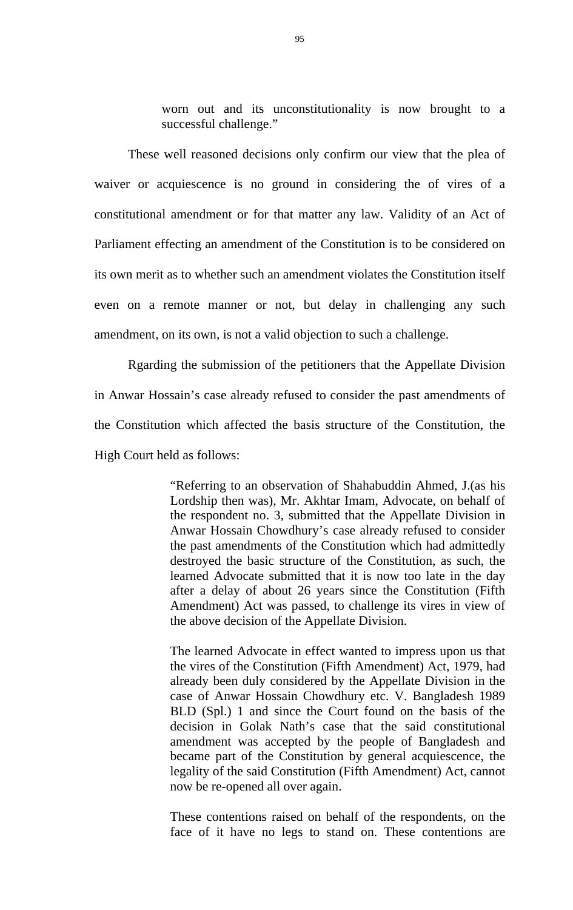> worn out and its unconstitutionality is now brought to a successful challenge."

These well reasoned decisions only confirm our view that the plea of waiver or acquiescence is no ground in considering the of vires of a constitutional amendment or for that matter any law. Validity of an Act of Parliament effecting an amendment of the Constitution is to be considered on its own merit as to whether such an amendment violates the Constitution itself even on a remote manner or not, but delay in challenging any such amendment, on its own, is not a valid objection to such a challenge.

Rgarding the submission of the petitioners that the Appellate Division in Anwar Hossain's case already refused to consider the past amendments of the Constitution which affected the basis structure of the Constitution, the High Court held as follows:

> "Referring to an observation of Shahabuddin Ahmed, J.(as his Lordship then was), Mr. Akhtar Imam, Advocate, on behalf of the respondent no. 3, submitted that the Appellate Division in Anwar Hossain Chowdhury's case already refused to consider the past amendments of the Constitution which had admittedly destroyed the basic structure of the Constitution, as such, the learned Advocate submitted that it is now too late in the day after a delay of about 26 years since the Constitution (Fifth Amendment) Act was passed, to challenge its vires in view of the above decision of the Appellate Division.
>
> The learned Advocate in effect wanted to impress upon us that the vires of the Constitution (Fifth Amendment) Act, 1979, had already been duly considered by the Appellate Division in the case of Anwar Hossain Chowdhury etc. V. Bangladesh 1989 BLD (Spl.) 1 and since the Court found on the basis of the decision in Golak Nath's case that the said constitutional amendment was accepted by the people of Bangladesh and became part of the Constitution by general acquiescence, the legality of the said Constitution (Fifth Amendment) Act, cannot now be re-opened all over again.
>
> These contentions raised on behalf of the respondents, on the face of it have no legs to stand on. These contentions are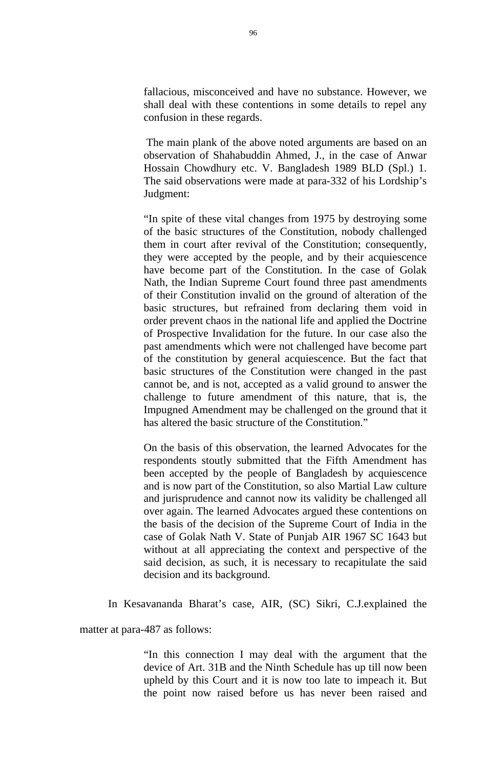fallacious, misconceived and have no substance. However, we shall deal with these contentions in some details to repel any confusion in these regards.

The main plank of the above noted arguments are based on an observation of Shahabuddin Ahmed, J., in the case of Anwar Hossain Chowdhury etc. V. Bangladesh 1989 BLD (Spl.) 1. The said observations were made at para-332 of his Lordship's Judgment:

"In spite of these vital changes from 1975 by destroying some of the basic structures of the Constitution, nobody challenged them in court after revival of the Constitution; consequently, they were accepted by the people, and by their acquiescence have become part of the Constitution. In the case of Golak Nath, the Indian Supreme Court found three past amendments of their Constitution invalid on the ground of alteration of the basic structures, but refrained from declaring them void in order prevent chaos in the national life and applied the Doctrine of Prospective Invalidation for the future. In our case also the past amendments which were not challenged have become part of the constitution by general acquiescence. But the fact that basic structures of the Constitution were changed in the past cannot be, and is not, accepted as a valid ground to answer the challenge to future amendment of this nature, that is, the Impugned Amendment may be challenged on the ground that it has altered the basic structure of the Constitution."

On the basis of this observation, the learned Advocates for the respondents stoutly submitted that the Fifth Amendment has been accepted by the people of Bangladesh by acquiescence and is now part of the Constitution, so also Martial Law culture and jurisprudence and cannot now its validity be challenged all over again. The learned Advocates argued these contentions on the basis of the decision of the Supreme Court of India in the case of Golak Nath V. State of Punjab AIR 1967 SC 1643 but without at all appreciating the context and perspective of the said decision, as such, it is necessary to recapitulate the said decision and its background.

In Kesavananda Bharat's case, AIR, (SC) Sikri, C.J.explained the matter at para-487 as follows:

"In this connection I may deal with the argument that the device of Art. 31B and the Ninth Schedule has up till now been upheld by this Court and it is now too late to impeach it. But the point now raised before us has never been raised and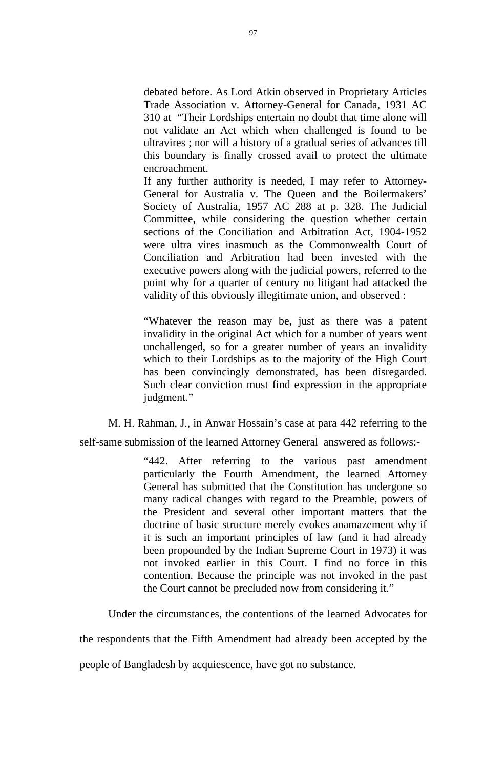> debated before. As Lord Atkin observed in Proprietary Articles Trade Association v. Attorney-General for Canada, 1931 AC 310 at "Their Lordships entertain no doubt that time alone will not validate an Act which when challenged is found to be ultravires ; nor will a history of a gradual series of advances till this boundary is finally crossed avail to protect the ultimate encroachment.
>
> If any further authority is needed, I may refer to Attorney-General for Australia v. The Queen and the Boilermakers' Society of Australia, 1957 AC 288 at p. 328. The Judicial Committee, while considering the question whether certain sections of the Conciliation and Arbitration Act, 1904-1952 were ultra vires inasmuch as the Commonwealth Court of Conciliation and Arbitration had been invested with the executive powers along with the judicial powers, referred to the point why for a quarter of century no litigant had attacked the validity of this obviously illegitimate union, and observed :
>
> "Whatever the reason may be, just as there was a patent invalidity in the original Act which for a number of years went unchallenged, so for a greater number of years an invalidity which to their Lordships as to the majority of the High Court has been convincingly demonstrated, has been disregarded. Such clear conviction must find expression in the appropriate judgment."

M. H. Rahman, J., in Anwar Hossain's case at para 442 referring to the self-same submission of the learned Attorney General answered as follows:-

> "442. After referring to the various past amendment particularly the Fourth Amendment, the learned Attorney General has submitted that the Constitution has undergone so many radical changes with regard to the Preamble, powers of the President and several other important matters that the doctrine of basic structure merely evokes anamazement why if it is such an important principles of law (and it had already been propounded by the Indian Supreme Court in 1973) it was not invoked earlier in this Court. I find no force in this contention. Because the principle was not invoked in the past the Court cannot be precluded now from considering it."

Under the circumstances, the contentions of the learned Advocates for the respondents that the Fifth Amendment had already been accepted by the people of Bangladesh by acquiescence, have got no substance.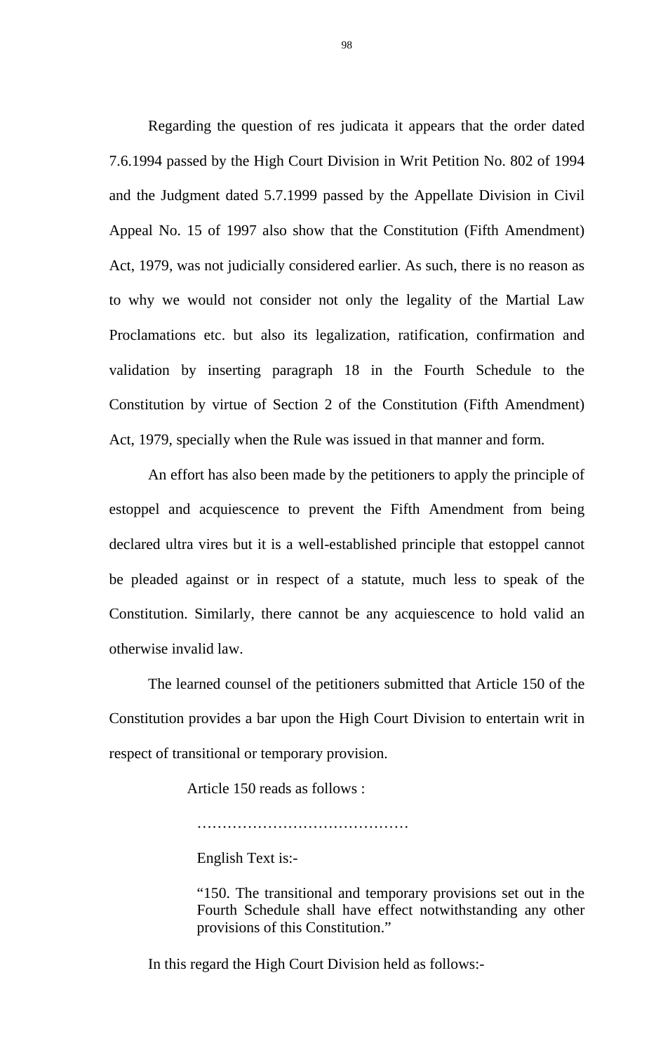Regarding the question of res judicata it appears that the order dated 7.6.1994 passed by the High Court Division in Writ Petition No. 802 of 1994 and the Judgment dated 5.7.1999 passed by the Appellate Division in Civil Appeal No. 15 of 1997 also show that the Constitution (Fifth Amendment) Act, 1979, was not judicially considered earlier. As such, there is no reason as to why we would not consider not only the legality of the Martial Law Proclamations etc. but also its legalization, ratification, confirmation and validation by inserting paragraph 18 in the Fourth Schedule to the Constitution by virtue of Section 2 of the Constitution (Fifth Amendment) Act, 1979, specially when the Rule was issued in that manner and form.

An effort has also been made by the petitioners to apply the principle of estoppel and acquiescence to prevent the Fifth Amendment from being declared ultra vires but it is a well-established principle that estoppel cannot be pleaded against or in respect of a statute, much less to speak of the Constitution. Similarly, there cannot be any acquiescence to hold valid an otherwise invalid law.

The learned counsel of the petitioners submitted that Article 150 of the Constitution provides a bar upon the High Court Division to entertain writ in respect of transitional or temporary provision.

Article 150 reads as follows :

> ……………………………………
>
> English Text is:-
>
> "150. The transitional and temporary provisions set out in the Fourth Schedule shall have effect notwithstanding any other provisions of this Constitution."

In this regard the High Court Division held as follows:-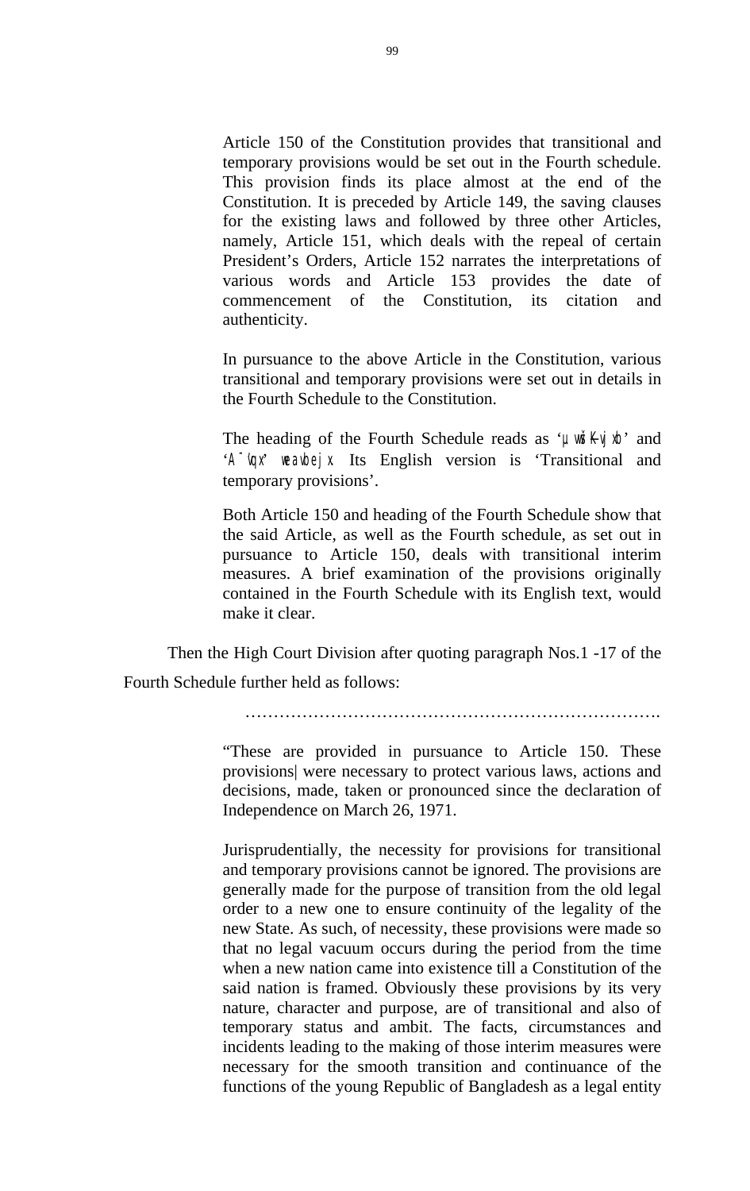Article 150 of the Constitution provides that transitional and temporary provisions would be set out in the Fourth schedule. This provision finds its place almost at the end of the Constitution. It is preceded by Article 149, the saving clauses for the existing laws and followed by three other Articles, namely, Article 151, which deals with the repeal of certain President's Orders, Article 152 narrates the interpretations of various words and Article 153 provides the date of commencement of the Constitution, its citation and authenticity.

In pursuance to the above Article in the Constitution, various transitional and temporary provisions were set out in details in the Fourth Schedule to the Constitution.

The heading of the Fourth Schedule reads as 'µvšÍKvjxb' and 'A¯'vqx weavbvejx' Its English version is 'Transitional and temporary provisions'.

Both Article 150 and heading of the Fourth Schedule show that the said Article, as well as the Fourth schedule, as set out in pursuance to Article 150, deals with transitional interim measures. A brief examination of the provisions originally contained in the Fourth Schedule with its English text, would make it clear.

Then the High Court Division after quoting paragraph Nos.1 -17 of the Fourth Schedule further held as follows:

……………………………………………………………….

"These are provided in pursuance to Article 150. These provisions| were necessary to protect various laws, actions and decisions, made, taken or pronounced since the declaration of Independence on March 26, 1971.

Jurisprudentially, the necessity for provisions for transitional and temporary provisions cannot be ignored. The provisions are generally made for the purpose of transition from the old legal order to a new one to ensure continuity of the legality of the new State. As such, of necessity, these provisions were made so that no legal vacuum occurs during the period from the time when a new nation came into existence till a Constitution of the said nation is framed. Obviously these provisions by its very nature, character and purpose, are of transitional and also of temporary status and ambit. The facts, circumstances and incidents leading to the making of those interim measures were necessary for the smooth transition and continuance of the functions of the young Republic of Bangladesh as a legal entity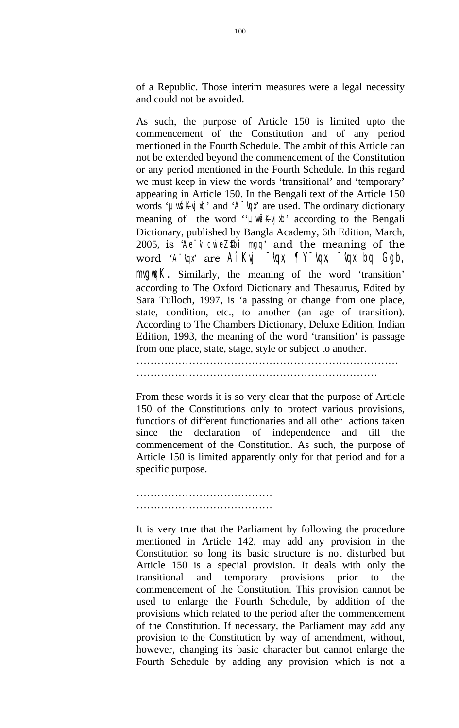of a Republic. Those interim measures were a legal necessity and could not be avoided.

As such, the purpose of Article 150 is limited upto the commencement of the Constitution and of any period mentioned in the Fourth Schedule. The ambit of this Article can not be extended beyond the commencement of the Constitution or any period mentioned in the Fourth Schedule. In this regard we must keep in view the words 'transitional' and 'temporary' appearing in Article 150. In the Bengali text of the Article 150 words 'µvwšÍKvjxb' and 'A¯'vqx' are used. The ordinary dictionary meaning of the word ''µvwšÍKvjxb' according to the Bengali Dictionary, published by Bangla Academy, 6th Edition, March, 2005, is 'Ae¯'v cwieZ©‡bi mgq' and the meaning of the word 'A¯'vqx' are AíKvj ¯'vqx, ¶Y¯'vqx, ¯'vqx bq Ggb, mvgwqK. Similarly, the meaning of the word 'transition' according to The Oxford Dictionary and Thesaurus, Edited by Sara Tulloch, 1997, is 'a passing or change from one place, state, condition, etc., to another (an age of transition). According to The Chambers Dictionary, Deluxe Edition, Indian Edition, 1993, the meaning of the word 'transition' is passage from one place, state, stage, style or subject to another.

…………………………………………………………………
……………………………………………………………

From these words it is so very clear that the purpose of Article 150 of the Constitutions only to protect various provisions, functions of different functionaries and all other actions taken since the declaration of independence and till the commencement of the Constitution. As such, the purpose of Article 150 is limited apparently only for that period and for a specific purpose.

…………………………………
…………………………………

It is very true that the Parliament by following the procedure mentioned in Article 142, may add any provision in the Constitution so long its basic structure is not disturbed but Article 150 is a special provision. It deals with only the transitional and temporary provisions prior to the commencement of the Constitution. This provision cannot be used to enlarge the Fourth Schedule, by addition of the provisions which related to the period after the commencement of the Constitution. If necessary, the Parliament may add any provision to the Constitution by way of amendment, without, however, changing its basic character but cannot enlarge the Fourth Schedule by adding any provision which is not a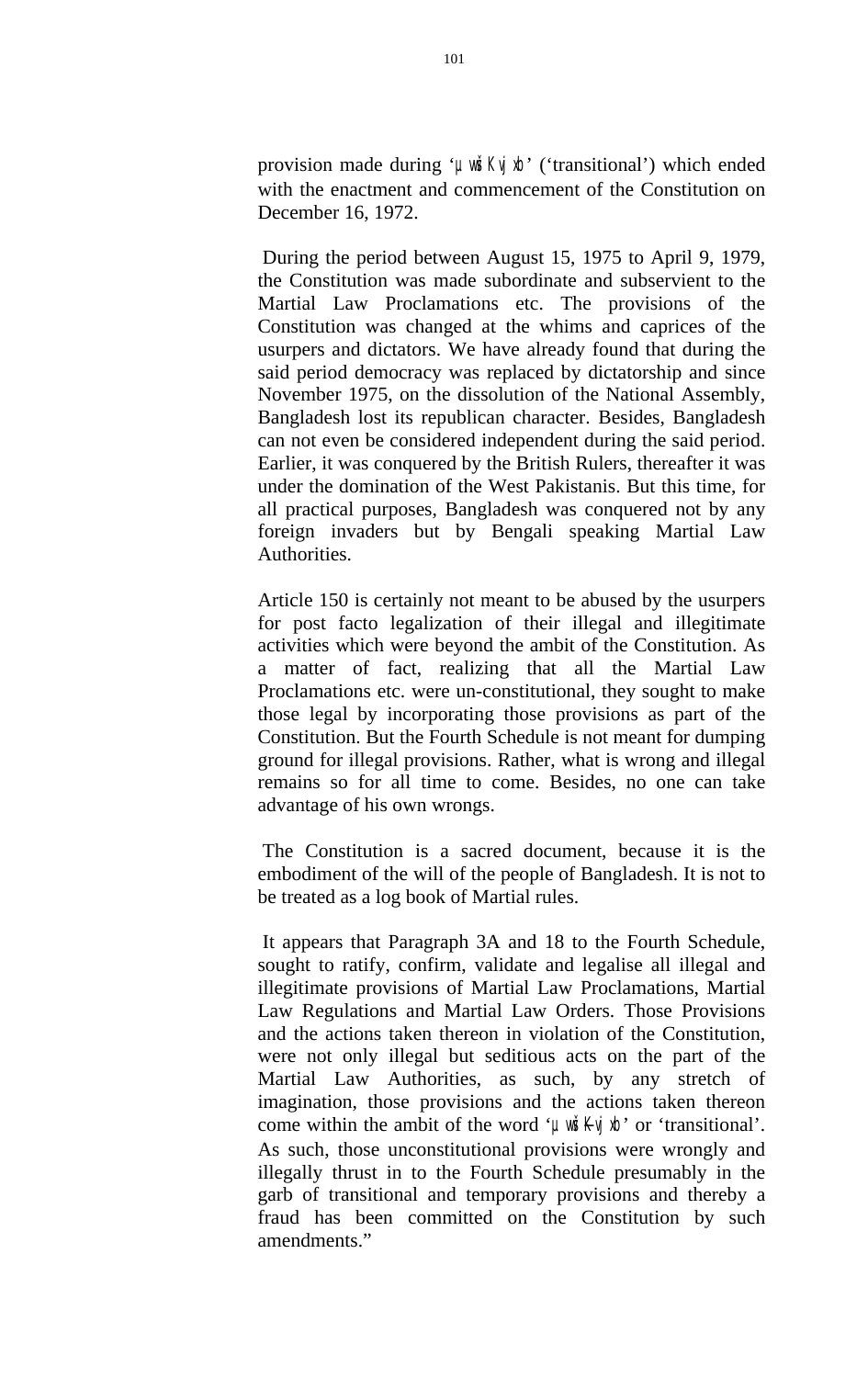provision made during 'µvšÍKvjxb' ('transitional') which ended with the enactment and commencement of the Constitution on December 16, 1972.

During the period between August 15, 1975 to April 9, 1979, the Constitution was made subordinate and subservient to the Martial Law Proclamations etc. The provisions of the Constitution was changed at the whims and caprices of the usurpers and dictators. We have already found that during the said period democracy was replaced by dictatorship and since November 1975, on the dissolution of the National Assembly, Bangladesh lost its republican character. Besides, Bangladesh can not even be considered independent during the said period. Earlier, it was conquered by the British Rulers, thereafter it was under the domination of the West Pakistanis. But this time, for all practical purposes, Bangladesh was conquered not by any foreign invaders but by Bengali speaking Martial Law Authorities.

Article 150 is certainly not meant to be abused by the usurpers for post facto legalization of their illegal and illegitimate activities which were beyond the ambit of the Constitution. As a matter of fact, realizing that all the Martial Law Proclamations etc. were un-constitutional, they sought to make those legal by incorporating those provisions as part of the Constitution. But the Fourth Schedule is not meant for dumping ground for illegal provisions. Rather, what is wrong and illegal remains so for all time to come. Besides, no one can take advantage of his own wrongs.

The Constitution is a sacred document, because it is the embodiment of the will of the people of Bangladesh. It is not to be treated as a log book of Martial rules.

It appears that Paragraph 3A and 18 to the Fourth Schedule, sought to ratify, confirm, validate and legalise all illegal and illegitimate provisions of Martial Law Proclamations, Martial Law Regulations and Martial Law Orders. Those Provisions and the actions taken thereon in violation of the Constitution, were not only illegal but seditious acts on the part of the Martial Law Authorities, as such, by any stretch of imagination, those provisions and the actions taken thereon come within the ambit of the word 'µvšÍKvjxb' or 'transitional'. As such, those unconstitutional provisions were wrongly and illegally thrust in to the Fourth Schedule presumably in the garb of transitional and temporary provisions and thereby a fraud has been committed on the Constitution by such amendments."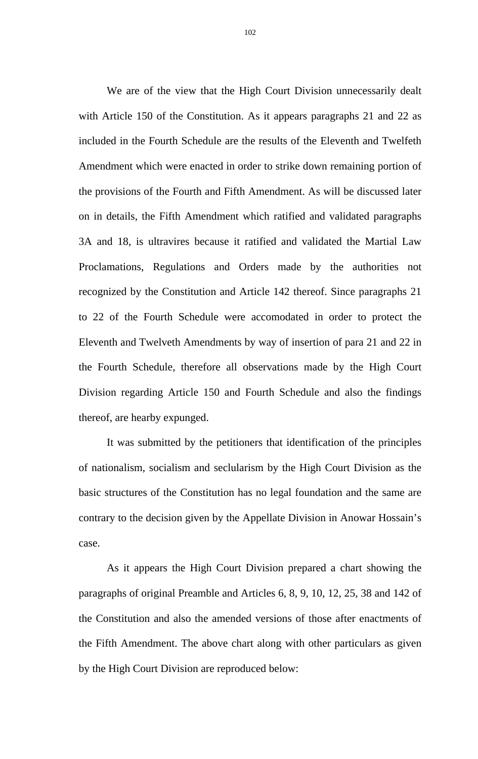We are of the view that the High Court Division unnecessarily dealt with Article 150 of the Constitution. As it appears paragraphs 21 and 22 as included in the Fourth Schedule are the results of the Eleventh and Twelfeth Amendment which were enacted in order to strike down remaining portion of the provisions of the Fourth and Fifth Amendment. As will be discussed later on in details, the Fifth Amendment which ratified and validated paragraphs 3A and 18, is ultravires because it ratified and validated the Martial Law Proclamations, Regulations and Orders made by the authorities not recognized by the Constitution and Article 142 thereof. Since paragraphs 21 to 22 of the Fourth Schedule were accomodated in order to protect the Eleventh and Twelveth Amendments by way of insertion of para 21 and 22 in the Fourth Schedule, therefore all observations made by the High Court Division regarding Article 150 and Fourth Schedule and also the findings thereof, are hearby expunged.

It was submitted by the petitioners that identification of the principles of nationalism, socialism and seclularism by the High Court Division as the basic structures of the Constitution has no legal foundation and the same are contrary to the decision given by the Appellate Division in Anowar Hossain's case.

As it appears the High Court Division prepared a chart showing the paragraphs of original Preamble and Articles 6, 8, 9, 10, 12, 25, 38 and 142 of the Constitution and also the amended versions of those after enactments of the Fifth Amendment. The above chart along with other particulars as given by the High Court Division are reproduced below: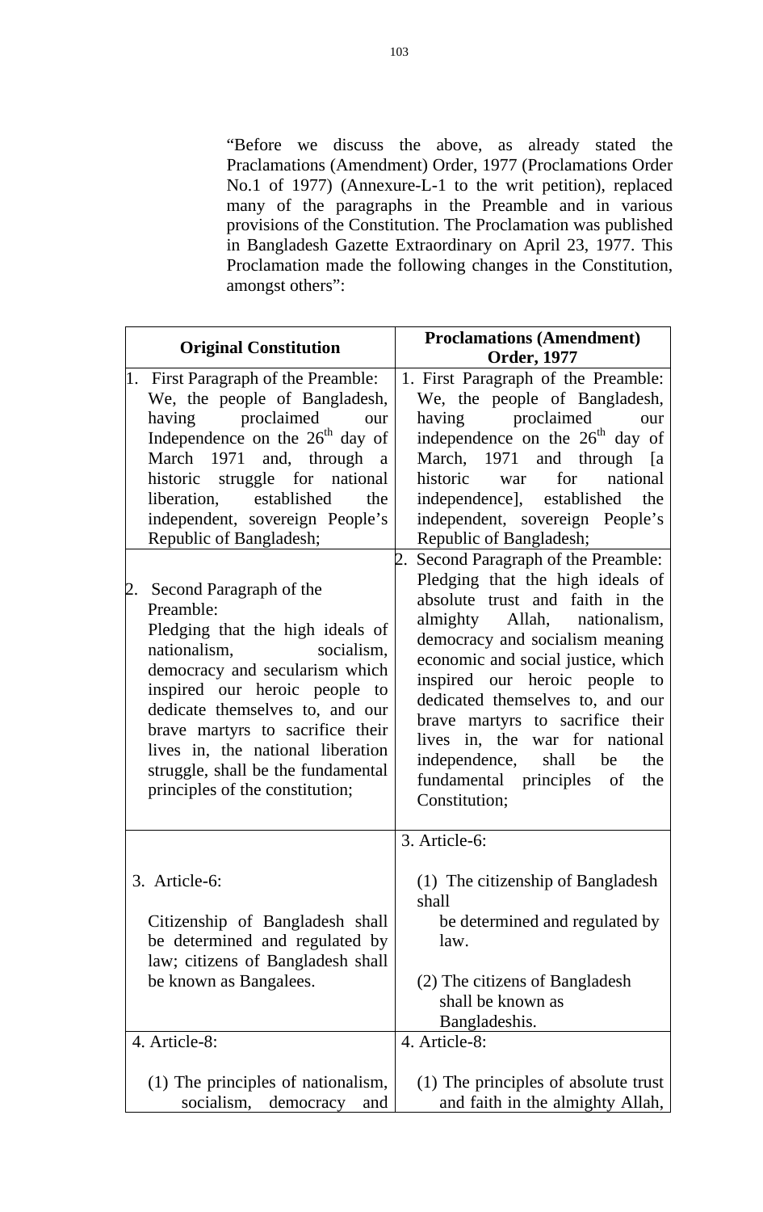"Before we discuss the above, as already stated the Praclamations (Amendment) Order, 1977 (Proclamations Order No.1 of 1977) (Annexure-L-1 to the writ petition), replaced many of the paragraphs in the Preamble and in various provisions of the Constitution. The Proclamation was published in Bangladesh Gazette Extraordinary on April 23, 1977. This Proclamation made the following changes in the Constitution, amongst others":

| **Original Constitution** | **Proclamations (Amendment) Order, 1977** |
|---|---|
| 1. First Paragraph of the Preamble: We, the people of Bangladesh, having proclaimed our Independence on the 26th day of March 1971 and, through a historic struggle for national liberation, established the independent, sovereign People's Republic of Bangladesh; | 1. First Paragraph of the Preamble: We, the people of Bangladesh, having proclaimed our independence on the 26th day of March, 1971 and through [a historic war for national independence], established the independent, sovereign People's Republic of Bangladesh; |
| 2. Second Paragraph of the Preamble: Pledging that the high ideals of nationalism, socialism, democracy and secularism which inspired our heroic people to dedicate themselves to, and our brave martyrs to sacrifice their lives in, the national liberation struggle, shall be the fundamental principles of the constitution; | 2. Second Paragraph of the Preamble: Pledging that the high ideals of absolute trust and faith in the almighty Allah, nationalism, democracy and socialism meaning economic and social justice, which inspired our heroic people to dedicated themselves to, and our brave martyrs to sacrifice their lives in, the war for national independence, shall be the fundamental principles of the Constitution; |
| 3. Article-6: Citizenship of Bangladesh shall be determined and regulated by law; citizens of Bangladesh shall be known as Bangalees. | 3. Article-6: (1) The citizenship of Bangladesh shall be determined and regulated by law. (2) The citizens of Bangladesh shall be known as Bangladeshis. |
| 4. Article-8: (1) The principles of nationalism, socialism, democracy and | 4. Article-8: (1) The principles of absolute trust and faith in the almighty Allah, |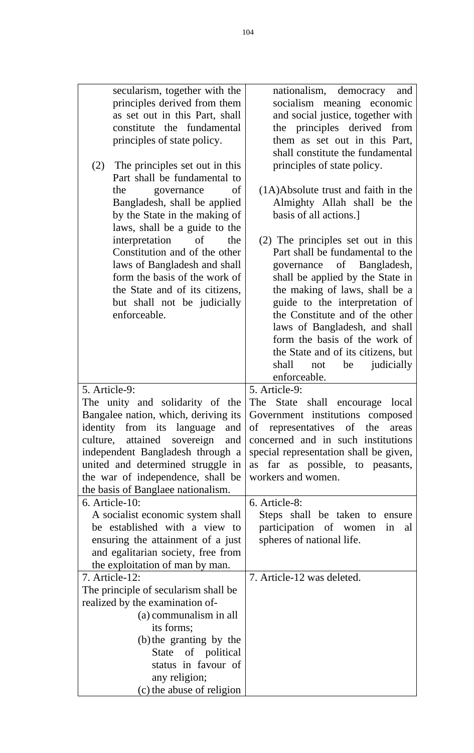| | |
|---|---|
| secularism, together with the principles derived from them as set out in this Part, shall constitute the fundamental principles of state policy.<br><br>(2) The principles set out in this Part shall be fundamental to the governance of Bangladesh, shall be applied by the State in the making of laws, shall be a guide to the interpretation of the Constitution and of the other laws of Bangladesh and shall form the basis of the work of the State and of its citizens, but shall not be judicially enforceable. | nationalism, democracy and socialism meaning economic and social justice, together with the principles derived from them as set out in this Part, shall constitute the fundamental principles of state policy.<br><br>(1A)Absolute trust and faith in the Almighty Allah shall be the basis of all actions.]<br><br>(2) The principles set out in this Part shall be fundamental to the governance of Bangladesh, shall be applied by the State in the making of laws, shall be a guide to the interpretation of the Constitute and of the other laws of Bangladesh, and shall form the basis of the work of the State and of its citizens, but shall not be judicially enforceable. |
| 5. Article-9:<br>The unity and solidarity of the Bangalee nation, which, deriving its identity from its language and culture, attained sovereign and independent Bangladesh through a united and determined struggle in the war of independence, shall be the basis of Banglaee nationalism. | 5. Article-9:<br>The State shall encourage local Government institutions composed of representatives of the areas concerned and in such institutions special representation shall be given, as far as possible, to peasants, workers and women. |
| 6. Article-10:<br>A socialist economic system shall be established with a view to ensuring the attainment of a just and egalitarian society, free from the exploitation of man by man. | 6. Article-8:<br>Steps shall be taken to ensure participation of women in al spheres of national life. |
| 7. Article-12:<br>The principle of secularism shall be realized by the examination of-<br>(a) communalism in all its forms;<br>(b) the granting by the State of political status in favour of any religion;<br>(c) the abuse of religion | 7. Article-12 was deleted. |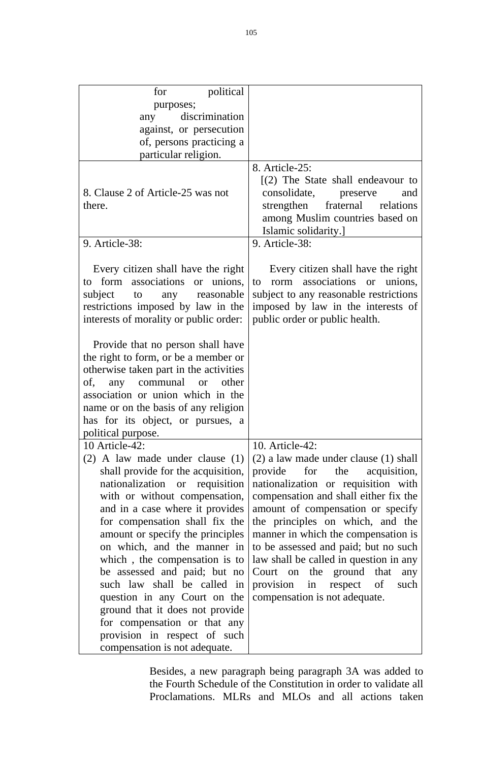| | |
|---|---|
| for political purposes; any discrimination against, or persecution of, persons practicing a particular religion. | |
| 8. Clause 2 of Article-25 was not there. | 8. Article-25: [(2) The State shall endeavour to consolidate, preserve and strengthen fraternal relations among Muslim countries based on Islamic solidarity.] |
| 9. Article-38: Every citizen shall have the right to form associations or unions, subject to any reasonable restrictions imposed by law in the interests of morality or public order: Provide that no person shall have the right to form, or be a member or otherwise taken part in the activities of, any communal or other association or union which in the name or on the basis of any religion has for its object, or pursues, a political purpose. | 9. Article-38: Every citizen shall have the right to rorm associations or unions, subject to any reasonable restrictions imposed by law in the interests of public order or public health. |
| 10 Article-42: (2) A law made under clause (1) shall provide for the acquisition, nationalization or requisition with or without compensation, and in a case where it provides for compensation shall fix the amount or specify the principles on which, and the manner in which , the compensation is to be assessed and paid; but no such law shall be called in question in any Court on the ground that it does not provide for compensation or that any provision in respect of such compensation is not adequate. | 10. Article-42: (2) a law made under clause (1) shall provide for the acquisition, nationalization or requisition with compensation and shall either fix the amount of compensation or specify the principles on which, and the manner in which the compensation is to be assessed and paid; but no such law shall be called in question in any Court on the ground that any provision in respect of such compensation is not adequate. |

Besides, a new paragraph being paragraph 3A was added to the Fourth Schedule of the Constitution in order to validate all Proclamations. MLRs and MLOs and all actions taken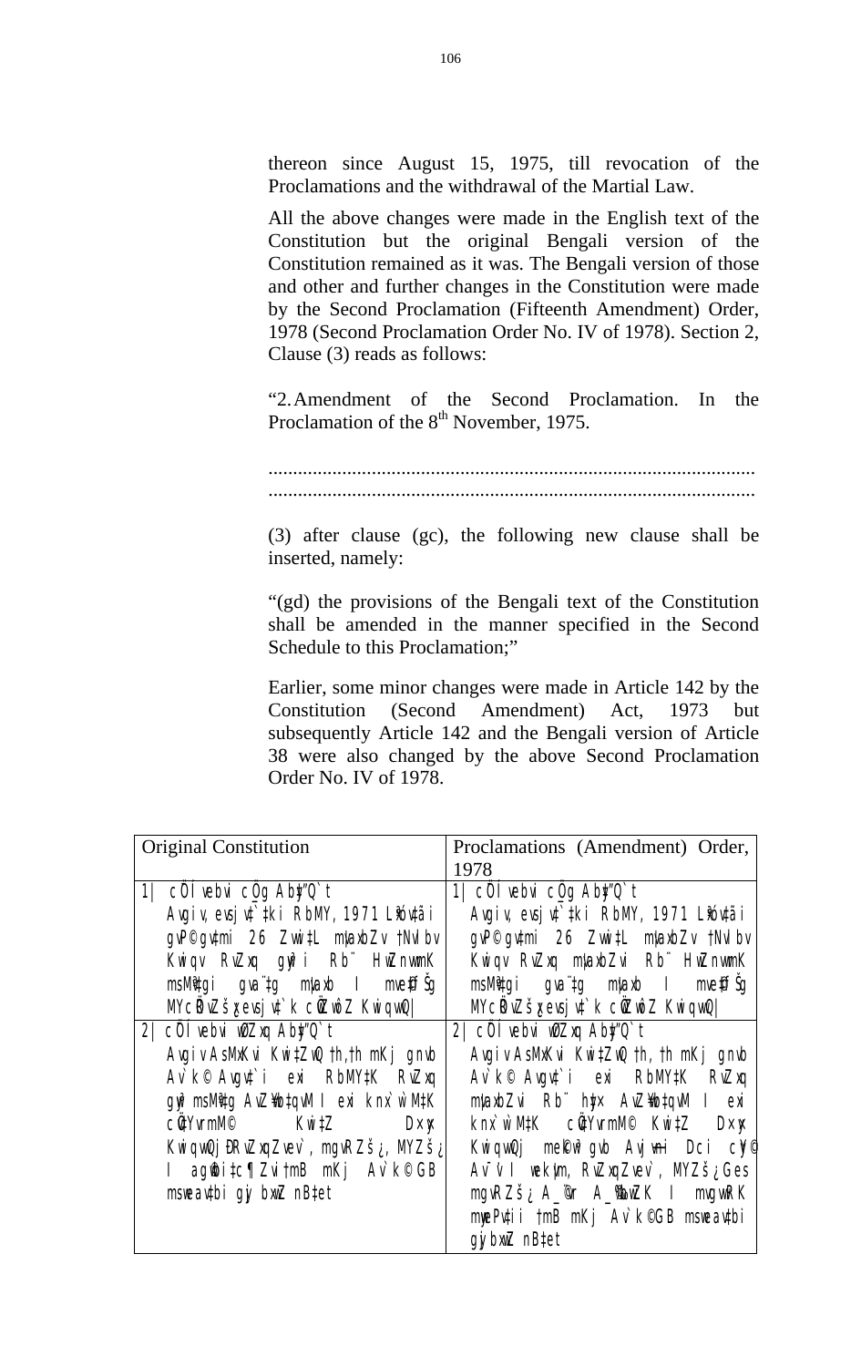thereon since August 15, 1975, till revocation of the Proclamations and the withdrawal of the Martial Law.

All the above changes were made in the English text of the Constitution but the original Bengali version of the Constitution remained as it was. The Bengali version of those and other and further changes in the Constitution were made by the Second Proclamation (Fifteenth Amendment) Order, 1978 (Second Proclamation Order No. IV of 1978). Section 2, Clause (3) reads as follows:

"2. Amendment of the Second Proclamation. In the Proclamation of the 8th November, 1975.

...................................................................................................
...................................................................................................

(3) after clause (gc), the following new clause shall be inserted, namely:

"(gd) the provisions of the Bengali text of the Constitution shall be amended in the manner specified in the Second Schedule to this Proclamation;"

Earlier, some minor changes were made in Article 142 by the Constitution (Second Amendment) Act, 1973 but subsequently Article 142 and the Bengali version of Article 38 were also changed by the above Second Proclamation Order No. IV of 1978.

| Original Constitution | Proclamations (Amendment) Order, 1978 |
|---|---|
| 1\| cÖ¯Í vebvi cÖ\_g Aby"Q\`t Avgiv, evsjv\`‡ki RbMY, 1971 L"óv‡ãi gvP© gv‡mi 26 Zvwi‡L mvaxbZv †NvlYv Kwiqv RvZxq gyw³i Rb¨ HwZnvwmK msMÖv‡gi gva¨‡g mvaxb I mve©‡fŠg MYcÖRvZš¿x evsjv\`k cÖwZôv KwiqvwQ\| | 1\| cÖ¯Í vebvi cÖ\_g Aby"Q\`t Avgiv, evsjv\`‡ki RbMY, 1971 L"óv‡ãi gvP© gv‡mi 26 Zvwi‡L mvaxbZv †NvlYv Kwiqv RvZxq mvaxbZvi Rb¨ HwZnvwmK msMÖv‡gi gva¨‡g mvaxb I mve©‡fŠg MYcÖRvZš¿x evsjv\`k cÖwZôv KwiqvwQ\| |
| 2\| cÖ¯Í vebvi wØZxq Aby"Q\`t Avgiv AsMxKvi Kwi‡ZwQ †h, †h mKj gnvb Av\`k© Avgv‡\`i exi RbMY‡K RvZxq gyw³ msMÖv‡g AvZ¥wb‡qvM I exi knx\`w\`M‡K cÖvYrmM© Kwi‡Z DØy× KwiqvwQj ÐRvZxqZvev\`, mgvRZš¿, MYZš¿ I agwbi‡c¶Zvi †mB mKj Av\`k© GB msweav‡bi gyj bxwZ nB‡e | 2\| cÖ¯Í vebvi wØZxq Aby"Q\`t Avgiv AsMxKvi Kwi‡ZwQ †h, †h mKj gnvb Av\`k© Avgv‡\`i exi RbMY‡K RvZxq mvaxbZvi Rb¨ hy‡× AvZ¥wb‡qvM I exi knx\`w\`M‡K cÖvYrmM© Kwi‡Z DØy× KwiqvwQj mekw³gvb Avjøvni Dci c~Y© Av¯'v I wek¦vm, RvZxqZvev\`, MYZš¿ Ges mgvRZš¿ A\_©vr A\_©‰bwZK I mvgvwRK mywePv‡ii †mB mKj Av\`k© GB msweav‡bi gyj bxwZ nB‡e |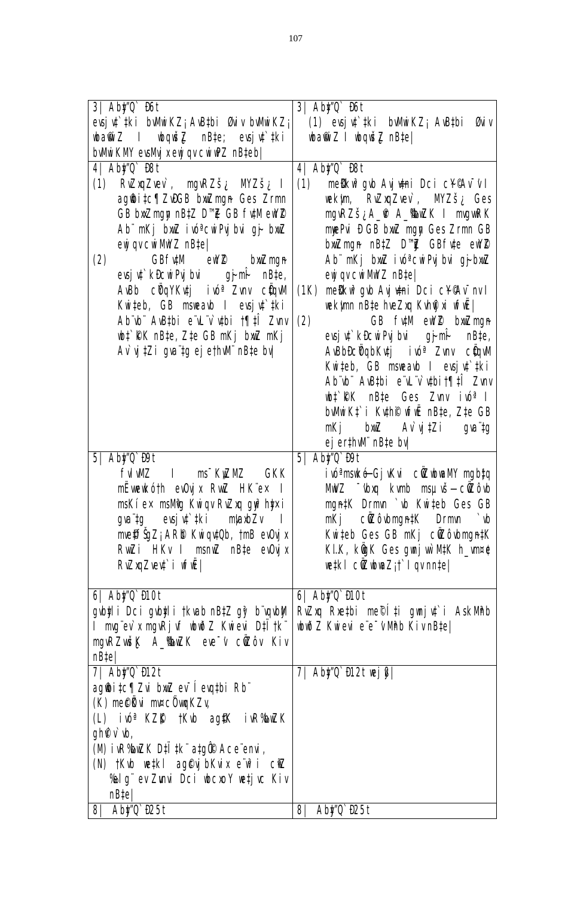| | |
|---|---|
| 3\| Aby"Q` Ð6t evsjv‡`‡ki bvMwiKZ¡ AvB‡bi Øviv bvMwiKZ¡ wba©viY I wbqwš¿Z nB‡e; evsjv‡`‡ki bvMwiKMY evsMvjx ewjqv cwiwPZ nB‡eb\| | 3\| Aby"Q` Ð6t (1) evsjv‡`‡ki bvMwiKZ¡ AvB‡bi Øviv wba©viY I wbqwš¿Z nB‡e\| |
| 4\| Aby"Q` Ð8t (1) RvZxqZvev`, mgvRZš¿ MYZš¿ I ag©wbi‡c¶Zv-GB bxwZmgn Ges Zrmn GB bxwZmgn nB‡Z D™¢zZ GB fv‡M ewY©Z Ab¨ mKj bxwZ ivóªcwiPvjbvi g~j bxwZ ewjqv cwiMwYZ nB‡e\| (2) GBfv‡M ewY©Z bxwZmgn evsjv‡`‡ki cwiPvjbvi g~jm~Î nB‡e, AvBb cÖYqYKv‡j ivóª Zvnv cÖ‡qvM Kwi‡eb, GB msweav‡bi I evsjv‡`‡ki Ab¨vb¨ AvB‡bi e¨vL¨v`v‡bi †¶‡Î Zvnv w`K wb‡`©kK nB‡e, Z‡e GB mKj bxwZ mKj Av`vj‡Zi gva¨‡g ejeZ‡hvM¨ nB‡e bv\| | 4\| Aby"Q` Ð8t (1) me©kw³gvb Avjvn&i Dci c~Y© Av¯'v I wek¦vm, RvZxqZvev`, MYZš¿ Ges mgvRZš¿ A_©vr A_©‰bwZK I mvgvwRK mywePvi ÐGB bxwZmgn Ges Zrmn GB bxwZmgn nB‡Z D™¢zZ GBfv‡M ewY©Z Ab¨ mKj bxwZ ivóªcwiPvjbvi g~j bxwZ ewjqv cwiMwYZ nB‡e\| (1K) me©kw³gvb Avjvn&i Dci c~Y© Av¯'v I wek¦vm nB‡e hveZxq Kvh©vewji wfwË\| (2) GB fv‡M ewY©Z bxwZmgn evsjv‡`‡ki cwiPvjbvi g~jm~Î nB‡e, AvBbÐcÖYqbKv‡j ivóª Zvnv cÖ‡qvM Kwi‡eb, GB msweav‡bi I evsjv‡`‡ki Ab¨vb¨ AvB‡bi e¨vL¨v`v‡bi †¶‡Î Zvnv w`K wb‡`©kK nB‡e Ges Zvnv ivóª I bvMwiK‡`i Kv‡h©i wfwË nB‡e, Z‡e GB mKj bxwZ Av`vj‡Zi gva¨‡g ejeZ‡hvM¨ nB‡e bv\| |
| 5\| Aby"Q` Ð9t fvlvMZ I ms¯‹…wZMZ GKK mËvwewkó †h evOvjx RvwZ HK¨e× I msKí e× msMªvg Kwiqv RvZxq gyw³hy‡×i gva¨‡g evsjv‡`‡ki m¦vaxbZv I mve©‡fŠgZ¡ AR©b Kwiqv‡Qb, †mB evOvjx RvwZi HK¨ I msnwZ nB‡e evOvjx RvZxqZvev‡`i wfwË\| | 5\| Aby"Q` Ð9t ivóªmsKÖvšÍ–Gjv‡Kvi cÖwZwbwaMY mgb¦‡q MwVZ ¯’vbxq kvmb msµvšÍ– cÖwZôvb mg~n‡K Drmvn `vb Kwi‡eb Ges GB mKj cÖwZôvbmg~n‡K Drmvn `vb Kwi‡eb Ges GB mKj cÖwZôvbmg~n‡K KI.K, kÖwgK Ges gwnjv‡`i‡K h_vm¤¢e we‡kl cÖwZwbwaZ¡ †`Iqv nB‡e\| |
| 6\| Aby"Q` Ð10t gvby‡li Dci gvby‡li †kvlb nB‡Z gy³ b¨vqvbyM I mvg¨ev`x mgvRjv‡fi wbwgË Kwievi D‡Ï‡k¨ mgvRZvwš¿K A_©bxwZK eve¯'v cÖwZôv Kiv nB‡e\| | 6\| Aby"Q` Ð10t RvZxq Rxe‡bi me©‡¶‡Î gwnjv‡`i AskMÖnb wbwðZ Kwievi e¨e¯'v MÖnb Kiv nB‡e\| |
| 7\| Aby"Q` Ð12t ag©wbi‡c¶Zvi bxwZ ev¯Íevq‡bi Rb¨ (K) me©cÖKvi mv¤cÖ`vwqKZv, (L) ivóª KZ…©K †Kvb ag©K iv‡R‰bwZK ghv©`v`vb, (M) iv‡R‰bwZK D‡Ï‡k¨ a‡g©i Ace¨envi, (N) †Kvb we‡kl ag©cvjbKvix e¨w³i cÖwZ ‰elg¨ ev Zvnvi Dci wbcxob we‡jvc Kiv nB‡e\| | 7\| Aby"Q` Ð12t wejyß\| |
| 8\| Aby"Q` Ð25t | 8\| Aby"Q` Ð25t |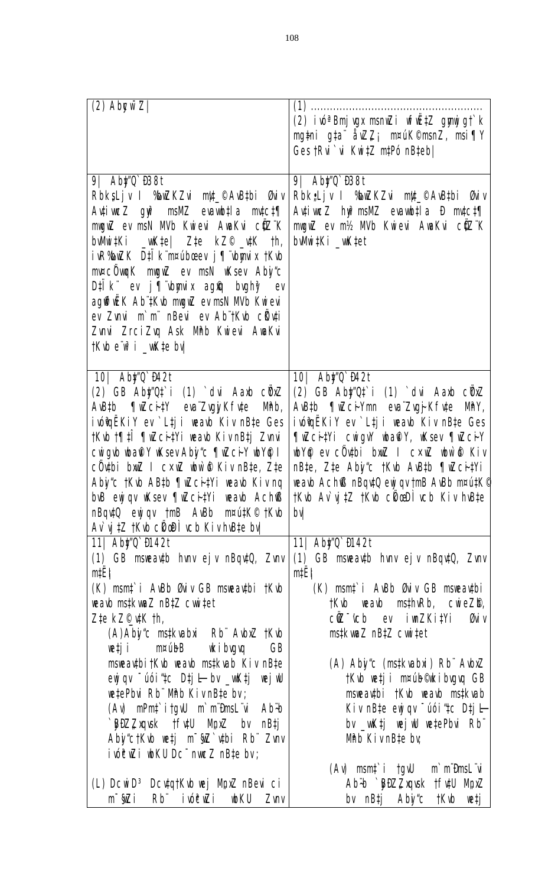| | |
|---|---|
| (2) AbyŵÏZ\| | (1) ...................................................... (2) ivó<sup>a</sup>BmjvgxmsnwZi wfwËtZ gymjgt`k mg‡ni g‡a¨ åvZZ¡ m¤úK©msnZ, msi¶Y Ges †Rvi`vi Kwi‡Z m‡Pó nB‡eb\| |
| 9\| Aby"Q`Ð38t RbkvLjv I %bwZKZvi mvt_©AvB‡bi Øviv Av‡ivwcZ gyw msMZ evavwb‡la mv‡c‡¶ mvgvwZ ev msN MVb Kwievi AwaKvi cÖ‡Z"K bvMwi‡Ki _wK‡e\| Z‡e kZ© _v‡K †h, ivR%bwZK D‡Ï k"m¤úbœ ev j¶"vbymvix †Kvb mv¤cÖvwqK mvgvwZ ev msN wKsev Aby"c D‡Ï k" ev j¶"vbymvix agŷ bvghŷ ev agŷwËK Ab"‡Kvb mvgvwZ ev msN MVb Kwievi ev Zvnvi m`m" nBevi ev Ab"‡Kvb cÖKvi Zvnvi ZrciZvq Ask MÖnb Kwievi AwaKvi †Kvb e"w³i _wK‡e bv\| | 9\| Aby"Q`Ð38t RbkvLjv I %bwZKZvi mvt_©AvB‡bi Øviv Av‡ivwcZ hyw³msMZ evavwb‡la Ð mv‡c‡¶ mvgvwZ ev m½ MVb Kwievi AwaKvi cÖ‡Z"K bvMwi‡Ki _wK‡et |
| 10\| Aby"Q`Ð42t (2) GB Aby"Q‡`i (1) `dvi Aaxb cÖYxZ AvB‡b ¶wZcÖ‡Yi evaZvgyjKfv‡e MÖnb, ivó<sup>a</sup>qËKiY ev `Lj‡ji wevb KivnB‡e Ges †Kvb †¶‡Î ¶wZcÖ‡Yi wevb KivnB‡j Zvnvi cwigvb wba©vY wKsevAby"c ¶wZcÖ‡Y wbY©q I cÖ`v‡bi bxwZ I cxwZ wbwÏ© KivnB‡e, Z‡e Aby"c †Kvb AB‡b ¶wZcÖ‡Yi wevb Kiv nq bvB ewjqv wKsev ¶wZcÖ‡Yi wevb Ach©v nBqv‡Q ewjqv †mB AvBb m¤ú‡K© †Kvb Av`vj‡Z †Kvb cÖkœDÌvcb Kiv hvB‡e bv\| | 10\| Aby"Q`Ð42t (2) GB Aby"Q‡`i (1) `dvi Aaxb cÖYxZ AvB‡b ¶wZcÖ‡Ymn evaZvgjyKfv‡e MÖnY, ivó<sup>a</sup>qËKiY ev `Lj‡ji wevb KivnB‡e Ges ¶wZcÖ‡Yi cwigvY wba©Y, wKsev ¶wZcÖY wbY©q ev cÖ`v‡bi bxwZ I cxwZ wbwÏ© Kiv nB‡e, Z‡e Aby"c †Kvb AvB‡b ¶wZcÖ‡Yi wevb Ach©v nBqv‡Q ewjqv †mB AvBb m¤ú‡K© †Kvb Av`vj‡Z †Kvb cÖkœDÌvcb Kiv hvB‡e bv\| |
| 11\| Aby"Q`Ð142t (1) GB msweavb hvnv ejv nBqv‡Q, Zvnv m‡Ë¡I (K) msm‡`i AvBb Øviv GB msweav‡bi †Kvb weavb ms‡kvwaZ nB‡Z cvwi‡et Z‡e kZ© v‡K †h, (A)Aby"c ms‡kvabx Rb" AvbxZ †Kvb wetji m¤úY©B wkibvgvq GB msweav‡bi †Kvb weavb ms‡kvab KivnB‡e ewjqv ¯úói"‡c D‡j-L bv _wK‡j wej wU we‡ePbvi Rb" MÖnb Kiv nB‡e bv; (Av) mPm‡`i tgvU m`m"ÐmsL"vi Ab"b `yBZ.Zxqvsk †fv‡U MnxZ bv nB‡j Aby"c†Kvb wetj m¤§wZ`v‡bi Rb" Zvnv ivóªcwZi wbKU Dc¯'vwcZ nB‡e bv; (L) DcwiD³ Dcv‡q†Kvb wej MnxZ nBevi ci m¤§wZi Rb" ivóªcwZi wbKU Zvnv | (1) GB msweavb hvnv ejv nBqv‡Q, Zvnv m‡Ë¡I (K) msm‡`i AvBb Øviv GB msweav‡bi †Kvb weavb ms‡hvRb, cwieZ©b, cÖ¯'vcb ev iwnZKi‡Yi Øviv ms‡kvwaZ nB‡Z cvwi‡et (A) Aby"c (ms‡kvabxi) Rb" AvbxZ †Kvb wetji m¤úY©wkibvgvq GB msweav‡bi †Kvb weavb ms‡kvab Kiv nB‡e ewjqv ¯úói"‡c D‡j-L bv _wK‡j wej wU we‡ePbvi Rb" MÖnb Kiv nB‡e bv; (Av) msm‡`i †gvU m`m"ÐmsL"vi Ab"b `yBZ.Zxqvsk †fv‡U MnxZ bv nB‡j Aby"c †Kvb wetj |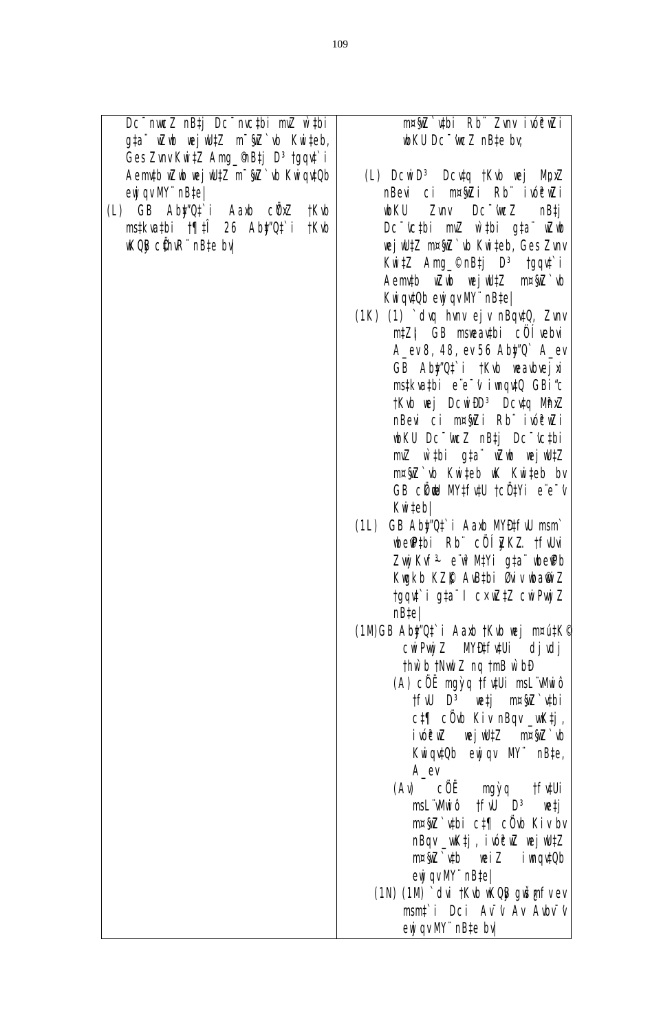| Dc¨nwcZ nB‡j Dc¨nvc‡bi mvZ w`‡bi g‡a¨ wZwb wej wU‡Z m¨§wZ`vb Kwi‡eb, Ges ZvnvKwi‡Z Amg_©nB‡j D³ †gqv‡`i Aemv‡b wZwb wej wU‡Z m¨§wZ`vb Kwiqv‡Qb ewjqv MY¨ nB‡e\|<br><br>(L) GB Aby‡"Q‡`i Aaxb cÖ¯ÍvZ †Kvb ms‡kva‡bi †¶‡Î 26 Aby‡"Q‡`i †Kvb wKQyB cÖ‡hvR¨ nB‡e bv\| | m¤§wZ`v‡bi Rb¨ Zvnv iv‡óªcwZi wbKU Dc¨vwcZ nB‡e bv;<br><br>(L) DcwiD³ Dcv‡q †Kvb wej MÖnxZ nBevi ci m¤§wZi Rb¨ iv‡óªcwZi wbKU Zvnv Dc¨vwcZ nB‡j Dc¨vc‡bi mvZ w`‡bi g‡a¨ wZwb wej wU‡Z m¤§wZ`vb Kwi‡eb, Ges Zvnv Kwi‡Z Amg_©nB‡j D³ †gqv‡`i Aemv‡b wZwb wej wU‡Z m¤§wZ`vb Kwiqv‡Qb ewjqv MY¨ nB‡e\|<br><br>(1K) (1) `dvq hvnv ejv nBqv‡Q, Zvnv m‡Z¡I GB msweav‡bi cÖ¯ÍvebvÕi A_ev 8, 48, ev 56 Aby‡"Q` A_ev GB Aby‡"Q‡`i †Kvb weavbvejxi ms‡kva‡bi e¨e¯'v iwnqv‡Q GBiƒc †Kvb wej DcwiD³ Dcv‡q MÖnxZ nBevi ci m¤§wZi Rb¨ iv‡óªcwZi wbKU Dc¨vwcZ nB‡j Dc¨vc‡bi mvZ w`‡bi g‡a¨ wZwb wej wU‡Z m¤§wZ`vb Kwi‡eb wK Kwi‡eb bv GB cÖkœ MYf‡U †cÖiYi e¨e¯'v Kwi‡eb\|<br><br>(1L) GB Aby‡"Q‡`i Aaxb MYfU msm`-wbe©vP‡bi Rb¨ cÖ¯ÍyZK…Z †fvUvi ZvwjKvf¸³ e¨w³ M‡Yi g‡a¨ wbe©vPb Kwgkb KZ©…K AvB‡bi Øviv wba©vwiZ †gqv‡`i g‡a¨ I c×wZ‡Z cwiPvwjZ nB‡e\|<br><br>(1M) GB Aby‡"Q‡`i Aaxb †Kvb wej m¤úK©© cwiPvwjZ MYfU‡Ui djvdj †hw`b †NvwlZ nq †mB w`bÑ<br><br>(A) cÖ`Ë mgy`q †fv‡Ui msL¨vMwiô †fvU D³ we‡j m¤§wZ`v‡bi c‡¶ cÖ`vb Kiv nBqv _wK‡j, iv‡óªcwZ wej wU‡Z m¤§wZ`vb Kwiqv‡Qb ewjqv MY¨ nB‡e, A_ev<br><br>(Av) cÖ`Ë mgy`q †fv‡Ui msL¨vMwiô †fvU D³ we‡j m¤§wZ`v‡bi c‡¶ cÖ`vb Kiv bv nBqv _wK‡j, iv‡óªcwZ wej wU‡Z m¤§wZ`vb weiZ iwnqv‡Qb ewjqv MY¨ nB‡e\|<br><br>(1N) (1M) `dvi †Kvb wKQyB gwš¿mfv ev msm‡`i Dci Av¯'v Av Avbv¯'v ewjqv MY¨ nB‡e bv\| |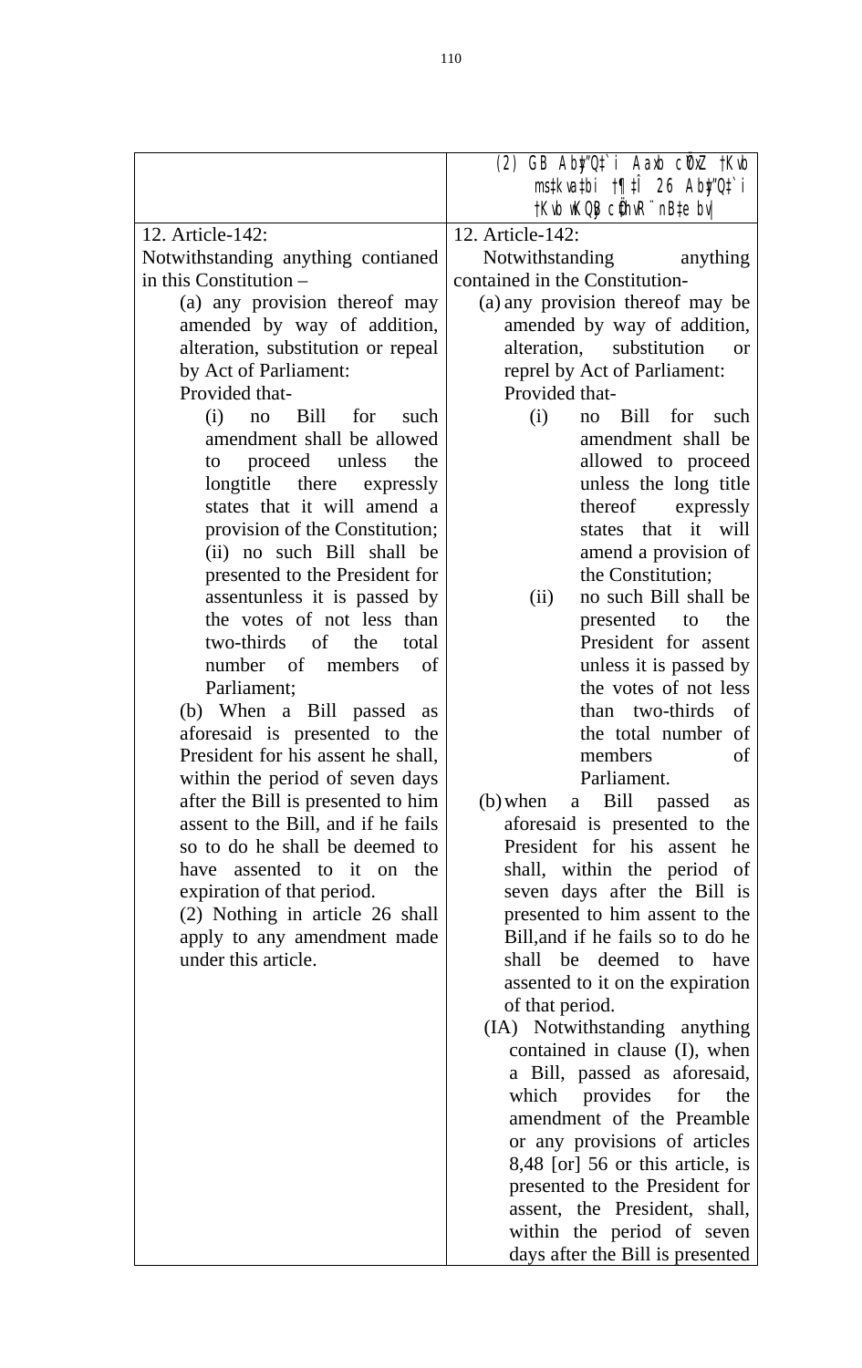| | (2) GB Abyy"Q‡`i Aaxb cÖbxZ †Kvb ms‡kvabxi †¶‡Î 26 Abyy"Q‡`i †Kvb wKQy cÖ‡hvR¨ nB‡e bv| |
|---|---|
| 12. Article-142:<br>Notwithstanding anything contianed in this Constitution –<br>(a) any provision thereof may amended by way of addition, alteration, substitution or repeal by Act of Parliament:<br>Provided that-<br>(i) no Bill for such amendment shall be allowed to proceed unless the longtitle there expressly states that it will amend a provision of the Constitution;<br>(ii) no such Bill shall be presented to the President for assentunless it is passed by the votes of not less than two-thirds of the total number of members of Parliament;<br>(b) When a Bill passed as aforesaid is presented to the President for his assent he shall, within the period of seven days after the Bill is presented to him assent to the Bill, and if he fails so to do he shall be deemed to have assented to it on the expiration of that period.<br>(2) Nothing in article 26 shall apply to any amendment made under this article. | 12. Article-142:<br>Notwithstanding anything contained in the Constitution-<br>(a) any provision thereof may be amended by way of addition, alteration, substitution or reprel by Act of Parliament:<br>Provided that-<br>(i) no Bill for such amendment shall be allowed to proceed unless the long title thereof expressly states that it will amend a provision of the Constitution;<br>(ii) no such Bill shall be presented to the President for assent unless it is passed by the votes of not less than two-thirds of the total number of members of Parliament.<br>(b) when a Bill passed as aforesaid is presented to the President for his assent he shall, within the period of seven days after the Bill is presented to him assent to the Bill,and if he fails so to do he shall be deemed to have assented to it on the expiration of that period.<br>(IA) Notwithstanding anything contained in clause (I), when a Bill, passed as aforesaid, which provides for the amendment of the Preamble or any provisions of articles 8,48 [or] 56 or this article, is presented to the President for assent, the President, shall, within the period of seven days after the Bill is presented |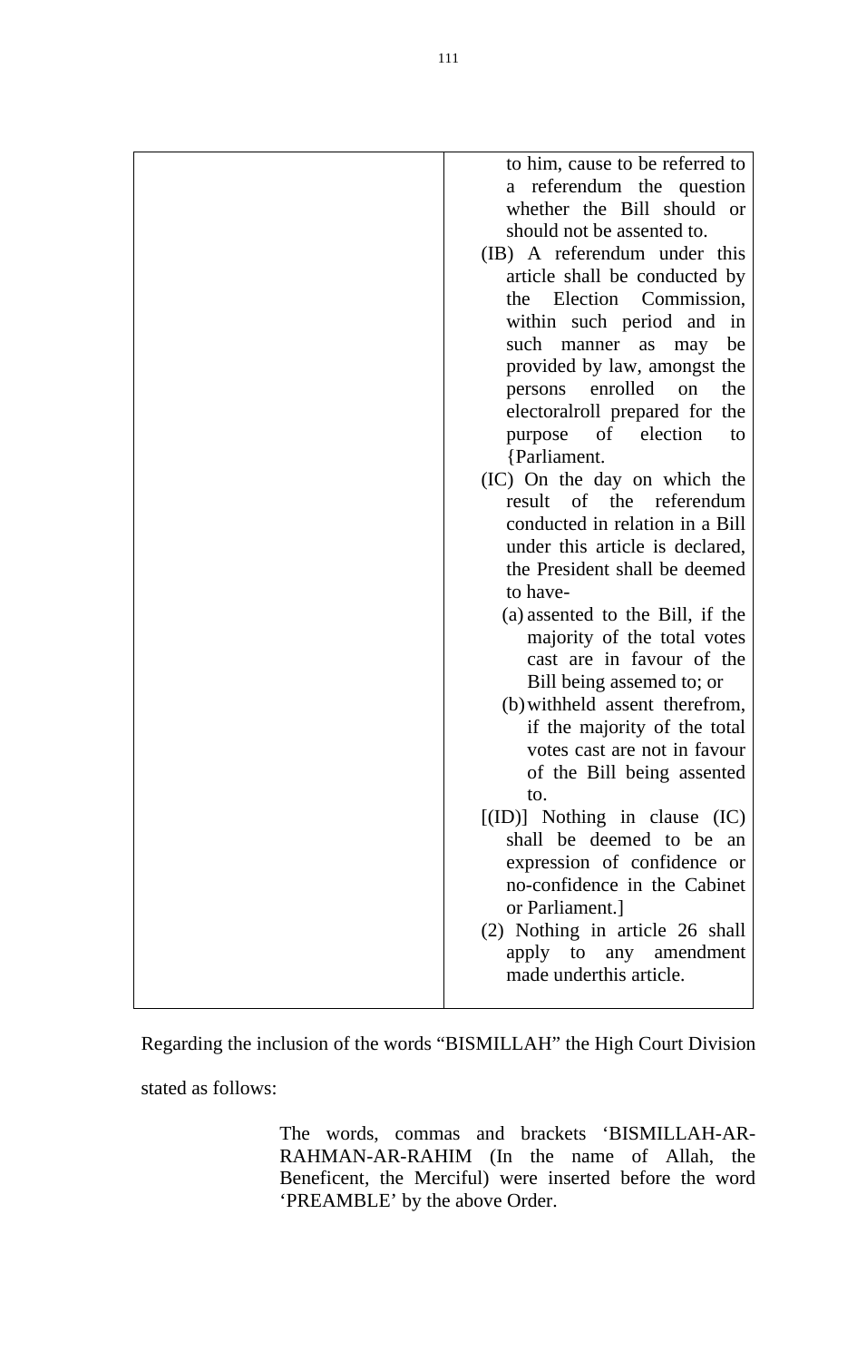| | to him, cause to be referred to a referendum the question whether the Bill should or should not be assented to.<br>(IB) A referendum under this article shall be conducted by the Election Commission, within such period and in such manner as may be provided by law, amongst the persons enrolled on the electoralroll prepared for the purpose of election to {Parliament.<br>(IC) On the day on which the result of the referendum conducted in relation in a Bill under this article is declared, the President shall be deemed to have-<br>(a) assented to the Bill, if the majority of the total votes cast are in favour of the Bill being assemed to; or<br>(b) withheld assent therefrom, if the majority of the total votes cast are not in favour of the Bill being assented to.<br>[(ID)] Nothing in clause (IC) shall be deemed to be an expression of confidence or no-confidence in the Cabinet or Parliament.]<br>(2) Nothing in article 26 shall apply to any amendment made underthis article. |
|---|---|

Regarding the inclusion of the words "BISMILLAH" the High Court Division stated as follows:

> The words, commas and brackets 'BISMILLAH-AR-RAHMAN-AR-RAHIM (In the name of Allah, the Beneficent, the Merciful) were inserted before the word 'PREAMBLE' by the above Order.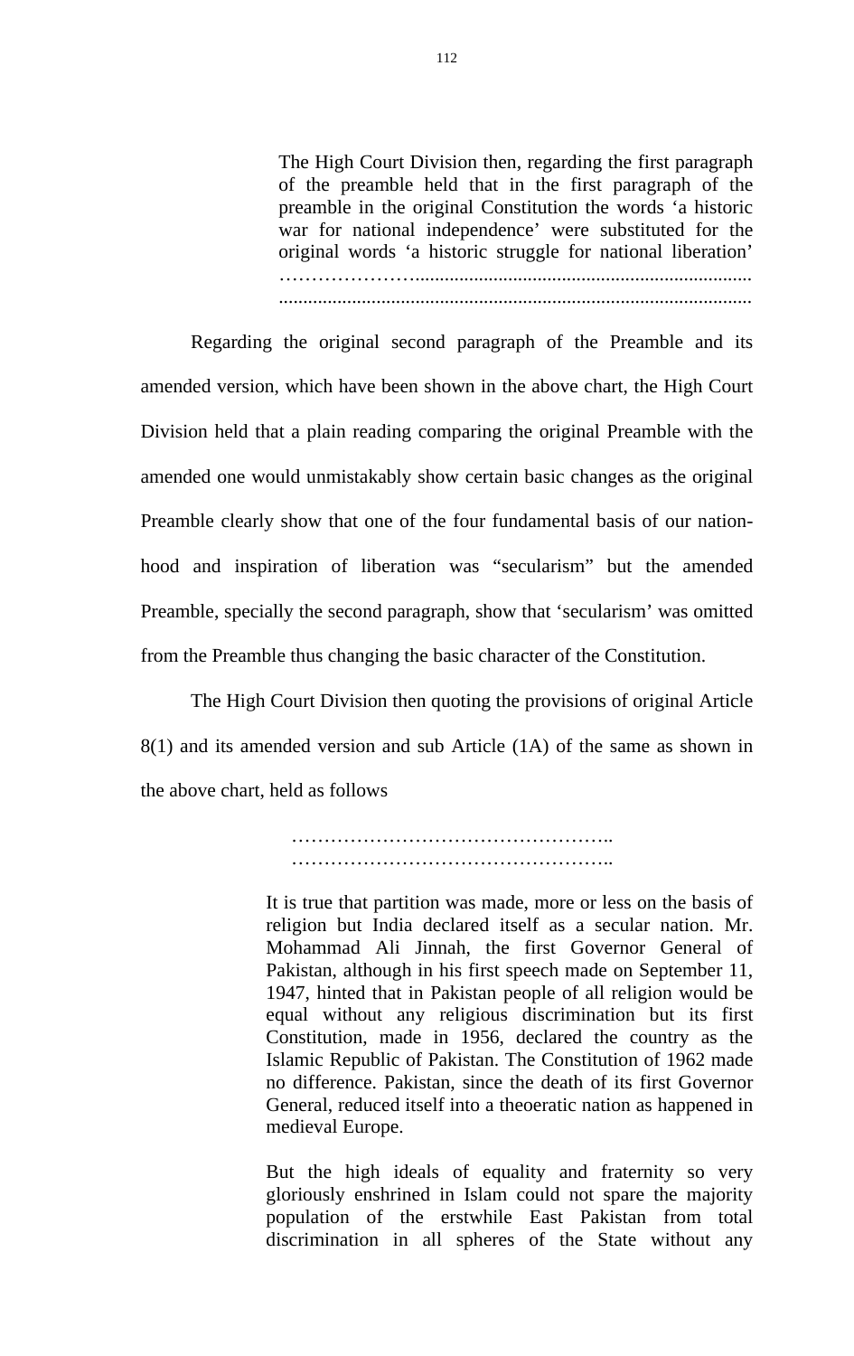> The High Court Division then, regarding the first paragraph of the preamble held that in the first paragraph of the preamble in the original Constitution the words 'a historic war for national independence' were substituted for the original words 'a historic struggle for national liberation' …………………...................................................................... .................................................................................................

Regarding the original second paragraph of the Preamble and its amended version, which have been shown in the above chart, the High Court Division held that a plain reading comparing the original Preamble with the amended one would unmistakably show certain basic changes as the original Preamble clearly show that one of the four fundamental basis of our nation-hood and inspiration of liberation was "secularism" but the amended Preamble, specially the second paragraph, show that 'secularism' was omitted from the Preamble thus changing the basic character of the Constitution.

The High Court Division then quoting the provisions of original Article 8(1) and its amended version and sub Article (1A) of the same as shown in the above chart, held as follows

> …………………………………………..
> …………………………………………..
>
> It is true that partition was made, more or less on the basis of religion but India declared itself as a secular nation. Mr. Mohammad Ali Jinnah, the first Governor General of Pakistan, although in his first speech made on September 11, 1947, hinted that in Pakistan people of all religion would be equal without any religious discrimination but its first Constitution, made in 1956, declared the country as the Islamic Republic of Pakistan. The Constitution of 1962 made no difference. Pakistan, since the death of its first Governor General, reduced itself into a theoeratic nation as happened in medieval Europe.
>
> But the high ideals of equality and fraternity so very gloriously enshrined in Islam could not spare the majority population of the erstwhile East Pakistan from total discrimination in all spheres of the State without any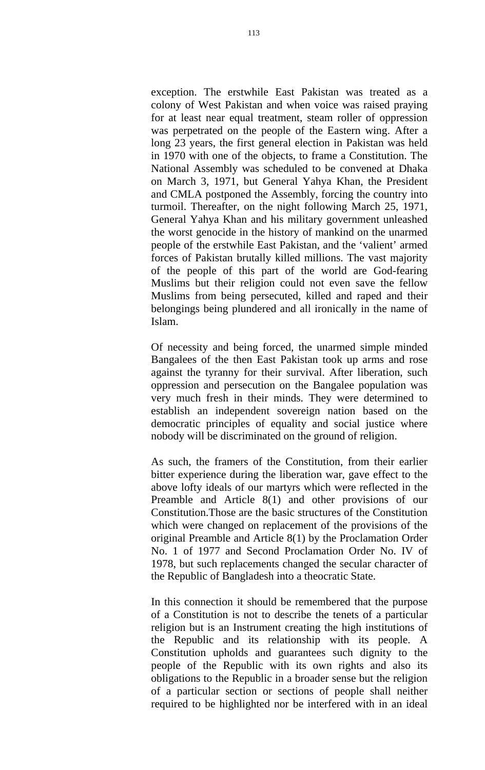exception. The erstwhile East Pakistan was treated as a colony of West Pakistan and when voice was raised praying for at least near equal treatment, steam roller of oppression was perpetrated on the people of the Eastern wing. After a long 23 years, the first general election in Pakistan was held in 1970 with one of the objects, to frame a Constitution. The National Assembly was scheduled to be convened at Dhaka on March 3, 1971, but General Yahya Khan, the President and CMLA postponed the Assembly, forcing the country into turmoil. Thereafter, on the night following March 25, 1971, General Yahya Khan and his military government unleashed the worst genocide in the history of mankind on the unarmed people of the erstwhile East Pakistan, and the 'valient' armed forces of Pakistan brutally killed millions. The vast majority of the people of this part of the world are God-fearing Muslims but their religion could not even save the fellow Muslims from being persecuted, killed and raped and their belongings being plundered and all ironically in the name of Islam.

Of necessity and being forced, the unarmed simple minded Bangalees of the then East Pakistan took up arms and rose against the tyranny for their survival. After liberation, such oppression and persecution on the Bangalee population was very much fresh in their minds. They were determined to establish an independent sovereign nation based on the democratic principles of equality and social justice where nobody will be discriminated on the ground of religion.

As such, the framers of the Constitution, from their earlier bitter experience during the liberation war, gave effect to the above lofty ideals of our martyrs which were reflected in the Preamble and Article 8(1) and other provisions of our Constitution.Those are the basic structures of the Constitution which were changed on replacement of the provisions of the original Preamble and Article 8(1) by the Proclamation Order No. 1 of 1977 and Second Proclamation Order No. IV of 1978, but such replacements changed the secular character of the Republic of Bangladesh into a theocratic State.

In this connection it should be remembered that the purpose of a Constitution is not to describe the tenets of a particular religion but is an Instrument creating the high institutions of the Republic and its relationship with its people. A Constitution upholds and guarantees such dignity to the people of the Republic with its own rights and also its obligations to the Republic in a broader sense but the religion of a particular section or sections of people shall neither required to be highlighted nor be interfered with in an ideal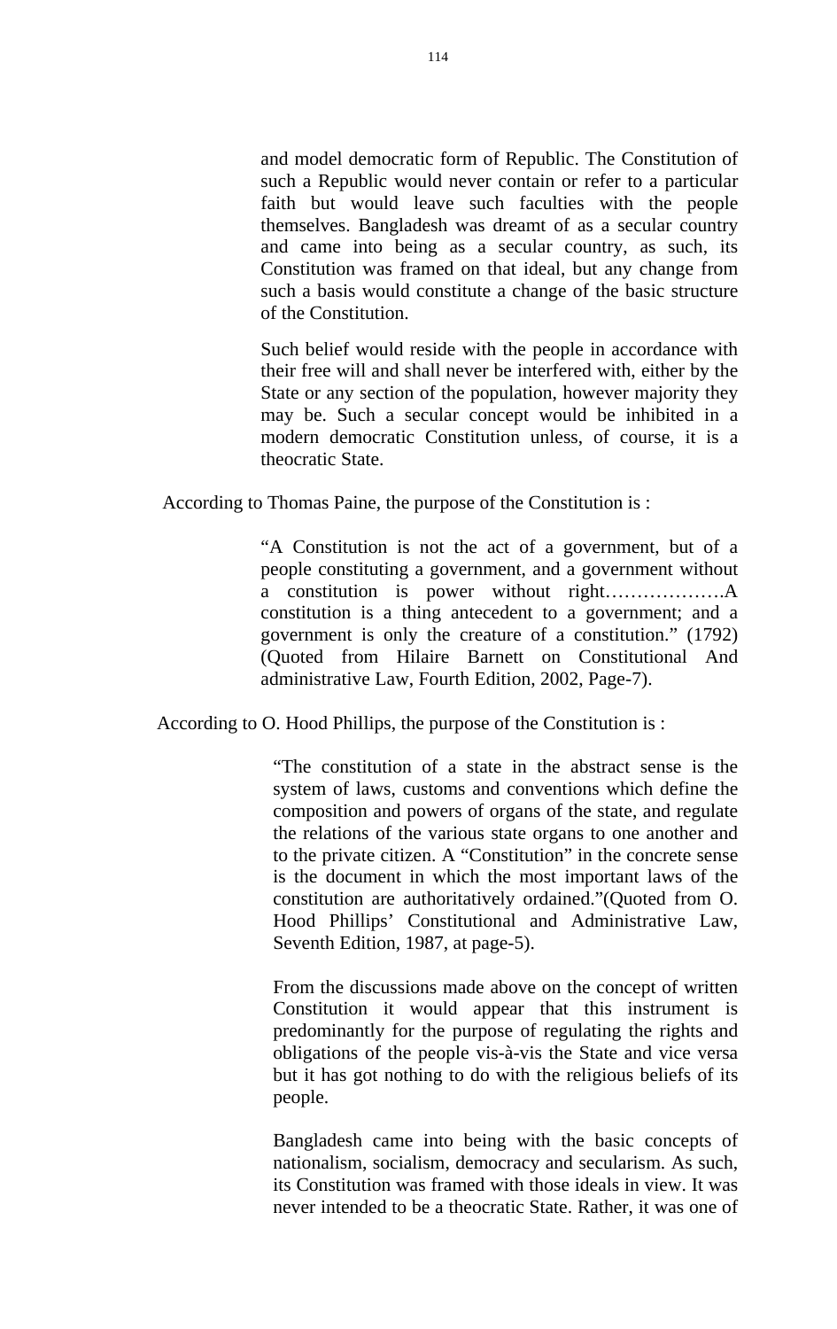and model democratic form of Republic. The Constitution of such a Republic would never contain or refer to a particular faith but would leave such faculties with the people themselves. Bangladesh was dreamt of as a secular country and came into being as a secular country, as such, its Constitution was framed on that ideal, but any change from such a basis would constitute a change of the basic structure of the Constitution.

Such belief would reside with the people in accordance with their free will and shall never be interfered with, either by the State or any section of the population, however majority they may be. Such a secular concept would be inhibited in a modern democratic Constitution unless, of course, it is a theocratic State.

According to Thomas Paine, the purpose of the Constitution is :

> "A Constitution is not the act of a government, but of a people constituting a government, and a government without a constitution is power without right……………….A constitution is a thing antecedent to a government; and a government is only the creature of a constitution." (1792) (Quoted from Hilaire Barnett on Constitutional And administrative Law, Fourth Edition, 2002, Page-7).

According to O. Hood Phillips, the purpose of the Constitution is :

> "The constitution of a state in the abstract sense is the system of laws, customs and conventions which define the composition and powers of organs of the state, and regulate the relations of the various state organs to one another and to the private citizen. A "Constitution" in the concrete sense is the document in which the most important laws of the constitution are authoritatively ordained."(Quoted from O. Hood Phillips' Constitutional and Administrative Law, Seventh Edition, 1987, at page-5).

From the discussions made above on the concept of written Constitution it would appear that this instrument is predominantly for the purpose of regulating the rights and obligations of the people vis-à-vis the State and vice versa but it has got nothing to do with the religious beliefs of its people.

Bangladesh came into being with the basic concepts of nationalism, socialism, democracy and secularism. As such, its Constitution was framed with those ideals in view. It was never intended to be a theocratic State. Rather, it was one of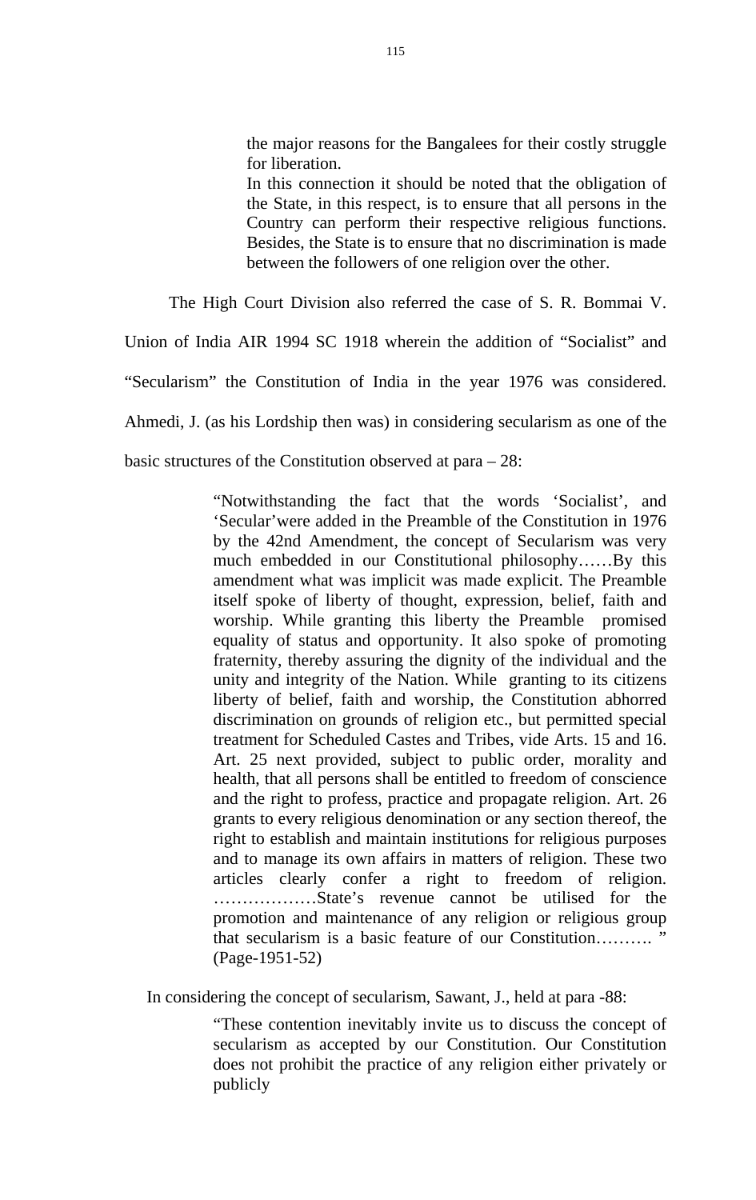> the major reasons for the Bangalees for their costly struggle for liberation.
>
> In this connection it should be noted that the obligation of the State, in this respect, is to ensure that all persons in the Country can perform their respective religious functions. Besides, the State is to ensure that no discrimination is made between the followers of one religion over the other.

The High Court Division also referred the case of S. R. Bommai V. Union of India AIR 1994 SC 1918 wherein the addition of "Socialist" and "Secularism" the Constitution of India in the year 1976 was considered. Ahmedi, J. (as his Lordship then was) in considering secularism as one of the basic structures of the Constitution observed at para – 28:

> "Notwithstanding the fact that the words 'Socialist', and 'Secular'were added in the Preamble of the Constitution in 1976 by the 42nd Amendment, the concept of Secularism was very much embedded in our Constitutional philosophy……By this amendment what was implicit was made explicit. The Preamble itself spoke of liberty of thought, expression, belief, faith and worship. While granting this liberty the Preamble promised equality of status and opportunity. It also spoke of promoting fraternity, thereby assuring the dignity of the individual and the unity and integrity of the Nation. While granting to its citizens liberty of belief, faith and worship, the Constitution abhorred discrimination on grounds of religion etc., but permitted special treatment for Scheduled Castes and Tribes, vide Arts. 15 and 16. Art. 25 next provided, subject to public order, morality and health, that all persons shall be entitled to freedom of conscience and the right to profess, practice and propagate religion. Art. 26 grants to every religious denomination or any section thereof, the right to establish and maintain institutions for religious purposes and to manage its own affairs in matters of religion. These two articles clearly confer a right to freedom of religion. ………………State's revenue cannot be utilised for the promotion and maintenance of any religion or religious group that secularism is a basic feature of our Constitution………. " (Page-1951-52)

In considering the concept of secularism, Sawant, J., held at para -88:

> "These contention inevitably invite us to discuss the concept of secularism as accepted by our Constitution. Our Constitution does not prohibit the practice of any religion either privately or publicly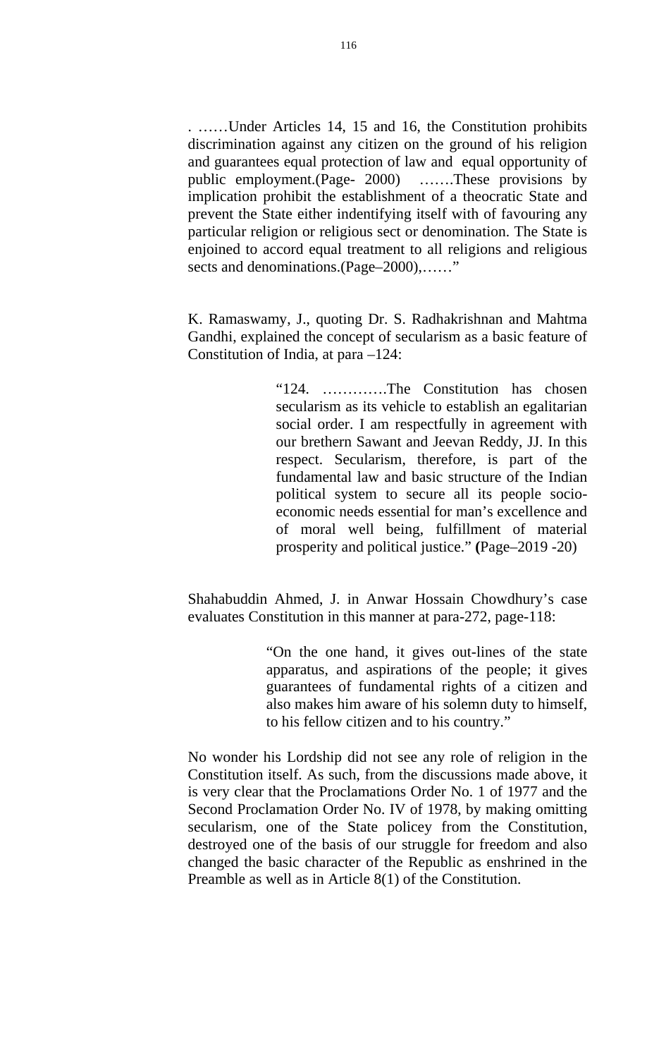. ……Under Articles 14, 15 and 16, the Constitution prohibits discrimination against any citizen on the ground of his religion and guarantees equal protection of law and equal opportunity of public employment.(Page- 2000) …….These provisions by implication prohibit the establishment of a theocratic State and prevent the State either indentifying itself with of favouring any particular religion or religious sect or denomination. The State is enjoined to accord equal treatment to all religions and religious sects and denominations.(Page–2000),……"

K. Ramaswamy, J., quoting Dr. S. Radhakrishnan and Mahtma Gandhi, explained the concept of secularism as a basic feature of Constitution of India, at para –124:

> "124. ………….The Constitution has chosen secularism as its vehicle to establish an egalitarian social order. I am respectfully in agreement with our brethern Sawant and Jeevan Reddy, JJ. In this respect. Secularism, therefore, is part of the fundamental law and basic structure of the Indian political system to secure all its people socio-economic needs essential for man's excellence and of moral well being, fulfillment of material prosperity and political justice." **(**Page–2019 -20)

Shahabuddin Ahmed, J. in Anwar Hossain Chowdhury's case evaluates Constitution in this manner at para-272, page-118:

> "On the one hand, it gives out-lines of the state apparatus, and aspirations of the people; it gives guarantees of fundamental rights of a citizen and also makes him aware of his solemn duty to himself, to his fellow citizen and to his country."

No wonder his Lordship did not see any role of religion in the Constitution itself. As such, from the discussions made above, it is very clear that the Proclamations Order No. 1 of 1977 and the Second Proclamation Order No. IV of 1978, by making omitting secularism, one of the State policey from the Constitution, destroyed one of the basis of our struggle for freedom and also changed the basic character of the Republic as enshrined in the Preamble as well as in Article 8(1) of the Constitution.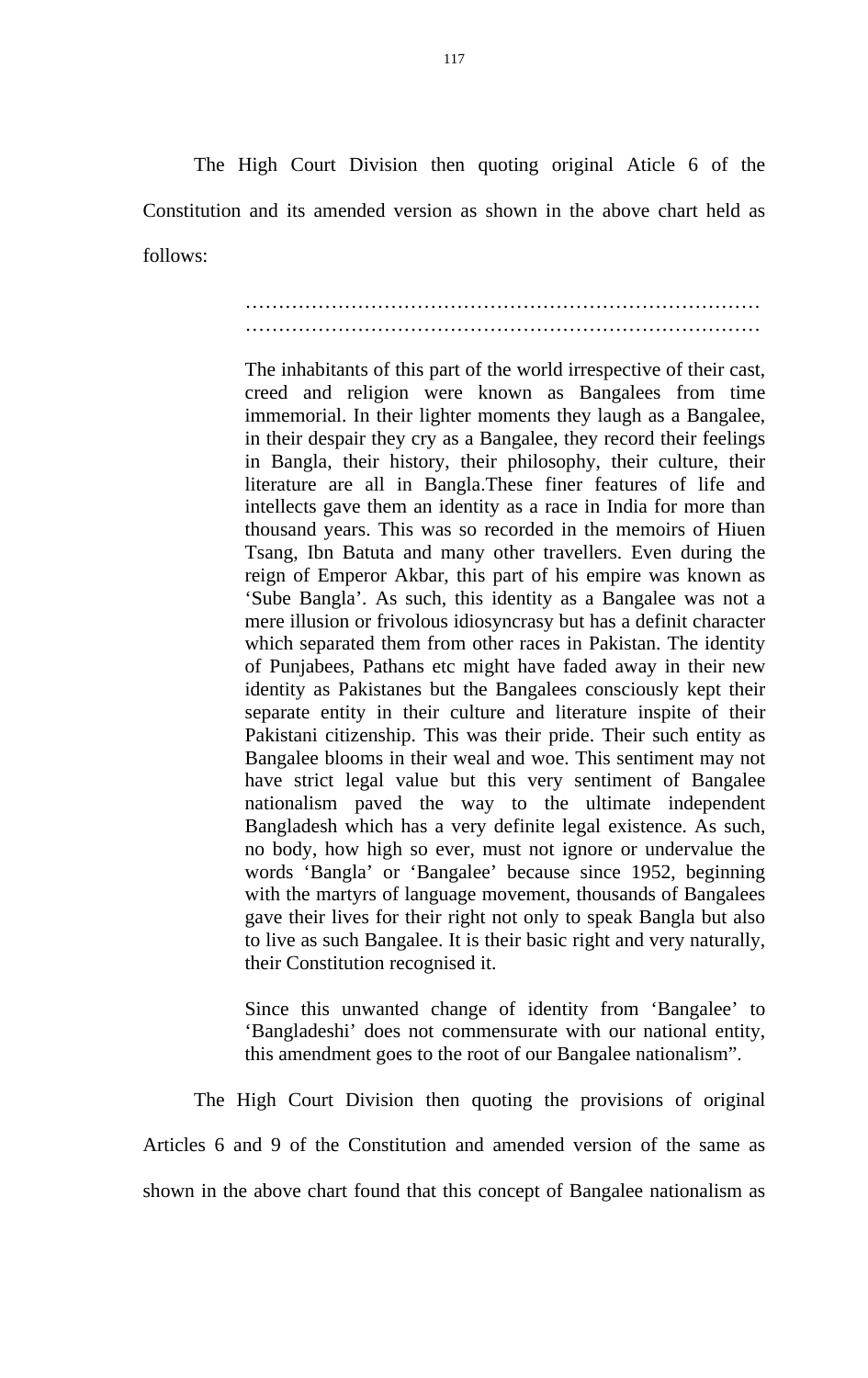The High Court Division then quoting original Aticle 6 of the Constitution and its amended version as shown in the above chart held as follows:

> ……………………………………………………………………
> ……………………………………………………………………
>
> The inhabitants of this part of the world irrespective of their cast, creed and religion were known as Bangalees from time immemorial. In their lighter moments they laugh as a Bangalee, in their despair they cry as a Bangalee, they record their feelings in Bangla, their history, their philosophy, their culture, their literature are all in Bangla.These finer features of life and intellects gave them an identity as a race in India for more than thousand years. This was so recorded in the memoirs of Hiuen Tsang, Ibn Batuta and many other travellers. Even during the reign of Emperor Akbar, this part of his empire was known as 'Sube Bangla'. As such, this identity as a Bangalee was not a mere illusion or frivolous idiosyncrasy but has a definit character which separated them from other races in Pakistan. The identity of Punjabees, Pathans etc might have faded away in their new identity as Pakistanes but the Bangalees consciously kept their separate entity in their culture and literature inspite of their Pakistani citizenship. This was their pride. Their such entity as Bangalee blooms in their weal and woe. This sentiment may not have strict legal value but this very sentiment of Bangalee nationalism paved the way to the ultimate independent Bangladesh which has a very definite legal existence. As such, no body, how high so ever, must not ignore or undervalue the words 'Bangla' or 'Bangalee' because since 1952, beginning with the martyrs of language movement, thousands of Bangalees gave their lives for their right not only to speak Bangla but also to live as such Bangalee. It is their basic right and very naturally, their Constitution recognised it.
>
> Since this unwanted change of identity from 'Bangalee' to 'Bangladeshi' does not commensurate with our national entity, this amendment goes to the root of our Bangalee nationalism".

The High Court Division then quoting the provisions of original Articles 6 and 9 of the Constitution and amended version of the same as shown in the above chart found that this concept of Bangalee nationalism as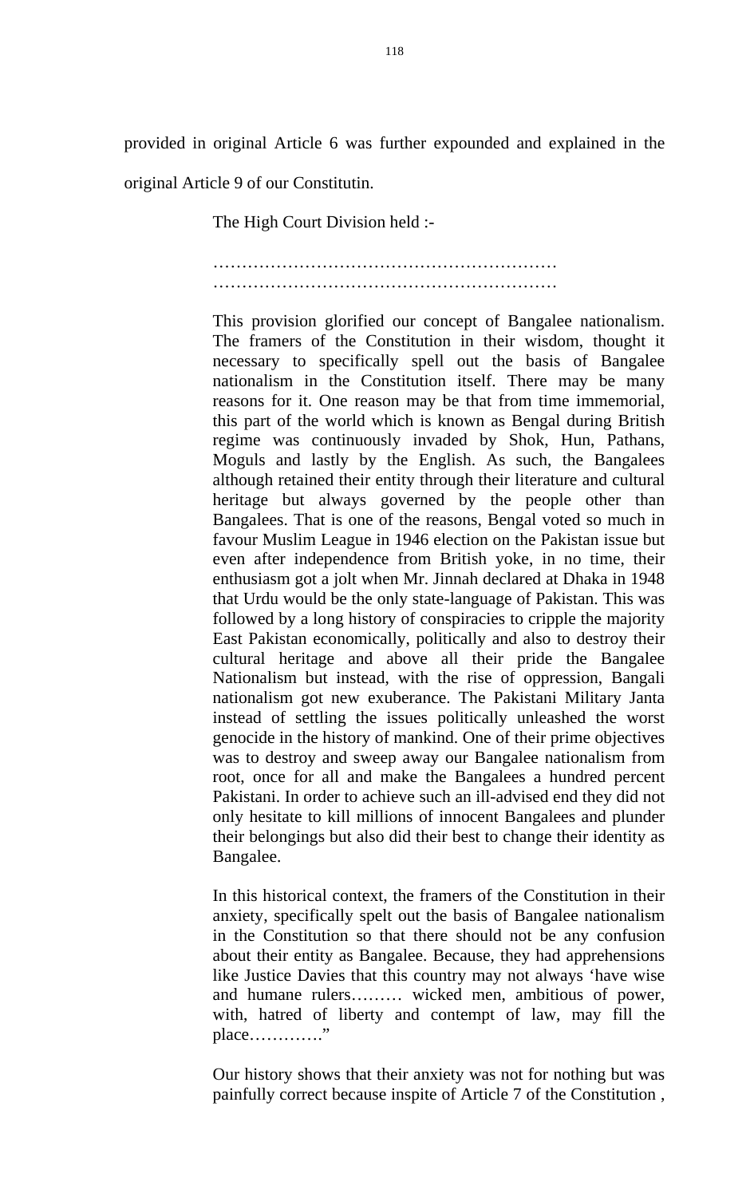provided in original Article 6 was further expounded and explained in the original Article 9 of our Constitutin.

The High Court Division held :-

> ……………………………………………………
> ……………………………………………………
>
> This provision glorified our concept of Bangalee nationalism. The framers of the Constitution in their wisdom, thought it necessary to specifically spell out the basis of Bangalee nationalism in the Constitution itself. There may be many reasons for it. One reason may be that from time immemorial, this part of the world which is known as Bengal during British regime was continuously invaded by Shok, Hun, Pathans, Moguls and lastly by the English. As such, the Bangalees although retained their entity through their literature and cultural heritage but always governed by the people other than Bangalees. That is one of the reasons, Bengal voted so much in favour Muslim League in 1946 election on the Pakistan issue but even after independence from British yoke, in no time, their enthusiasm got a jolt when Mr. Jinnah declared at Dhaka in 1948 that Urdu would be the only state-language of Pakistan. This was followed by a long history of conspiracies to cripple the majority East Pakistan economically, politically and also to destroy their cultural heritage and above all their pride the Bangalee Nationalism but instead, with the rise of oppression, Bangali nationalism got new exuberance. The Pakistani Military Janta instead of settling the issues politically unleashed the worst genocide in the history of mankind. One of their prime objectives was to destroy and sweep away our Bangalee nationalism from root, once for all and make the Bangalees a hundred percent Pakistani. In order to achieve such an ill-advised end they did not only hesitate to kill millions of innocent Bangalees and plunder their belongings but also did their best to change their identity as Bangalee.
>
> In this historical context, the framers of the Constitution in their anxiety, specifically spelt out the basis of Bangalee nationalism in the Constitution so that there should not be any confusion about their entity as Bangalee. Because, they had apprehensions like Justice Davies that this country may not always 'have wise and humane rulers……… wicked men, ambitious of power, with, hatred of liberty and contempt of law, may fill the place…………."
>
> Our history shows that their anxiety was not for nothing but was painfully correct because inspite of Article 7 of the Constitution ,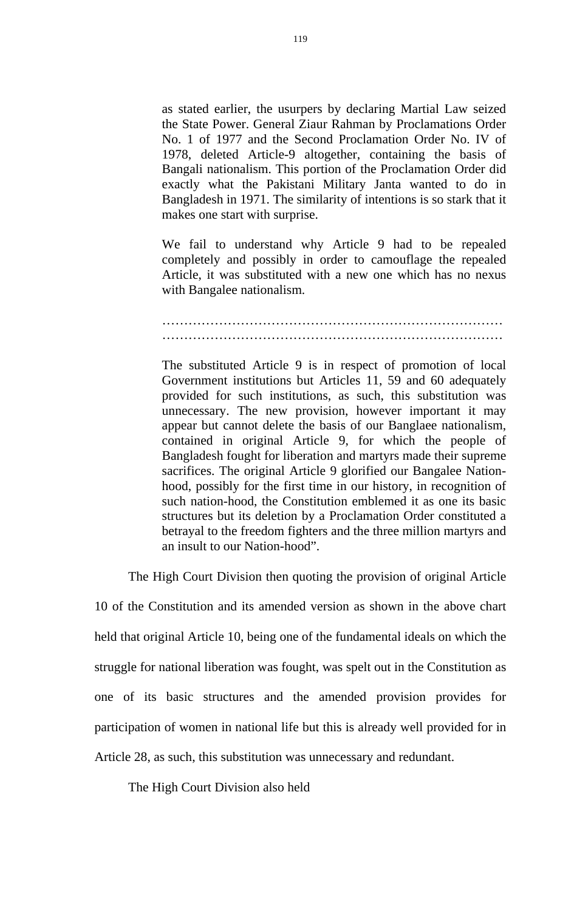> as stated earlier, the usurpers by declaring Martial Law seized the State Power. General Ziaur Rahman by Proclamations Order No. 1 of 1977 and the Second Proclamation Order No. IV of 1978, deleted Article-9 altogether, containing the basis of Bangali nationalism. This portion of the Proclamation Order did exactly what the Pakistani Military Janta wanted to do in Bangladesh in 1971. The similarity of intentions is so stark that it makes one start with surprise.
>
> We fail to understand why Article 9 had to be repealed completely and possibly in order to camouflage the repealed Article, it was substituted with a new one which has no nexus with Bangalee nationalism.
>
> ……………………………………………………………………
> ……………………………………………………………………
>
> The substituted Article 9 is in respect of promotion of local Government institutions but Articles 11, 59 and 60 adequately provided for such institutions, as such, this substitution was unnecessary. The new provision, however important it may appear but cannot delete the basis of our Banglaee nationalism, contained in original Article 9, for which the people of Bangladesh fought for liberation and martyrs made their supreme sacrifices. The original Article 9 glorified our Bangalee Nation-hood, possibly for the first time in our history, in recognition of such nation-hood, the Constitution emblemed it as one its basic structures but its deletion by a Proclamation Order constituted a betrayal to the freedom fighters and the three million martyrs and an insult to our Nation-hood".

The High Court Division then quoting the provision of original Article 10 of the Constitution and its amended version as shown in the above chart held that original Article 10, being one of the fundamental ideals on which the struggle for national liberation was fought, was spelt out in the Constitution as one of its basic structures and the amended provision provides for participation of women in national life but this is already well provided for in Article 28, as such, this substitution was unnecessary and redundant.

The High Court Division also held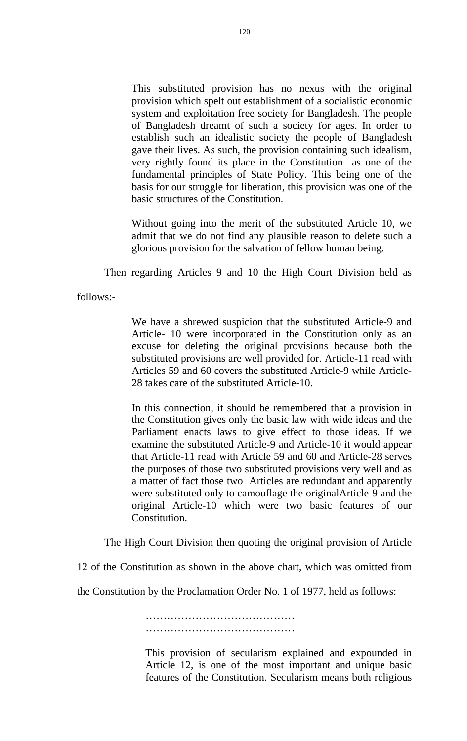> This substituted provision has no nexus with the original provision which spelt out establishment of a socialistic economic system and exploitation free society for Bangladesh. The people of Bangladesh dreamt of such a society for ages. In order to establish such an idealistic society the people of Bangladesh gave their lives. As such, the provision containing such idealism, very rightly found its place in the Constitution as one of the fundamental principles of State Policy. This being one of the basis for our struggle for liberation, this provision was one of the basic structures of the Constitution.
>
> Without going into the merit of the substituted Article 10, we admit that we do not find any plausible reason to delete such a glorious provision for the salvation of fellow human being.

Then regarding Articles 9 and 10 the High Court Division held as follows:-

> We have a shrewed suspicion that the substituted Article-9 and Article- 10 were incorporated in the Constitution only as an excuse for deleting the original provisions because both the substituted provisions are well provided for. Article-11 read with Articles 59 and 60 covers the substituted Article-9 while Article-28 takes care of the substituted Article-10.
>
> In this connection, it should be remembered that a provision in the Constitution gives only the basic law with wide ideas and the Parliament enacts laws to give effect to those ideas. If we examine the substituted Article-9 and Article-10 it would appear that Article-11 read with Article 59 and 60 and Article-28 serves the purposes of those two substituted provisions very well and as a matter of fact those two Articles are redundant and apparently were substituted only to camouflage the originalArticle-9 and the original Article-10 which were two basic features of our Constitution.

The High Court Division then quoting the original provision of Article 12 of the Constitution as shown in the above chart, which was omitted from the Constitution by the Proclamation Order No. 1 of 1977, held as follows:

> ……………………………………
> ……………………………………
>
> This provision of secularism explained and expounded in Article 12, is one of the most important and unique basic features of the Constitution. Secularism means both religious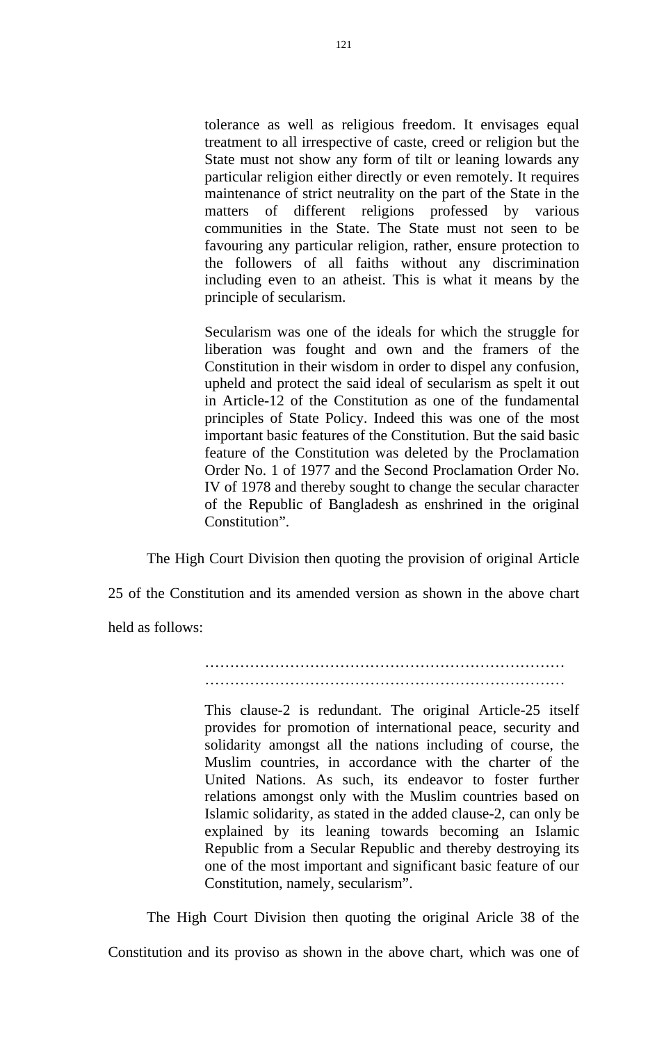> tolerance as well as religious freedom. It envisages equal treatment to all irrespective of caste, creed or religion but the State must not show any form of tilt or leaning lowards any particular religion either directly or even remotely. It requires maintenance of strict neutrality on the part of the State in the matters of different religions professed by various communities in the State. The State must not seen to be favouring any particular religion, rather, ensure protection to the followers of all faiths without any discrimination including even to an atheist. This is what it means by the principle of secularism.
>
> Secularism was one of the ideals for which the struggle for liberation was fought and own and the framers of the Constitution in their wisdom in order to dispel any confusion, upheld and protect the said ideal of secularism as spelt it out in Article-12 of the Constitution as one of the fundamental principles of State Policy. Indeed this was one of the most important basic features of the Constitution. But the said basic feature of the Constitution was deleted by the Proclamation Order No. 1 of 1977 and the Second Proclamation Order No. IV of 1978 and thereby sought to change the secular character of the Republic of Bangladesh as enshrined in the original Constitution".

The High Court Division then quoting the provision of original Article 25 of the Constitution and its amended version as shown in the above chart held as follows:

> ………………………………………………………………
> ………………………………………………………………
>
> This clause-2 is redundant. The original Article-25 itself provides for promotion of international peace, security and solidarity amongst all the nations including of course, the Muslim countries, in accordance with the charter of the United Nations. As such, its endeavor to foster further relations amongst only with the Muslim countries based on Islamic solidarity, as stated in the added clause-2, can only be explained by its leaning towards becoming an Islamic Republic from a Secular Republic and thereby destroying its one of the most important and significant basic feature of our Constitution, namely, secularism".

The High Court Division then quoting the original Aricle 38 of the Constitution and its proviso as shown in the above chart, which was one of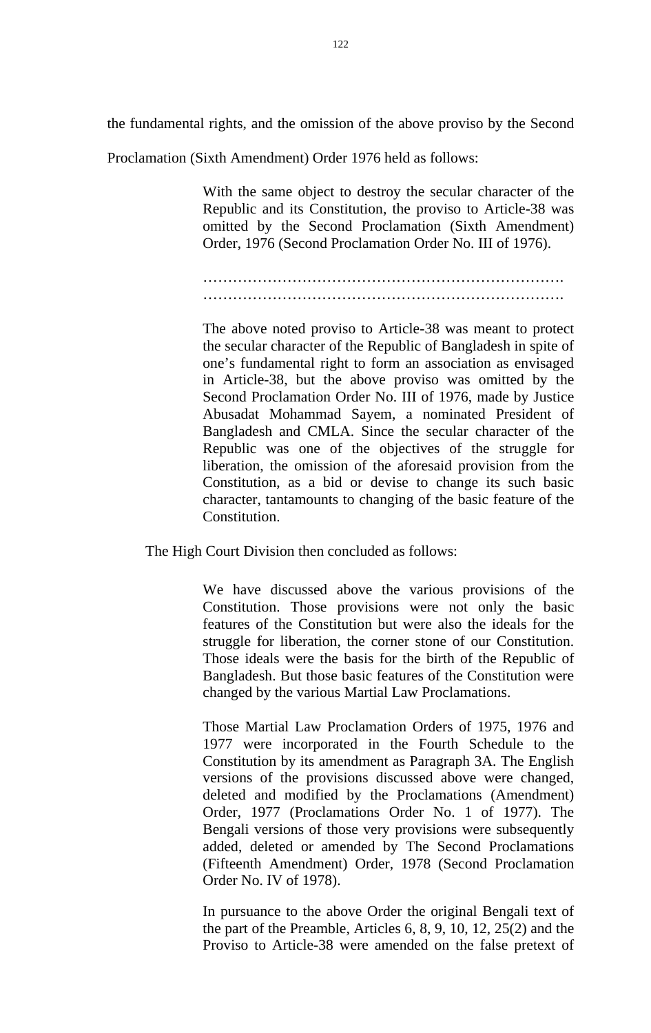the fundamental rights, and the omission of the above proviso by the Second Proclamation (Sixth Amendment) Order 1976 held as follows:

> With the same object to destroy the secular character of the Republic and its Constitution, the proviso to Article-38 was omitted by the Second Proclamation (Sixth Amendment) Order, 1976 (Second Proclamation Order No. III of 1976).
>
> ……………………………………………………………….
> ……………………………………………………………….
>
> The above noted proviso to Article-38 was meant to protect the secular character of the Republic of Bangladesh in spite of one's fundamental right to form an association as envisaged in Article-38, but the above proviso was omitted by the Second Proclamation Order No. III of 1976, made by Justice Abusadat Mohammad Sayem, a nominated President of Bangladesh and CMLA. Since the secular character of the Republic was one of the objectives of the struggle for liberation, the omission of the aforesaid provision from the Constitution, as a bid or devise to change its such basic character, tantamounts to changing of the basic feature of the Constitution.

The High Court Division then concluded as follows:

> We have discussed above the various provisions of the Constitution. Those provisions were not only the basic features of the Constitution but were also the ideals for the struggle for liberation, the corner stone of our Constitution. Those ideals were the basis for the birth of the Republic of Bangladesh. But those basic features of the Constitution were changed by the various Martial Law Proclamations.
>
> Those Martial Law Proclamation Orders of 1975, 1976 and 1977 were incorporated in the Fourth Schedule to the Constitution by its amendment as Paragraph 3A. The English versions of the provisions discussed above were changed, deleted and modified by the Proclamations (Amendment) Order, 1977 (Proclamations Order No. 1 of 1977). The Bengali versions of those very provisions were subsequently added, deleted or amended by The Second Proclamations (Fifteenth Amendment) Order, 1978 (Second Proclamation Order No. IV of 1978).
>
> In pursuance to the above Order the original Bengali text of the part of the Preamble, Articles 6, 8, 9, 10, 12, 25(2) and the Proviso to Article-38 were amended on the false pretext of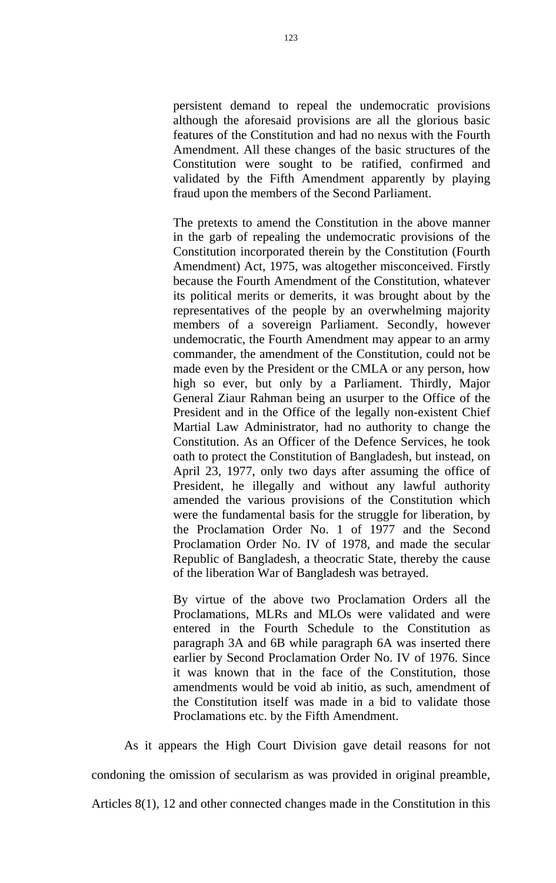> persistent demand to repeal the undemocratic provisions although the aforesaid provisions are all the glorious basic features of the Constitution and had no nexus with the Fourth Amendment. All these changes of the basic structures of the Constitution were sought to be ratified, confirmed and validated by the Fifth Amendment apparently by playing fraud upon the members of the Second Parliament.
>
> The pretexts to amend the Constitution in the above manner in the garb of repealing the undemocratic provisions of the Constitution incorporated therein by the Constitution (Fourth Amendment) Act, 1975, was altogether misconceived. Firstly because the Fourth Amendment of the Constitution, whatever its political merits or demerits, it was brought about by the representatives of the people by an overwhelming majority members of a sovereign Parliament. Secondly, however undemocratic, the Fourth Amendment may appear to an army commander, the amendment of the Constitution, could not be made even by the President or the CMLA or any person, how high so ever, but only by a Parliament. Thirdly, Major General Ziaur Rahman being an usurper to the Office of the President and in the Office of the legally non-existent Chief Martial Law Administrator, had no authority to change the Constitution. As an Officer of the Defence Services, he took oath to protect the Constitution of Bangladesh, but instead, on April 23, 1977, only two days after assuming the office of President, he illegally and without any lawful authority amended the various provisions of the Constitution which were the fundamental basis for the struggle for liberation, by the Proclamation Order No. 1 of 1977 and the Second Proclamation Order No. IV of 1978, and made the secular Republic of Bangladesh, a theocratic State, thereby the cause of the liberation War of Bangladesh was betrayed.
>
> By virtue of the above two Proclamation Orders all the Proclamations, MLRs and MLOs were validated and were entered in the Fourth Schedule to the Constitution as paragraph 3A and 6B while paragraph 6A was inserted there earlier by Second Proclamation Order No. IV of 1976. Since it was known that in the face of the Constitution, those amendments would be void ab initio, as such, amendment of the Constitution itself was made in a bid to validate those Proclamations etc. by the Fifth Amendment.

As it appears the High Court Division gave detail reasons for not condoning the omission of secularism as was provided in original preamble, Articles 8(1), 12 and other connected changes made in the Constitution in this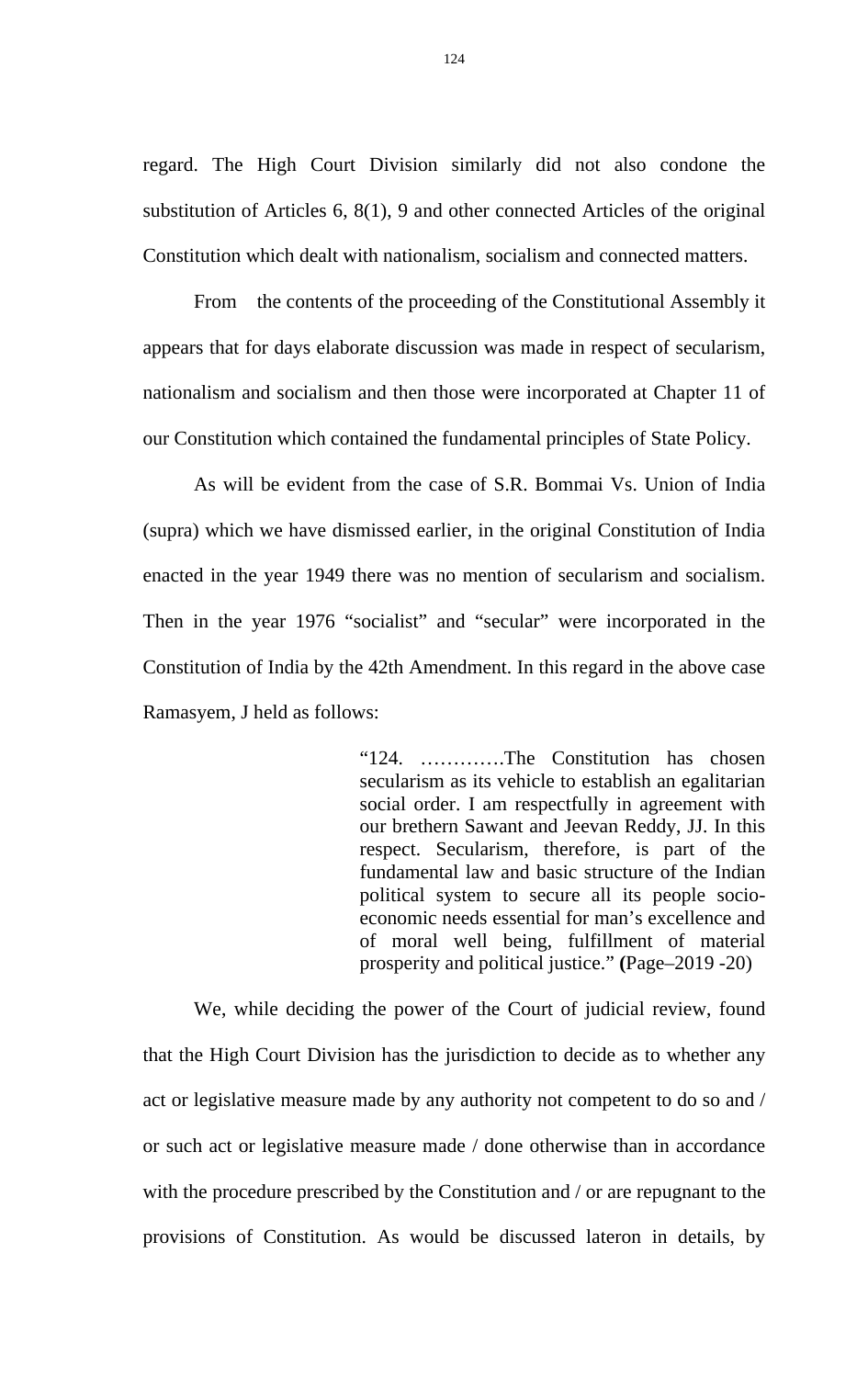regard. The High Court Division similarly did not also condone the substitution of Articles 6, 8(1), 9 and other connected Articles of the original Constitution which dealt with nationalism, socialism and connected matters.

From the contents of the proceeding of the Constitutional Assembly it appears that for days elaborate discussion was made in respect of secularism, nationalism and socialism and then those were incorporated at Chapter 11 of our Constitution which contained the fundamental principles of State Policy.

As will be evident from the case of S.R. Bommai Vs. Union of India (supra) which we have dismissed earlier, in the original Constitution of India enacted in the year 1949 there was no mention of secularism and socialism. Then in the year 1976 "socialist" and "secular" were incorporated in the Constitution of India by the 42th Amendment. In this regard in the above case Ramasyem, J held as follows:

> "124. ………….The Constitution has chosen secularism as its vehicle to establish an egalitarian social order. I am respectfully in agreement with our brethern Sawant and Jeevan Reddy, JJ. In this respect. Secularism, therefore, is part of the fundamental law and basic structure of the Indian political system to secure all its people socio-economic needs essential for man's excellence and of moral well being, fulfillment of material prosperity and political justice." **(**Page–2019 -20)

We, while deciding the power of the Court of judicial review, found that the High Court Division has the jurisdiction to decide as to whether any act or legislative measure made by any authority not competent to do so and / or such act or legislative measure made / done otherwise than in accordance with the procedure prescribed by the Constitution and / or are repugnant to the provisions of Constitution. As would be discussed lateron in details, by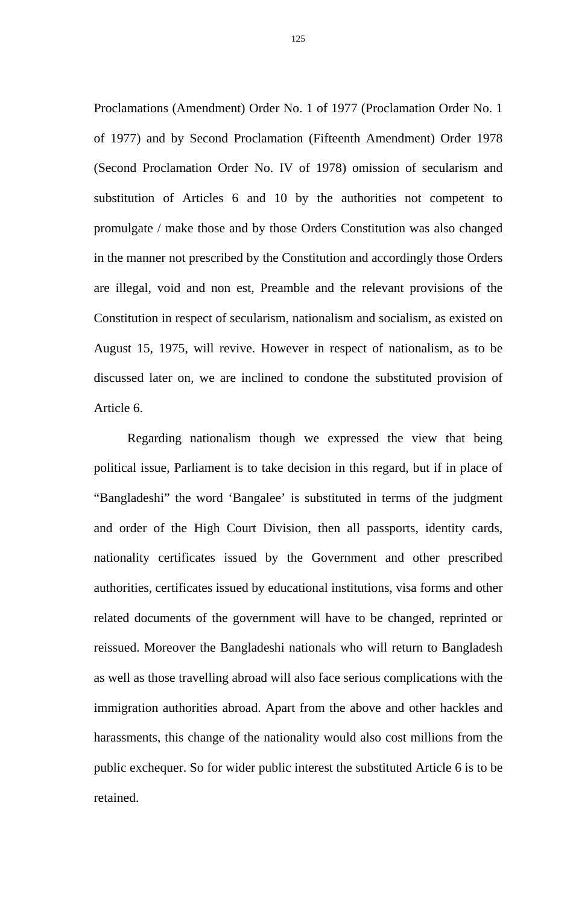Proclamations (Amendment) Order No. 1 of 1977 (Proclamation Order No. 1 of 1977) and by Second Proclamation (Fifteenth Amendment) Order 1978 (Second Proclamation Order No. IV of 1978) omission of secularism and substitution of Articles 6 and 10 by the authorities not competent to promulgate / make those and by those Orders Constitution was also changed in the manner not prescribed by the Constitution and accordingly those Orders are illegal, void and non est, Preamble and the relevant provisions of the Constitution in respect of secularism, nationalism and socialism, as existed on August 15, 1975, will revive. However in respect of nationalism, as to be discussed later on, we are inclined to condone the substituted provision of Article 6.

Regarding nationalism though we expressed the view that being political issue, Parliament is to take decision in this regard, but if in place of "Bangladeshi" the word 'Bangalee' is substituted in terms of the judgment and order of the High Court Division, then all passports, identity cards, nationality certificates issued by the Government and other prescribed authorities, certificates issued by educational institutions, visa forms and other related documents of the government will have to be changed, reprinted or reissued. Moreover the Bangladeshi nationals who will return to Bangladesh as well as those travelling abroad will also face serious complications with the immigration authorities abroad. Apart from the above and other hackles and harassments, this change of the nationality would also cost millions from the public exchequer. So for wider public interest the substituted Article 6 is to be retained.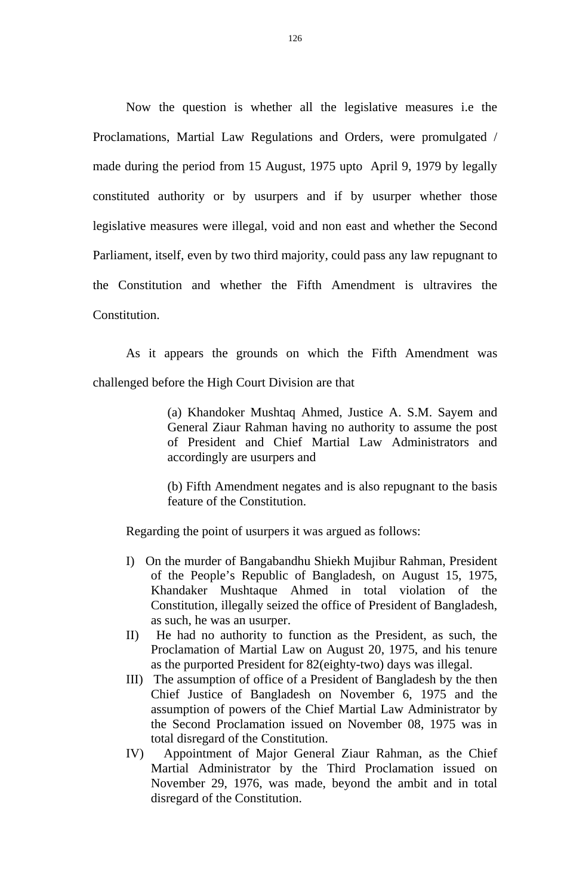Now the question is whether all the legislative measures i.e the Proclamations, Martial Law Regulations and Orders, were promulgated / made during the period from 15 August, 1975 upto April 9, 1979 by legally constituted authority or by usurpers and if by usurper whether those legislative measures were illegal, void and non east and whether the Second Parliament, itself, even by two third majority, could pass any law repugnant to the Constitution and whether the Fifth Amendment is ultravires the Constitution.

As it appears the grounds on which the Fifth Amendment was challenged before the High Court Division are that

> (a) Khandoker Mushtaq Ahmed, Justice A. S.M. Sayem and General Ziaur Rahman having no authority to assume the post of President and Chief Martial Law Administrators and accordingly are usurpers and
>
> (b) Fifth Amendment negates and is also repugnant to the basis feature of the Constitution.

Regarding the point of usurpers it was argued as follows:

I) On the murder of Bangabandhu Shiekh Mujibur Rahman, President of the People's Republic of Bangladesh, on August 15, 1975, Khandaker Mushtaque Ahmed in total violation of the Constitution, illegally seized the office of President of Bangladesh, as such, he was an usurper.

II) He had no authority to function as the President, as such, the Proclamation of Martial Law on August 20, 1975, and his tenure as the purported President for 82(eighty-two) days was illegal.

III) The assumption of office of a President of Bangladesh by the then Chief Justice of Bangladesh on November 6, 1975 and the assumption of powers of the Chief Martial Law Administrator by the Second Proclamation issued on November 08, 1975 was in total disregard of the Constitution.

IV) Appointment of Major General Ziaur Rahman, as the Chief Martial Administrator by the Third Proclamation issued on November 29, 1976, was made, beyond the ambit and in total disregard of the Constitution.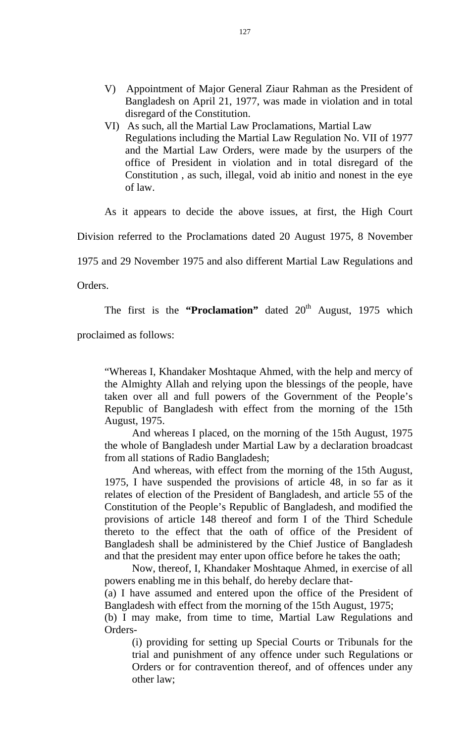V) Appointment of Major General Ziaur Rahman as the President of Bangladesh on April 21, 1977, was made in violation and in total disregard of the Constitution.

VI) As such, all the Martial Law Proclamations, Martial Law Regulations including the Martial Law Regulation No. VII of 1977 and the Martial Law Orders, were made by the usurpers of the office of President in violation and in total disregard of the Constitution , as such, illegal, void ab initio and nonest in the eye of law.

As it appears to decide the above issues, at first, the High Court Division referred to the Proclamations dated 20 August 1975, 8 November 1975 and 29 November 1975 and also different Martial Law Regulations and Orders.

The first is the **"Proclamation"** dated 20th August, 1975 which proclaimed as follows:

> "Whereas I, Khandaker Moshtaque Ahmed, with the help and mercy of the Almighty Allah and relying upon the blessings of the people, have taken over all and full powers of the Government of the People's Republic of Bangladesh with effect from the morning of the 15th August, 1975.
>
> And whereas I placed, on the morning of the 15th August, 1975 the whole of Bangladesh under Martial Law by a declaration broadcast from all stations of Radio Bangladesh;
>
> And whereas, with effect from the morning of the 15th August, 1975, I have suspended the provisions of article 48, in so far as it relates of election of the President of Bangladesh, and article 55 of the Constitution of the People's Republic of Bangladesh, and modified the provisions of article 148 thereof and form I of the Third Schedule thereto to the effect that the oath of office of the President of Bangladesh shall be administered by the Chief Justice of Bangladesh and that the president may enter upon office before he takes the oath;
>
> Now, thereof, I, Khandaker Moshtaque Ahmed, in exercise of all powers enabling me in this behalf, do hereby declare that-
>
> (a) I have assumed and entered upon the office of the President of Bangladesh with effect from the morning of the 15th August, 1975;
>
> (b) I may make, from time to time, Martial Law Regulations and Orders-
>
> (i) providing for setting up Special Courts or Tribunals for the trial and punishment of any offence under such Regulations or Orders or for contravention thereof, and of offences under any other law;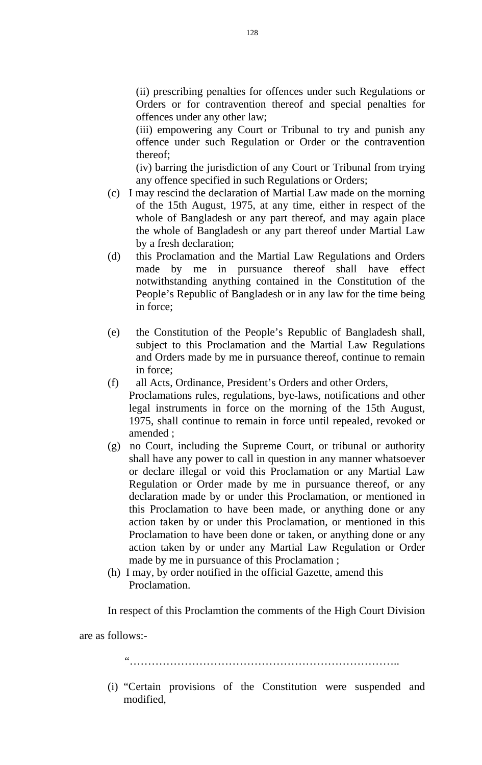(ii) prescribing penalties for offences under such Regulations or Orders or for contravention thereof and special penalties for offences under any other law;

(iii) empowering any Court or Tribunal to try and punish any offence under such Regulation or Order or the contravention thereof;

(iv) barring the jurisdiction of any Court or Tribunal from trying any offence specified in such Regulations or Orders;

(c) I may rescind the declaration of Martial Law made on the morning of the 15th August, 1975, at any time, either in respect of the whole of Bangladesh or any part thereof, and may again place the whole of Bangladesh or any part thereof under Martial Law by a fresh declaration;

(d) this Proclamation and the Martial Law Regulations and Orders made by me in pursuance thereof shall have effect notwithstanding anything contained in the Constitution of the People's Republic of Bangladesh or in any law for the time being in force;

(e) the Constitution of the People's Republic of Bangladesh shall, subject to this Proclamation and the Martial Law Regulations and Orders made by me in pursuance thereof, continue to remain in force;

(f) all Acts, Ordinance, President's Orders and other Orders, Proclamations rules, regulations, bye-laws, notifications and other legal instruments in force on the morning of the 15th August, 1975, shall continue to remain in force until repealed, revoked or amended ;

(g) no Court, including the Supreme Court, or tribunal or authority shall have any power to call in question in any manner whatsoever or declare illegal or void this Proclamation or any Martial Law Regulation or Order made by me in pursuance thereof, or any declaration made by or under this Proclamation, or mentioned in this Proclamation to have been made, or anything done or any action taken by or under this Proclamation, or mentioned in this Proclamation to have been done or taken, or anything done or any action taken by or under any Martial Law Regulation or Order made by me in pursuance of this Proclamation ;

(h) I may, by order notified in the official Gazette, amend this Proclamation.

In respect of this Proclamtion the comments of the High Court Division are as follows:-

"…………………………………………………………………..

(i) "Certain provisions of the Constitution were suspended and modified,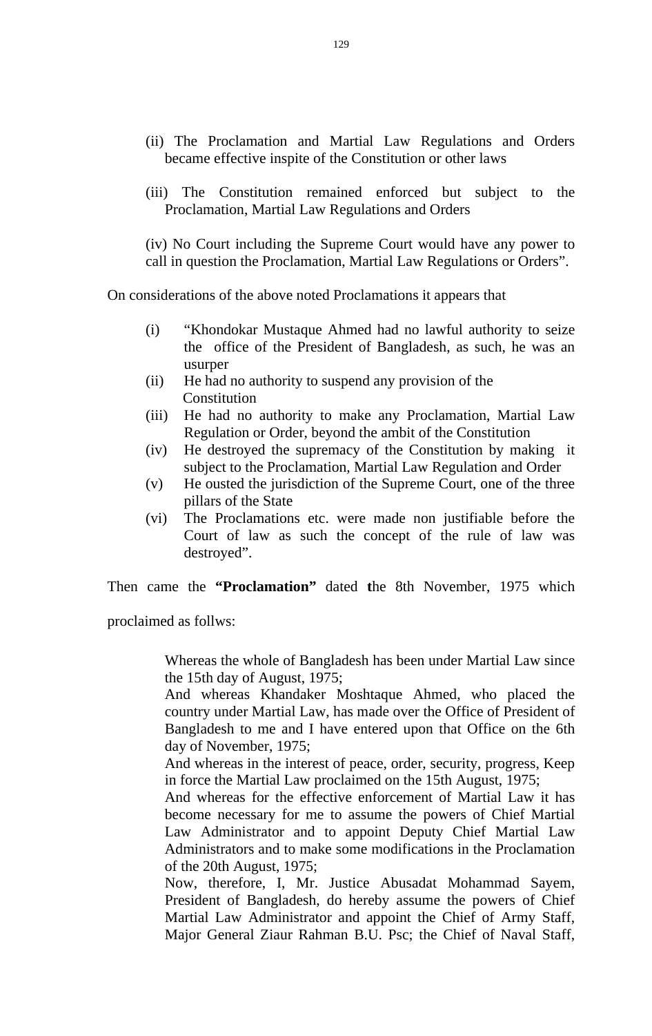(ii) The Proclamation and Martial Law Regulations and Orders became effective inspite of the Constitution or other laws

(iii) The Constitution remained enforced but subject to the Proclamation, Martial Law Regulations and Orders

(iv) No Court including the Supreme Court would have any power to call in question the Proclamation, Martial Law Regulations or Orders".

On considerations of the above noted Proclamations it appears that

(i) "Khondokar Mustaque Ahmed had no lawful authority to seize the office of the President of Bangladesh, as such, he was an usurper
(ii) He had no authority to suspend any provision of the Constitution
(iii) He had no authority to make any Proclamation, Martial Law Regulation or Order, beyond the ambit of the Constitution
(iv) He destroyed the supremacy of the Constitution by making it subject to the Proclamation, Martial Law Regulation and Order
(v) He ousted the jurisdiction of the Supreme Court, one of the three pillars of the State
(vi) The Proclamations etc. were made non justifiable before the Court of law as such the concept of the rule of law was destroyed".

Then came the **"Proclamation"** dated **t**he 8th November, 1975 which proclaimed as follws:

> Whereas the whole of Bangladesh has been under Martial Law since the 15th day of August, 1975;
> And whereas Khandaker Moshtaque Ahmed, who placed the country under Martial Law, has made over the Office of President of Bangladesh to me and I have entered upon that Office on the 6th day of November, 1975;
> And whereas in the interest of peace, order, security, progress, Keep in force the Martial Law proclaimed on the 15th August, 1975;
> And whereas for the effective enforcement of Martial Law it has become necessary for me to assume the powers of Chief Martial Law Administrator and to appoint Deputy Chief Martial Law Administrators and to make some modifications in the Proclamation of the 20th August, 1975;
> Now, therefore, I, Mr. Justice Abusadat Mohammad Sayem, President of Bangladesh, do hereby assume the powers of Chief Martial Law Administrator and appoint the Chief of Army Staff, Major General Ziaur Rahman B.U. Psc; the Chief of Naval Staff,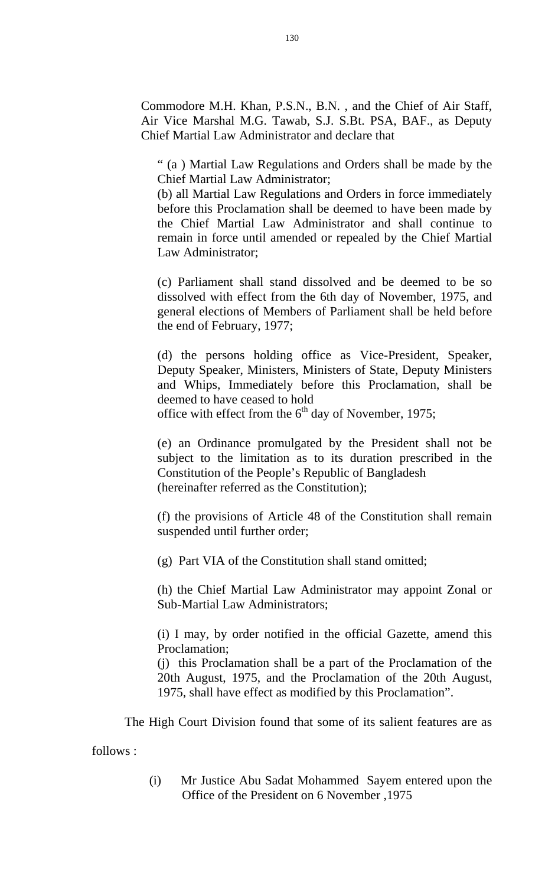Commodore M.H. Khan, P.S.N., B.N. , and the Chief of Air Staff, Air Vice Marshal M.G. Tawab, S.J. S.Bt. PSA, BAF., as Deputy Chief Martial Law Administrator and declare that

> " (a ) Martial Law Regulations and Orders shall be made by the Chief Martial Law Administrator;
> (b) all Martial Law Regulations and Orders in force immediately before this Proclamation shall be deemed to have been made by the Chief Martial Law Administrator and shall continue to remain in force until amended or repealed by the Chief Martial Law Administrator;
>
> (c) Parliament shall stand dissolved and be deemed to be so dissolved with effect from the 6th day of November, 1975, and general elections of Members of Parliament shall be held before the end of February, 1977;
>
> (d) the persons holding office as Vice-President, Speaker, Deputy Speaker, Ministers, Ministers of State, Deputy Ministers and Whips, Immediately before this Proclamation, shall be deemed to have ceased to hold office with effect from the 6th day of November, 1975;
>
> (e) an Ordinance promulgated by the President shall not be subject to the limitation as to its duration prescribed in the Constitution of the People's Republic of Bangladesh (hereinafter referred as the Constitution);
>
> (f) the provisions of Article 48 of the Constitution shall remain suspended until further order;
>
> (g) Part VIA of the Constitution shall stand omitted;
>
> (h) the Chief Martial Law Administrator may appoint Zonal or Sub-Martial Law Administrators;
>
> (i) I may, by order notified in the official Gazette, amend this Proclamation;
> (j) this Proclamation shall be a part of the Proclamation of the 20th August, 1975, and the Proclamation of the 20th August, 1975, shall have effect as modified by this Proclamation".

The High Court Division found that some of its salient features are as follows :

(i) Mr Justice Abu Sadat Mohammed Sayem entered upon the Office of the President on 6 November ,1975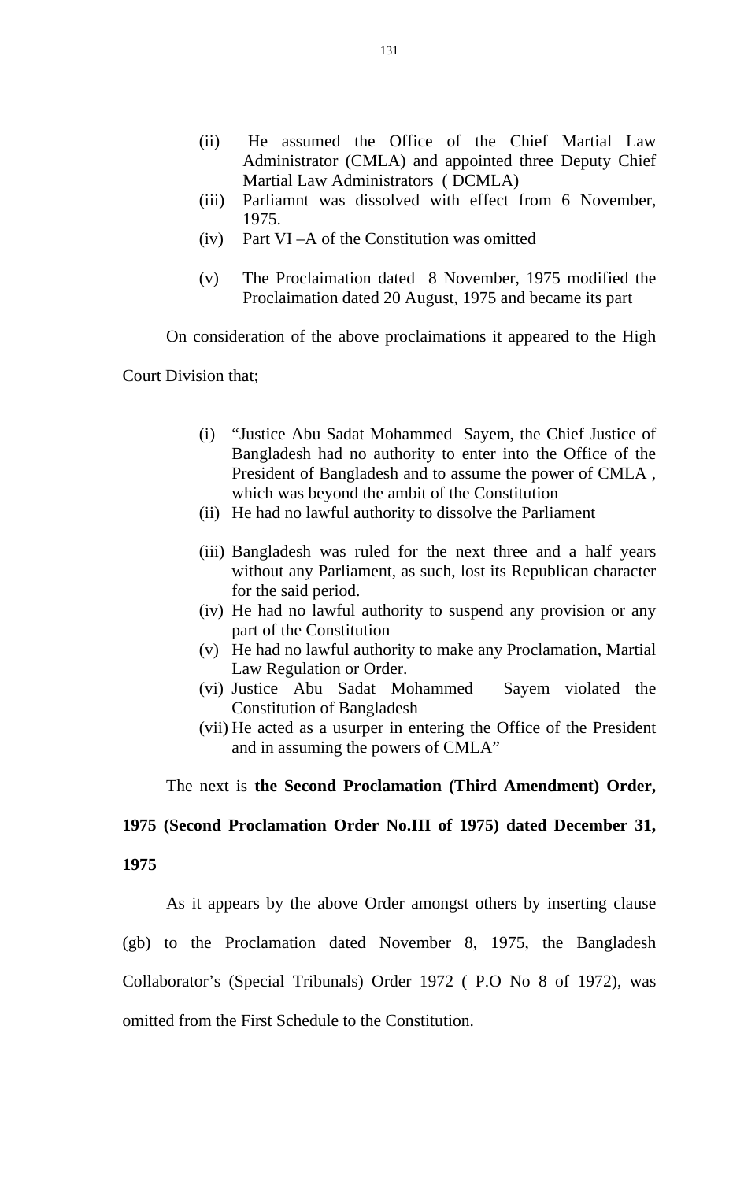(ii) He assumed the Office of the Chief Martial Law Administrator (CMLA) and appointed three Deputy Chief Martial Law Administrators ( DCMLA)
(iii) Parliamnt was dissolved with effect from 6 November, 1975.
(iv) Part VI –A of the Constitution was omitted

(v) The Proclaimation dated 8 November, 1975 modified the Proclaimation dated 20 August, 1975 and became its part

On consideration of the above proclaimations it appeared to the High Court Division that;

(i) "Justice Abu Sadat Mohammed Sayem, the Chief Justice of Bangladesh had no authority to enter into the Office of the President of Bangladesh and to assume the power of CMLA , which was beyond the ambit of the Constitution
(ii) He had no lawful authority to dissolve the Parliament

(iii) Bangladesh was ruled for the next three and a half years without any Parliament, as such, lost its Republican character for the said period.
(iv) He had no lawful authority to suspend any provision or any part of the Constitution
(v) He had no lawful authority to make any Proclamation, Martial Law Regulation or Order.
(vi) Justice Abu Sadat Mohammed Sayem violated the Constitution of Bangladesh
(vii) He acted as a usurper in entering the Office of the President and in assuming the powers of CMLA"

The next is **the Second Proclamation (Third Amendment) Order, 1975 (Second Proclamation Order No.III of 1975) dated December 31, 1975**

As it appears by the above Order amongst others by inserting clause (gb) to the Proclamation dated November 8, 1975, the Bangladesh Collaborator's (Special Tribunals) Order 1972 ( P.O No 8 of 1972), was omitted from the First Schedule to the Constitution.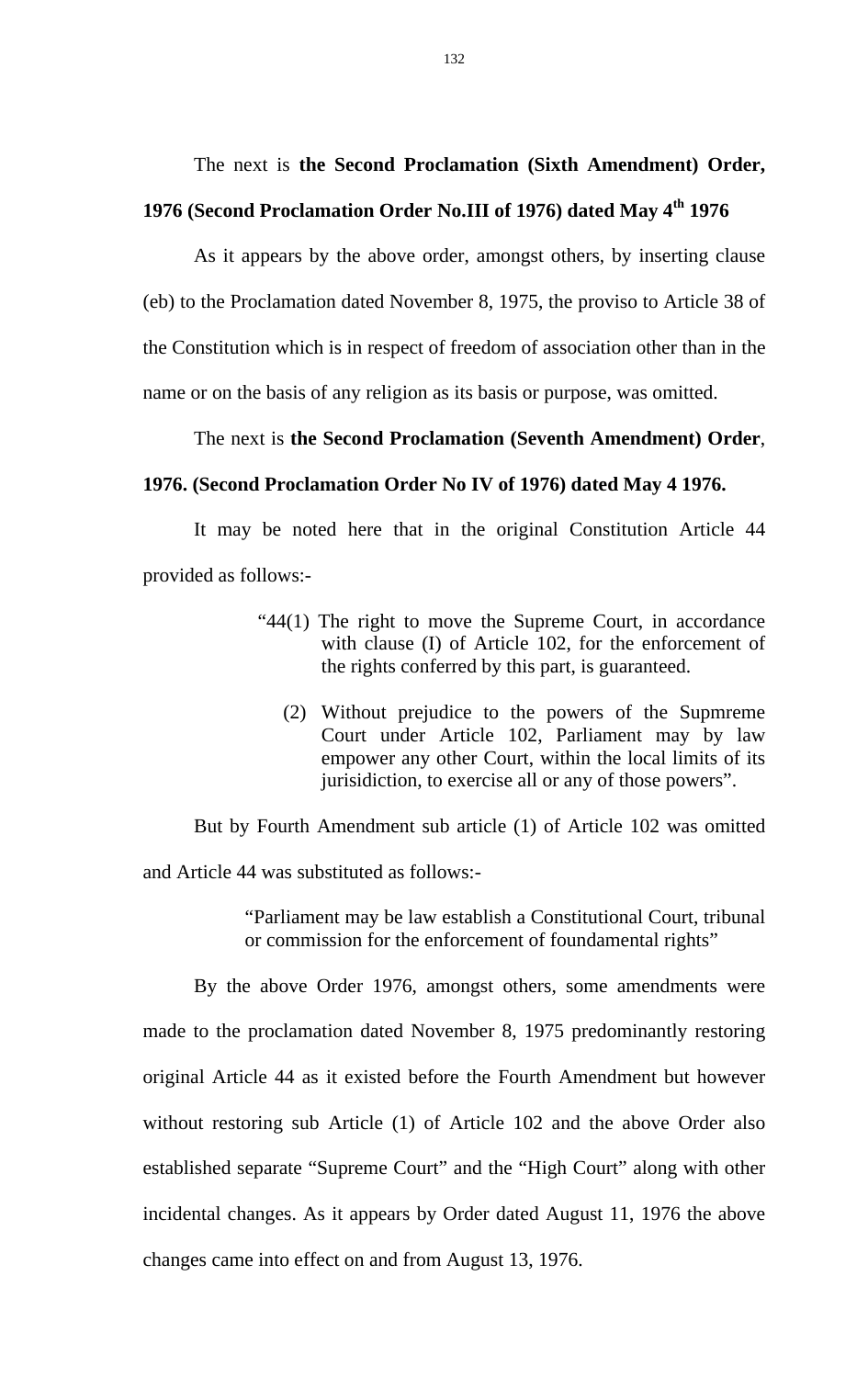The next is **the Second Proclamation (Sixth Amendment) Order, 1976 (Second Proclamation Order No.III of 1976) dated May 4th 1976**

As it appears by the above order, amongst others, by inserting clause (eb) to the Proclamation dated November 8, 1975, the proviso to Article 38 of the Constitution which is in respect of freedom of association other than in the name or on the basis of any religion as its basis or purpose, was omitted.

The next is **the Second Proclamation (Seventh Amendment) Order**, **1976. (Second Proclamation Order No IV of 1976) dated May 4 1976.**

It may be noted here that in the original Constitution Article 44 provided as follows:-

> "44(1) The right to move the Supreme Court, in accordance with clause (I) of Article 102, for the enforcement of the rights conferred by this part, is guaranteed.
>
> (2) Without prejudice to the powers of the Supmreme Court under Article 102, Parliament may by law empower any other Court, within the local limits of its jurisidiction, to exercise all or any of those powers".

But by Fourth Amendment sub article (1) of Article 102 was omitted and Article 44 was substituted as follows:-

> "Parliament may be law establish a Constitutional Court, tribunal or commission for the enforcement of foundamental rights"

By the above Order 1976, amongst others, some amendments were made to the proclamation dated November 8, 1975 predominantly restoring original Article 44 as it existed before the Fourth Amendment but however without restoring sub Article (1) of Article 102 and the above Order also established separate "Supreme Court" and the "High Court" along with other incidental changes. As it appears by Order dated August 11, 1976 the above changes came into effect on and from August 13, 1976.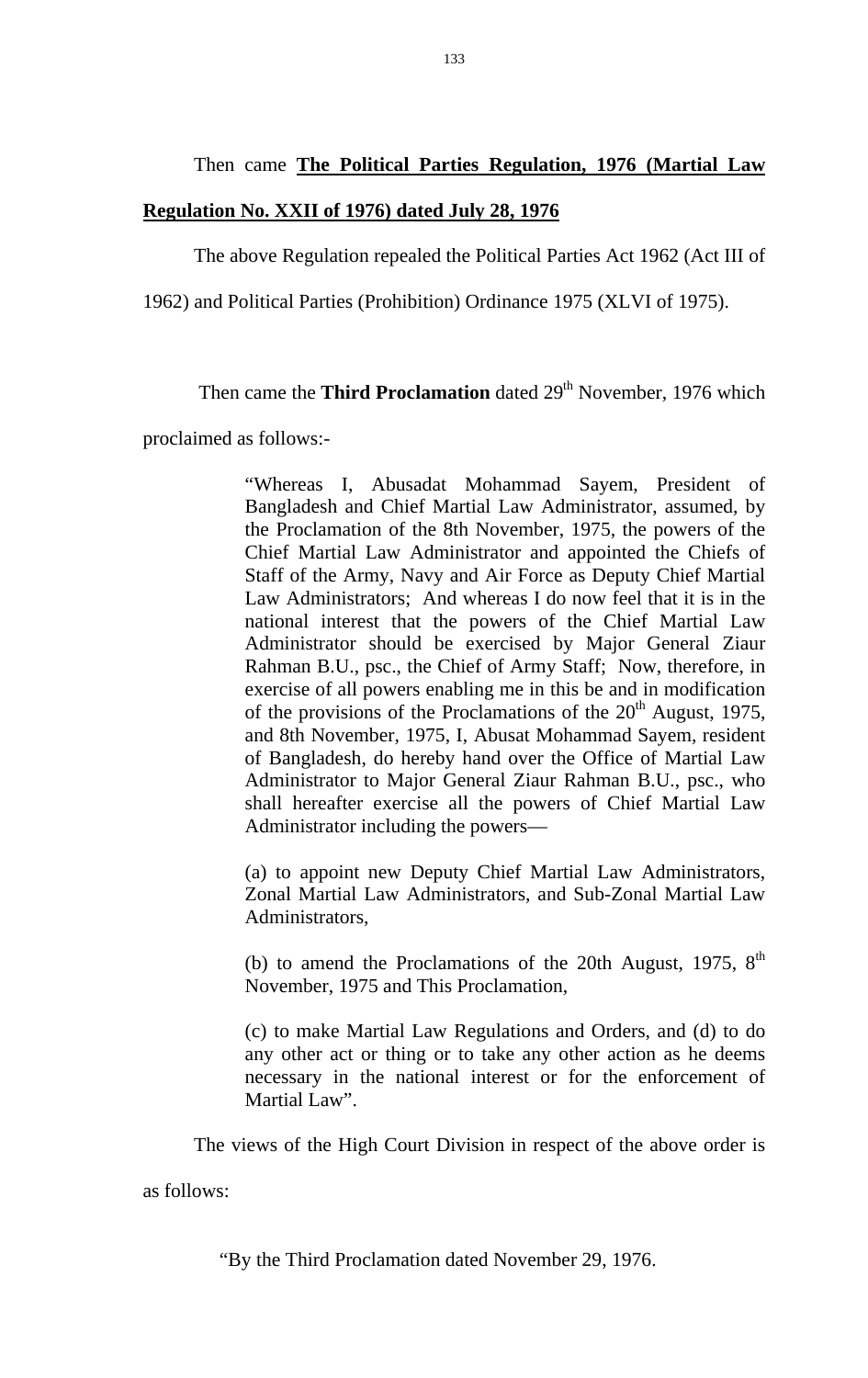Then came **The Political Parties Regulation, 1976 (Martial Law Regulation No. XXII of 1976) dated July 28, 1976**

The above Regulation repealed the Political Parties Act 1962 (Act III of 1962) and Political Parties (Prohibition) Ordinance 1975 (XLVI of 1975).

Then came the **Third Proclamation** dated 29th November, 1976 which proclaimed as follows:-

> "Whereas I, Abusadat Mohammad Sayem, President of Bangladesh and Chief Martial Law Administrator, assumed, by the Proclamation of the 8th November, 1975, the powers of the Chief Martial Law Administrator and appointed the Chiefs of Staff of the Army, Navy and Air Force as Deputy Chief Martial Law Administrators; And whereas I do now feel that it is in the national interest that the powers of the Chief Martial Law Administrator should be exercised by Major General Ziaur Rahman B.U., psc., the Chief of Army Staff; Now, therefore, in exercise of all powers enabling me in this be and in modification of the provisions of the Proclamations of the 20th August, 1975, and 8th November, 1975, I, Abusat Mohammad Sayem, resident of Bangladesh, do hereby hand over the Office of Martial Law Administrator to Major General Ziaur Rahman B.U., psc., who shall hereafter exercise all the powers of Chief Martial Law Administrator including the powers—
>
> (a) to appoint new Deputy Chief Martial Law Administrators, Zonal Martial Law Administrators, and Sub-Zonal Martial Law Administrators,
>
> (b) to amend the Proclamations of the 20th August, 1975, 8th November, 1975 and This Proclamation,
>
> (c) to make Martial Law Regulations and Orders, and (d) to do any other act or thing or to take any other action as he deems necessary in the national interest or for the enforcement of Martial Law".

The views of the High Court Division in respect of the above order is as follows:

"By the Third Proclamation dated November 29, 1976.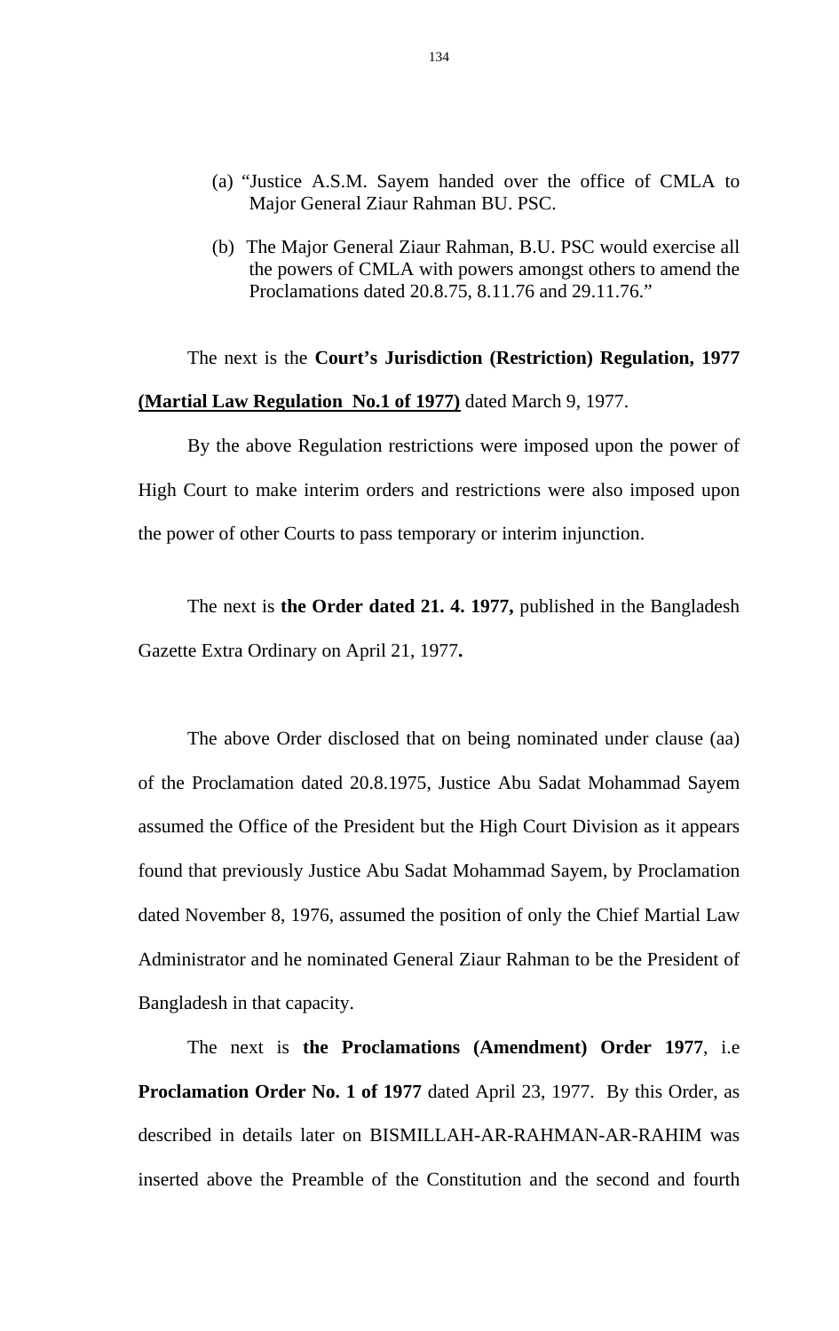(a) "Justice A.S.M. Sayem handed over the office of CMLA to Major General Ziaur Rahman BU. PSC.

(b) The Major General Ziaur Rahman, B.U. PSC would exercise all the powers of CMLA with powers amongst others to amend the Proclamations dated 20.8.75, 8.11.76 and 29.11.76."

The next is the **Court's Jurisdiction (Restriction) Regulation, 1977** **<u>(Martial Law Regulation No.1 of 1977)</u>** dated March 9, 1977.

By the above Regulation restrictions were imposed upon the power of High Court to make interim orders and restrictions were also imposed upon the power of other Courts to pass temporary or interim injunction.

The next is **the Order dated 21. 4. 1977,** published in the Bangladesh Gazette Extra Ordinary on April 21, 1977**.**

The above Order disclosed that on being nominated under clause (aa) of the Proclamation dated 20.8.1975, Justice Abu Sadat Mohammad Sayem assumed the Office of the President but the High Court Division as it appears found that previously Justice Abu Sadat Mohammad Sayem, by Proclamation dated November 8, 1976, assumed the position of only the Chief Martial Law Administrator and he nominated General Ziaur Rahman to be the President of Bangladesh in that capacity.

The next is **the Proclamations (Amendment) Order 1977**, i.e **Proclamation Order No. 1 of 1977** dated April 23, 1977. By this Order, as described in details later on BISMILLAH-AR-RAHMAN-AR-RAHIM was inserted above the Preamble of the Constitution and the second and fourth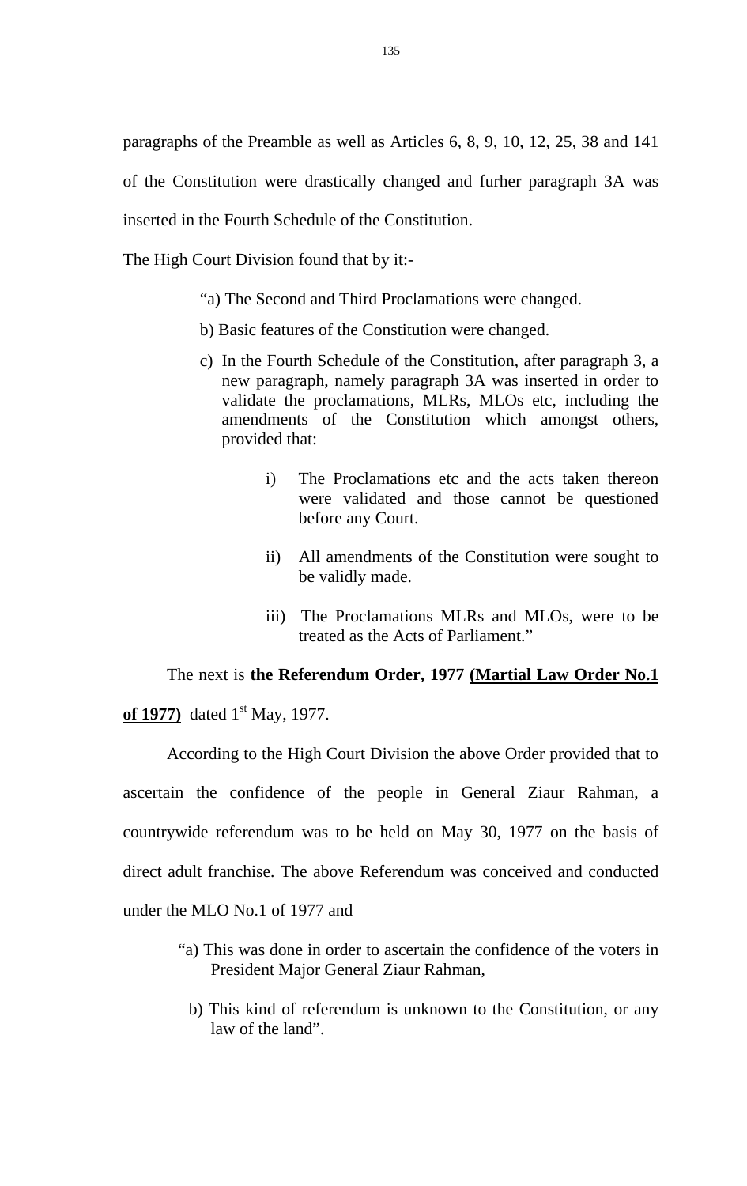paragraphs of the Preamble as well as Articles 6, 8, 9, 10, 12, 25, 38 and 141 of the Constitution were drastically changed and furher paragraph 3A was inserted in the Fourth Schedule of the Constitution.

The High Court Division found that by it:-

> "a) The Second and Third Proclamations were changed.
>
> b) Basic features of the Constitution were changed.
>
> c) In the Fourth Schedule of the Constitution, after paragraph 3, a new paragraph, namely paragraph 3A was inserted in order to validate the proclamations, MLRs, MLOs etc, including the amendments of the Constitution which amongst others, provided that:
>
> > i) The Proclamations etc and the acts taken thereon were validated and those cannot be questioned before any Court.
> >
> > ii) All amendments of the Constitution were sought to be validly made.
> >
> > iii) The Proclamations MLRs and MLOs, were to be treated as the Acts of Parliament."

The next is **the Referendum Order, 1977 <u>(Martial Law Order No.1 of 1977)</u>** dated 1st May, 1977.

According to the High Court Division the above Order provided that to ascertain the confidence of the people in General Ziaur Rahman, a countrywide referendum was to be held on May 30, 1977 on the basis of direct adult franchise. The above Referendum was conceived and conducted under the MLO No.1 of 1977 and

> "a) This was done in order to ascertain the confidence of the voters in President Major General Ziaur Rahman,
>
> b) This kind of referendum is unknown to the Constitution, or any law of the land".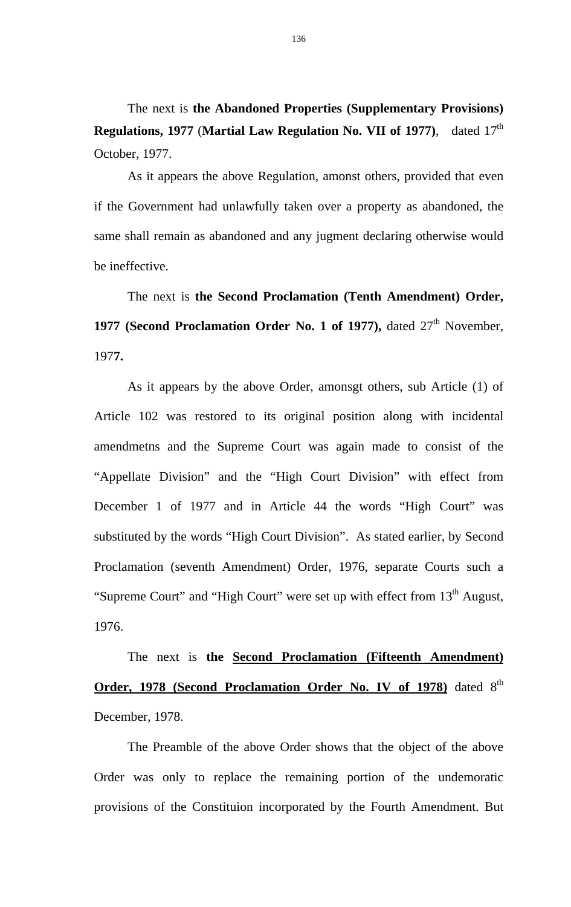The next is **the Abandoned Properties (Supplementary Provisions) Regulations, 1977** (**Martial Law Regulation No. VII of 1977**), dated 17th October, 1977.

As it appears the above Regulation, amonst others, provided that even if the Government had unlawfully taken over a property as abandoned, the same shall remain as abandoned and any jugment declaring otherwise would be ineffective.

The next is **the Second Proclamation (Tenth Amendment) Order, 1977 (Second Proclamation Order No. 1 of 1977),** dated 27th November, 197**7.**

As it appears by the above Order, amonsgt others, sub Article (1) of Article 102 was restored to its original position along with incidental amendmetns and the Supreme Court was again made to consist of the "Appellate Division" and the "High Court Division" with effect from December 1 of 1977 and in Article 44 the words "High Court" was substituted by the words "High Court Division". As stated earlier, by Second Proclamation (seventh Amendment) Order, 1976, separate Courts such a "Supreme Court" and "High Court" were set up with effect from 13th August, 1976.

The next is **the <u>Second Proclamation (Fifteenth Amendment) Order, 1978 (Second Proclamation Order No. IV of 1978)</u>** dated 8th December, 1978.

The Preamble of the above Order shows that the object of the above Order was only to replace the remaining portion of the undemoratic provisions of the Constituion incorporated by the Fourth Amendment. But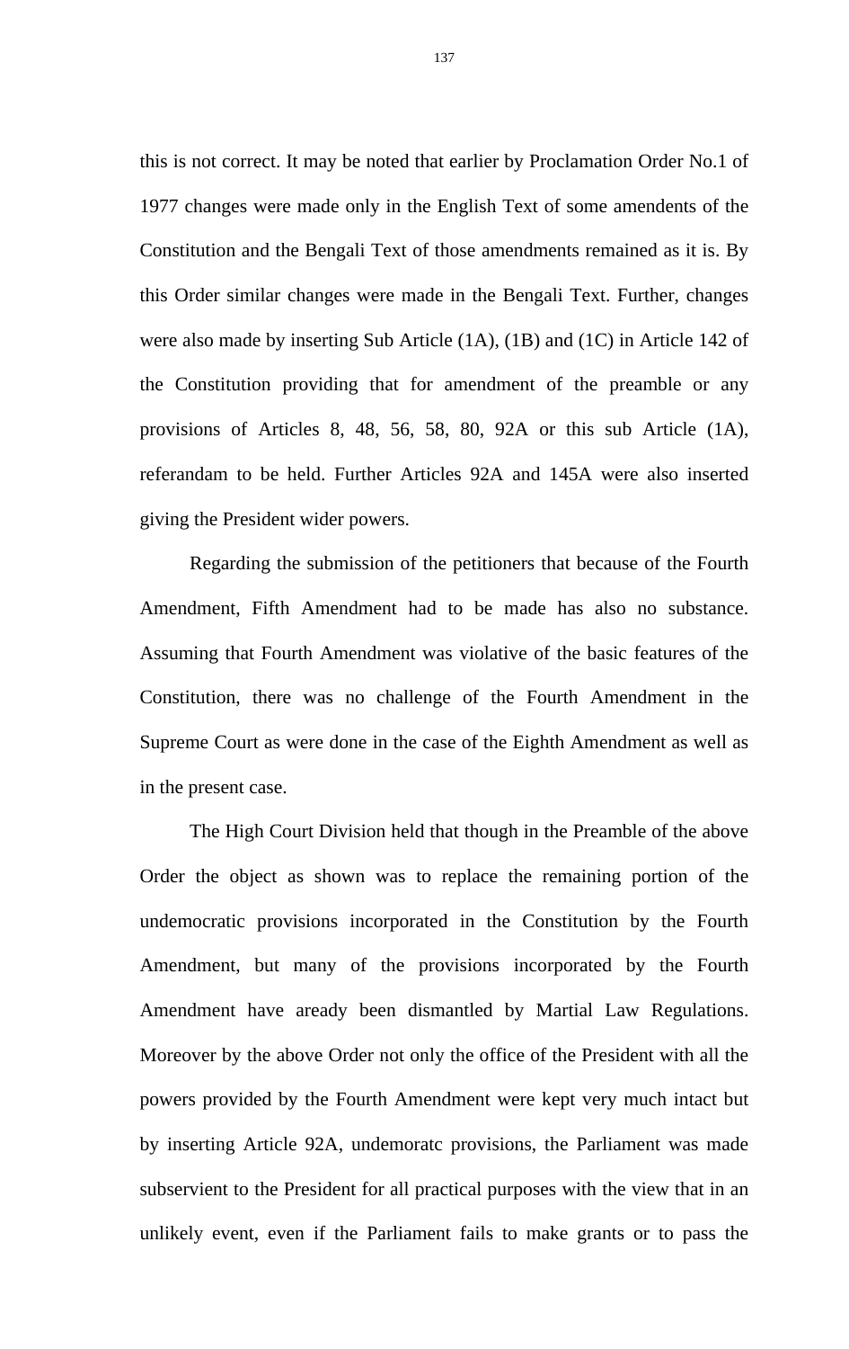this is not correct. It may be noted that earlier by Proclamation Order No.1 of 1977 changes were made only in the English Text of some amendents of the Constitution and the Bengali Text of those amendments remained as it is. By this Order similar changes were made in the Bengali Text. Further, changes were also made by inserting Sub Article (1A), (1B) and (1C) in Article 142 of the Constitution providing that for amendment of the preamble or any provisions of Articles 8, 48, 56, 58, 80, 92A or this sub Article (1A), referandam to be held. Further Articles 92A and 145A were also inserted giving the President wider powers.

Regarding the submission of the petitioners that because of the Fourth Amendment, Fifth Amendment had to be made has also no substance. Assuming that Fourth Amendment was violative of the basic features of the Constitution, there was no challenge of the Fourth Amendment in the Supreme Court as were done in the case of the Eighth Amendment as well as in the present case.

The High Court Division held that though in the Preamble of the above Order the object as shown was to replace the remaining portion of the undemocratic provisions incorporated in the Constitution by the Fourth Amendment, but many of the provisions incorporated by the Fourth Amendment have aready been dismantled by Martial Law Regulations. Moreover by the above Order not only the office of the President with all the powers provided by the Fourth Amendment were kept very much intact but by inserting Article 92A, undemoratc provisions, the Parliament was made subservient to the President for all practical purposes with the view that in an unlikely event, even if the Parliament fails to make grants or to pass the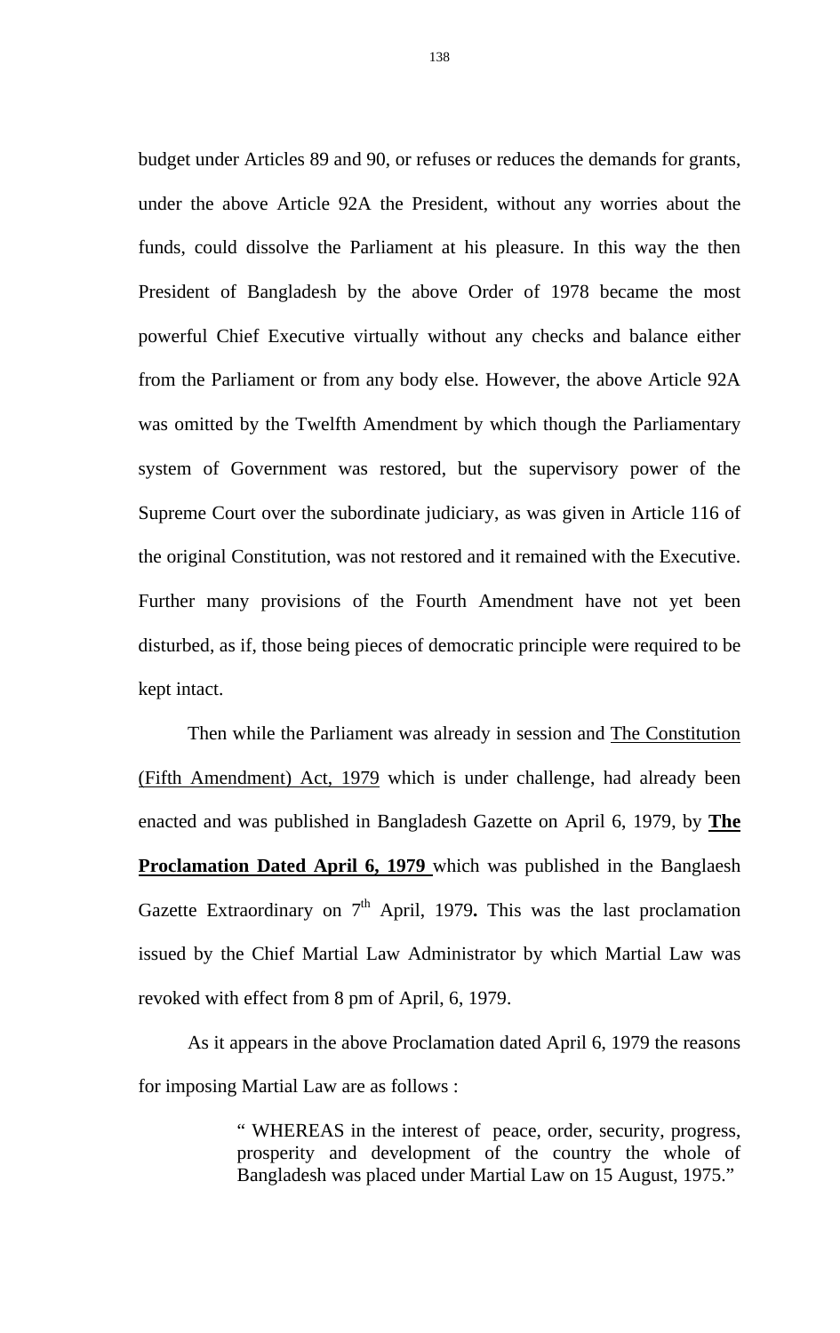budget under Articles 89 and 90, or refuses or reduces the demands for grants, under the above Article 92A the President, without any worries about the funds, could dissolve the Parliament at his pleasure. In this way the then President of Bangladesh by the above Order of 1978 became the most powerful Chief Executive virtually without any checks and balance either from the Parliament or from any body else. However, the above Article 92A was omitted by the Twelfth Amendment by which though the Parliamentary system of Government was restored, but the supervisory power of the Supreme Court over the subordinate judiciary, as was given in Article 116 of the original Constitution, was not restored and it remained with the Executive. Further many provisions of the Fourth Amendment have not yet been disturbed, as if, those being pieces of democratic principle were required to be kept intact.

Then while the Parliament was already in session and <u>The Constitution (Fifth Amendment) Act, 1979</u> which is under challenge, had already been enacted and was published in Bangladesh Gazette on April 6, 1979, by <u>**The Proclamation Dated April 6, 1979**</u> which was published in the Banglaesh Gazette Extraordinary on 7th April, 1979**.** This was the last proclamation issued by the Chief Martial Law Administrator by which Martial Law was revoked with effect from 8 pm of April, 6, 1979.

As it appears in the above Proclamation dated April 6, 1979 the reasons for imposing Martial Law are as follows :

> " WHEREAS in the interest of peace, order, security, progress, prosperity and development of the country the whole of Bangladesh was placed under Martial Law on 15 August, 1975."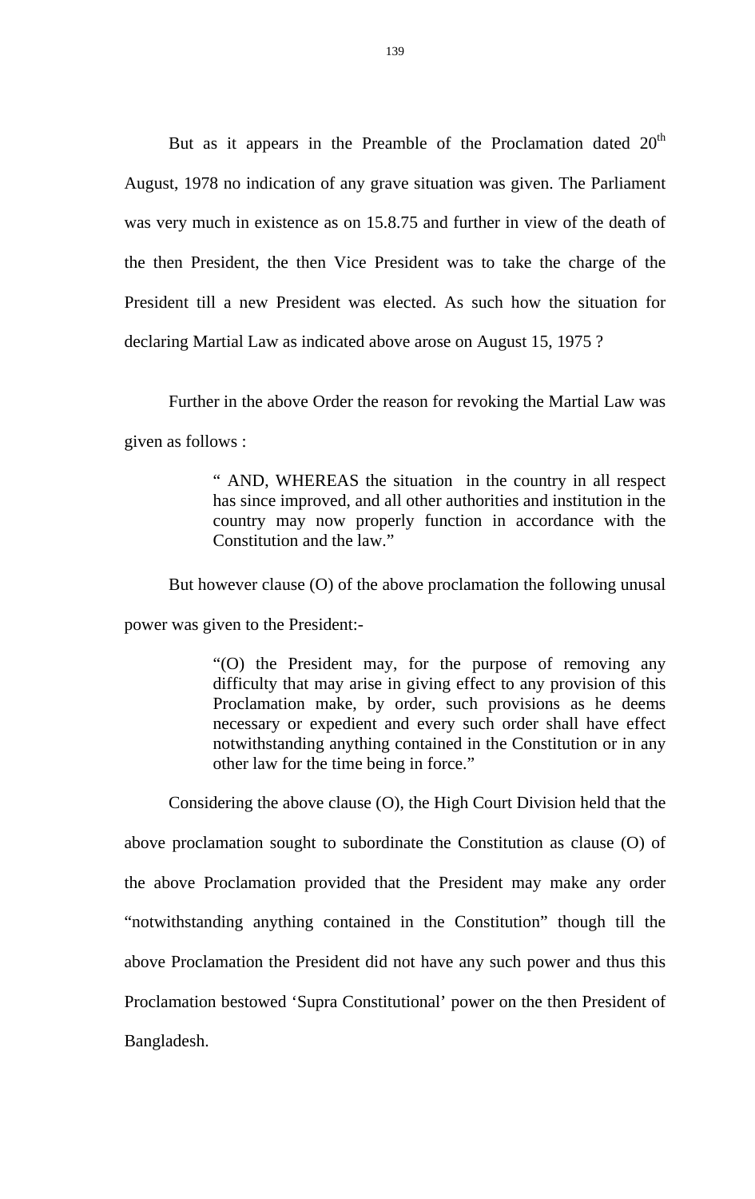But as it appears in the Preamble of the Proclamation dated 20th August, 1978 no indication of any grave situation was given. The Parliament was very much in existence as on 15.8.75 and further in view of the death of the then President, the then Vice President was to take the charge of the President till a new President was elected. As such how the situation for declaring Martial Law as indicated above arose on August 15, 1975 ?

Further in the above Order the reason for revoking the Martial Law was given as follows :

> " AND, WHEREAS the situation in the country in all respect has since improved, and all other authorities and institution in the country may now properly function in accordance with the Constitution and the law."

But however clause (O) of the above proclamation the following unusal power was given to the President:-

> "(O) the President may, for the purpose of removing any difficulty that may arise in giving effect to any provision of this Proclamation make, by order, such provisions as he deems necessary or expedient and every such order shall have effect notwithstanding anything contained in the Constitution or in any other law for the time being in force."

Considering the above clause (O), the High Court Division held that the above proclamation sought to subordinate the Constitution as clause (O) of the above Proclamation provided that the President may make any order "notwithstanding anything contained in the Constitution" though till the above Proclamation the President did not have any such power and thus this Proclamation bestowed 'Supra Constitutional' power on the then President of Bangladesh.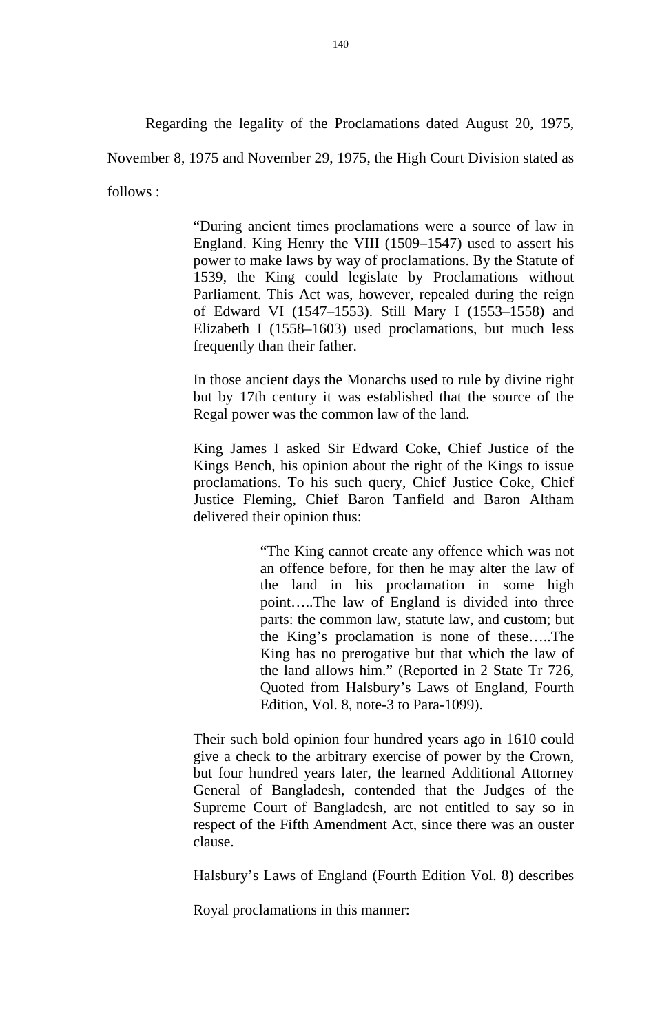Regarding the legality of the Proclamations dated August 20, 1975, November 8, 1975 and November 29, 1975, the High Court Division stated as follows :

> "During ancient times proclamations were a source of law in England. King Henry the VIII (1509–1547) used to assert his power to make laws by way of proclamations. By the Statute of 1539, the King could legislate by Proclamations without Parliament. This Act was, however, repealed during the reign of Edward VI (1547–1553). Still Mary I (1553–1558) and Elizabeth I (1558–1603) used proclamations, but much less frequently than their father.
>
> In those ancient days the Monarchs used to rule by divine right but by 17th century it was established that the source of the Regal power was the common law of the land.
>
> King James I asked Sir Edward Coke, Chief Justice of the Kings Bench, his opinion about the right of the Kings to issue proclamations. To his such query, Chief Justice Coke, Chief Justice Fleming, Chief Baron Tanfield and Baron Altham delivered their opinion thus:
>
> > "The King cannot create any offence which was not an offence before, for then he may alter the law of the land in his proclamation in some high point…..The law of England is divided into three parts: the common law, statute law, and custom; but the King's proclamation is none of these…..The King has no prerogative but that which the law of the land allows him." (Reported in 2 State Tr 726, Quoted from Halsbury's Laws of England, Fourth Edition, Vol. 8, note-3 to Para-1099).
>
> Their such bold opinion four hundred years ago in 1610 could give a check to the arbitrary exercise of power by the Crown, but four hundred years later, the learned Additional Attorney General of Bangladesh, contended that the Judges of the Supreme Court of Bangladesh, are not entitled to say so in respect of the Fifth Amendment Act, since there was an ouster clause.
>
> Halsbury's Laws of England (Fourth Edition Vol. 8) describes Royal proclamations in this manner: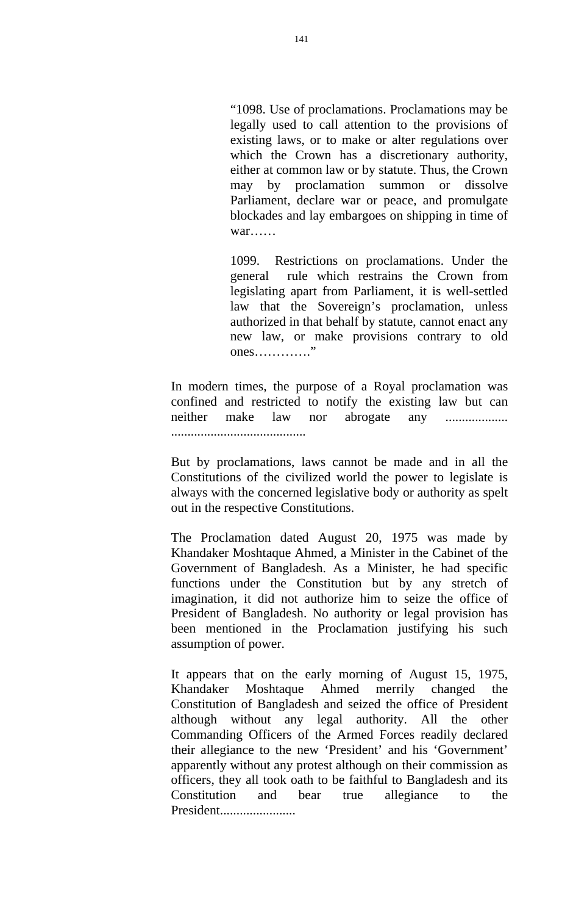> "1098. Use of proclamations. Proclamations may be legally used to call attention to the provisions of existing laws, or to make or alter regulations over which the Crown has a discretionary authority, either at common law or by statute. Thus, the Crown may by proclamation summon or dissolve Parliament, declare war or peace, and promulgate blockades and lay embargoes on shipping in time of war……
>
> 1099. Restrictions on proclamations. Under the general rule which restrains the Crown from legislating apart from Parliament, it is well-settled law that the Sovereign's proclamation, unless authorized in that behalf by statute, cannot enact any new law, or make provisions contrary to old ones…………."

In modern times, the purpose of a Royal proclamation was confined and restricted to notify the existing law but can neither make law nor abrogate any ................... .........................................

But by proclamations, laws cannot be made and in all the Constitutions of the civilized world the power to legislate is always with the concerned legislative body or authority as spelt out in the respective Constitutions.

The Proclamation dated August 20, 1975 was made by Khandaker Moshtaque Ahmed, a Minister in the Cabinet of the Government of Bangladesh. As a Minister, he had specific functions under the Constitution but by any stretch of imagination, it did not authorize him to seize the office of President of Bangladesh. No authority or legal provision has been mentioned in the Proclamation justifying his such assumption of power.

It appears that on the early morning of August 15, 1975, Khandaker Moshtaque Ahmed merrily changed the Constitution of Bangladesh and seized the office of President although without any legal authority. All the other Commanding Officers of the Armed Forces readily declared their allegiance to the new 'President' and his 'Government' apparently without any protest although on their commission as officers, they all took oath to be faithful to Bangladesh and its Constitution and bear true allegiance to the President.......................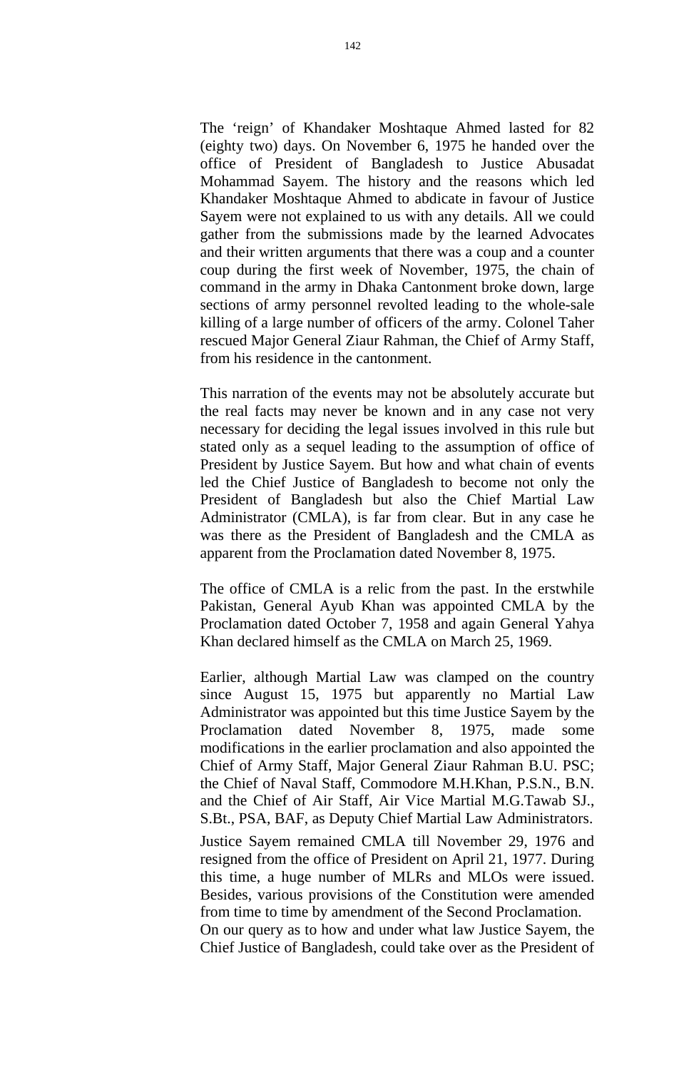The 'reign' of Khandaker Moshtaque Ahmed lasted for 82 (eighty two) days. On November 6, 1975 he handed over the office of President of Bangladesh to Justice Abusadat Mohammad Sayem. The history and the reasons which led Khandaker Moshtaque Ahmed to abdicate in favour of Justice Sayem were not explained to us with any details. All we could gather from the submissions made by the learned Advocates and their written arguments that there was a coup and a counter coup during the first week of November, 1975, the chain of command in the army in Dhaka Cantonment broke down, large sections of army personnel revolted leading to the whole-sale killing of a large number of officers of the army. Colonel Taher rescued Major General Ziaur Rahman, the Chief of Army Staff, from his residence in the cantonment.

This narration of the events may not be absolutely accurate but the real facts may never be known and in any case not very necessary for deciding the legal issues involved in this rule but stated only as a sequel leading to the assumption of office of President by Justice Sayem. But how and what chain of events led the Chief Justice of Bangladesh to become not only the President of Bangladesh but also the Chief Martial Law Administrator (CMLA), is far from clear. But in any case he was there as the President of Bangladesh and the CMLA as apparent from the Proclamation dated November 8, 1975.

The office of CMLA is a relic from the past. In the erstwhile Pakistan, General Ayub Khan was appointed CMLA by the Proclamation dated October 7, 1958 and again General Yahya Khan declared himself as the CMLA on March 25, 1969.

Earlier, although Martial Law was clamped on the country since August 15, 1975 but apparently no Martial Law Administrator was appointed but this time Justice Sayem by the Proclamation dated November 8, 1975, made some modifications in the earlier proclamation and also appointed the Chief of Army Staff, Major General Ziaur Rahman B.U. PSC; the Chief of Naval Staff, Commodore M.H.Khan, P.S.N., B.N. and the Chief of Air Staff, Air Vice Martial M.G.Tawab SJ., S.Bt., PSA, BAF, as Deputy Chief Martial Law Administrators.

Justice Sayem remained CMLA till November 29, 1976 and resigned from the office of President on April 21, 1977. During this time, a huge number of MLRs and MLOs were issued. Besides, various provisions of the Constitution were amended from time to time by amendment of the Second Proclamation.

On our query as to how and under what law Justice Sayem, the Chief Justice of Bangladesh, could take over as the President of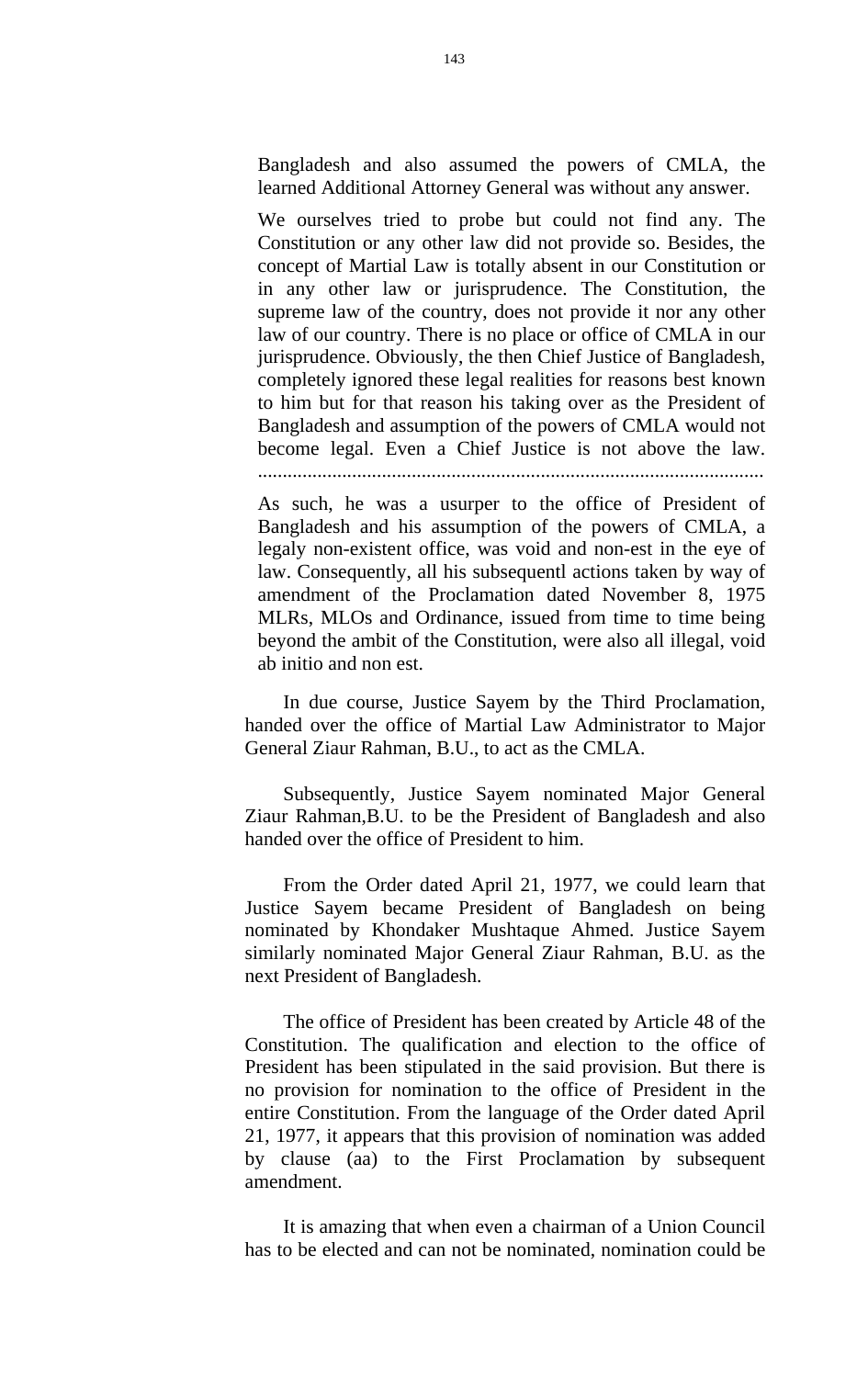Bangladesh and also assumed the powers of CMLA, the learned Additional Attorney General was without any answer.

We ourselves tried to probe but could not find any. The Constitution or any other law did not provide so. Besides, the concept of Martial Law is totally absent in our Constitution or in any other law or jurisprudence. The Constitution, the supreme law of the country, does not provide it nor any other law of our country. There is no place or office of CMLA in our jurisprudence. Obviously, the then Chief Justice of Bangladesh, completely ignored these legal realities for reasons best known to him but for that reason his taking over as the President of Bangladesh and assumption of the powers of CMLA would not become legal. Even a Chief Justice is not above the law. ........................................................................................................

As such, he was a usurper to the office of President of Bangladesh and his assumption of the powers of CMLA, a legaly non-existent office, was void and non-est in the eye of law. Consequently, all his subsequentl actions taken by way of amendment of the Proclamation dated November 8, 1975 MLRs, MLOs and Ordinance, issued from time to time being beyond the ambit of the Constitution, were also all illegal, void ab initio and non est.

In due course, Justice Sayem by the Third Proclamation, handed over the office of Martial Law Administrator to Major General Ziaur Rahman, B.U., to act as the CMLA.

Subsequently, Justice Sayem nominated Major General Ziaur Rahman,B.U. to be the President of Bangladesh and also handed over the office of President to him.

From the Order dated April 21, 1977, we could learn that Justice Sayem became President of Bangladesh on being nominated by Khondaker Mushtaque Ahmed. Justice Sayem similarly nominated Major General Ziaur Rahman, B.U. as the next President of Bangladesh.

The office of President has been created by Article 48 of the Constitution. The qualification and election to the office of President has been stipulated in the said provision. But there is no provision for nomination to the office of President in the entire Constitution. From the language of the Order dated April 21, 1977, it appears that this provision of nomination was added by clause (aa) to the First Proclamation by subsequent amendment.

It is amazing that when even a chairman of a Union Council has to be elected and can not be nominated, nomination could be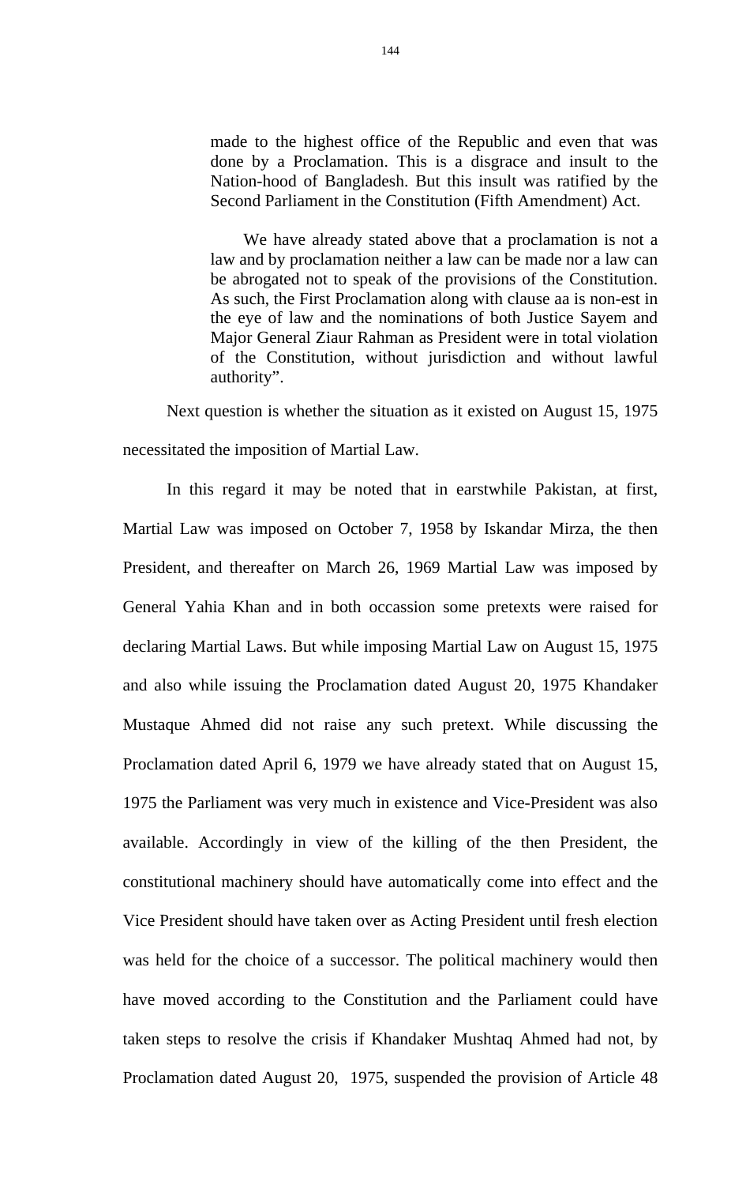> made to the highest office of the Republic and even that was done by a Proclamation. This is a disgrace and insult to the Nation-hood of Bangladesh. But this insult was ratified by the Second Parliament in the Constitution (Fifth Amendment) Act.
>
> We have already stated above that a proclamation is not a law and by proclamation neither a law can be made nor a law can be abrogated not to speak of the provisions of the Constitution. As such, the First Proclamation along with clause aa is non-est in the eye of law and the nominations of both Justice Sayem and Major General Ziaur Rahman as President were in total violation of the Constitution, without jurisdiction and without lawful authority".

Next question is whether the situation as it existed on August 15, 1975 necessitated the imposition of Martial Law.

In this regard it may be noted that in earstwhile Pakistan, at first, Martial Law was imposed on October 7, 1958 by Iskandar Mirza, the then President, and thereafter on March 26, 1969 Martial Law was imposed by General Yahia Khan and in both occassion some pretexts were raised for declaring Martial Laws. But while imposing Martial Law on August 15, 1975 and also while issuing the Proclamation dated August 20, 1975 Khandaker Mustaque Ahmed did not raise any such pretext. While discussing the Proclamation dated April 6, 1979 we have already stated that on August 15, 1975 the Parliament was very much in existence and Vice-President was also available. Accordingly in view of the killing of the then President, the constitutional machinery should have automatically come into effect and the Vice President should have taken over as Acting President until fresh election was held for the choice of a successor. The political machinery would then have moved according to the Constitution and the Parliament could have taken steps to resolve the crisis if Khandaker Mushtaq Ahmed had not, by Proclamation dated August 20, 1975, suspended the provision of Article 48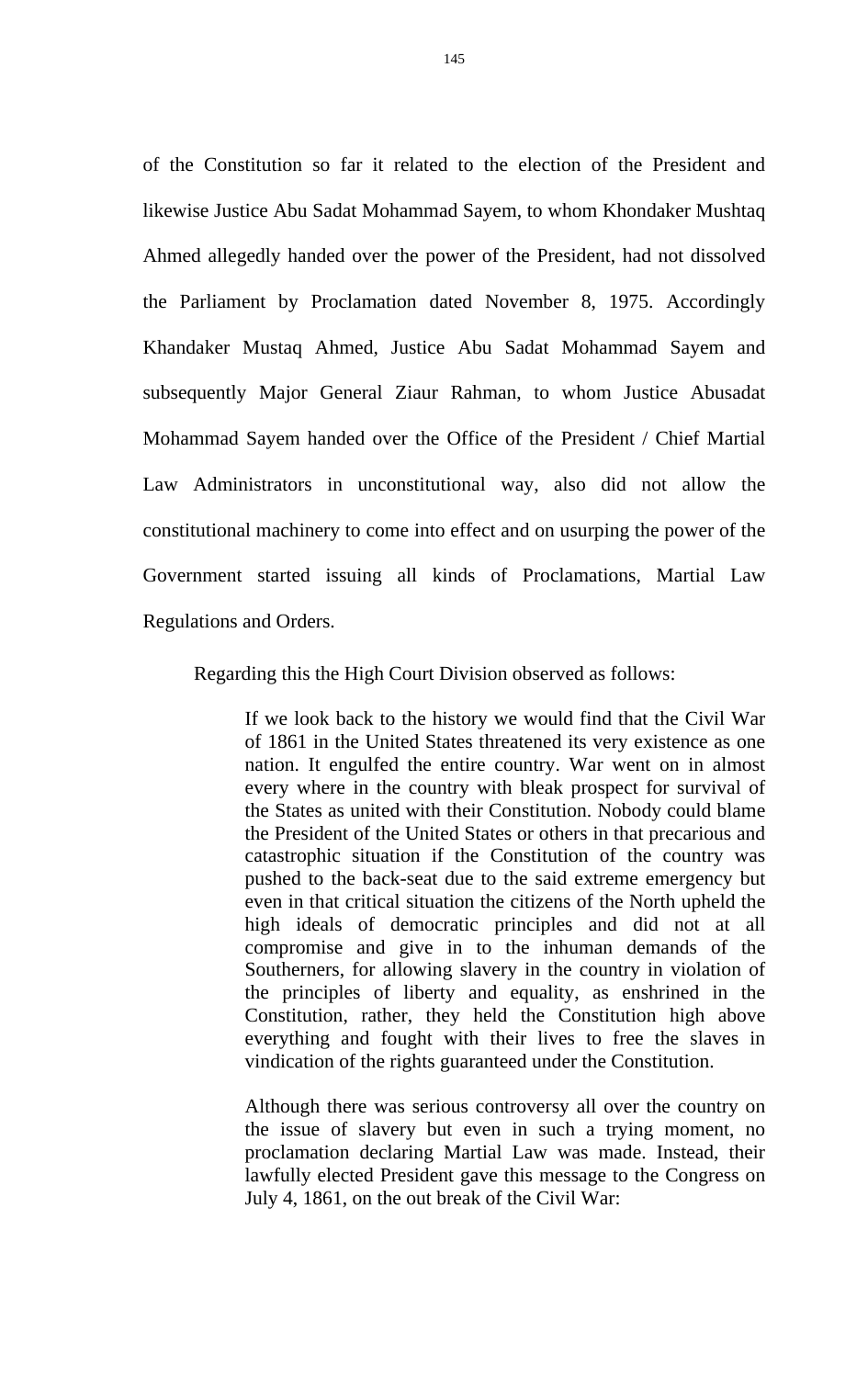of the Constitution so far it related to the election of the President and likewise Justice Abu Sadat Mohammad Sayem, to whom Khondaker Mushtaq Ahmed allegedly handed over the power of the President, had not dissolved the Parliament by Proclamation dated November 8, 1975. Accordingly Khandaker Mustaq Ahmed, Justice Abu Sadat Mohammad Sayem and subsequently Major General Ziaur Rahman, to whom Justice Abusadat Mohammad Sayem handed over the Office of the President / Chief Martial Law Administrators in unconstitutional way, also did not allow the constitutional machinery to come into effect and on usurping the power of the Government started issuing all kinds of Proclamations, Martial Law Regulations and Orders.

Regarding this the High Court Division observed as follows:

> If we look back to the history we would find that the Civil War of 1861 in the United States threatened its very existence as one nation. It engulfed the entire country. War went on in almost every where in the country with bleak prospect for survival of the States as united with their Constitution. Nobody could blame the President of the United States or others in that precarious and catastrophic situation if the Constitution of the country was pushed to the back-seat due to the said extreme emergency but even in that critical situation the citizens of the North upheld the high ideals of democratic principles and did not at all compromise and give in to the inhuman demands of the Southerners, for allowing slavery in the country in violation of the principles of liberty and equality, as enshrined in the Constitution, rather, they held the Constitution high above everything and fought with their lives to free the slaves in vindication of the rights guaranteed under the Constitution.
>
> Although there was serious controversy all over the country on the issue of slavery but even in such a trying moment, no proclamation declaring Martial Law was made. Instead, their lawfully elected President gave this message to the Congress on July 4, 1861, on the out break of the Civil War: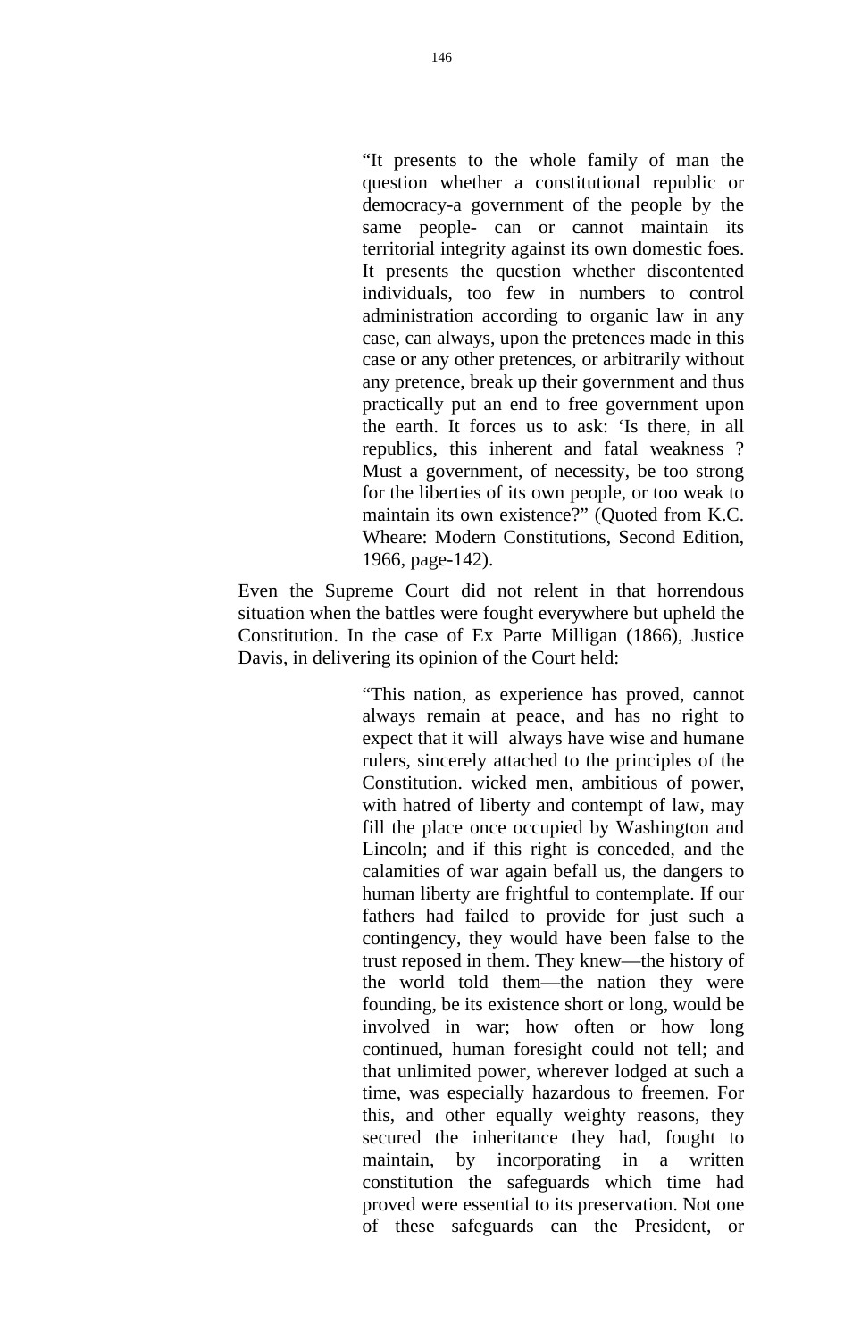> "It presents to the whole family of man the question whether a constitutional republic or democracy-a government of the people by the same people- can or cannot maintain its territorial integrity against its own domestic foes. It presents the question whether discontented individuals, too few in numbers to control administration according to organic law in any case, can always, upon the pretences made in this case or any other pretences, or arbitrarily without any pretence, break up their government and thus practically put an end to free government upon the earth. It forces us to ask: 'Is there, in all republics, this inherent and fatal weakness ? Must a government, of necessity, be too strong for the liberties of its own people, or too weak to maintain its own existence?" (Quoted from K.C. Wheare: Modern Constitutions, Second Edition, 1966, page-142).

Even the Supreme Court did not relent in that horrendous situation when the battles were fought everywhere but upheld the Constitution. In the case of Ex Parte Milligan (1866), Justice Davis, in delivering its opinion of the Court held:

> "This nation, as experience has proved, cannot always remain at peace, and has no right to expect that it will always have wise and humane rulers, sincerely attached to the principles of the Constitution. wicked men, ambitious of power, with hatred of liberty and contempt of law, may fill the place once occupied by Washington and Lincoln; and if this right is conceded, and the calamities of war again befall us, the dangers to human liberty are frightful to contemplate. If our fathers had failed to provide for just such a contingency, they would have been false to the trust reposed in them. They knew—the history of the world told them—the nation they were founding, be its existence short or long, would be involved in war; how often or how long continued, human foresight could not tell; and that unlimited power, wherever lodged at such a time, was especially hazardous to freemen. For this, and other equally weighty reasons, they secured the inheritance they had, fought to maintain, by incorporating in a written constitution the safeguards which time had proved were essential to its preservation. Not one of these safeguards can the President, or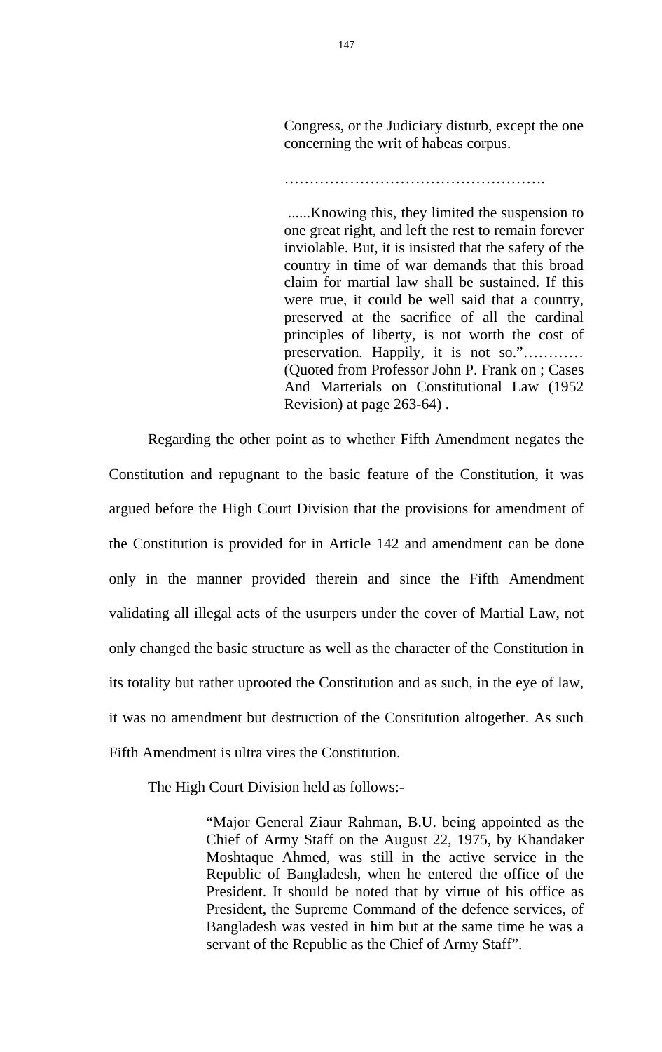> Congress, or the Judiciary disturb, except the one concerning the writ of habeas corpus.
>
> …………………………………………….
>
> ......Knowing this, they limited the suspension to one great right, and left the rest to remain forever inviolable. But, it is insisted that the safety of the country in time of war demands that this broad claim for martial law shall be sustained. If this were true, it could be well said that a country, preserved at the sacrifice of all the cardinal principles of liberty, is not worth the cost of preservation. Happily, it is not so.”………… (Quoted from Professor John P. Frank on ; Cases And Marterials on Constitutional Law (1952 Revision) at page 263-64) .

Regarding the other point as to whether Fifth Amendment negates the Constitution and repugnant to the basic feature of the Constitution, it was argued before the High Court Division that the provisions for amendment of the Constitution is provided for in Article 142 and amendment can be done only in the manner provided therein and since the Fifth Amendment validating all illegal acts of the usurpers under the cover of Martial Law, not only changed the basic structure as well as the character of the Constitution in its totality but rather uprooted the Constitution and as such, in the eye of law, it was no amendment but destruction of the Constitution altogether. As such Fifth Amendment is ultra vires the Constitution.

The High Court Division held as follows:-

> “Major General Ziaur Rahman, B.U. being appointed as the Chief of Army Staff on the August 22, 1975, by Khandaker Moshtaque Ahmed, was still in the active service in the Republic of Bangladesh, when he entered the office of the President. It should be noted that by virtue of his office as President, the Supreme Command of the defence services, of Bangladesh was vested in him but at the same time he was a servant of the Republic as the Chief of Army Staff”.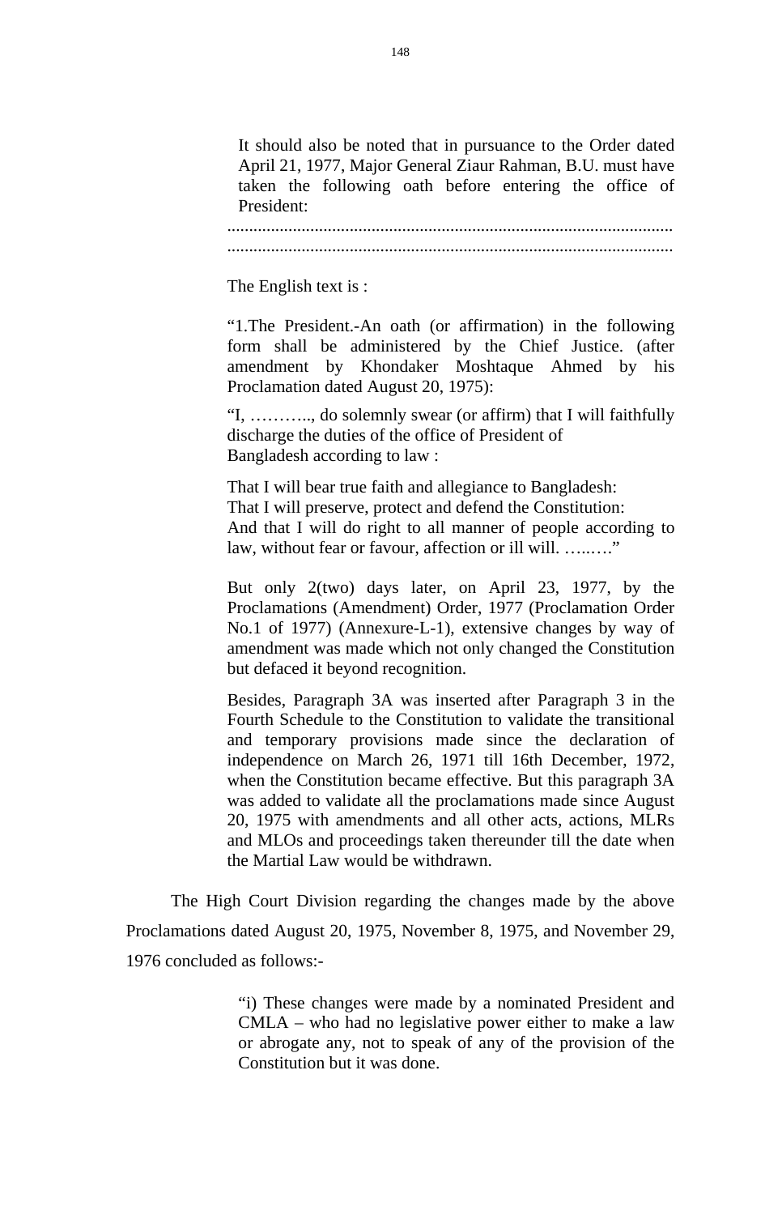> It should also be noted that in pursuance to the Order dated April 21, 1977, Major General Ziaur Rahman, B.U. must have taken the following oath before entering the office of President:
>
> .....................................................................................................
> .....................................................................................................
>
> The English text is :
>
> "1.The President.-An oath (or affirmation) in the following form shall be administered by the Chief Justice. (after amendment by Khondaker Moshtaque Ahmed by his Proclamation dated August 20, 1975):
>
> "I, ……….., do solemnly swear (or affirm) that I will faithfully discharge the duties of the office of President of Bangladesh according to law :
>
> That I will bear true faith and allegiance to Bangladesh:
> That I will preserve, protect and defend the Constitution:
> And that I will do right to all manner of people according to law, without fear or favour, affection or ill will. …..…."
>
> But only 2(two) days later, on April 23, 1977, by the Proclamations (Amendment) Order, 1977 (Proclamation Order No.1 of 1977) (Annexure-L-1), extensive changes by way of amendment was made which not only changed the Constitution but defaced it beyond recognition.
>
> Besides, Paragraph 3A was inserted after Paragraph 3 in the Fourth Schedule to the Constitution to validate the transitional and temporary provisions made since the declaration of independence on March 26, 1971 till 16th December, 1972, when the Constitution became effective. But this paragraph 3A was added to validate all the proclamations made since August 20, 1975 with amendments and all other acts, actions, MLRs and MLOs and proceedings taken thereunder till the date when the Martial Law would be withdrawn.

The High Court Division regarding the changes made by the above Proclamations dated August 20, 1975, November 8, 1975, and November 29, 1976 concluded as follows:-

> "i) These changes were made by a nominated President and CMLA – who had no legislative power either to make a law or abrogate any, not to speak of any of the provision of the Constitution but it was done.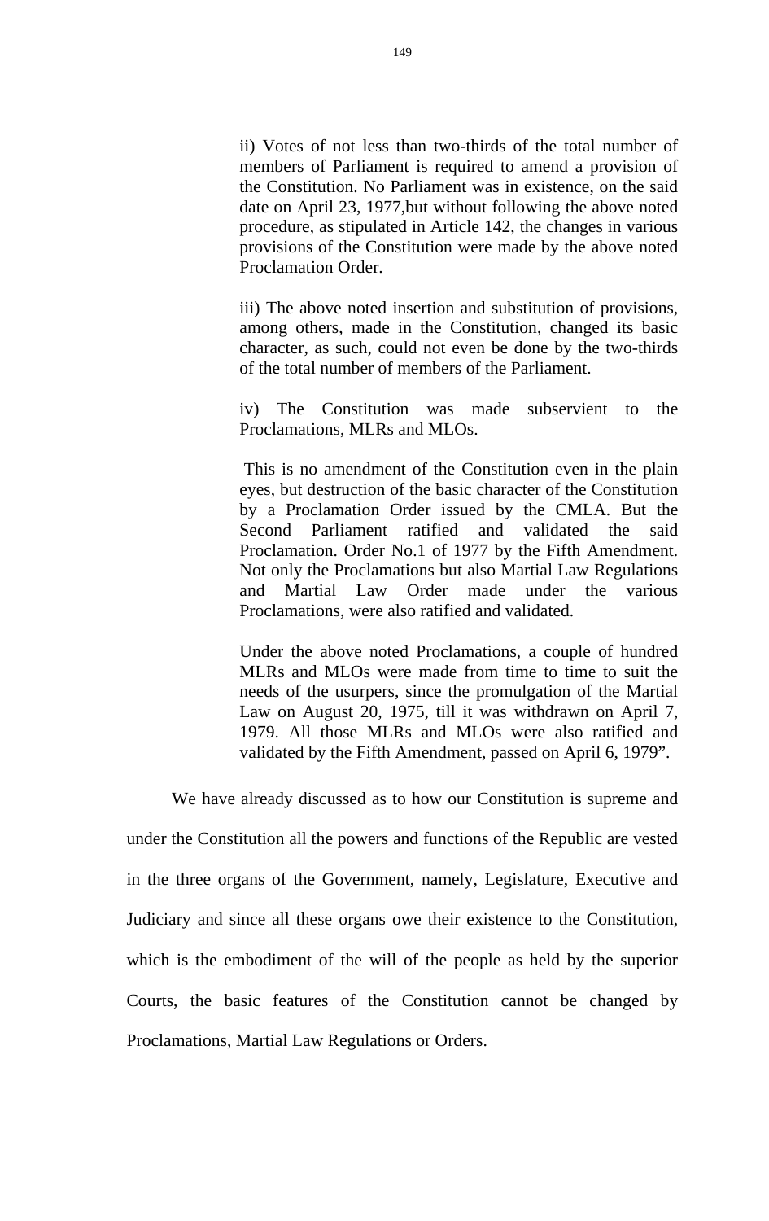ii) Votes of not less than two-thirds of the total number of members of Parliament is required to amend a provision of the Constitution. No Parliament was in existence, on the said date on April 23, 1977,but without following the above noted procedure, as stipulated in Article 142, the changes in various provisions of the Constitution were made by the above noted Proclamation Order.

iii) The above noted insertion and substitution of provisions, among others, made in the Constitution, changed its basic character, as such, could not even be done by the two-thirds of the total number of members of the Parliament.

iv) The Constitution was made subservient to the Proclamations, MLRs and MLOs.

This is no amendment of the Constitution even in the plain eyes, but destruction of the basic character of the Constitution by a Proclamation Order issued by the CMLA. But the Second Parliament ratified and validated the said Proclamation. Order No.1 of 1977 by the Fifth Amendment. Not only the Proclamations but also Martial Law Regulations and Martial Law Order made under the various Proclamations, were also ratified and validated.

Under the above noted Proclamations, a couple of hundred MLRs and MLOs were made from time to time to suit the needs of the usurpers, since the promulgation of the Martial Law on August 20, 1975, till it was withdrawn on April 7, 1979. All those MLRs and MLOs were also ratified and validated by the Fifth Amendment, passed on April 6, 1979".

We have already discussed as to how our Constitution is supreme and under the Constitution all the powers and functions of the Republic are vested in the three organs of the Government, namely, Legislature, Executive and Judiciary and since all these organs owe their existence to the Constitution, which is the embodiment of the will of the people as held by the superior Courts, the basic features of the Constitution cannot be changed by Proclamations, Martial Law Regulations or Orders.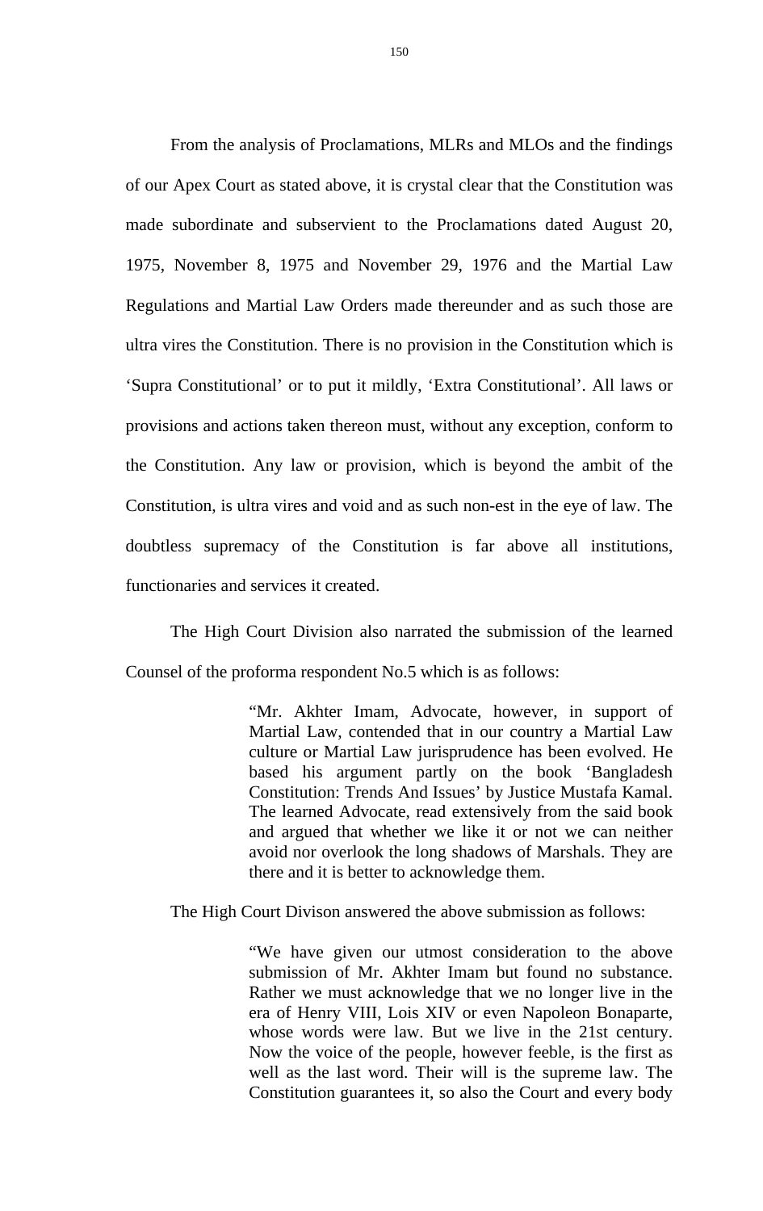From the analysis of Proclamations, MLRs and MLOs and the findings of our Apex Court as stated above, it is crystal clear that the Constitution was made subordinate and subservient to the Proclamations dated August 20, 1975, November 8, 1975 and November 29, 1976 and the Martial Law Regulations and Martial Law Orders made thereunder and as such those are ultra vires the Constitution. There is no provision in the Constitution which is 'Supra Constitutional' or to put it mildly, 'Extra Constitutional'. All laws or provisions and actions taken thereon must, without any exception, conform to the Constitution. Any law or provision, which is beyond the ambit of the Constitution, is ultra vires and void and as such non-est in the eye of law. The doubtless supremacy of the Constitution is far above all institutions, functionaries and services it created.

The High Court Division also narrated the submission of the learned Counsel of the proforma respondent No.5 which is as follows:

> "Mr. Akhter Imam, Advocate, however, in support of Martial Law, contended that in our country a Martial Law culture or Martial Law jurisprudence has been evolved. He based his argument partly on the book 'Bangladesh Constitution: Trends And Issues' by Justice Mustafa Kamal. The learned Advocate, read extensively from the said book and argued that whether we like it or not we can neither avoid nor overlook the long shadows of Marshals. They are there and it is better to acknowledge them.

The High Court Divison answered the above submission as follows:

> "We have given our utmost consideration to the above submission of Mr. Akhter Imam but found no substance. Rather we must acknowledge that we no longer live in the era of Henry VIII, Lois XIV or even Napoleon Bonaparte, whose words were law. But we live in the 21st century. Now the voice of the people, however feeble, is the first as well as the last word. Their will is the supreme law. The Constitution guarantees it, so also the Court and every body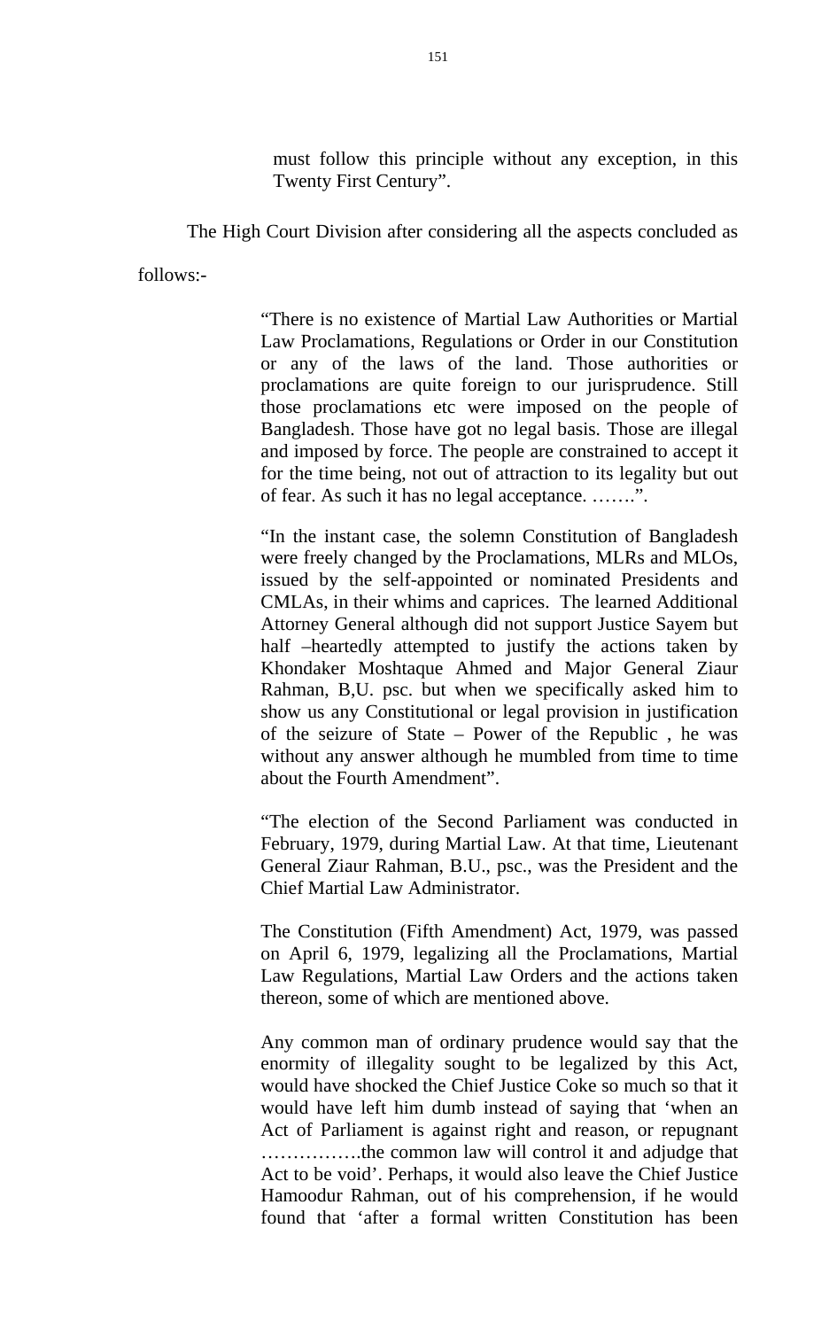> must follow this principle without any exception, in this Twenty First Century".

The High Court Division after considering all the aspects concluded as follows:-

> "There is no existence of Martial Law Authorities or Martial Law Proclamations, Regulations or Order in our Constitution or any of the laws of the land. Those authorities or proclamations are quite foreign to our jurisprudence. Still those proclamations etc were imposed on the people of Bangladesh. Those have got no legal basis. Those are illegal and imposed by force. The people are constrained to accept it for the time being, not out of attraction to its legality but out of fear. As such it has no legal acceptance. …….".
>
> "In the instant case, the solemn Constitution of Bangladesh were freely changed by the Proclamations, MLRs and MLOs, issued by the self-appointed or nominated Presidents and CMLAs, in their whims and caprices. The learned Additional Attorney General although did not support Justice Sayem but half –heartedly attempted to justify the actions taken by Khondaker Moshtaque Ahmed and Major General Ziaur Rahman, B,U. psc. but when we specifically asked him to show us any Constitutional or legal provision in justification of the seizure of State – Power of the Republic , he was without any answer although he mumbled from time to time about the Fourth Amendment".
>
> "The election of the Second Parliament was conducted in February, 1979, during Martial Law. At that time, Lieutenant General Ziaur Rahman, B.U., psc., was the President and the Chief Martial Law Administrator.
>
> The Constitution (Fifth Amendment) Act, 1979, was passed on April 6, 1979, legalizing all the Proclamations, Martial Law Regulations, Martial Law Orders and the actions taken thereon, some of which are mentioned above.
>
> Any common man of ordinary prudence would say that the enormity of illegality sought to be legalized by this Act, would have shocked the Chief Justice Coke so much so that it would have left him dumb instead of saying that 'when an Act of Parliament is against right and reason, or repugnant …………….the common law will control it and adjudge that Act to be void'. Perhaps, it would also leave the Chief Justice Hamoodur Rahman, out of his comprehension, if he would found that 'after a formal written Constitution has been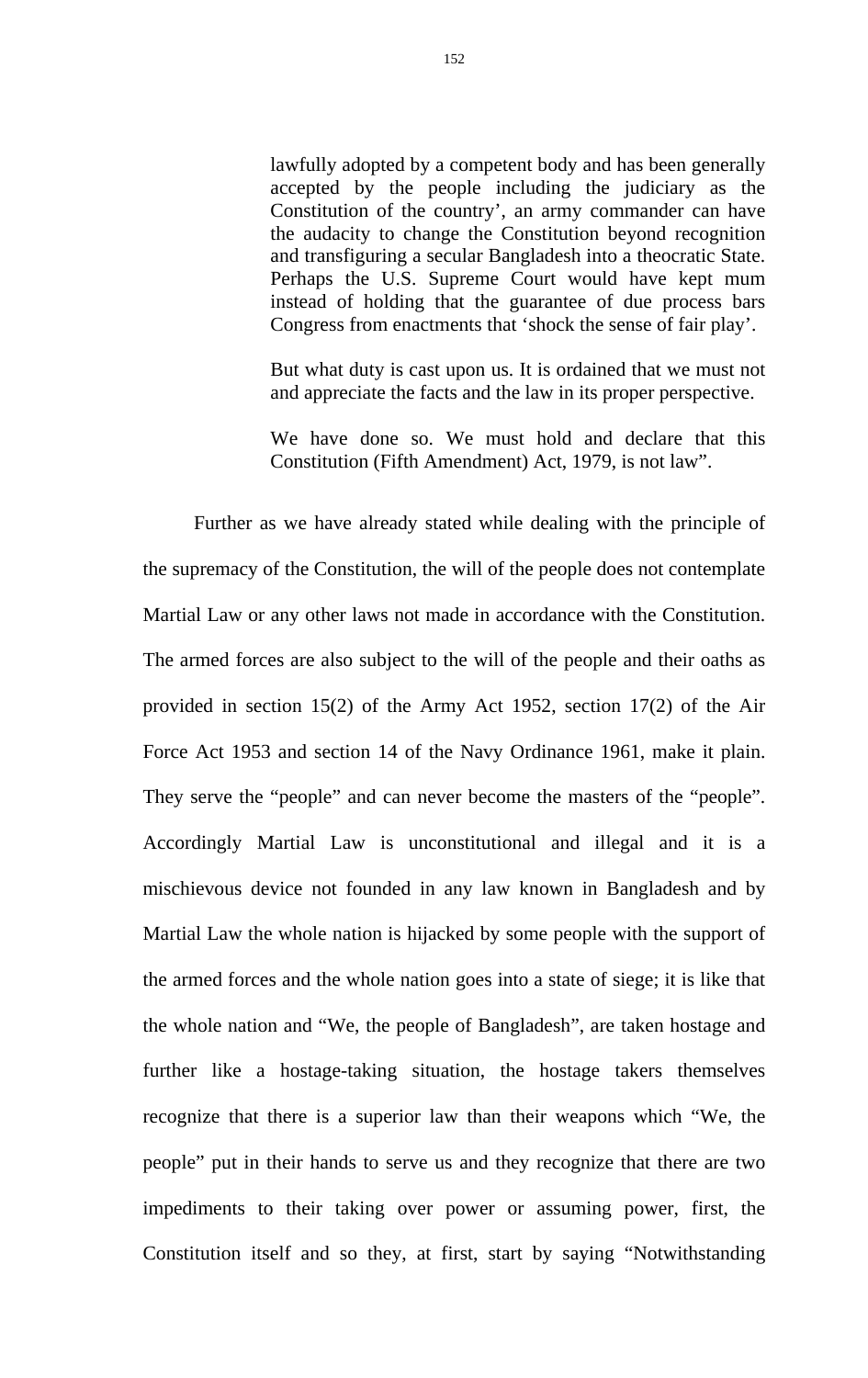> lawfully adopted by a competent body and has been generally accepted by the people including the judiciary as the Constitution of the country', an army commander can have the audacity to change the Constitution beyond recognition and transfiguring a secular Bangladesh into a theocratic State. Perhaps the U.S. Supreme Court would have kept mum instead of holding that the guarantee of due process bars Congress from enactments that 'shock the sense of fair play'.
>
> But what duty is cast upon us. It is ordained that we must not and appreciate the facts and the law in its proper perspective.
>
> We have done so. We must hold and declare that this Constitution (Fifth Amendment) Act, 1979, is not law".

Further as we have already stated while dealing with the principle of the supremacy of the Constitution, the will of the people does not contemplate Martial Law or any other laws not made in accordance with the Constitution. The armed forces are also subject to the will of the people and their oaths as provided in section 15(2) of the Army Act 1952, section 17(2) of the Air Force Act 1953 and section 14 of the Navy Ordinance 1961, make it plain. They serve the "people" and can never become the masters of the "people". Accordingly Martial Law is unconstitutional and illegal and it is a mischievous device not founded in any law known in Bangladesh and by Martial Law the whole nation is hijacked by some people with the support of the armed forces and the whole nation goes into a state of siege; it is like that the whole nation and "We, the people of Bangladesh", are taken hostage and further like a hostage-taking situation, the hostage takers themselves recognize that there is a superior law than their weapons which "We, the people" put in their hands to serve us and they recognize that there are two impediments to their taking over power or assuming power, first, the Constitution itself and so they, at first, start by saying "Notwithstanding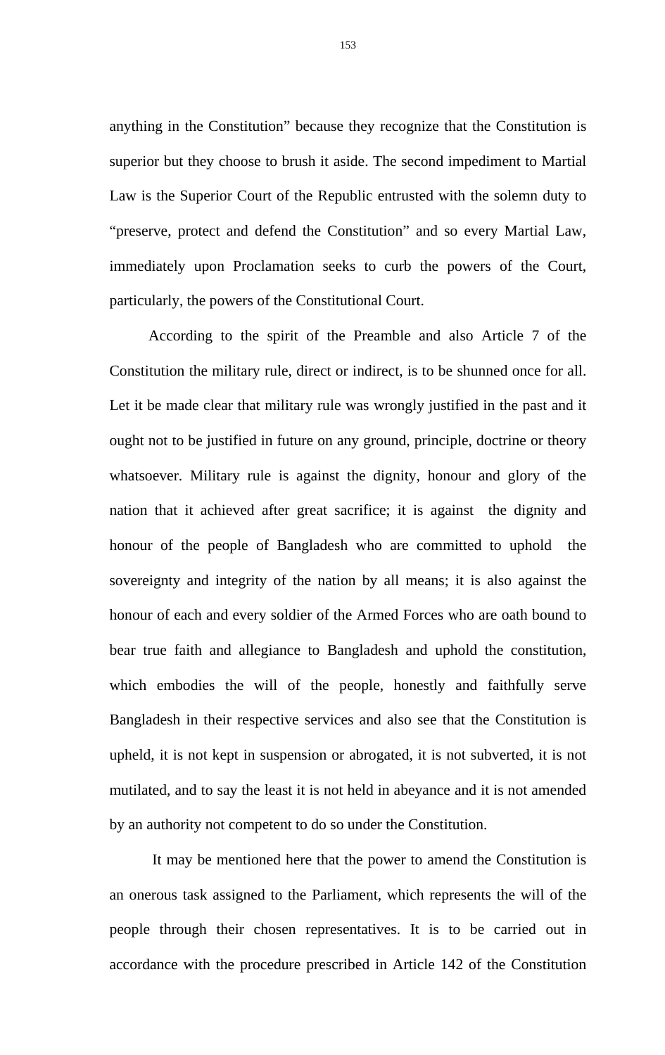anything in the Constitution" because they recognize that the Constitution is superior but they choose to brush it aside. The second impediment to Martial Law is the Superior Court of the Republic entrusted with the solemn duty to "preserve, protect and defend the Constitution" and so every Martial Law, immediately upon Proclamation seeks to curb the powers of the Court, particularly, the powers of the Constitutional Court.

According to the spirit of the Preamble and also Article 7 of the Constitution the military rule, direct or indirect, is to be shunned once for all. Let it be made clear that military rule was wrongly justified in the past and it ought not to be justified in future on any ground, principle, doctrine or theory whatsoever. Military rule is against the dignity, honour and glory of the nation that it achieved after great sacrifice; it is against the dignity and honour of the people of Bangladesh who are committed to uphold the sovereignty and integrity of the nation by all means; it is also against the honour of each and every soldier of the Armed Forces who are oath bound to bear true faith and allegiance to Bangladesh and uphold the constitution, which embodies the will of the people, honestly and faithfully serve Bangladesh in their respective services and also see that the Constitution is upheld, it is not kept in suspension or abrogated, it is not subverted, it is not mutilated, and to say the least it is not held in abeyance and it is not amended by an authority not competent to do so under the Constitution.

It may be mentioned here that the power to amend the Constitution is an onerous task assigned to the Parliament, which represents the will of the people through their chosen representatives. It is to be carried out in accordance with the procedure prescribed in Article 142 of the Constitution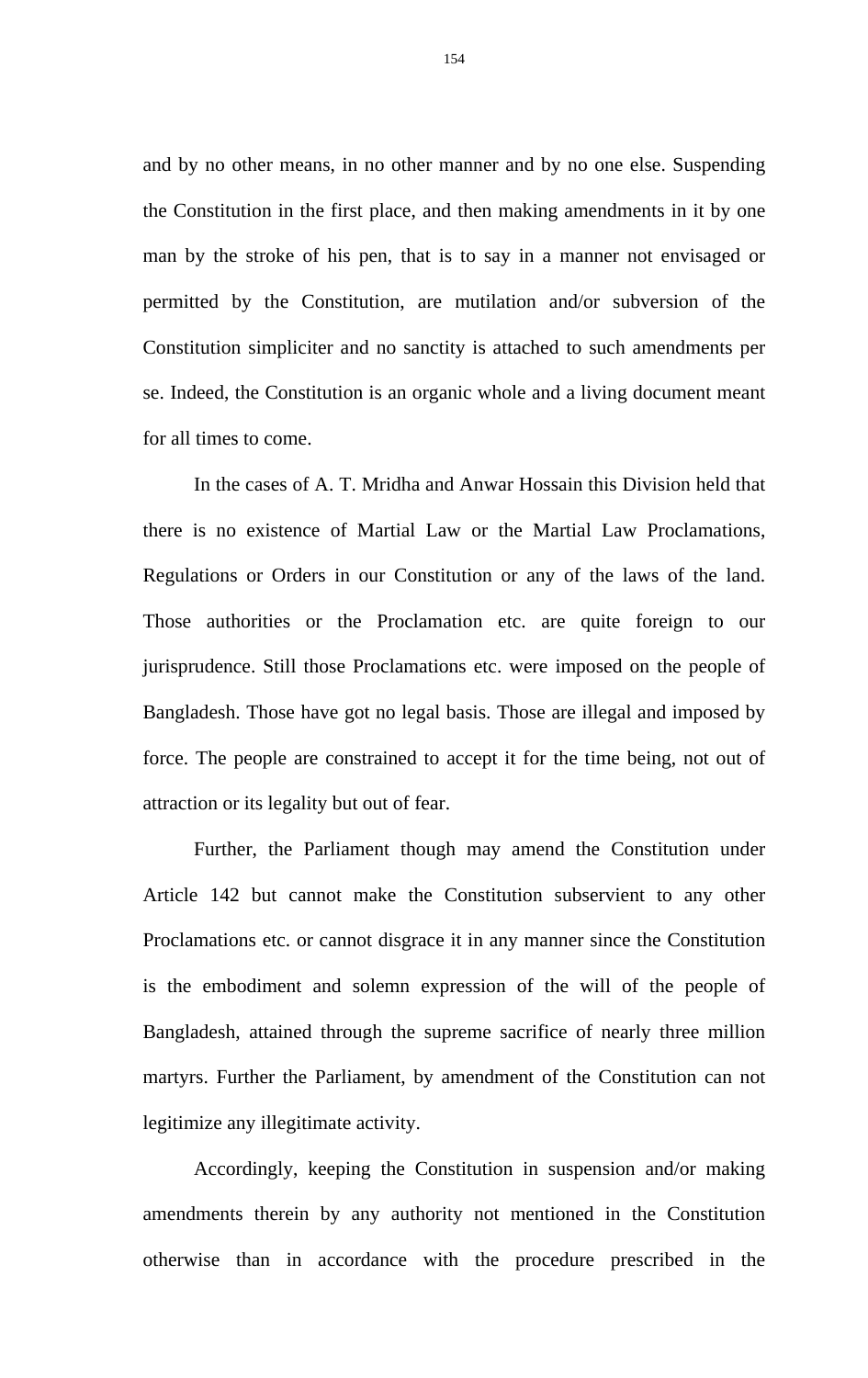and by no other means, in no other manner and by no one else. Suspending the Constitution in the first place, and then making amendments in it by one man by the stroke of his pen, that is to say in a manner not envisaged or permitted by the Constitution, are mutilation and/or subversion of the Constitution simpliciter and no sanctity is attached to such amendments per se. Indeed, the Constitution is an organic whole and a living document meant for all times to come.

In the cases of A. T. Mridha and Anwar Hossain this Division held that there is no existence of Martial Law or the Martial Law Proclamations, Regulations or Orders in our Constitution or any of the laws of the land. Those authorities or the Proclamation etc. are quite foreign to our jurisprudence. Still those Proclamations etc. were imposed on the people of Bangladesh. Those have got no legal basis. Those are illegal and imposed by force. The people are constrained to accept it for the time being, not out of attraction or its legality but out of fear.

Further, the Parliament though may amend the Constitution under Article 142 but cannot make the Constitution subservient to any other Proclamations etc. or cannot disgrace it in any manner since the Constitution is the embodiment and solemn expression of the will of the people of Bangladesh, attained through the supreme sacrifice of nearly three million martyrs. Further the Parliament, by amendment of the Constitution can not legitimize any illegitimate activity.

Accordingly, keeping the Constitution in suspension and/or making amendments therein by any authority not mentioned in the Constitution otherwise than in accordance with the procedure prescribed in the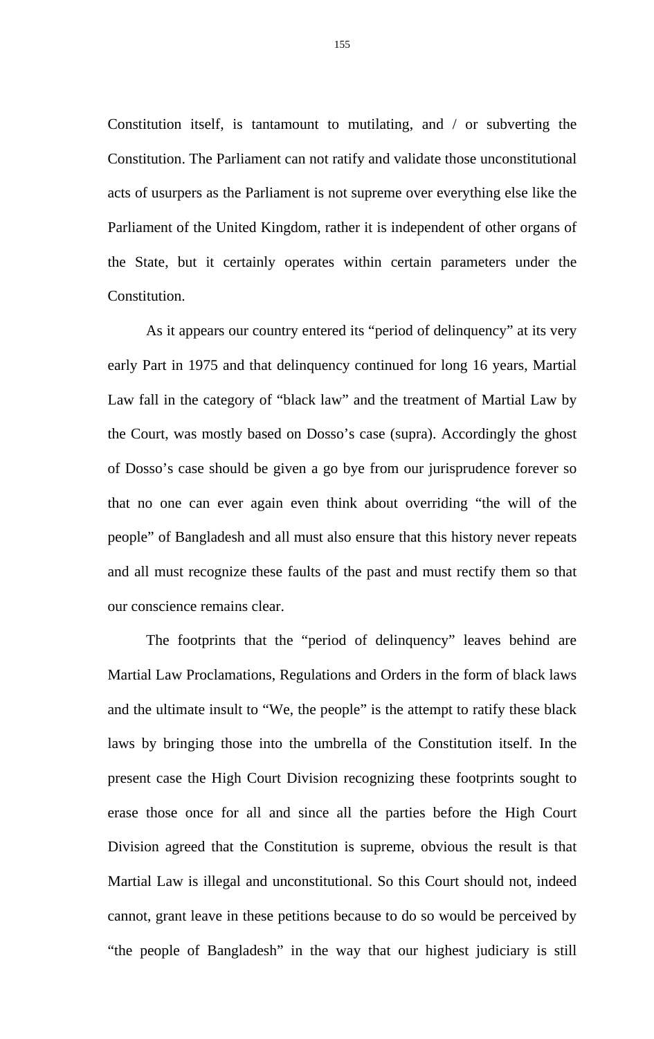Constitution itself, is tantamount to mutilating, and / or subverting the Constitution. The Parliament can not ratify and validate those unconstitutional acts of usurpers as the Parliament is not supreme over everything else like the Parliament of the United Kingdom, rather it is independent of other organs of the State, but it certainly operates within certain parameters under the Constitution.

As it appears our country entered its "period of delinquency" at its very early Part in 1975 and that delinquency continued for long 16 years, Martial Law fall in the category of "black law" and the treatment of Martial Law by the Court, was mostly based on Dosso's case (supra). Accordingly the ghost of Dosso's case should be given a go bye from our jurisprudence forever so that no one can ever again even think about overriding "the will of the people" of Bangladesh and all must also ensure that this history never repeats and all must recognize these faults of the past and must rectify them so that our conscience remains clear.

The footprints that the "period of delinquency" leaves behind are Martial Law Proclamations, Regulations and Orders in the form of black laws and the ultimate insult to "We, the people" is the attempt to ratify these black laws by bringing those into the umbrella of the Constitution itself. In the present case the High Court Division recognizing these footprints sought to erase those once for all and since all the parties before the High Court Division agreed that the Constitution is supreme, obvious the result is that Martial Law is illegal and unconstitutional. So this Court should not, indeed cannot, grant leave in these petitions because to do so would be perceived by "the people of Bangladesh" in the way that our highest judiciary is still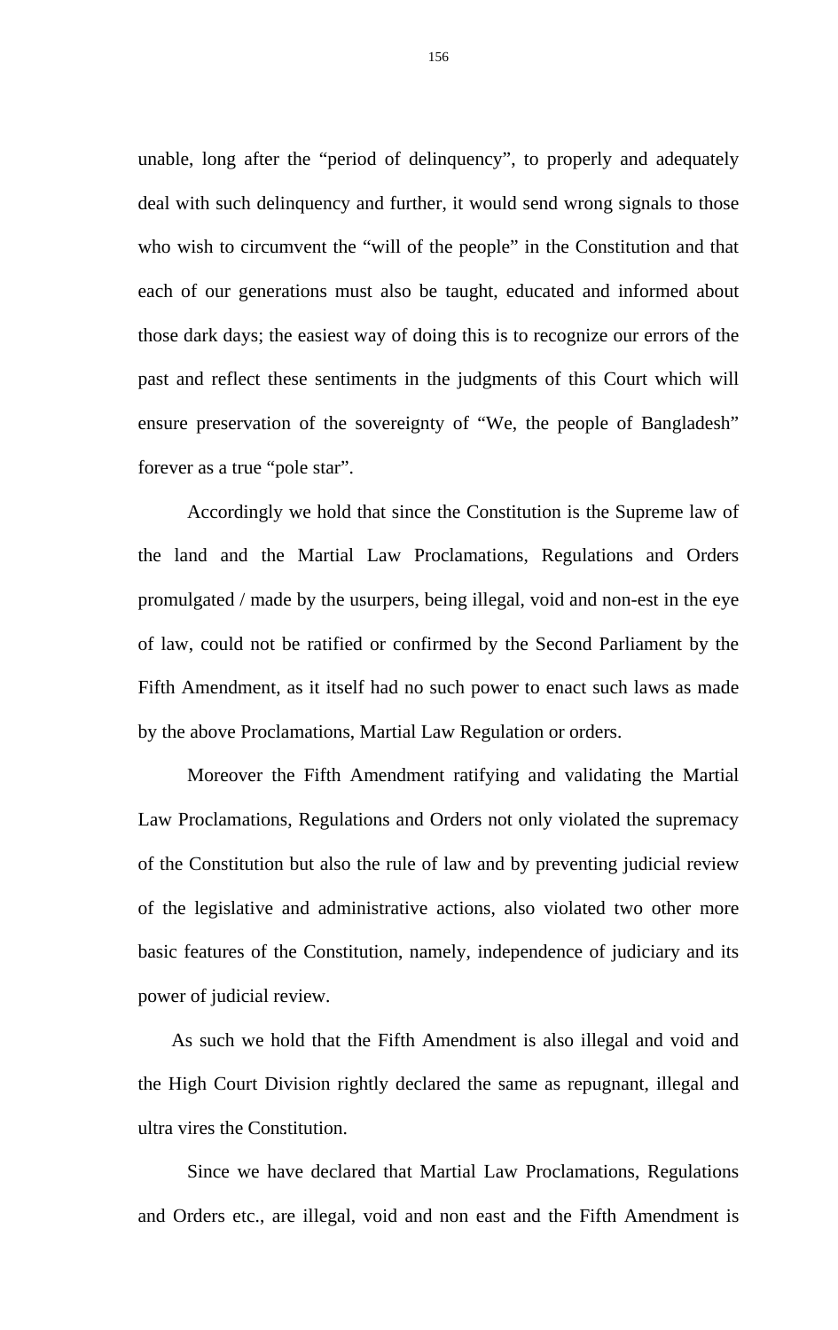unable, long after the "period of delinquency", to properly and adequately deal with such delinquency and further, it would send wrong signals to those who wish to circumvent the "will of the people" in the Constitution and that each of our generations must also be taught, educated and informed about those dark days; the easiest way of doing this is to recognize our errors of the past and reflect these sentiments in the judgments of this Court which will ensure preservation of the sovereignty of "We, the people of Bangladesh" forever as a true "pole star".

Accordingly we hold that since the Constitution is the Supreme law of the land and the Martial Law Proclamations, Regulations and Orders promulgated / made by the usurpers, being illegal, void and non-est in the eye of law, could not be ratified or confirmed by the Second Parliament by the Fifth Amendment, as it itself had no such power to enact such laws as made by the above Proclamations, Martial Law Regulation or orders.

Moreover the Fifth Amendment ratifying and validating the Martial Law Proclamations, Regulations and Orders not only violated the supremacy of the Constitution but also the rule of law and by preventing judicial review of the legislative and administrative actions, also violated two other more basic features of the Constitution, namely, independence of judiciary and its power of judicial review.

As such we hold that the Fifth Amendment is also illegal and void and the High Court Division rightly declared the same as repugnant, illegal and ultra vires the Constitution.

Since we have declared that Martial Law Proclamations, Regulations and Orders etc., are illegal, void and non east and the Fifth Amendment is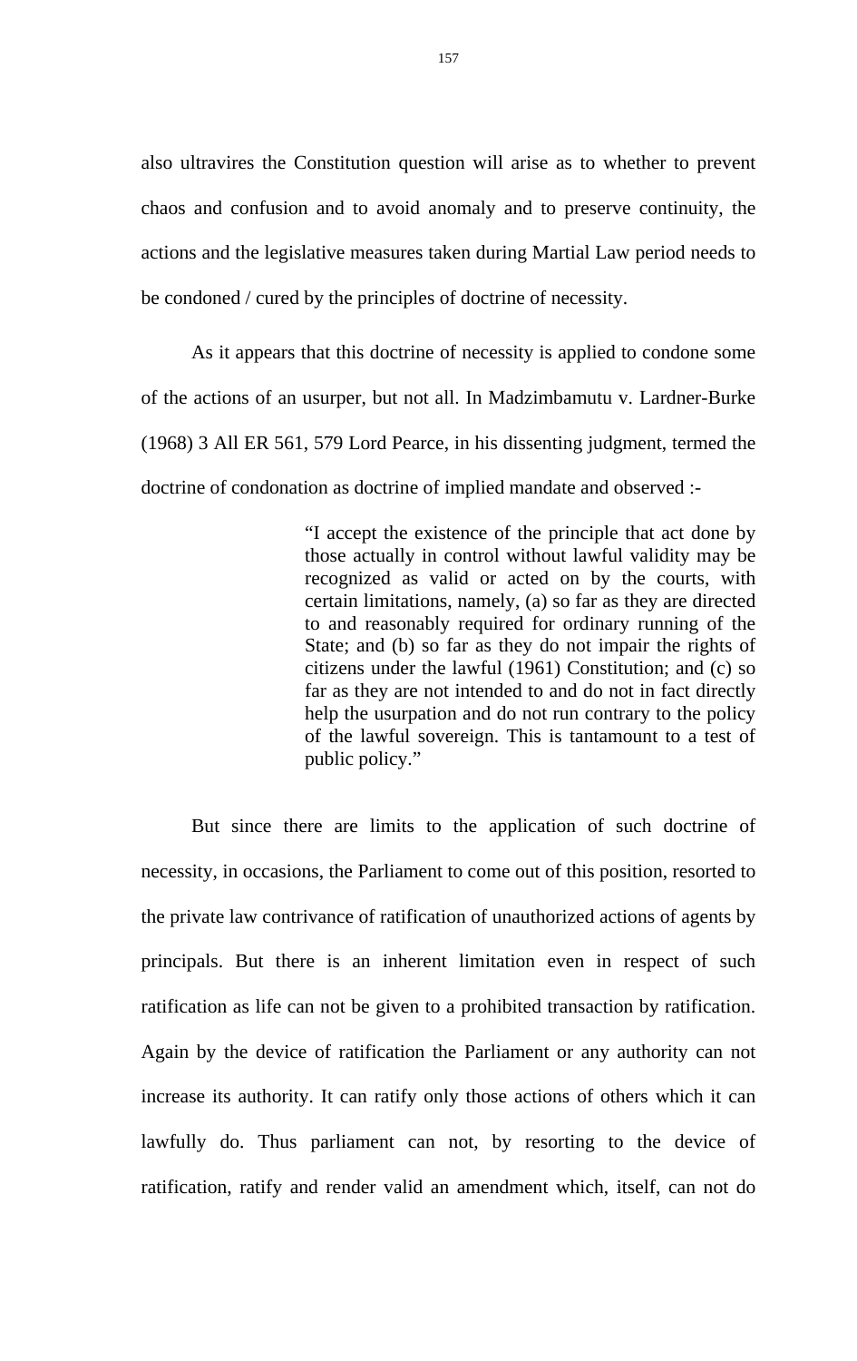also ultravires the Constitution question will arise as to whether to prevent chaos and confusion and to avoid anomaly and to preserve continuity, the actions and the legislative measures taken during Martial Law period needs to be condoned / cured by the principles of doctrine of necessity.

As it appears that this doctrine of necessity is applied to condone some of the actions of an usurper, but not all. In Madzimbamutu v. Lardner-Burke (1968) 3 All ER 561, 579 Lord Pearce, in his dissenting judgment, termed the doctrine of condonation as doctrine of implied mandate and observed :-

> "I accept the existence of the principle that act done by those actually in control without lawful validity may be recognized as valid or acted on by the courts, with certain limitations, namely, (a) so far as they are directed to and reasonably required for ordinary running of the State; and (b) so far as they do not impair the rights of citizens under the lawful (1961) Constitution; and (c) so far as they are not intended to and do not in fact directly help the usurpation and do not run contrary to the policy of the lawful sovereign. This is tantamount to a test of public policy."

But since there are limits to the application of such doctrine of necessity, in occasions, the Parliament to come out of this position, resorted to the private law contrivance of ratification of unauthorized actions of agents by principals. But there is an inherent limitation even in respect of such ratification as life can not be given to a prohibited transaction by ratification. Again by the device of ratification the Parliament or any authority can not increase its authority. It can ratify only those actions of others which it can lawfully do. Thus parliament can not, by resorting to the device of ratification, ratify and render valid an amendment which, itself, can not do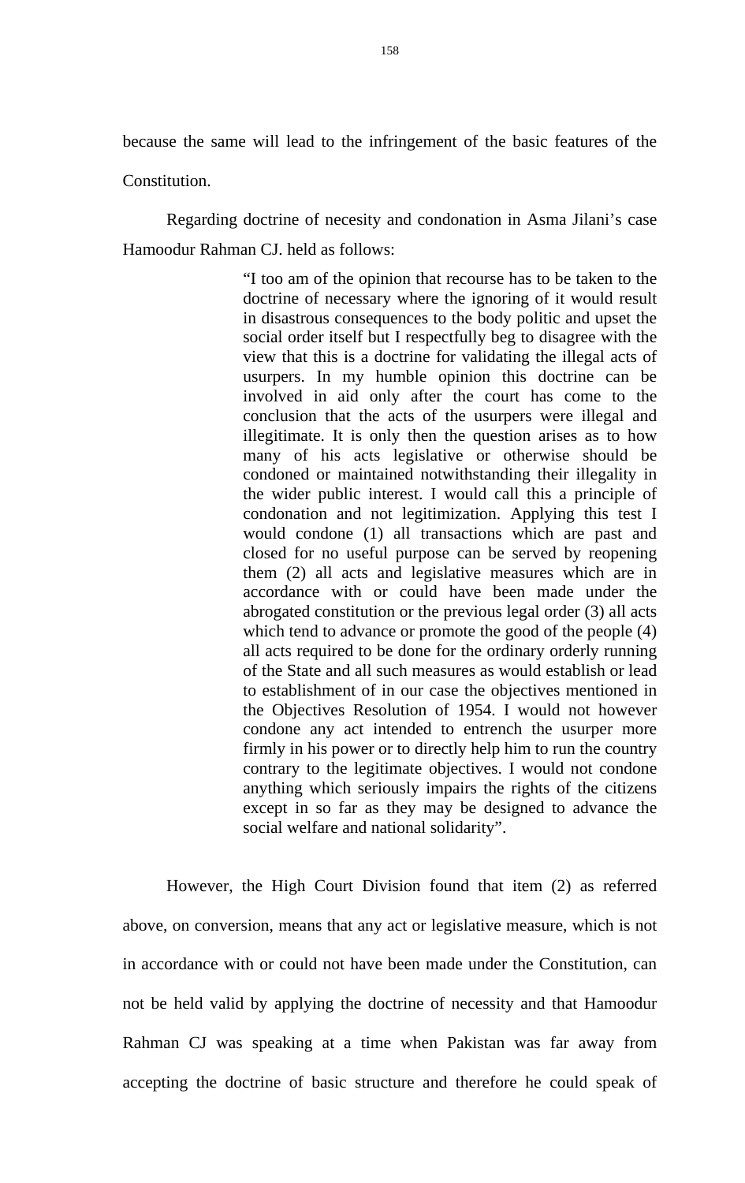because the same will lead to the infringement of the basic features of the Constitution.

Regarding doctrine of necesity and condonation in Asma Jilani's case Hamoodur Rahman CJ. held as follows:

> "I too am of the opinion that recourse has to be taken to the doctrine of necessary where the ignoring of it would result in disastrous consequences to the body politic and upset the social order itself but I respectfully beg to disagree with the view that this is a doctrine for validating the illegal acts of usurpers. In my humble opinion this doctrine can be involved in aid only after the court has come to the conclusion that the acts of the usurpers were illegal and illegitimate. It is only then the question arises as to how many of his acts legislative or otherwise should be condoned or maintained notwithstanding their illegality in the wider public interest. I would call this a principle of condonation and not legitimization. Applying this test I would condone (1) all transactions which are past and closed for no useful purpose can be served by reopening them (2) all acts and legislative measures which are in accordance with or could have been made under the abrogated constitution or the previous legal order (3) all acts which tend to advance or promote the good of the people (4) all acts required to be done for the ordinary orderly running of the State and all such measures as would establish or lead to establishment of in our case the objectives mentioned in the Objectives Resolution of 1954. I would not however condone any act intended to entrench the usurper more firmly in his power or to directly help him to run the country contrary to the legitimate objectives. I would not condone anything which seriously impairs the rights of the citizens except in so far as they may be designed to advance the social welfare and national solidarity".

However, the High Court Division found that item (2) as referred above, on conversion, means that any act or legislative measure, which is not in accordance with or could not have been made under the Constitution, can not be held valid by applying the doctrine of necessity and that Hamoodur Rahman CJ was speaking at a time when Pakistan was far away from accepting the doctrine of basic structure and therefore he could speak of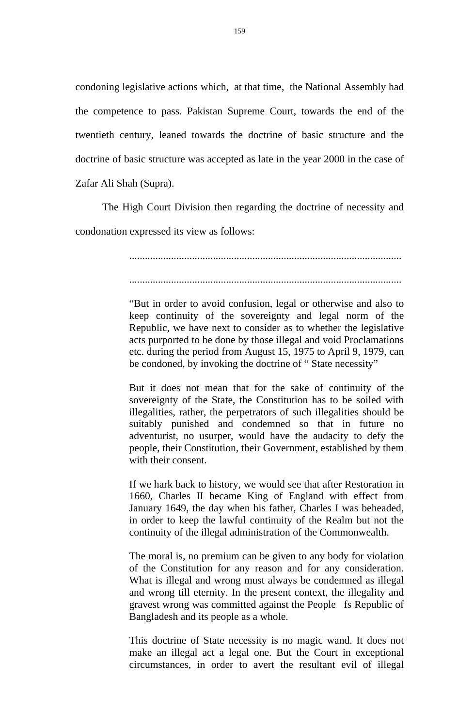condoning legislative actions which, at that time, the National Assembly had the competence to pass. Pakistan Supreme Court, towards the end of the twentieth century, leaned towards the doctrine of basic structure and the doctrine of basic structure was accepted as late in the year 2000 in the case of Zafar Ali Shah (Supra).

The High Court Division then regarding the doctrine of necessity and condonation expressed its view as follows:

> .......................................................................................................
>
> .......................................................................................................
>
> "But in order to avoid confusion, legal or otherwise and also to keep continuity of the sovereignty and legal norm of the Republic, we have next to consider as to whether the legislative acts purported to be done by those illegal and void Proclamations etc. during the period from August 15, 1975 to April 9, 1979, can be condoned, by invoking the doctrine of " State necessity"
>
> But it does not mean that for the sake of continuity of the sovereignty of the State, the Constitution has to be soiled with illegalities, rather, the perpetrators of such illegalities should be suitably punished and condemned so that in future no adventurist, no usurper, would have the audacity to defy the people, their Constitution, their Government, established by them with their consent.
>
> If we hark back to history, we would see that after Restoration in 1660, Charles II became King of England with effect from January 1649, the day when his father, Charles I was beheaded, in order to keep the lawful continuity of the Realm but not the continuity of the illegal administration of the Commonwealth.
>
> The moral is, no premium can be given to any body for violation of the Constitution for any reason and for any consideration. What is illegal and wrong must always be condemned as illegal and wrong till eternity. In the present context, the illegality and gravest wrong was committed against the People fs Republic of Bangladesh and its people as a whole.
>
> This doctrine of State necessity is no magic wand. It does not make an illegal act a legal one. But the Court in exceptional circumstances, in order to avert the resultant evil of illegal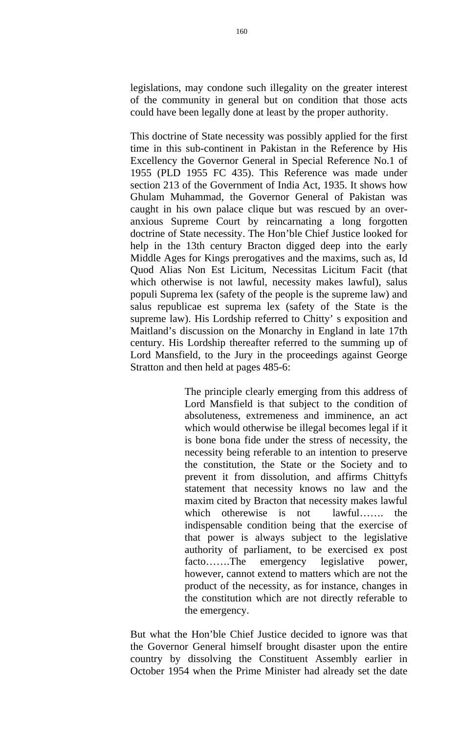legislations, may condone such illegality on the greater interest of the community in general but on condition that those acts could have been legally done at least by the proper authority.

This doctrine of State necessity was possibly applied for the first time in this sub-continent in Pakistan in the Reference by His Excellency the Governor General in Special Reference No.1 of 1955 (PLD 1955 FC 435). This Reference was made under section 213 of the Government of India Act, 1935. It shows how Ghulam Muhammad, the Governor General of Pakistan was caught in his own palace clique but was rescued by an over-anxious Supreme Court by reincarnating a long forgotten doctrine of State necessity. The Hon'ble Chief Justice looked for help in the 13th century Bracton digged deep into the early Middle Ages for Kings prerogatives and the maxims, such as, Id Quod Alias Non Est Licitum, Necessitas Licitum Facit (that which otherwise is not lawful, necessity makes lawful), salus populi Suprema lex (safety of the people is the supreme law) and salus republicae est suprema lex (safety of the State is the supreme law). His Lordship referred to Chitty' s exposition and Maitland's discussion on the Monarchy in England in late 17th century. His Lordship thereafter referred to the summing up of Lord Mansfield, to the Jury in the proceedings against George Stratton and then held at pages 485-6:

> The principle clearly emerging from this address of Lord Mansfield is that subject to the condition of absoluteness, extremeness and imminence, an act which would otherwise be illegal becomes legal if it is bone bona fide under the stress of necessity, the necessity being referable to an intention to preserve the constitution, the State or the Society and to prevent it from dissolution, and affirms Chittyfs statement that necessity knows no law and the maxim cited by Bracton that necessity makes lawful which otherewise is not lawful……. the indispensable condition being that the exercise of that power is always subject to the legislative authority of parliament, to be exercised ex post facto…….The emergency legislative power, however, cannot extend to matters which are not the product of the necessity, as for instance, changes in the constitution which are not directly referable to the emergency.

But what the Hon'ble Chief Justice decided to ignore was that the Governor General himself brought disaster upon the entire country by dissolving the Constituent Assembly earlier in October 1954 when the Prime Minister had already set the date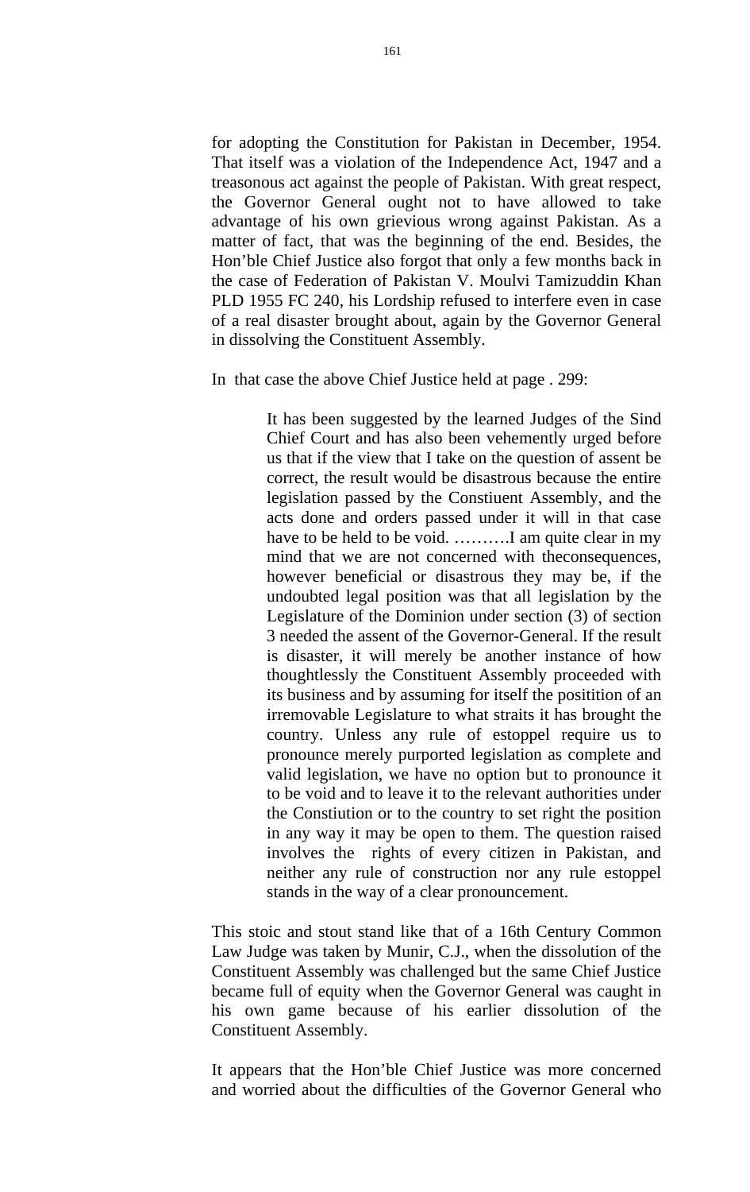for adopting the Constitution for Pakistan in December, 1954. That itself was a violation of the Independence Act, 1947 and a treasonous act against the people of Pakistan. With great respect, the Governor General ought not to have allowed to take advantage of his own grievious wrong against Pakistan. As a matter of fact, that was the beginning of the end. Besides, the Hon'ble Chief Justice also forgot that only a few months back in the case of Federation of Pakistan V. Moulvi Tamizuddin Khan PLD 1955 FC 240, his Lordship refused to interfere even in case of a real disaster brought about, again by the Governor General in dissolving the Constituent Assembly.

In that case the above Chief Justice held at page . 299:

> It has been suggested by the learned Judges of the Sind Chief Court and has also been vehemently urged before us that if the view that I take on the question of assent be correct, the result would be disastrous because the entire legislation passed by the Constiuent Assembly, and the acts done and orders passed under it will in that case have to be held to be void. ……….I am quite clear in my mind that we are not concerned with theconsequences, however beneficial or disastrous they may be, if the undoubted legal position was that all legislation by the Legislature of the Dominion under section (3) of section 3 needed the assent of the Governor-General. If the result is disaster, it will merely be another instance of how thoughtlessly the Constituent Assembly proceeded with its business and by assuming for itself the positition of an irremovable Legislature to what straits it has brought the country. Unless any rule of estoppel require us to pronounce merely purported legislation as complete and valid legislation, we have no option but to pronounce it to be void and to leave it to the relevant authorities under the Constiution or to the country to set right the position in any way it may be open to them. The question raised involves the rights of every citizen in Pakistan, and neither any rule of construction nor any rule estoppel stands in the way of a clear pronouncement.

This stoic and stout stand like that of a 16th Century Common Law Judge was taken by Munir, C.J., when the dissolution of the Constituent Assembly was challenged but the same Chief Justice became full of equity when the Governor General was caught in his own game because of his earlier dissolution of the Constituent Assembly.

It appears that the Hon'ble Chief Justice was more concerned and worried about the difficulties of the Governor General who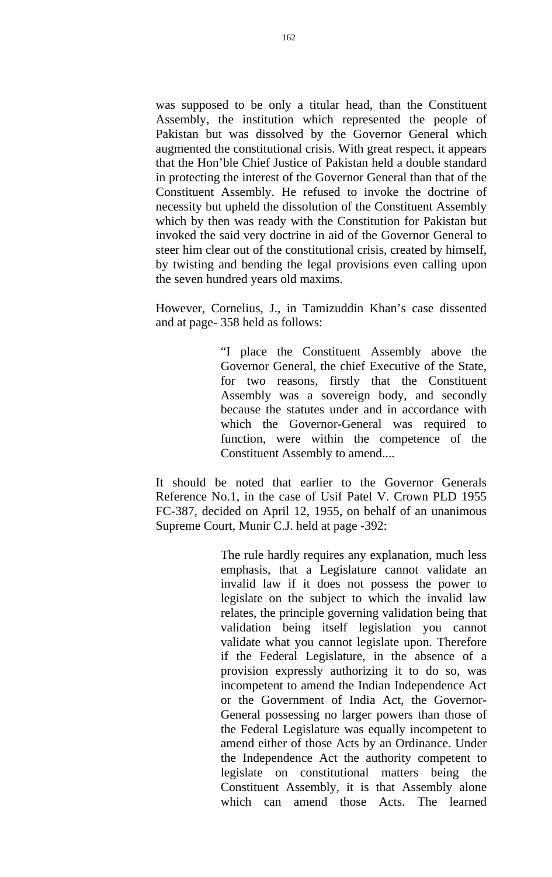was supposed to be only a titular head, than the Constituent Assembly, the institution which represented the people of Pakistan but was dissolved by the Governor General which augmented the constitutional crisis. With great respect, it appears that the Hon'ble Chief Justice of Pakistan held a double standard in protecting the interest of the Governor General than that of the Constituent Assembly. He refused to invoke the doctrine of necessity but upheld the dissolution of the Constituent Assembly which by then was ready with the Constitution for Pakistan but invoked the said very doctrine in aid of the Governor General to steer him clear out of the constitutional crisis, created by himself, by twisting and bending the legal provisions even calling upon the seven hundred years old maxims.

However, Cornelius, J., in Tamizuddin Khan's case dissented and at page- 358 held as follows:

> "I place the Constituent Assembly above the Governor General, the chief Executive of the State, for two reasons, firstly that the Constituent Assembly was a sovereign body, and secondly because the statutes under and in accordance with which the Governor-General was required to function, were within the competence of the Constituent Assembly to amend....

It should be noted that earlier to the Governor Generals Reference No.1, in the case of Usif Patel V. Crown PLD 1955 FC-387, decided on April 12, 1955, on behalf of an unanimous Supreme Court, Munir C.J. held at page -392:

> The rule hardly requires any explanation, much less emphasis, that a Legislature cannot validate an invalid law if it does not possess the power to legislate on the subject to which the invalid law relates, the principle governing validation being that validation being itself legislation you cannot validate what you cannot legislate upon. Therefore if the Federal Legislature, in the absence of a provision expressly authorizing it to do so, was incompetent to amend the Indian Independence Act or the Government of India Act, the Governor-General possessing no larger powers than those of the Federal Legislature was equally incompetent to amend either of those Acts by an Ordinance. Under the Independence Act the authority competent to legislate on constitutional matters being the Constituent Assembly, it is that Assembly alone which can amend those Acts. The learned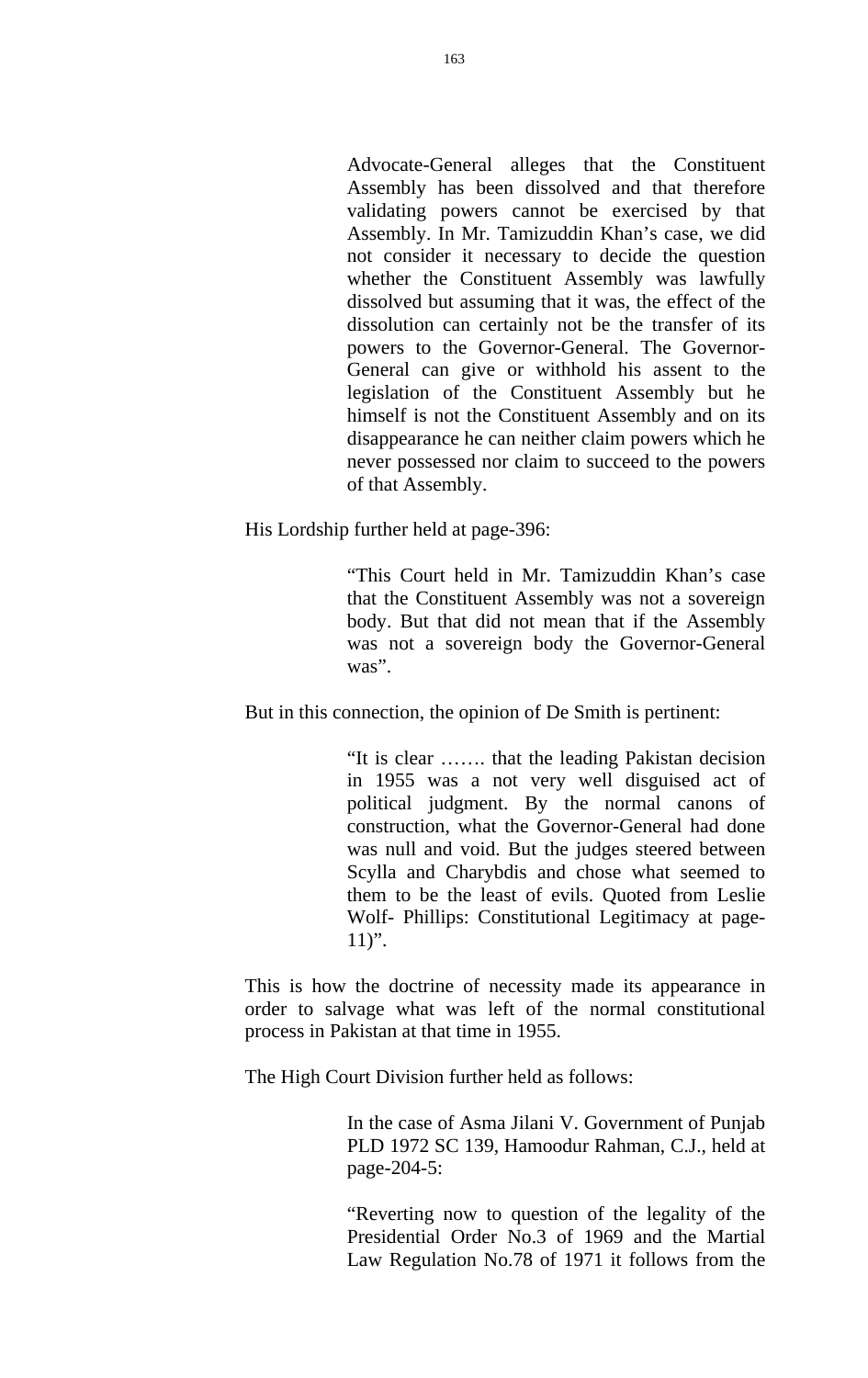> Advocate-General alleges that the Constituent Assembly has been dissolved and that therefore validating powers cannot be exercised by that Assembly. In Mr. Tamizuddin Khan's case, we did not consider it necessary to decide the question whether the Constituent Assembly was lawfully dissolved but assuming that it was, the effect of the dissolution can certainly not be the transfer of its powers to the Governor-General. The Governor-General can give or withhold his assent to the legislation of the Constituent Assembly but he himself is not the Constituent Assembly and on its disappearance he can neither claim powers which he never possessed nor claim to succeed to the powers of that Assembly.

His Lordship further held at page-396:

> "This Court held in Mr. Tamizuddin Khan's case that the Constituent Assembly was not a sovereign body. But that did not mean that if the Assembly was not a sovereign body the Governor-General was".

But in this connection, the opinion of De Smith is pertinent:

> "It is clear ……. that the leading Pakistan decision in 1955 was a not very well disguised act of political judgment. By the normal canons of construction, what the Governor-General had done was null and void. But the judges steered between Scylla and Charybdis and chose what seemed to them to be the least of evils. Quoted from Leslie Wolf- Phillips: Constitutional Legitimacy at page-11)".

This is how the doctrine of necessity made its appearance in order to salvage what was left of the normal constitutional process in Pakistan at that time in 1955.

The High Court Division further held as follows:

> In the case of Asma Jilani V. Government of Punjab PLD 1972 SC 139, Hamoodur Rahman, C.J., held at page-204-5:
>
> "Reverting now to question of the legality of the Presidential Order No.3 of 1969 and the Martial Law Regulation No.78 of 1971 it follows from the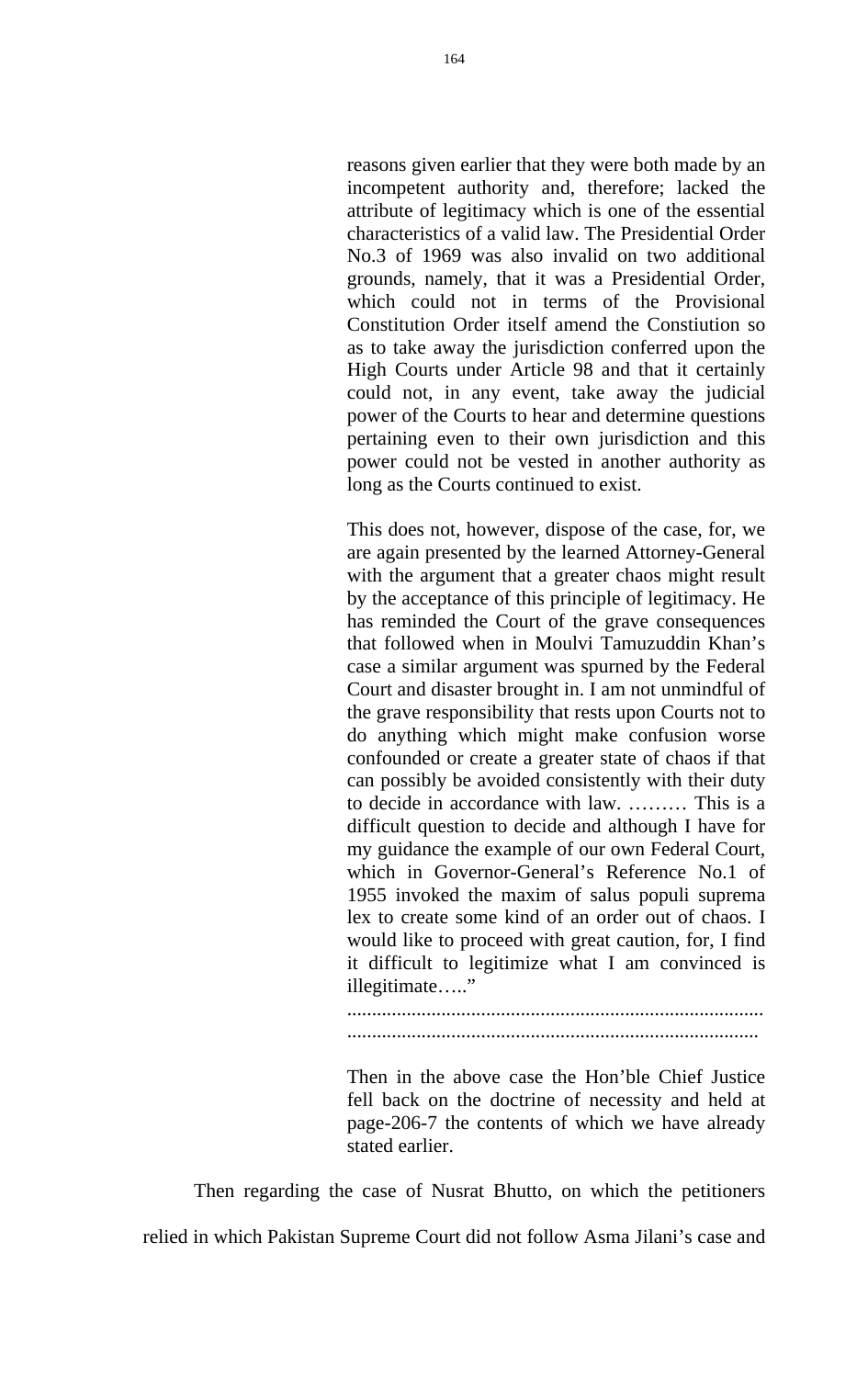> reasons given earlier that they were both made by an incompetent authority and, therefore; lacked the attribute of legitimacy which is one of the essential characteristics of a valid law. The Presidential Order No.3 of 1969 was also invalid on two additional grounds, namely, that it was a Presidential Order, which could not in terms of the Provisional Constitution Order itself amend the Constiution so as to take away the jurisdiction conferred upon the High Courts under Article 98 and that it certainly could not, in any event, take away the judicial power of the Courts to hear and determine questions pertaining even to their own jurisdiction and this power could not be vested in another authority as long as the Courts continued to exist.
>
> This does not, however, dispose of the case, for, we are again presented by the learned Attorney-General with the argument that a greater chaos might result by the acceptance of this principle of legitimacy. He has reminded the Court of the grave consequences that followed when in Moulvi Tamuzuddin Khan's case a similar argument was spurned by the Federal Court and disaster brought in. I am not unmindful of the grave responsibility that rests upon Courts not to do anything which might make confusion worse confounded or create a greater state of chaos if that can possibly be avoided consistently with their duty to decide in accordance with law. ……… This is a difficult question to decide and although I have for my guidance the example of our own Federal Court, which in Governor-General's Reference No.1 of 1955 invoked the maxim of salus populi suprema lex to create some kind of an order out of chaos. I would like to proceed with great caution, for, I find it difficult to legitimize what I am convinced is illegitimate….."
>
> ....................................................................................
> ..................................................................................
>
> Then in the above case the Hon'ble Chief Justice fell back on the doctrine of necessity and held at page-206-7 the contents of which we have already stated earlier.

Then regarding the case of Nusrat Bhutto, on which the petitioners relied in which Pakistan Supreme Court did not follow Asma Jilani's case and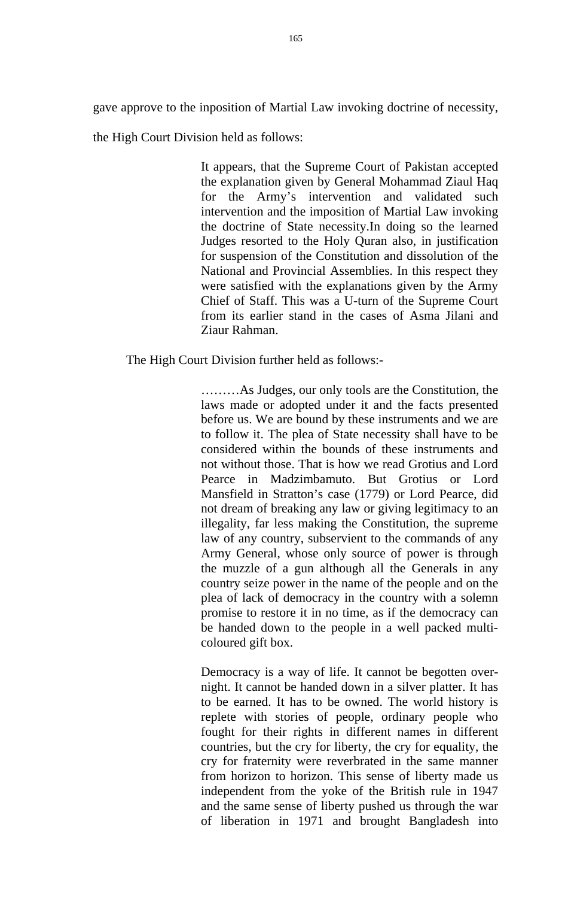gave approve to the inposition of Martial Law invoking doctrine of necessity, the High Court Division held as follows:

> It appears, that the Supreme Court of Pakistan accepted the explanation given by General Mohammad Ziaul Haq for the Army's intervention and validated such intervention and the imposition of Martial Law invoking the doctrine of State necessity.In doing so the learned Judges resorted to the Holy Quran also, in justification for suspension of the Constitution and dissolution of the National and Provincial Assemblies. In this respect they were satisfied with the explanations given by the Army Chief of Staff. This was a U-turn of the Supreme Court from its earlier stand in the cases of Asma Jilani and Ziaur Rahman.

The High Court Division further held as follows:-

> ………As Judges, our only tools are the Constitution, the laws made or adopted under it and the facts presented before us. We are bound by these instruments and we are to follow it. The plea of State necessity shall have to be considered within the bounds of these instruments and not without those. That is how we read Grotius and Lord Pearce in Madzimbamuto. But Grotius or Lord Mansfield in Stratton's case (1779) or Lord Pearce, did not dream of breaking any law or giving legitimacy to an illegality, far less making the Constitution, the supreme law of any country, subservient to the commands of any Army General, whose only source of power is through the muzzle of a gun although all the Generals in any country seize power in the name of the people and on the plea of lack of democracy in the country with a solemn promise to restore it in no time, as if the democracy can be handed down to the people in a well packed multi-coloured gift box.
>
> Democracy is a way of life. It cannot be begotten over-night. It cannot be handed down in a silver platter. It has to be earned. It has to be owned. The world history is replete with stories of people, ordinary people who fought for their rights in different names in different countries, but the cry for liberty, the cry for equality, the cry for fraternity were reverbrated in the same manner from horizon to horizon. This sense of liberty made us independent from the yoke of the British rule in 1947 and the same sense of liberty pushed us through the war of liberation in 1971 and brought Bangladesh into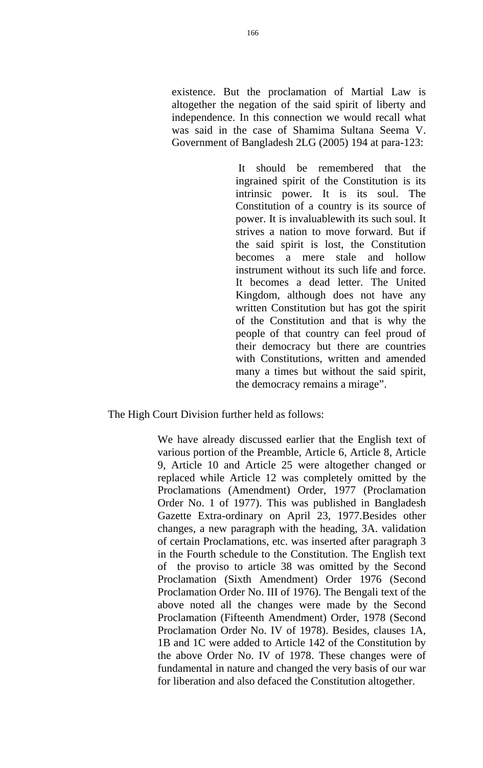existence. But the proclamation of Martial Law is altogether the negation of the said spirit of liberty and independence. In this connection we would recall what was said in the case of Shamima Sultana Seema V. Government of Bangladesh 2LG (2005) 194 at para-123:

> It should be remembered that the ingrained spirit of the Constitution is its intrinsic power. It is its soul. The Constitution of a country is its source of power. It is invaluablewith its such soul. It strives a nation to move forward. But if the said spirit is lost, the Constitution becomes a mere stale and hollow instrument without its such life and force. It becomes a dead letter. The United Kingdom, although does not have any written Constitution but has got the spirit of the Constitution and that is why the people of that country can feel proud of their democracy but there are countries with Constitutions, written and amended many a times but without the said spirit, the democracy remains a mirage".

The High Court Division further held as follows:

> We have already discussed earlier that the English text of various portion of the Preamble, Article 6, Article 8, Article 9, Article 10 and Article 25 were altogether changed or replaced while Article 12 was completely omitted by the Proclamations (Amendment) Order, 1977 (Proclamation Order No. 1 of 1977). This was published in Bangladesh Gazette Extra-ordinary on April 23, 1977.Besides other changes, a new paragraph with the heading, 3A. validation of certain Proclamations, etc. was inserted after paragraph 3 in the Fourth schedule to the Constitution. The English text of the proviso to article 38 was omitted by the Second Proclamation (Sixth Amendment) Order 1976 (Second Proclamation Order No. III of 1976). The Bengali text of the above noted all the changes were made by the Second Proclamation (Fifteenth Amendment) Order, 1978 (Second Proclamation Order No. IV of 1978). Besides, clauses 1A, 1B and 1C were added to Article 142 of the Constitution by the above Order No. IV of 1978. These changes were of fundamental in nature and changed the very basis of our war for liberation and also defaced the Constitution altogether.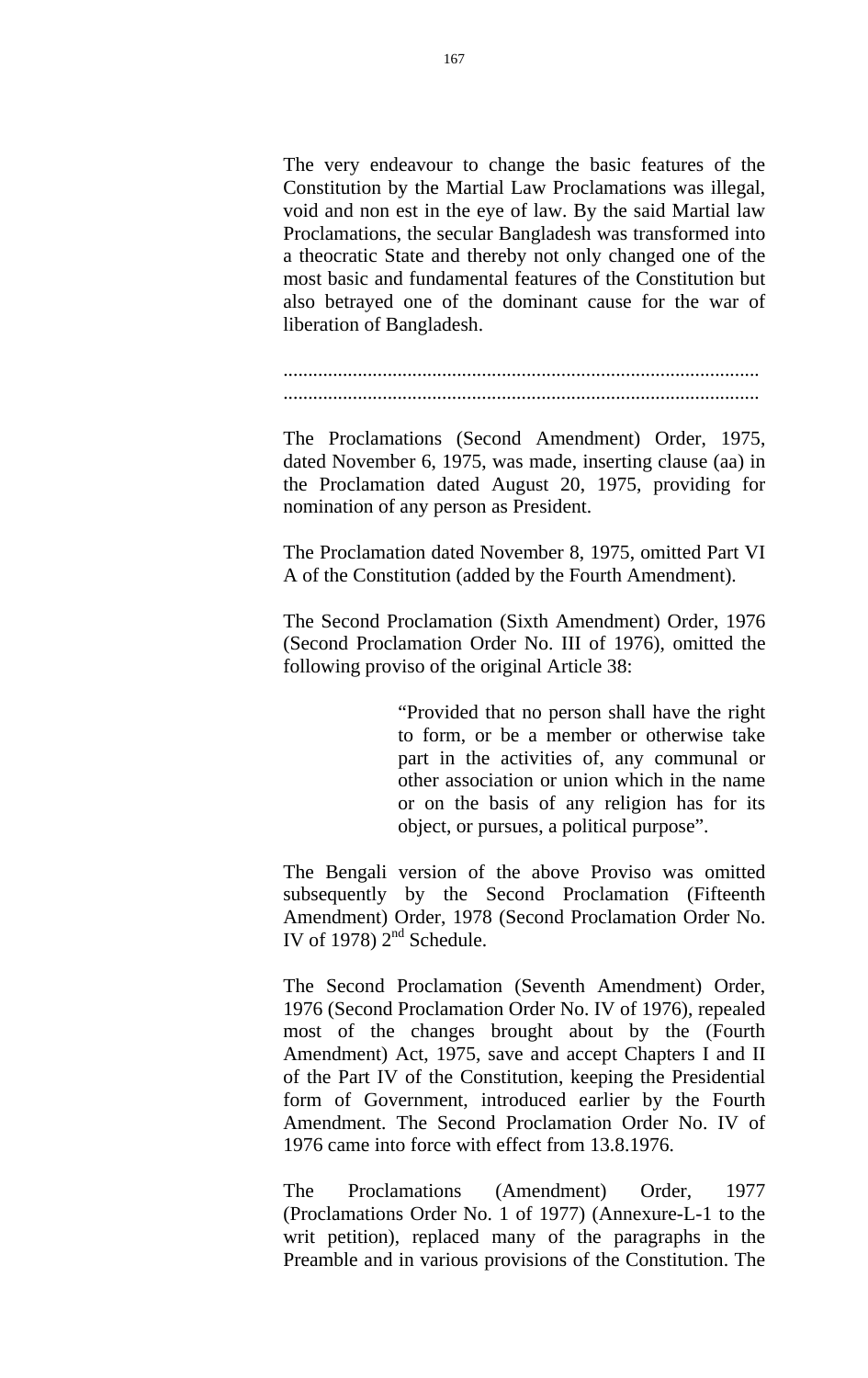The very endeavour to change the basic features of the Constitution by the Martial Law Proclamations was illegal, void and non est in the eye of law. By the said Martial law Proclamations, the secular Bangladesh was transformed into a theocratic State and thereby not only changed one of the most basic and fundamental features of the Constitution but also betrayed one of the dominant cause for the war of liberation of Bangladesh.

..............................................................................................
..............................................................................................

The Proclamations (Second Amendment) Order, 1975, dated November 6, 1975, was made, inserting clause (aa) in the Proclamation dated August 20, 1975, providing for nomination of any person as President.

The Proclamation dated November 8, 1975, omitted Part VI A of the Constitution (added by the Fourth Amendment).

The Second Proclamation (Sixth Amendment) Order, 1976 (Second Proclamation Order No. III of 1976), omitted the following proviso of the original Article 38:

> "Provided that no person shall have the right to form, or be a member or otherwise take part in the activities of, any communal or other association or union which in the name or on the basis of any religion has for its object, or pursues, a political purpose".

The Bengali version of the above Proviso was omitted subsequently by the Second Proclamation (Fifteenth Amendment) Order, 1978 (Second Proclamation Order No. IV of 1978) 2nd Schedule.

The Second Proclamation (Seventh Amendment) Order, 1976 (Second Proclamation Order No. IV of 1976), repealed most of the changes brought about by the (Fourth Amendment) Act, 1975, save and accept Chapters I and II of the Part IV of the Constitution, keeping the Presidential form of Government, introduced earlier by the Fourth Amendment. The Second Proclamation Order No. IV of 1976 came into force with effect from 13.8.1976.

The Proclamations (Amendment) Order, 1977 (Proclamations Order No. 1 of 1977) (Annexure-L-1 to the writ petition), replaced many of the paragraphs in the Preamble and in various provisions of the Constitution. The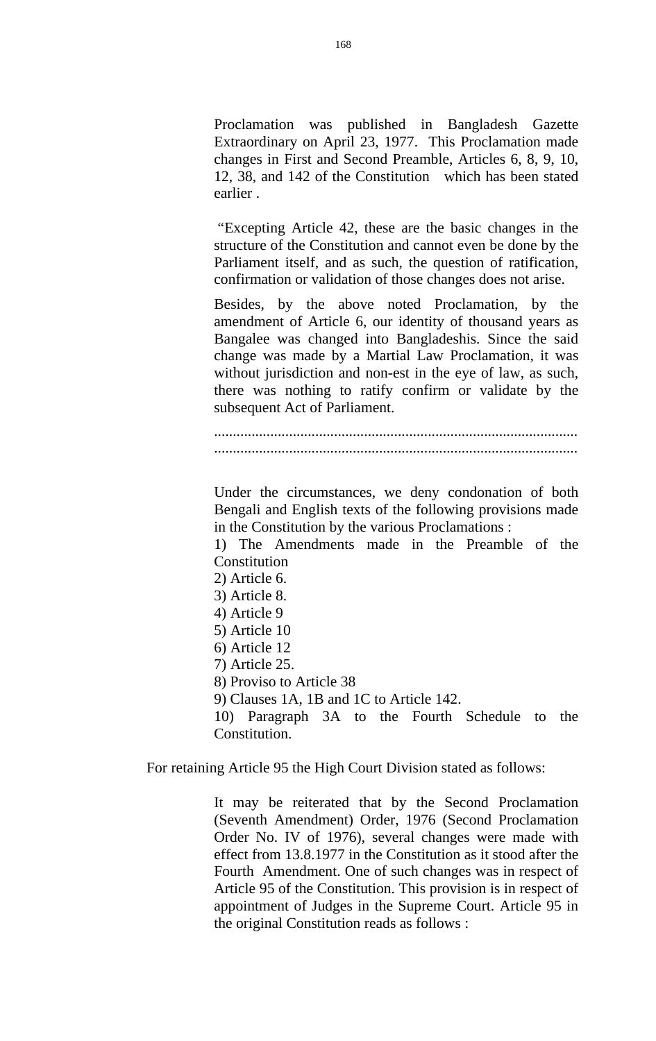> Proclamation was published in Bangladesh Gazette Extraordinary on April 23, 1977. This Proclamation made changes in First and Second Preamble, Articles 6, 8, 9, 10, 12, 38, and 142 of the Constitution which has been stated earlier .
>
> "Excepting Article 42, these are the basic changes in the structure of the Constitution and cannot even be done by the Parliament itself, and as such, the question of ratification, confirmation or validation of those changes does not arise.
>
> Besides, by the above noted Proclamation, by the amendment of Article 6, our identity of thousand years as Bangalee was changed into Bangladeshis. Since the said change was made by a Martial Law Proclamation, it was without jurisdiction and non-est in the eye of law, as such, there was nothing to ratify confirm or validate by the subsequent Act of Parliament.
>
> ..........................................................................................
> ..........................................................................................
>
> Under the circumstances, we deny condonation of both Bengali and English texts of the following provisions made in the Constitution by the various Proclamations :
>
> 1) The Amendments made in the Preamble of the Constitution
> 2) Article 6.
> 3) Article 8.
> 4) Article 9
> 5) Article 10
> 6) Article 12
> 7) Article 25.
> 8) Proviso to Article 38
> 9) Clauses 1A, 1B and 1C to Article 142.
> 10) Paragraph 3A to the Fourth Schedule to the Constitution.

For retaining Article 95 the High Court Division stated as follows:

> It may be reiterated that by the Second Proclamation (Seventh Amendment) Order, 1976 (Second Proclamation Order No. IV of 1976), several changes were made with effect from 13.8.1977 in the Constitution as it stood after the Fourth Amendment. One of such changes was in respect of Article 95 of the Constitution. This provision is in respect of appointment of Judges in the Supreme Court. Article 95 in the original Constitution reads as follows :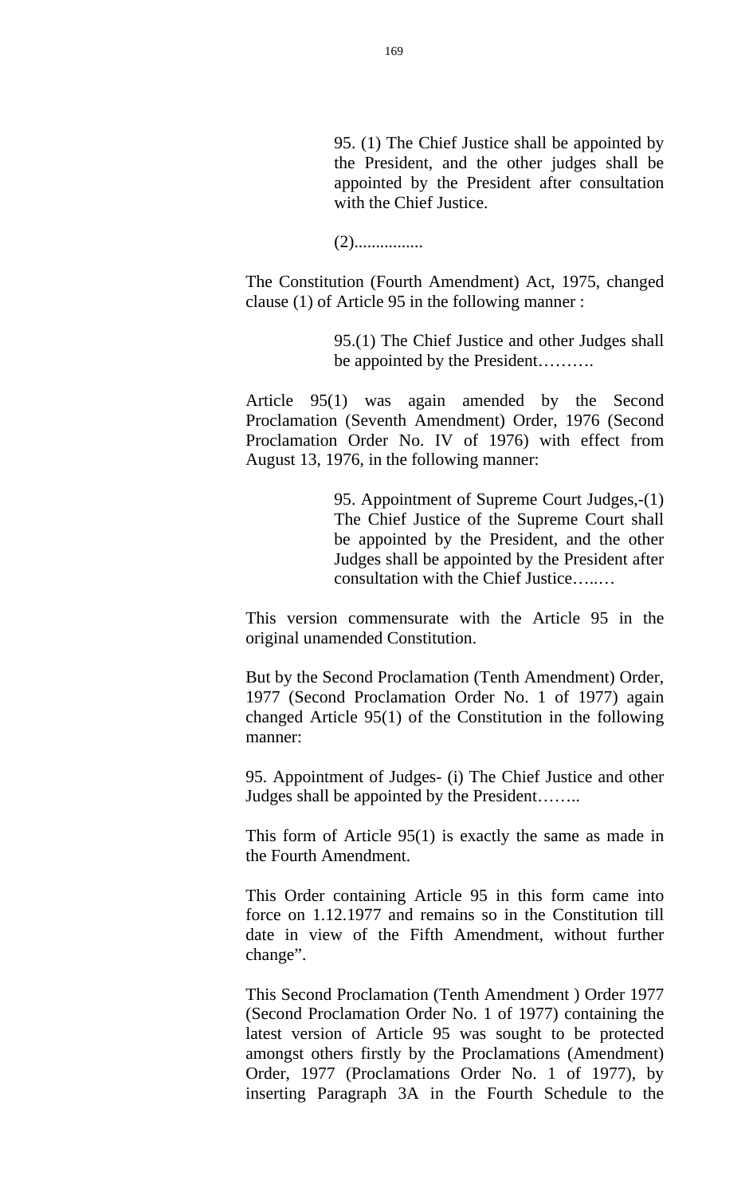> 95. (1) The Chief Justice shall be appointed by the President, and the other judges shall be appointed by the President after consultation with the Chief Justice.
>
> (2)................

The Constitution (Fourth Amendment) Act, 1975, changed clause (1) of Article 95 in the following manner :

> 95.(1) The Chief Justice and other Judges shall be appointed by the President……….

Article 95(1) was again amended by the Second Proclamation (Seventh Amendment) Order, 1976 (Second Proclamation Order No. IV of 1976) with effect from August 13, 1976, in the following manner:

> 95. Appointment of Supreme Court Judges,-(1) The Chief Justice of the Supreme Court shall be appointed by the President, and the other Judges shall be appointed by the President after consultation with the Chief Justice…..…

This version commensurate with the Article 95 in the original unamended Constitution.

But by the Second Proclamation (Tenth Amendment) Order, 1977 (Second Proclamation Order No. 1 of 1977) again changed Article 95(1) of the Constitution in the following manner:

95. Appointment of Judges- (i) The Chief Justice and other Judges shall be appointed by the President……..

This form of Article 95(1) is exactly the same as made in the Fourth Amendment.

This Order containing Article 95 in this form came into force on 1.12.1977 and remains so in the Constitution till date in view of the Fifth Amendment, without further change".

This Second Proclamation (Tenth Amendment ) Order 1977 (Second Proclamation Order No. 1 of 1977) containing the latest version of Article 95 was sought to be protected amongst others firstly by the Proclamations (Amendment) Order, 1977 (Proclamations Order No. 1 of 1977), by inserting Paragraph 3A in the Fourth Schedule to the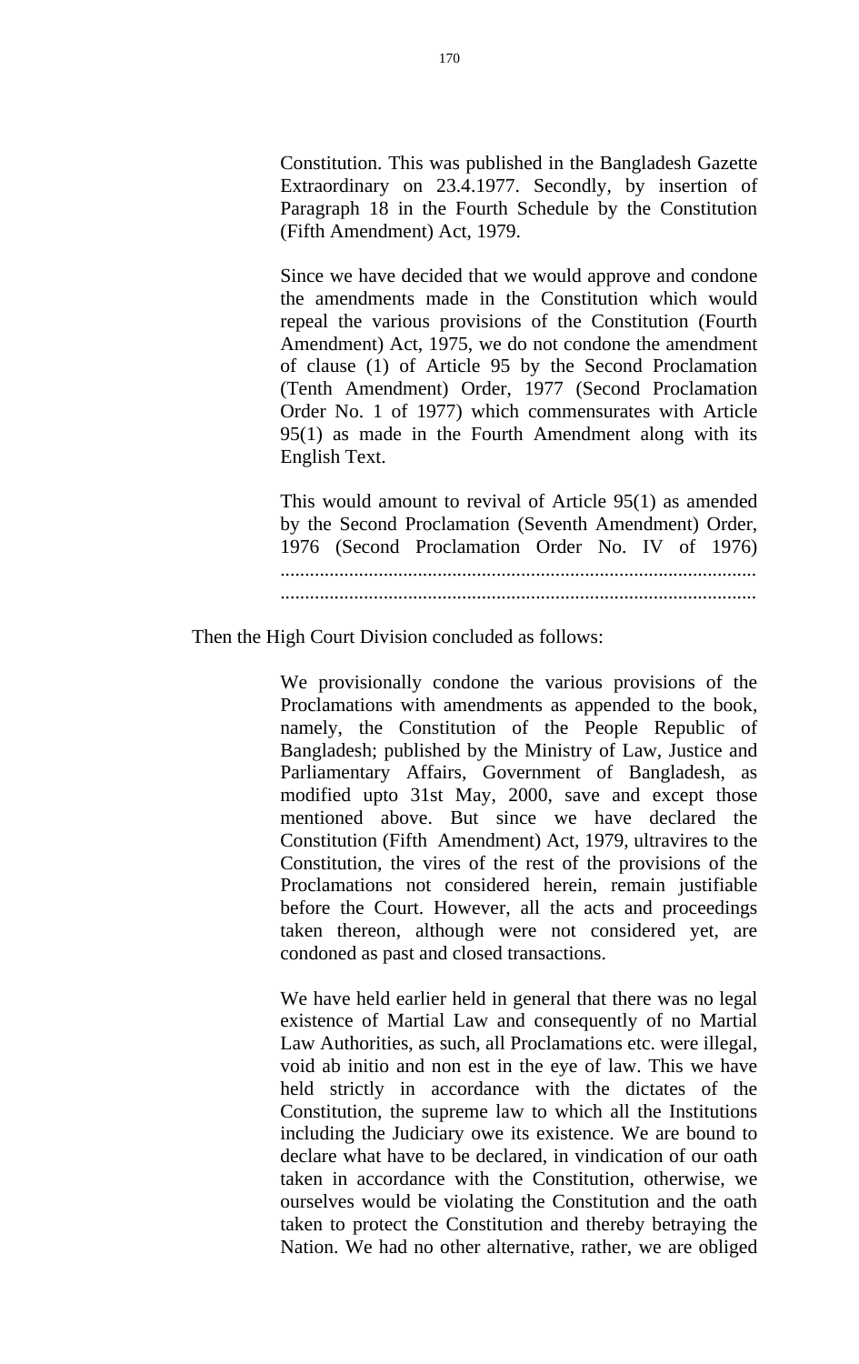> Constitution. This was published in the Bangladesh Gazette Extraordinary on 23.4.1977. Secondly, by insertion of Paragraph 18 in the Fourth Schedule by the Constitution (Fifth Amendment) Act, 1979.
>
> Since we have decided that we would approve and condone the amendments made in the Constitution which would repeal the various provisions of the Constitution (Fourth Amendment) Act, 1975, we do not condone the amendment of clause (1) of Article 95 by the Second Proclamation (Tenth Amendment) Order, 1977 (Second Proclamation Order No. 1 of 1977) which commensurates with Article 95(1) as made in the Fourth Amendment along with its English Text.
>
> This would amount to revival of Article 95(1) as amended by the Second Proclamation (Seventh Amendment) Order, 1976 (Second Proclamation Order No. IV of 1976) ................................................................................................ ................................................................................................

Then the High Court Division concluded as follows:

> We provisionally condone the various provisions of the Proclamations with amendments as appended to the book, namely, the Constitution of the People Republic of Bangladesh; published by the Ministry of Law, Justice and Parliamentary Affairs, Government of Bangladesh, as modified upto 31st May, 2000, save and except those mentioned above. But since we have declared the Constitution (Fifth Amendment) Act, 1979, ultravires to the Constitution, the vires of the rest of the provisions of the Proclamations not considered herein, remain justifiable before the Court. However, all the acts and proceedings taken thereon, although were not considered yet, are condoned as past and closed transactions.
>
> We have held earlier held in general that there was no legal existence of Martial Law and consequently of no Martial Law Authorities, as such, all Proclamations etc. were illegal, void ab initio and non est in the eye of law. This we have held strictly in accordance with the dictates of the Constitution, the supreme law to which all the Institutions including the Judiciary owe its existence. We are bound to declare what have to be declared, in vindication of our oath taken in accordance with the Constitution, otherwise, we ourselves would be violating the Constitution and the oath taken to protect the Constitution and thereby betraying the Nation. We had no other alternative, rather, we are obliged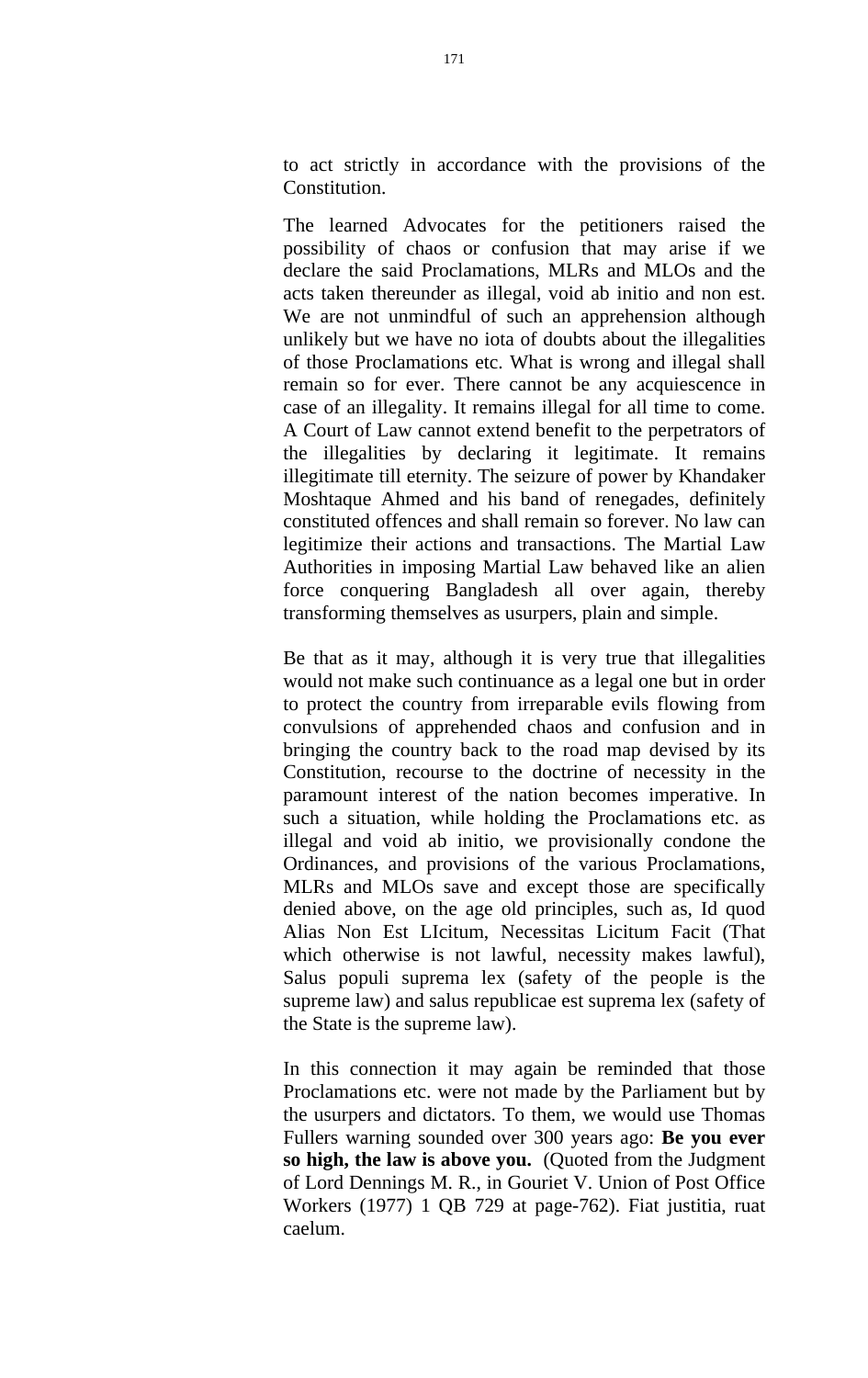to act strictly in accordance with the provisions of the Constitution.

The learned Advocates for the petitioners raised the possibility of chaos or confusion that may arise if we declare the said Proclamations, MLRs and MLOs and the acts taken thereunder as illegal, void ab initio and non est. We are not unmindful of such an apprehension although unlikely but we have no iota of doubts about the illegalities of those Proclamations etc. What is wrong and illegal shall remain so for ever. There cannot be any acquiescence in case of an illegality. It remains illegal for all time to come. A Court of Law cannot extend benefit to the perpetrators of the illegalities by declaring it legitimate. It remains illegitimate till eternity. The seizure of power by Khandaker Moshtaque Ahmed and his band of renegades, definitely constituted offences and shall remain so forever. No law can legitimize their actions and transactions. The Martial Law Authorities in imposing Martial Law behaved like an alien force conquering Bangladesh all over again, thereby transforming themselves as usurpers, plain and simple.

Be that as it may, although it is very true that illegalities would not make such continuance as a legal one but in order to protect the country from irreparable evils flowing from convulsions of apprehended chaos and confusion and in bringing the country back to the road map devised by its Constitution, recourse to the doctrine of necessity in the paramount interest of the nation becomes imperative. In such a situation, while holding the Proclamations etc. as illegal and void ab initio, we provisionally condone the Ordinances, and provisions of the various Proclamations, MLRs and MLOs save and except those are specifically denied above, on the age old principles, such as, Id quod Alias Non Est LIcitum, Necessitas Licitum Facit (That which otherwise is not lawful, necessity makes lawful), Salus populi suprema lex (safety of the people is the supreme law) and salus republicae est suprema lex (safety of the State is the supreme law).

In this connection it may again be reminded that those Proclamations etc. were not made by the Parliament but by the usurpers and dictators. To them, we would use Thomas Fullers warning sounded over 300 years ago: **Be you ever so high, the law is above you.** (Quoted from the Judgment of Lord Dennings M. R., in Gouriet V. Union of Post Office Workers (1977) 1 QB 729 at page-762). Fiat justitia, ruat caelum.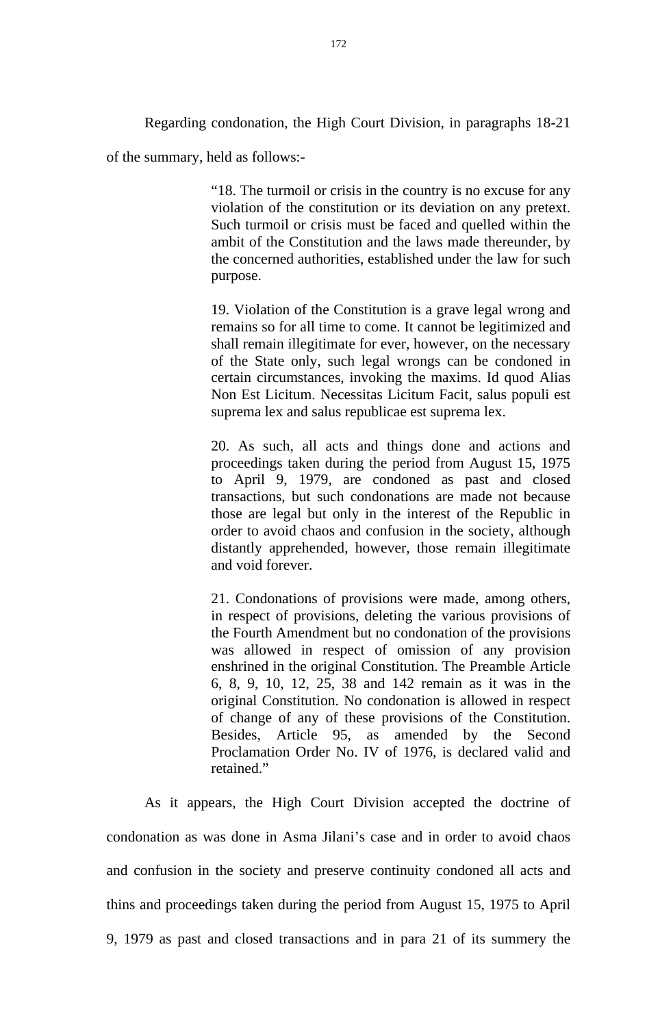Regarding condonation, the High Court Division, in paragraphs 18-21 of the summary, held as follows:-

> "18. The turmoil or crisis in the country is no excuse for any violation of the constitution or its deviation on any pretext. Such turmoil or crisis must be faced and quelled within the ambit of the Constitution and the laws made thereunder, by the concerned authorities, established under the law for such purpose.
>
> 19. Violation of the Constitution is a grave legal wrong and remains so for all time to come. It cannot be legitimized and shall remain illegitimate for ever, however, on the necessary of the State only, such legal wrongs can be condoned in certain circumstances, invoking the maxims. Id quod Alias Non Est Licitum. Necessitas Licitum Facit, salus populi est suprema lex and salus republicae est suprema lex.
>
> 20. As such, all acts and things done and actions and proceedings taken during the period from August 15, 1975 to April 9, 1979, are condoned as past and closed transactions, but such condonations are made not because those are legal but only in the interest of the Republic in order to avoid chaos and confusion in the society, although distantly apprehended, however, those remain illegitimate and void forever.
>
> 21. Condonations of provisions were made, among others, in respect of provisions, deleting the various provisions of the Fourth Amendment but no condonation of the provisions was allowed in respect of omission of any provision enshrined in the original Constitution. The Preamble Article 6, 8, 9, 10, 12, 25, 38 and 142 remain as it was in the original Constitution. No condonation is allowed in respect of change of any of these provisions of the Constitution. Besides, Article 95, as amended by the Second Proclamation Order No. IV of 1976, is declared valid and retained."

As it appears, the High Court Division accepted the doctrine of condonation as was done in Asma Jilani's case and in order to avoid chaos and confusion in the society and preserve continuity condoned all acts and thins and proceedings taken during the period from August 15, 1975 to April 9, 1979 as past and closed transactions and in para 21 of its summery the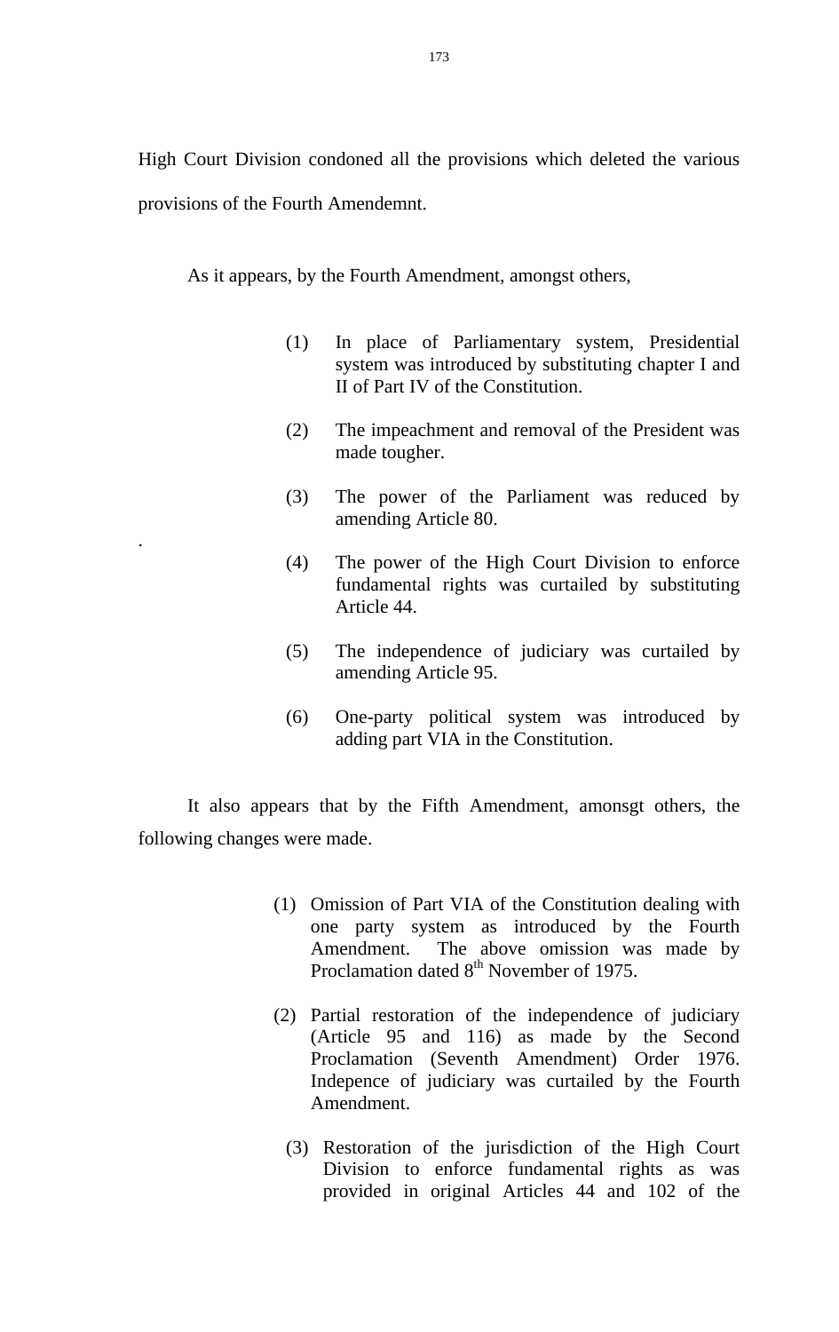High Court Division condoned all the provisions which deleted the various provisions of the Fourth Amendemnt.

As it appears, by the Fourth Amendment, amongst others,

(1) In place of Parliamentary system, Presidential system was introduced by substituting chapter I and II of Part IV of the Constitution.

(2) The impeachment and removal of the President was made tougher.

(3) The power of the Parliament was reduced by amending Article 80.

(4) The power of the High Court Division to enforce fundamental rights was curtailed by substituting Article 44.

(5) The independence of judiciary was curtailed by amending Article 95.

(6) One-party political system was introduced by adding part VIA in the Constitution.

It also appears that by the Fifth Amendment, amonsgt others, the following changes were made.

(1) Omission of Part VIA of the Constitution dealing with one party system as introduced by the Fourth Amendment. The above omission was made by Proclamation dated 8th November of 1975.

(2) Partial restoration of the independence of judiciary (Article 95 and 116) as made by the Second Proclamation (Seventh Amendment) Order 1976. Indepence of judiciary was curtailed by the Fourth Amendment.

(3) Restoration of the jurisdiction of the High Court Division to enforce fundamental rights as was provided in original Articles 44 and 102 of the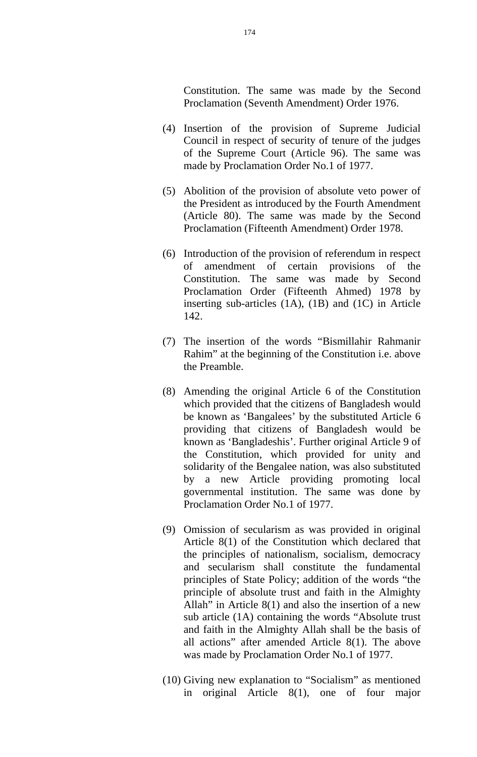Constitution. The same was made by the Second Proclamation (Seventh Amendment) Order 1976.

(4) Insertion of the provision of Supreme Judicial Council in respect of security of tenure of the judges of the Supreme Court (Article 96). The same was made by Proclamation Order No.1 of 1977.

(5) Abolition of the provision of absolute veto power of the President as introduced by the Fourth Amendment (Article 80). The same was made by the Second Proclamation (Fifteenth Amendment) Order 1978.

(6) Introduction of the provision of referendum in respect of amendment of certain provisions of the Constitution. The same was made by Second Proclamation Order (Fifteenth Ahmed) 1978 by inserting sub-articles (1A), (1B) and (1C) in Article 142.

(7) The insertion of the words "Bismillahir Rahmanir Rahim" at the beginning of the Constitution i.e. above the Preamble.

(8) Amending the original Article 6 of the Constitution which provided that the citizens of Bangladesh would be known as 'Bangalees' by the substituted Article 6 providing that citizens of Bangladesh would be known as 'Bangladeshis'. Further original Article 9 of the Constitution, which provided for unity and solidarity of the Bengalee nation, was also substituted by a new Article providing promoting local governmental institution. The same was done by Proclamation Order No.1 of 1977.

(9) Omission of secularism as was provided in original Article 8(1) of the Constitution which declared that the principles of nationalism, socialism, democracy and secularism shall constitute the fundamental principles of State Policy; addition of the words "the principle of absolute trust and faith in the Almighty Allah" in Article 8(1) and also the insertion of a new sub article (1A) containing the words "Absolute trust and faith in the Almighty Allah shall be the basis of all actions" after amended Article 8(1). The above was made by Proclamation Order No.1 of 1977.

(10) Giving new explanation to "Socialism" as mentioned in original Article 8(1), one of four major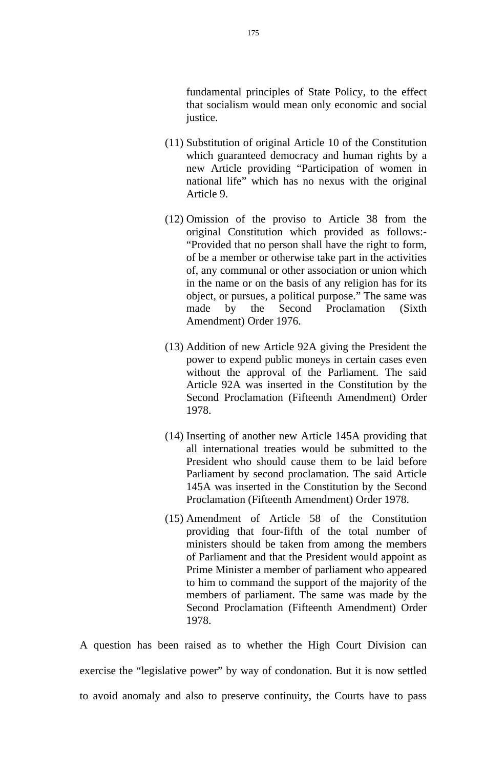fundamental principles of State Policy, to the effect that socialism would mean only economic and social justice.

(11) Substitution of original Article 10 of the Constitution which guaranteed democracy and human rights by a new Article providing "Participation of women in national life" which has no nexus with the original Article 9.

(12) Omission of the proviso to Article 38 from the original Constitution which provided as follows:- "Provided that no person shall have the right to form, of be a member or otherwise take part in the activities of, any communal or other association or union which in the name or on the basis of any religion has for its object, or pursues, a political purpose." The same was made by the Second Proclamation (Sixth Amendment) Order 1976.

(13) Addition of new Article 92A giving the President the power to expend public moneys in certain cases even without the approval of the Parliament. The said Article 92A was inserted in the Constitution by the Second Proclamation (Fifteenth Amendment) Order 1978.

(14) Inserting of another new Article 145A providing that all international treaties would be submitted to the President who should cause them to be laid before Parliament by second proclamation. The said Article 145A was inserted in the Constitution by the Second Proclamation (Fifteenth Amendment) Order 1978.

(15) Amendment of Article 58 of the Constitution providing that four-fifth of the total number of ministers should be taken from among the members of Parliament and that the President would appoint as Prime Minister a member of parliament who appeared to him to command the support of the majority of the members of parliament. The same was made by the Second Proclamation (Fifteenth Amendment) Order 1978.

A question has been raised as to whether the High Court Division can exercise the "legislative power" by way of condonation. But it is now settled to avoid anomaly and also to preserve continuity, the Courts have to pass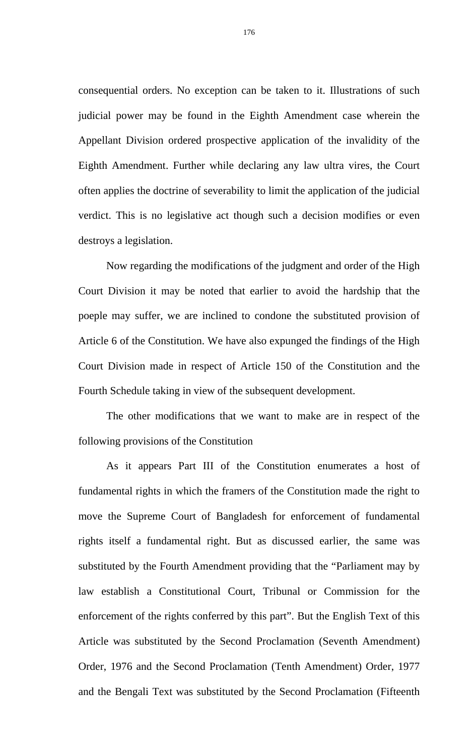consequential orders. No exception can be taken to it. Illustrations of such judicial power may be found in the Eighth Amendment case wherein the Appellant Division ordered prospective application of the invalidity of the Eighth Amendment. Further while declaring any law ultra vires, the Court often applies the doctrine of severability to limit the application of the judicial verdict. This is no legislative act though such a decision modifies or even destroys a legislation.

Now regarding the modifications of the judgment and order of the High Court Division it may be noted that earlier to avoid the hardship that the poeple may suffer, we are inclined to condone the substituted provision of Article 6 of the Constitution. We have also expunged the findings of the High Court Division made in respect of Article 150 of the Constitution and the Fourth Schedule taking in view of the subsequent development.

The other modifications that we want to make are in respect of the following provisions of the Constitution

As it appears Part III of the Constitution enumerates a host of fundamental rights in which the framers of the Constitution made the right to move the Supreme Court of Bangladesh for enforcement of fundamental rights itself a fundamental right. But as discussed earlier, the same was substituted by the Fourth Amendment providing that the "Parliament may by law establish a Constitutional Court, Tribunal or Commission for the enforcement of the rights conferred by this part". But the English Text of this Article was substituted by the Second Proclamation (Seventh Amendment) Order, 1976 and the Second Proclamation (Tenth Amendment) Order, 1977 and the Bengali Text was substituted by the Second Proclamation (Fifteenth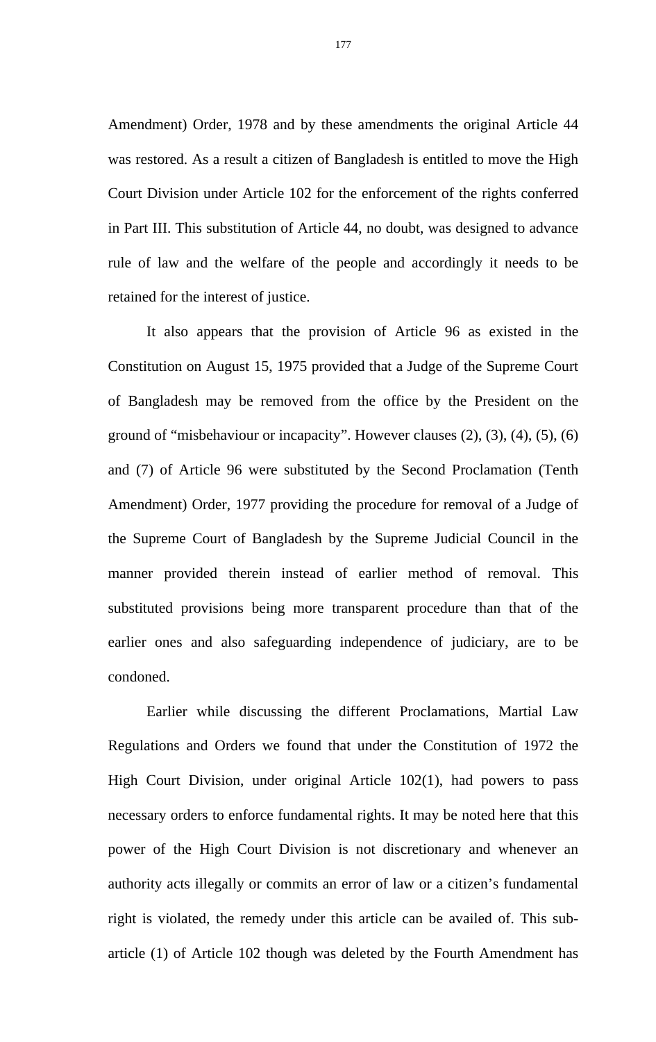Amendment) Order, 1978 and by these amendments the original Article 44 was restored. As a result a citizen of Bangladesh is entitled to move the High Court Division under Article 102 for the enforcement of the rights conferred in Part III. This substitution of Article 44, no doubt, was designed to advance rule of law and the welfare of the people and accordingly it needs to be retained for the interest of justice.

It also appears that the provision of Article 96 as existed in the Constitution on August 15, 1975 provided that a Judge of the Supreme Court of Bangladesh may be removed from the office by the President on the ground of "misbehaviour or incapacity". However clauses (2), (3), (4), (5), (6) and (7) of Article 96 were substituted by the Second Proclamation (Tenth Amendment) Order, 1977 providing the procedure for removal of a Judge of the Supreme Court of Bangladesh by the Supreme Judicial Council in the manner provided therein instead of earlier method of removal. This substituted provisions being more transparent procedure than that of the earlier ones and also safeguarding independence of judiciary, are to be condoned.

Earlier while discussing the different Proclamations, Martial Law Regulations and Orders we found that under the Constitution of 1972 the High Court Division, under original Article 102(1), had powers to pass necessary orders to enforce fundamental rights. It may be noted here that this power of the High Court Division is not discretionary and whenever an authority acts illegally or commits an error of law or a citizen's fundamental right is violated, the remedy under this article can be availed of. This sub-article (1) of Article 102 though was deleted by the Fourth Amendment has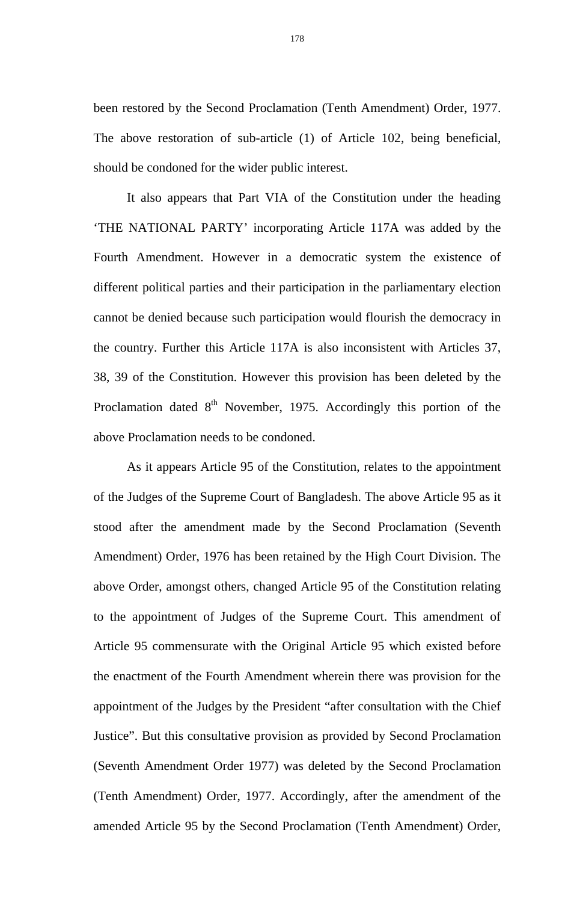been restored by the Second Proclamation (Tenth Amendment) Order, 1977. The above restoration of sub-article (1) of Article 102, being beneficial, should be condoned for the wider public interest.

It also appears that Part VIA of the Constitution under the heading 'THE NATIONAL PARTY' incorporating Article 117A was added by the Fourth Amendment. However in a democratic system the existence of different political parties and their participation in the parliamentary election cannot be denied because such participation would flourish the democracy in the country. Further this Article 117A is also inconsistent with Articles 37, 38, 39 of the Constitution. However this provision has been deleted by the Proclamation dated 8th November, 1975. Accordingly this portion of the above Proclamation needs to be condoned.

As it appears Article 95 of the Constitution, relates to the appointment of the Judges of the Supreme Court of Bangladesh. The above Article 95 as it stood after the amendment made by the Second Proclamation (Seventh Amendment) Order, 1976 has been retained by the High Court Division. The above Order, amongst others, changed Article 95 of the Constitution relating to the appointment of Judges of the Supreme Court. This amendment of Article 95 commensurate with the Original Article 95 which existed before the enactment of the Fourth Amendment wherein there was provision for the appointment of the Judges by the President "after consultation with the Chief Justice". But this consultative provision as provided by Second Proclamation (Seventh Amendment Order 1977) was deleted by the Second Proclamation (Tenth Amendment) Order, 1977. Accordingly, after the amendment of the amended Article 95 by the Second Proclamation (Tenth Amendment) Order,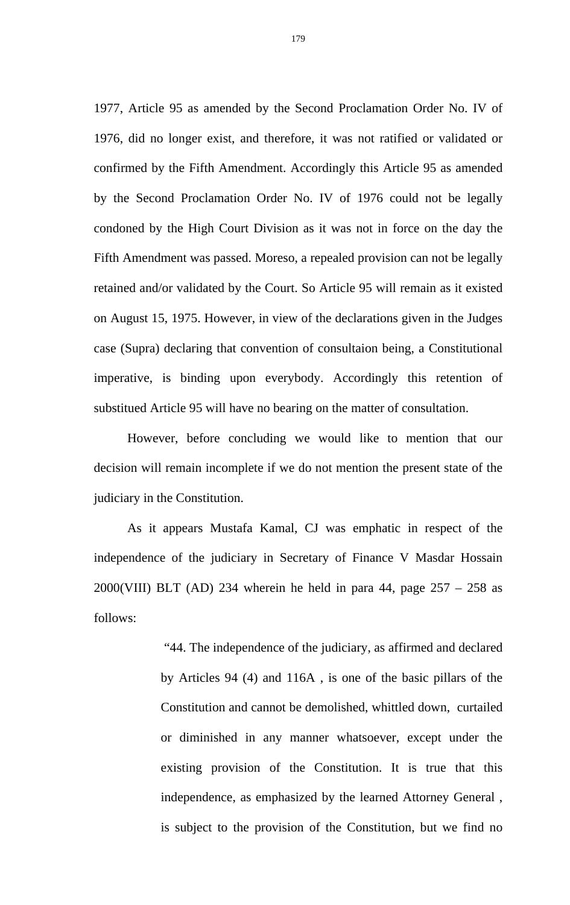1977, Article 95 as amended by the Second Proclamation Order No. IV of 1976, did no longer exist, and therefore, it was not ratified or validated or confirmed by the Fifth Amendment. Accordingly this Article 95 as amended by the Second Proclamation Order No. IV of 1976 could not be legally condoned by the High Court Division as it was not in force on the day the Fifth Amendment was passed. Moreso, a repealed provision can not be legally retained and/or validated by the Court. So Article 95 will remain as it existed on August 15, 1975. However, in view of the declarations given in the Judges case (Supra) declaring that convention of consultaion being, a Constitutional imperative, is binding upon everybody. Accordingly this retention of substitued Article 95 will have no bearing on the matter of consultation.

However, before concluding we would like to mention that our decision will remain incomplete if we do not mention the present state of the judiciary in the Constitution.

As it appears Mustafa Kamal, CJ was emphatic in respect of the independence of the judiciary in Secretary of Finance V Masdar Hossain 2000(VIII) BLT (AD) 234 wherein he held in para 44, page 257 – 258 as follows:

> "44. The independence of the judiciary, as affirmed and declared by Articles 94 (4) and 116A , is one of the basic pillars of the Constitution and cannot be demolished, whittled down, curtailed or diminished in any manner whatsoever, except under the existing provision of the Constitution. It is true that this independence, as emphasized by the learned Attorney General , is subject to the provision of the Constitution, but we find no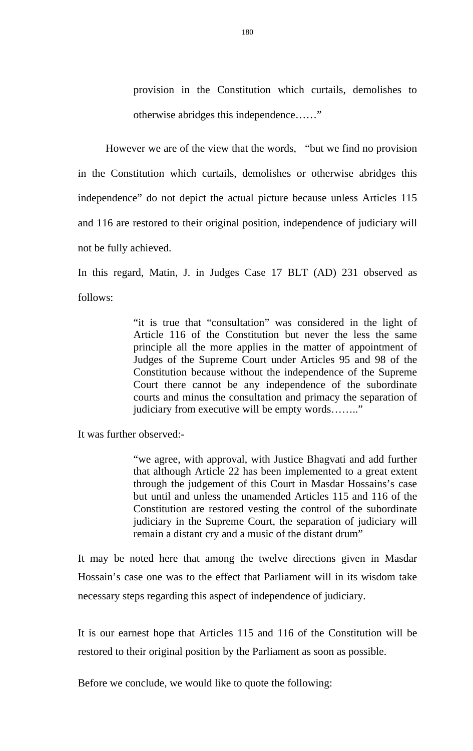> provision in the Constitution which curtails, demolishes to otherwise abridges this independence……"

However we are of the view that the words, "but we find no provision in the Constitution which curtails, demolishes or otherwise abridges this independence" do not depict the actual picture because unless Articles 115 and 116 are restored to their original position, independence of judiciary will not be fully achieved.

In this regard, Matin, J. in Judges Case 17 BLT (AD) 231 observed as follows:

> "it is true that "consultation" was considered in the light of Article 116 of the Constitution but never the less the same principle all the more applies in the matter of appointment of Judges of the Supreme Court under Articles 95 and 98 of the Constitution because without the independence of the Supreme Court there cannot be any independence of the subordinate courts and minus the consultation and primacy the separation of judiciary from executive will be empty words…….."

It was further observed:-

> "we agree, with approval, with Justice Bhagvati and add further that although Article 22 has been implemented to a great extent through the judgement of this Court in Masdar Hossains's case but until and unless the unamended Articles 115 and 116 of the Constitution are restored vesting the control of the subordinate judiciary in the Supreme Court, the separation of judiciary will remain a distant cry and a music of the distant drum"

It may be noted here that among the twelve directions given in Masdar Hossain's case one was to the effect that Parliament will in its wisdom take necessary steps regarding this aspect of independence of judiciary.

It is our earnest hope that Articles 115 and 116 of the Constitution will be restored to their original position by the Parliament as soon as possible.

Before we conclude, we would like to quote the following: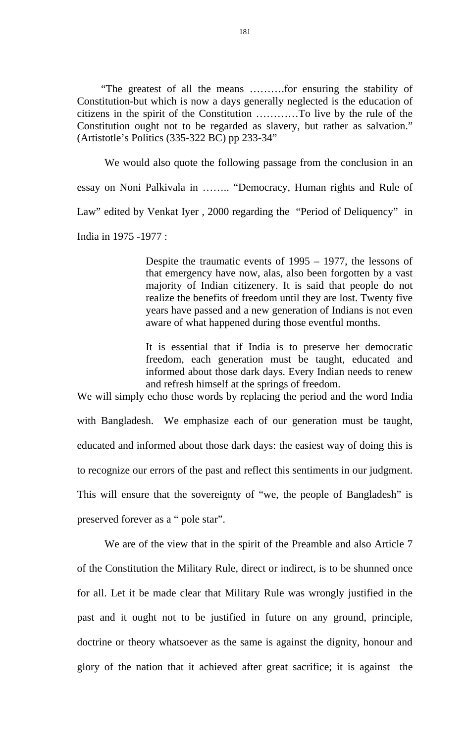"The greatest of all the means ……….for ensuring the stability of Constitution-but which is now a days generally neglected is the education of citizens in the spirit of the Constitution …………To live by the rule of the Constitution ought not to be regarded as slavery, but rather as salvation." (Artistotle's Politics (335-322 BC) pp 233-34"

We would also quote the following passage from the conclusion in an essay on Noni Palkivala in …….. "Democracy, Human rights and Rule of Law" edited by Venkat Iyer , 2000 regarding the "Period of Deliquency" in India in 1975 -1977 :

> Despite the traumatic events of 1995 – 1977, the lessons of that emergency have now, alas, also been forgotten by a vast majority of Indian citizenery. It is said that people do not realize the benefits of freedom until they are lost. Twenty five years have passed and a new generation of Indians is not even aware of what happened during those eventful months.
>
> It is essential that if India is to preserve her democratic freedom, each generation must be taught, educated and informed about those dark days. Every Indian needs to renew and refresh himself at the springs of freedom.

We will simply echo those words by replacing the period and the word India with Bangladesh. We emphasize each of our generation must be taught, educated and informed about those dark days: the easiest way of doing this is to recognize our errors of the past and reflect this sentiments in our judgment. This will ensure that the sovereignty of "we, the people of Bangladesh" is preserved forever as a " pole star".

We are of the view that in the spirit of the Preamble and also Article 7 of the Constitution the Military Rule, direct or indirect, is to be shunned once for all. Let it be made clear that Military Rule was wrongly justified in the past and it ought not to be justified in future on any ground, principle, doctrine or theory whatsoever as the same is against the dignity, honour and glory of the nation that it achieved after great sacrifice; it is against the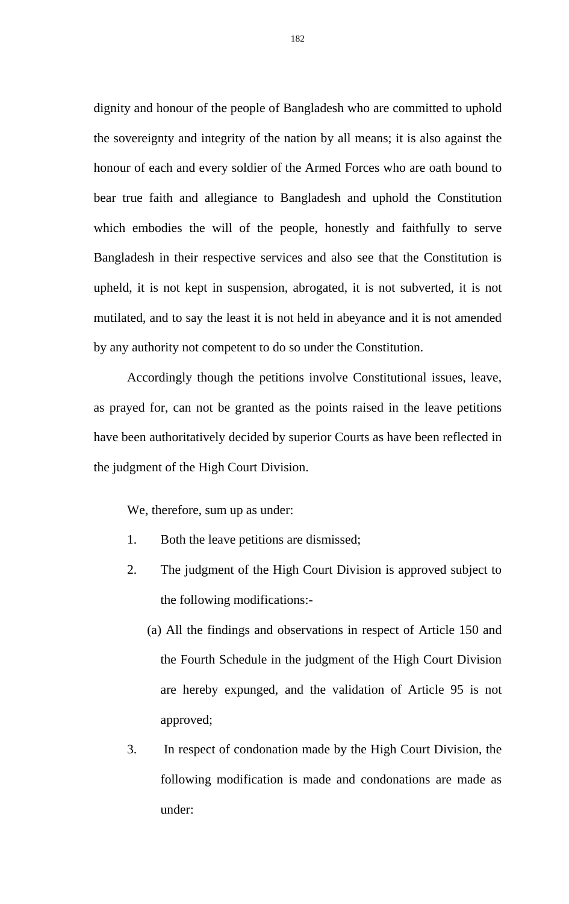dignity and honour of the people of Bangladesh who are committed to uphold the sovereignty and integrity of the nation by all means; it is also against the honour of each and every soldier of the Armed Forces who are oath bound to bear true faith and allegiance to Bangladesh and uphold the Constitution which embodies the will of the people, honestly and faithfully to serve Bangladesh in their respective services and also see that the Constitution is upheld, it is not kept in suspension, abrogated, it is not subverted, it is not mutilated, and to say the least it is not held in abeyance and it is not amended by any authority not competent to do so under the Constitution.

Accordingly though the petitions involve Constitutional issues, leave, as prayed for, can not be granted as the points raised in the leave petitions have been authoritatively decided by superior Courts as have been reflected in the judgment of the High Court Division.

We, therefore, sum up as under:

1. Both the leave petitions are dismissed;
2. The judgment of the High Court Division is approved subject to the following modifications:-
   (a) All the findings and observations in respect of Article 150 and the Fourth Schedule in the judgment of the High Court Division are hereby expunged, and the validation of Article 95 is not approved;
3. In respect of condonation made by the High Court Division, the following modification is made and condonations are made as under: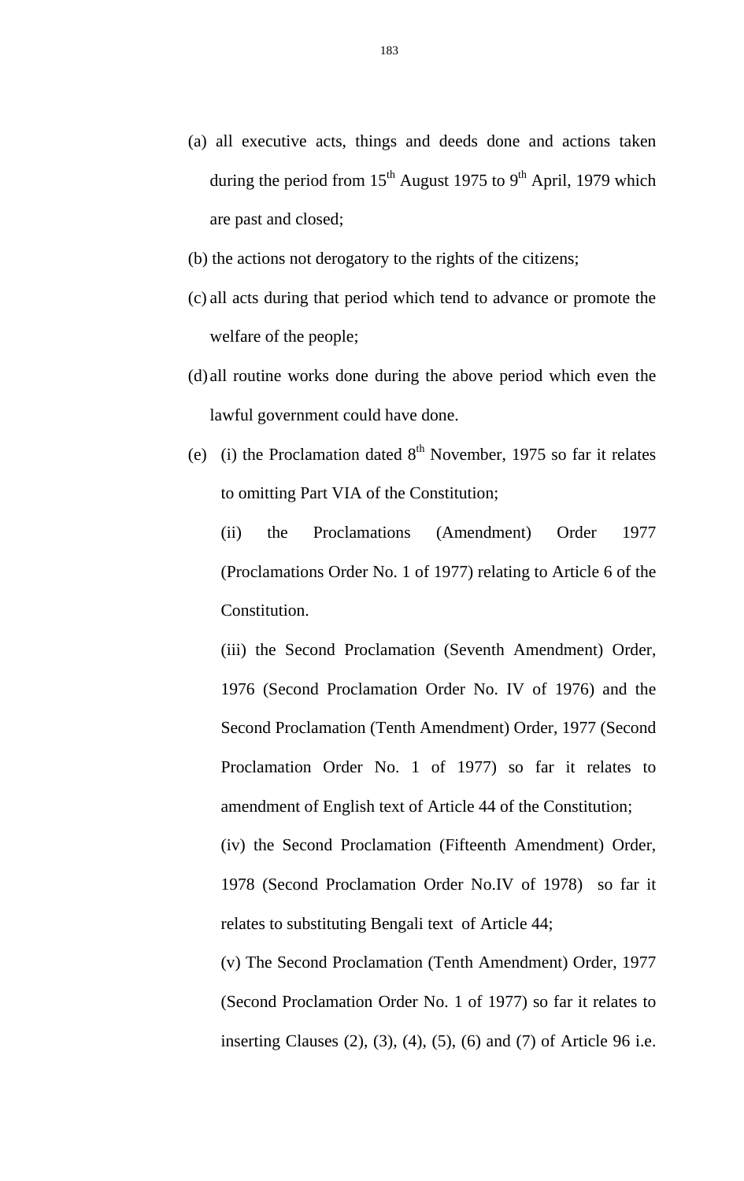(a) all executive acts, things and deeds done and actions taken during the period from 15th August 1975 to 9th April, 1979 which are past and closed;

(b) the actions not derogatory to the rights of the citizens;

(c) all acts during that period which tend to advance or promote the welfare of the people;

(d) all routine works done during the above period which even the lawful government could have done.

(e) (i) the Proclamation dated 8th November, 1975 so far it relates to omitting Part VIA of the Constitution;

(ii) the Proclamations (Amendment) Order 1977 (Proclamations Order No. 1 of 1977) relating to Article 6 of the Constitution.

(iii) the Second Proclamation (Seventh Amendment) Order, 1976 (Second Proclamation Order No. IV of 1976) and the Second Proclamation (Tenth Amendment) Order, 1977 (Second Proclamation Order No. 1 of 1977) so far it relates to amendment of English text of Article 44 of the Constitution;

(iv) the Second Proclamation (Fifteenth Amendment) Order, 1978 (Second Proclamation Order No.IV of 1978) so far it relates to substituting Bengali text of Article 44;

(v) The Second Proclamation (Tenth Amendment) Order, 1977 (Second Proclamation Order No. 1 of 1977) so far it relates to inserting Clauses (2), (3), (4), (5), (6) and (7) of Article 96 i.e.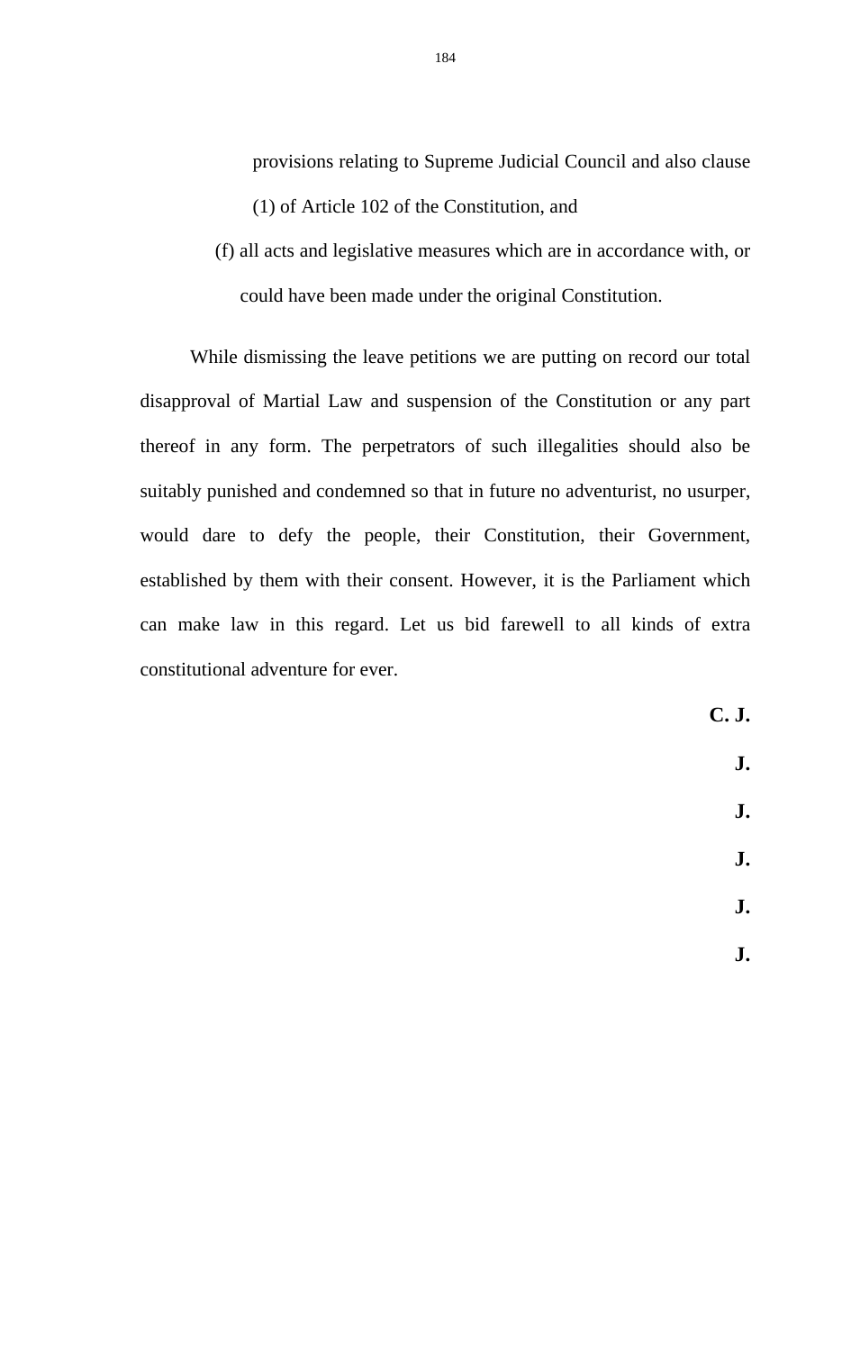provisions relating to Supreme Judicial Council and also clause (1) of Article 102 of the Constitution, and

(f) all acts and legislative measures which are in accordance with, or could have been made under the original Constitution.

While dismissing the leave petitions we are putting on record our total disapproval of Martial Law and suspension of the Constitution or any part thereof in any form. The perpetrators of such illegalities should also be suitably punished and condemned so that in future no adventurist, no usurper, would dare to defy the people, their Constitution, their Government, established by them with their consent. However, it is the Parliament which can make law in this regard. Let us bid farewell to all kinds of extra constitutional adventure for ever.

**C. J.**

**J.**

**J.**

**J.**

**J.**

**J.**